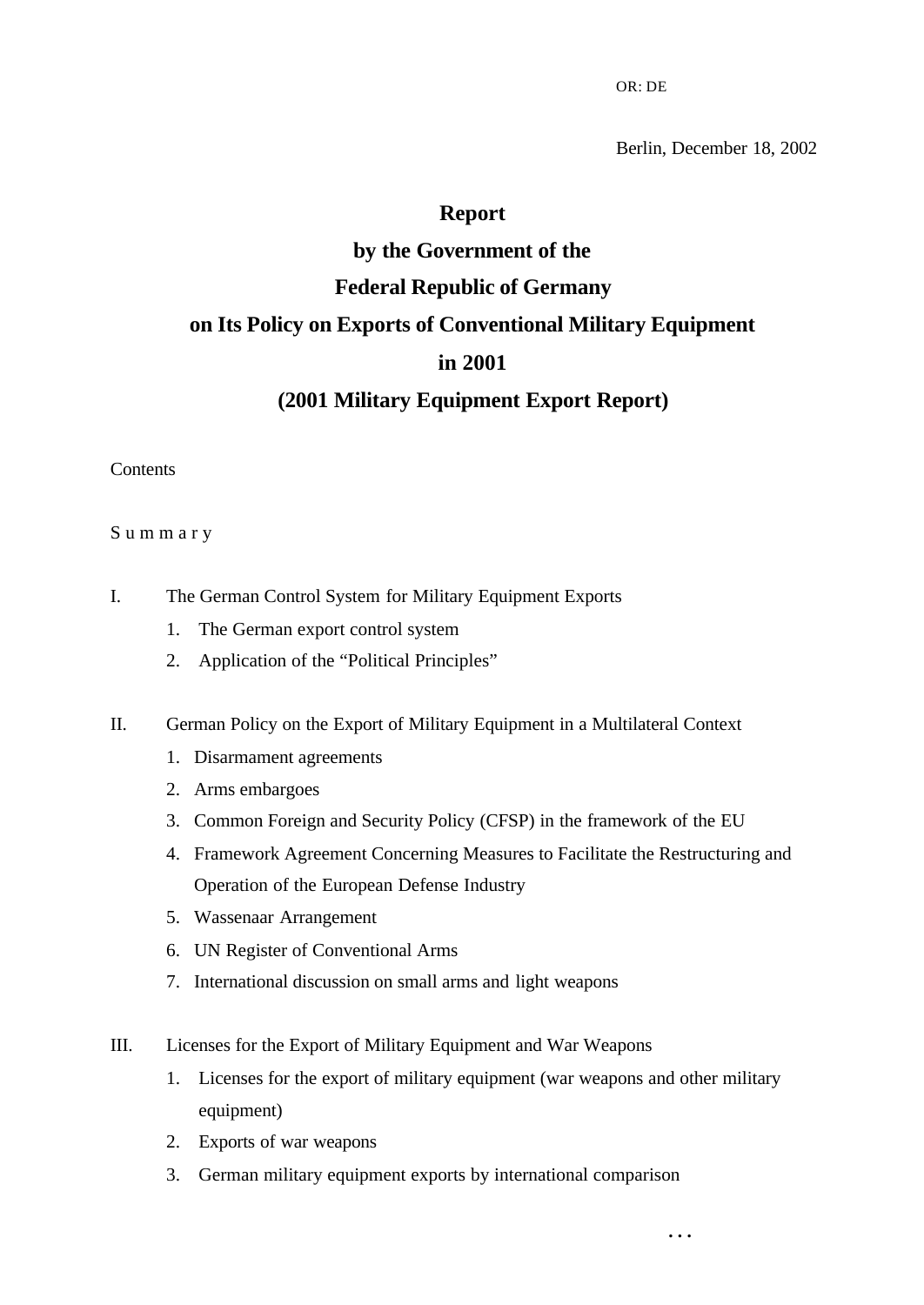OR: DE

Berlin, December 18, 2002

# Report
# by the Government of the
# Federal Republic of Germany
# on Its Policy on Exports of Conventional Military Equipment
# in 2001
# (2001 Military Equipment Export Report)

Contents

S u m m a r y

I. The German Control System for Military Equipment Exports
   1. The German export control system
   2. Application of the "Political Principles"

II. German Policy on the Export of Military Equipment in a Multilateral Context
   1. Disarmament agreements
   2. Arms embargoes
   3. Common Foreign and Security Policy (CFSP) in the framework of the EU
   4. Framework Agreement Concerning Measures to Facilitate the Restructuring and Operation of the European Defense Industry
   5. Wassenaar Arrangement
   6. UN Register of Conventional Arms
   7. International discussion on small arms and light weapons

III. Licenses for the Export of Military Equipment and War Weapons
   1. Licenses for the export of military equipment (war weapons and other military equipment)
   2. Exports of war weapons
   3. German military equipment exports by international comparison

...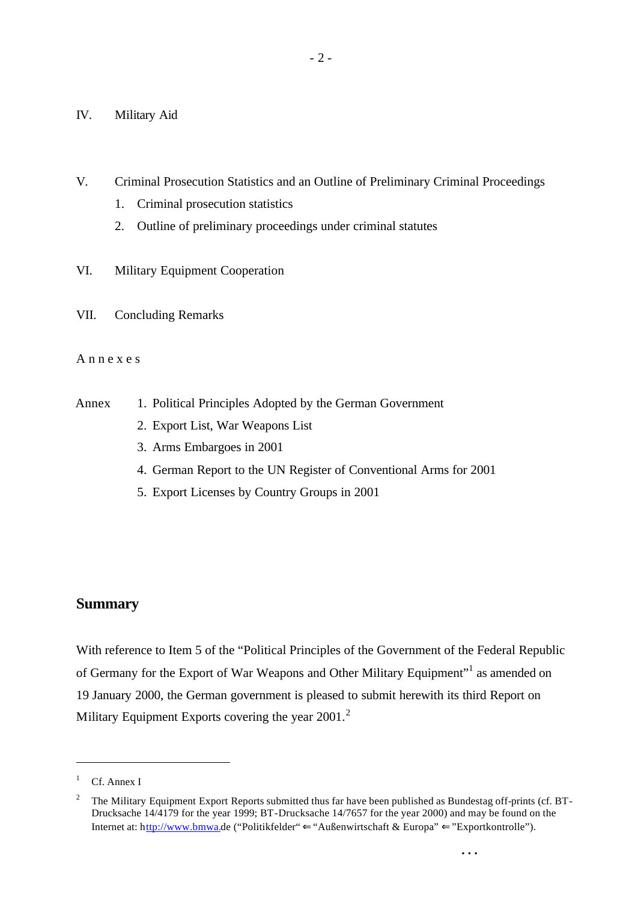IV. Military Aid

V. Criminal Prosecution Statistics and an Outline of Preliminary Criminal Proceedings

1. Criminal prosecution statistics
2. Outline of preliminary proceedings under criminal statutes

VI. Military Equipment Cooperation

VII. Concluding Remarks

A n n e x e s

Annex
1. Political Principles Adopted by the German Government
2. Export List, War Weapons List
3. Arms Embargoes in 2001
4. German Report to the UN Register of Conventional Arms for 2001
5. Export Licenses by Country Groups in 2001

## Summary

With reference to Item 5 of the "Political Principles of the Government of the Federal Republic of Germany for the Export of War Weapons and Other Military Equipment"[1] as amended on 19 January 2000, the German government is pleased to submit herewith its third Report on Military Equipment Exports covering the year 2001.[2]

---

[1] Cf. Annex I

[2] The Military Equipment Export Reports submitted thus far have been published as Bundestag off-prints (cf. BT-Drucksache 14/4179 for the year 1999; BT-Drucksache 14/7657 for the year 2000) and may be found on the Internet at: http://www.bmwa.de ("Politikfelder" ⇐ "Außenwirtschaft & Europa" ⇐ "Exportkontrolle").

. . .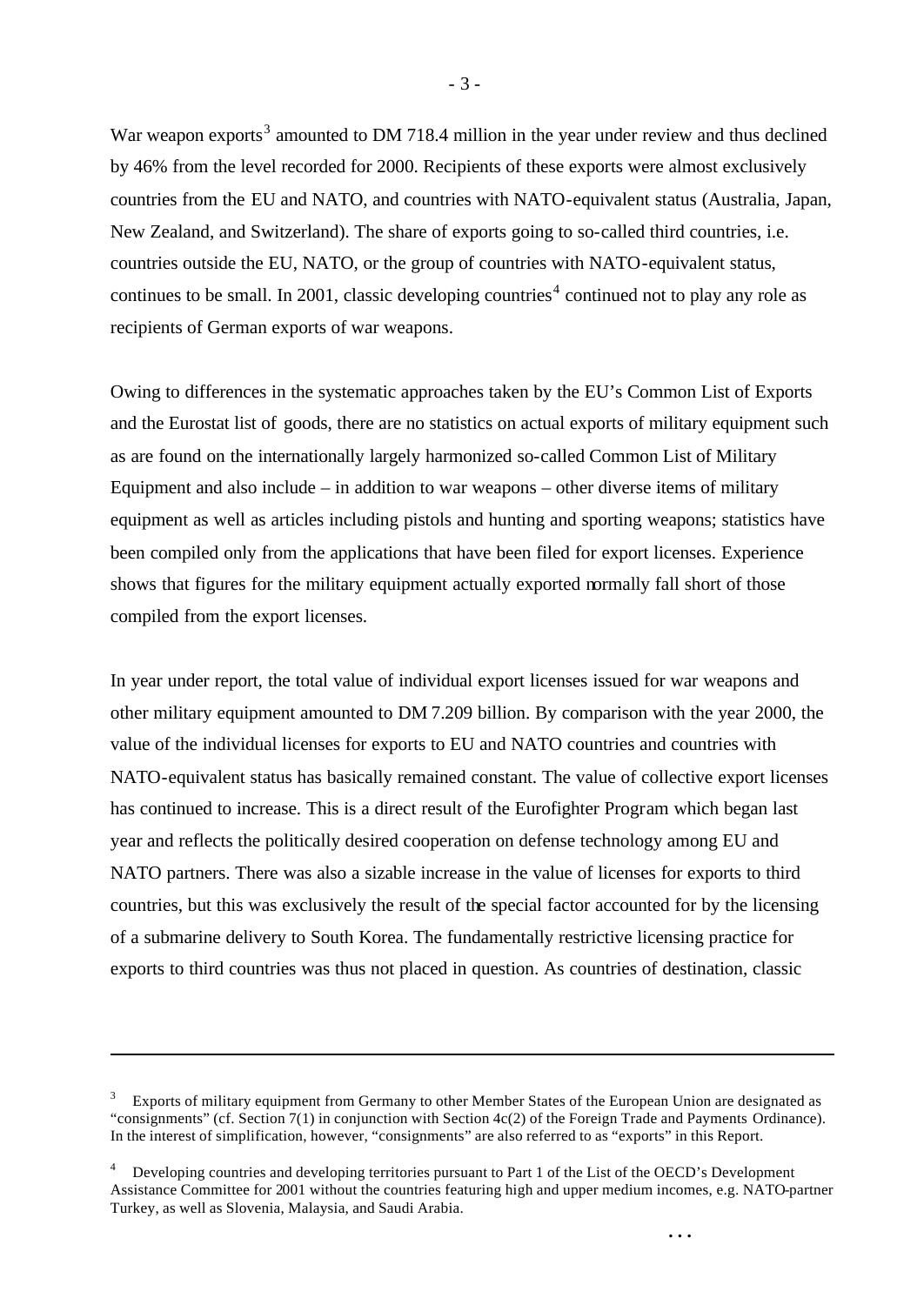War weapon exports[3] amounted to DM 718.4 million in the year under review and thus declined by 46% from the level recorded for 2000. Recipients of these exports were almost exclusively countries from the EU and NATO, and countries with NATO-equivalent status (Australia, Japan, New Zealand, and Switzerland). The share of exports going to so-called third countries, i.e. countries outside the EU, NATO, or the group of countries with NATO-equivalent status, continues to be small. In 2001, classic developing countries[4] continued not to play any role as recipients of German exports of war weapons.

Owing to differences in the systematic approaches taken by the EU's Common List of Exports and the Eurostat list of goods, there are no statistics on actual exports of military equipment such as are found on the internationally largely harmonized so-called Common List of Military Equipment and also include – in addition to war weapons – other diverse items of military equipment as well as articles including pistols and hunting and sporting weapons; statistics have been compiled only from the applications that have been filed for export licenses. Experience shows that figures for the military equipment actually exported normally fall short of those compiled from the export licenses.

In year under report, the total value of individual export licenses issued for war weapons and other military equipment amounted to DM 7.209 billion. By comparison with the year 2000, the value of the individual licenses for exports to EU and NATO countries and countries with NATO-equivalent status has basically remained constant. The value of collective export licenses has continued to increase. This is a direct result of the Eurofighter Program which began last year and reflects the politically desired cooperation on defense technology among EU and NATO partners. There was also a sizable increase in the value of licenses for exports to third countries, but this was exclusively the result of the special factor accounted for by the licensing of a submarine delivery to South Korea. The fundamentally restrictive licensing practice for exports to third countries was thus not placed in question. As countries of destination, classic

---

[3] Exports of military equipment from Germany to other Member States of the European Union are designated as "consignments" (cf. Section 7(1) in conjunction with Section 4c(2) of the Foreign Trade and Payments Ordinance). In the interest of simplification, however, "consignments" are also referred to as "exports" in this Report.

[4] Developing countries and developing territories pursuant to Part 1 of the List of the OECD's Development Assistance Committee for 2001 without the countries featuring high and upper medium incomes, e.g. NATO-partner Turkey, as well as Slovenia, Malaysia, and Saudi Arabia.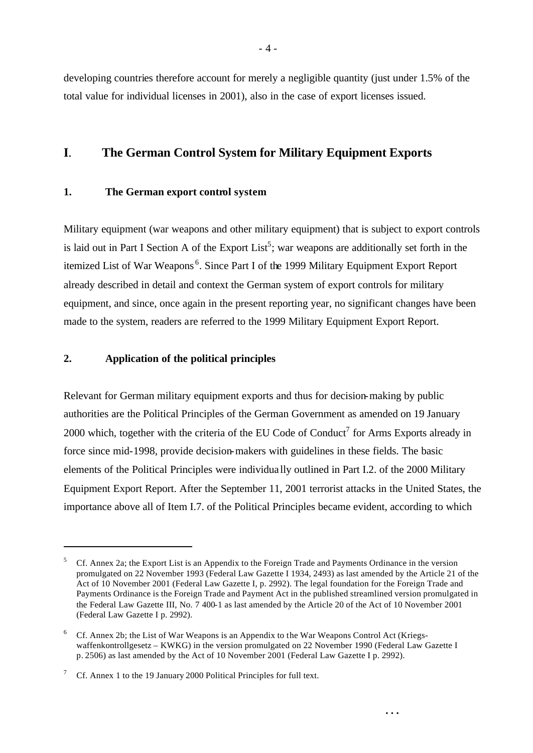developing countries therefore account for merely a negligible quantity (just under 1.5% of the total value for individual licenses in 2001), also in the case of export licenses issued.

# I. The German Control System for Military Equipment Exports

## 1. The German export control system

Military equipment (war weapons and other military equipment) that is subject to export controls is laid out in Part I Section A of the Export List[5]; war weapons are additionally set forth in the itemized List of War Weapons[6]. Since Part I of the 1999 Military Equipment Export Report already described in detail and context the German system of export controls for military equipment, and since, once again in the present reporting year, no significant changes have been made to the system, readers are referred to the 1999 Military Equipment Export Report.

## 2. Application of the political principles

Relevant for German military equipment exports and thus for decision-making by public authorities are the Political Principles of the German Government as amended on 19 January 2000 which, together with the criteria of the EU Code of Conduct[7] for Arms Exports already in force since mid-1998, provide decision-makers with guidelines in these fields. The basic elements of the Political Principles were individually outlined in Part I.2. of the 2000 Military Equipment Export Report. After the September 11, 2001 terrorist attacks in the United States, the importance above all of Item I.7. of the Political Principles became evident, according to which

---

[5] Cf. Annex 2a; the Export List is an Appendix to the Foreign Trade and Payments Ordinance in the version promulgated on 22 November 1993 (Federal Law Gazette I 1934, 2493) as last amended by the Article 21 of the Act of 10 November 2001 (Federal Law Gazette I, p. 2992). The legal foundation for the Foreign Trade and Payments Ordinance is the Foreign Trade and Payment Act in the published streamlined version promulgated in the Federal Law Gazette III, No. 7 400-1 as last amended by the Article 20 of the Act of 10 November 2001 (Federal Law Gazette I p. 2992).

[6] Cf. Annex 2b; the List of War Weapons is an Appendix to the War Weapons Control Act (Kriegswaffenkontrollgesetz – KWKG) in the version promulgated on 22 November 1990 (Federal Law Gazette I p. 2506) as last amended by the Act of 10 November 2001 (Federal Law Gazette I p. 2992).

[7] Cf. Annex 1 to the 19 January 2000 Political Principles for full text.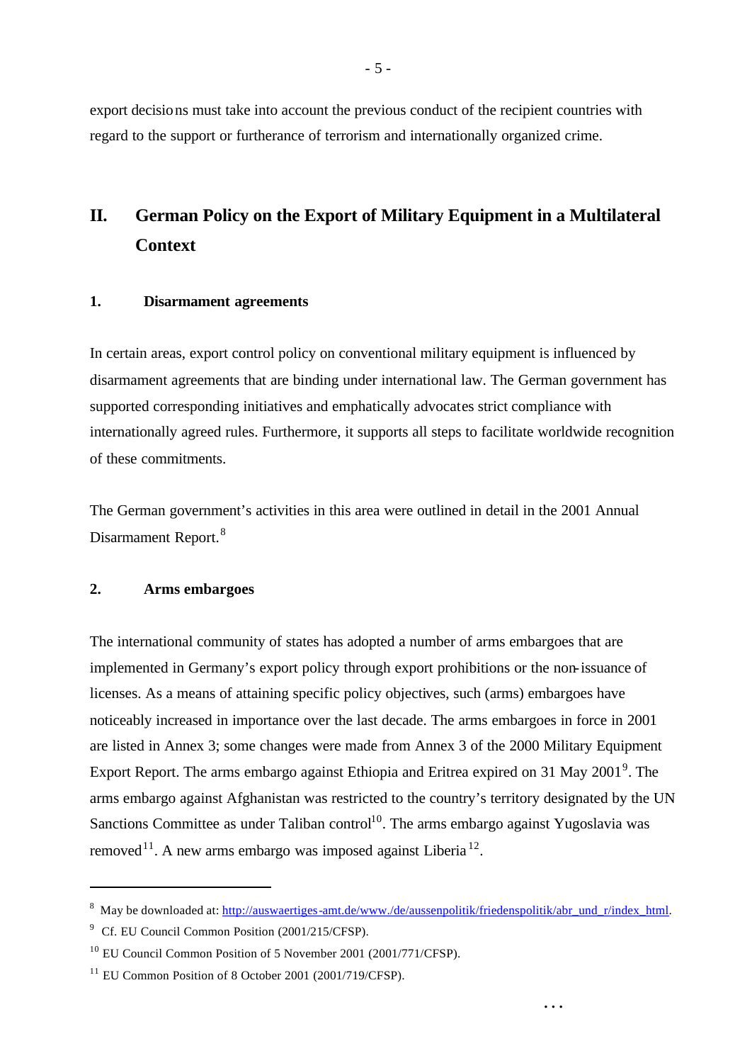export decisions must take into account the previous conduct of the recipient countries with regard to the support or furtherance of terrorism and internationally organized crime.

## II. German Policy on the Export of Military Equipment in a Multilateral Context

### 1. Disarmament agreements

In certain areas, export control policy on conventional military equipment is influenced by disarmament agreements that are binding under international law. The German government has supported corresponding initiatives and emphatically advocates strict compliance with internationally agreed rules. Furthermore, it supports all steps to facilitate worldwide recognition of these commitments.

The German government's activities in this area were outlined in detail in the 2001 Annual Disarmament Report.[8]

### 2. Arms embargoes

The international community of states has adopted a number of arms embargoes that are implemented in Germany's export policy through export prohibitions or the non-issuance of licenses. As a means of attaining specific policy objectives, such (arms) embargoes have noticeably increased in importance over the last decade. The arms embargoes in force in 2001 are listed in Annex 3; some changes were made from Annex 3 of the 2000 Military Equipment Export Report. The arms embargo against Ethiopia and Eritrea expired on 31 May 2001[9]. The arms embargo against Afghanistan was restricted to the country's territory designated by the UN Sanctions Committee as under Taliban control[10]. The arms embargo against Yugoslavia was removed[11]. A new arms embargo was imposed against Liberia[12].

---

[8] May be downloaded at: http://auswaertiges-amt.de/www./de/aussenpolitik/friedenspolitik/abr_und_r/index_html.

[9] Cf. EU Council Common Position (2001/215/CFSP).

[10] EU Council Common Position of 5 November 2001 (2001/771/CFSP).

[11] EU Common Position of 8 October 2001 (2001/719/CFSP).

...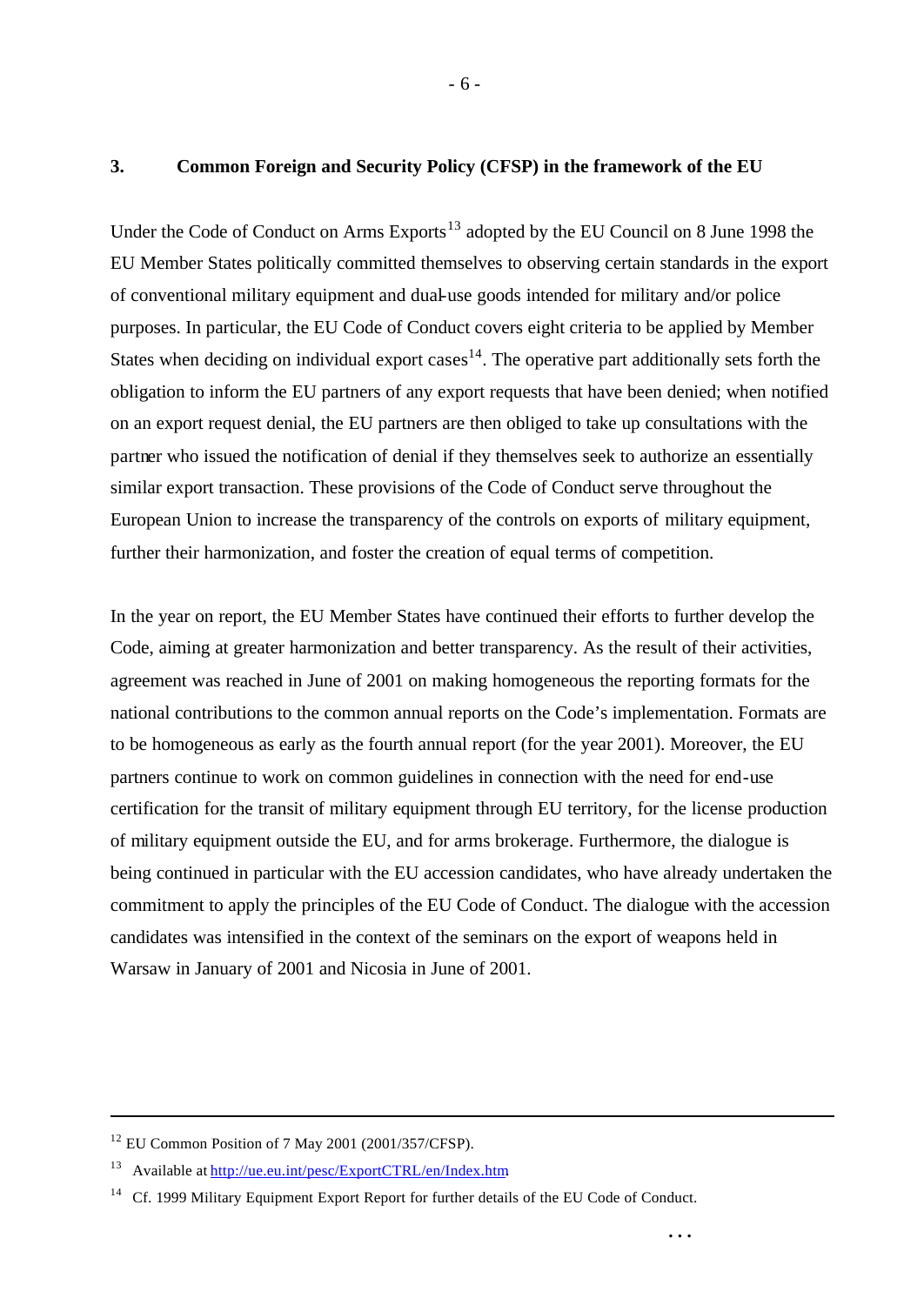## 3. Common Foreign and Security Policy (CFSP) in the framework of the EU

Under the Code of Conduct on Arms Exports[13] adopted by the EU Council on 8 June 1998 the EU Member States politically committed themselves to observing certain standards in the export of conventional military equipment and dual-use goods intended for military and/or police purposes. In particular, the EU Code of Conduct covers eight criteria to be applied by Member States when deciding on individual export cases[14]. The operative part additionally sets forth the obligation to inform the EU partners of any export requests that have been denied; when notified on an export request denial, the EU partners are then obliged to take up consultations with the partner who issued the notification of denial if they themselves seek to authorize an essentially similar export transaction. These provisions of the Code of Conduct serve throughout the European Union to increase the transparency of the controls on exports of military equipment, further their harmonization, and foster the creation of equal terms of competition.

In the year on report, the EU Member States have continued their efforts to further develop the Code, aiming at greater harmonization and better transparency. As the result of their activities, agreement was reached in June of 2001 on making homogeneous the reporting formats for the national contributions to the common annual reports on the Code's implementation. Formats are to be homogeneous as early as the fourth annual report (for the year 2001). Moreover, the EU partners continue to work on common guidelines in connection with the need for end-use certification for the transit of military equipment through EU territory, for the license production of military equipment outside the EU, and for arms brokerage. Furthermore, the dialogue is being continued in particular with the EU accession candidates, who have already undertaken the commitment to apply the principles of the EU Code of Conduct. The dialogue with the accession candidates was intensified in the context of the seminars on the export of weapons held in Warsaw in January of 2001 and Nicosia in June of 2001.

---

[12] EU Common Position of 7 May 2001 (2001/357/CFSP).

[13] Available at http://ue.eu.int/pesc/ExportCTRL/en/Index.htm

[14] Cf. 1999 Military Equipment Export Report for further details of the EU Code of Conduct.

...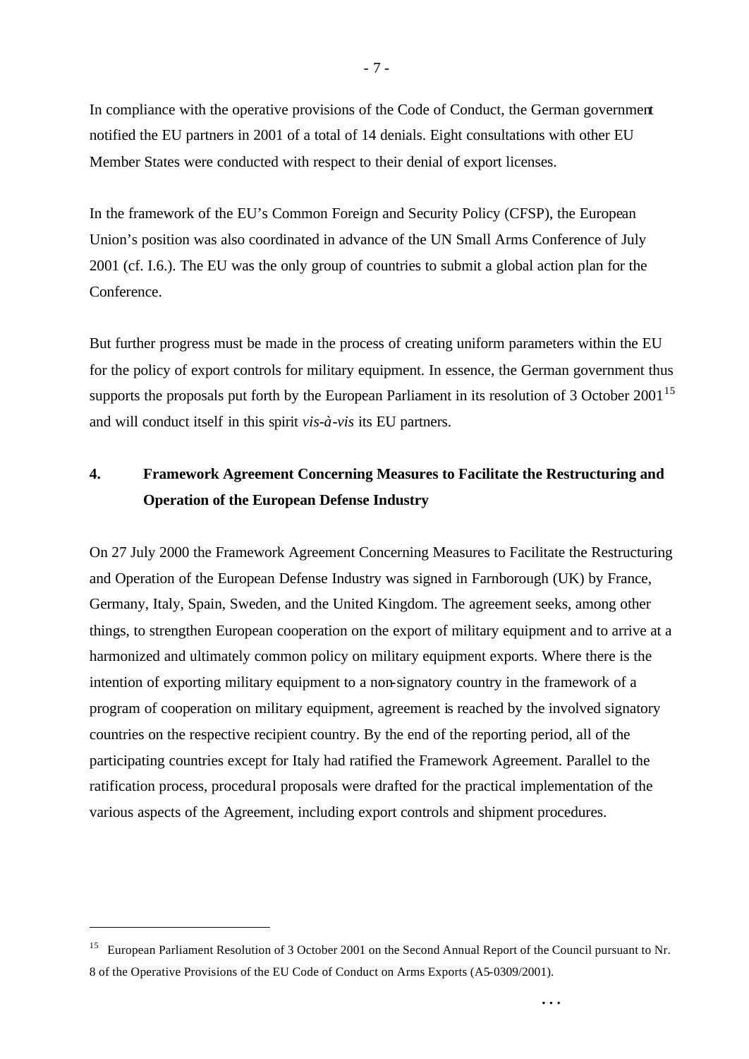In compliance with the operative provisions of the Code of Conduct, the German government notified the EU partners in 2001 of a total of 14 denials. Eight consultations with other EU Member States were conducted with respect to their denial of export licenses.

In the framework of the EU's Common Foreign and Security Policy (CFSP), the European Union's position was also coordinated in advance of the UN Small Arms Conference of July 2001 (cf. I.6.). The EU was the only group of countries to submit a global action plan for the Conference.

But further progress must be made in the process of creating uniform parameters within the EU for the policy of export controls for military equipment. In essence, the German government thus supports the proposals put forth by the European Parliament in its resolution of 3 October 2001[15] and will conduct itself in this spirit *vis-à-vis* its EU partners.

## 4. Framework Agreement Concerning Measures to Facilitate the Restructuring and Operation of the European Defense Industry

On 27 July 2000 the Framework Agreement Concerning Measures to Facilitate the Restructuring and Operation of the European Defense Industry was signed in Farnborough (UK) by France, Germany, Italy, Spain, Sweden, and the United Kingdom. The agreement seeks, among other things, to strengthen European cooperation on the export of military equipment and to arrive at a harmonized and ultimately common policy on military equipment exports. Where there is the intention of exporting military equipment to a non-signatory country in the framework of a program of cooperation on military equipment, agreement is reached by the involved signatory countries on the respective recipient country. By the end of the reporting period, all of the participating countries except for Italy had ratified the Framework Agreement. Parallel to the ratification process, procedural proposals were drafted for the practical implementation of the various aspects of the Agreement, including export controls and shipment procedures.

---

[15] European Parliament Resolution of 3 October 2001 on the Second Annual Report of the Council pursuant to Nr. 8 of the Operative Provisions of the EU Code of Conduct on Arms Exports (A5-0309/2001).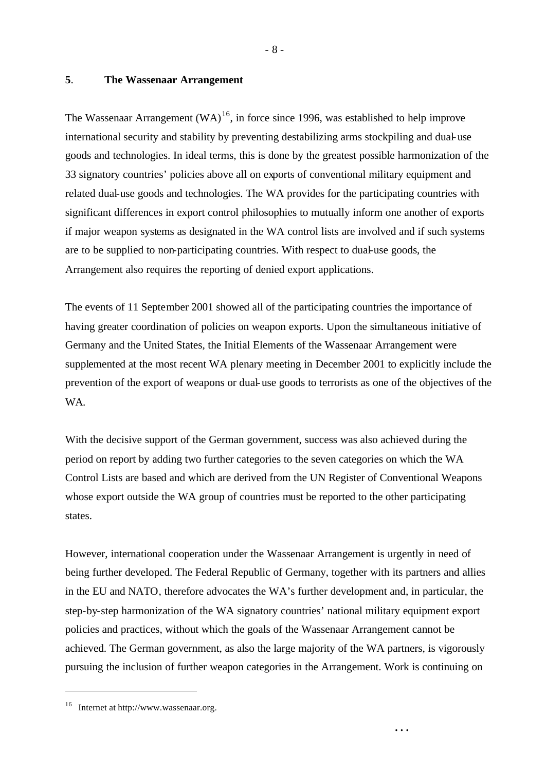## 5. The Wassenaar Arrangement

The Wassenaar Arrangement (WA)[16], in force since 1996, was established to help improve international security and stability by preventing destabilizing arms stockpiling and dual-use goods and technologies. In ideal terms, this is done by the greatest possible harmonization of the 33 signatory countries' policies above all on exports of conventional military equipment and related dual-use goods and technologies. The WA provides for the participating countries with significant differences in export control philosophies to mutually inform one another of exports if major weapon systems as designated in the WA control lists are involved and if such systems are to be supplied to non-participating countries. With respect to dual-use goods, the Arrangement also requires the reporting of denied export applications.

The events of 11 September 2001 showed all of the participating countries the importance of having greater coordination of policies on weapon exports. Upon the simultaneous initiative of Germany and the United States, the Initial Elements of the Wassenaar Arrangement were supplemented at the most recent WA plenary meeting in December 2001 to explicitly include the prevention of the export of weapons or dual-use goods to terrorists as one of the objectives of the WA.

With the decisive support of the German government, success was also achieved during the period on report by adding two further categories to the seven categories on which the WA Control Lists are based and which are derived from the UN Register of Conventional Weapons whose export outside the WA group of countries must be reported to the other participating states.

However, international cooperation under the Wassenaar Arrangement is urgently in need of being further developed. The Federal Republic of Germany, together with its partners and allies in the EU and NATO, therefore advocates the WA's further development and, in particular, the step-by-step harmonization of the WA signatory countries' national military equipment export policies and practices, without which the goals of the Wassenaar Arrangement cannot be achieved. The German government, as also the large majority of the WA partners, is vigorously pursuing the inclusion of further weapon categories in the Arrangement. Work is continuing on

[16] Internet at http://www.wassenaar.org.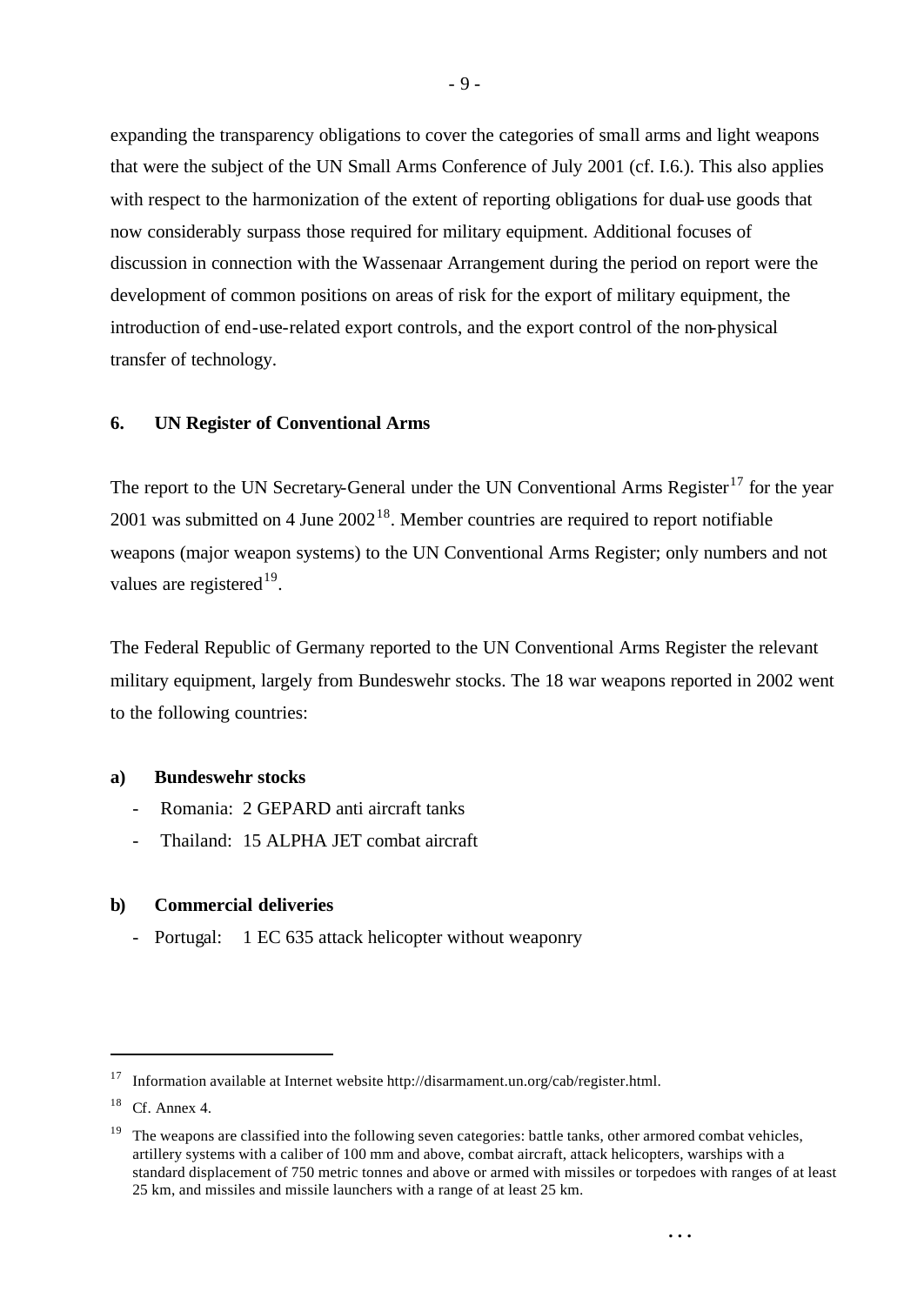expanding the transparency obligations to cover the categories of small arms and light weapons that were the subject of the UN Small Arms Conference of July 2001 (cf. I.6.). This also applies with respect to the harmonization of the extent of reporting obligations for dual-use goods that now considerably surpass those required for military equipment. Additional focuses of discussion in connection with the Wassenaar Arrangement during the period on report were the development of common positions on areas of risk for the export of military equipment, the introduction of end-use-related export controls, and the export control of the non-physical transfer of technology.

## 6. UN Register of Conventional Arms

The report to the UN Secretary-General under the UN Conventional Arms Register[17] for the year 2001 was submitted on 4 June 2002[18]. Member countries are required to report notifiable weapons (major weapon systems) to the UN Conventional Arms Register; only numbers and not values are registered[19].

The Federal Republic of Germany reported to the UN Conventional Arms Register the relevant military equipment, largely from Bundeswehr stocks. The 18 war weapons reported in 2002 went to the following countries:

**a) Bundeswehr stocks**

- Romania: 2 GEPARD anti aircraft tanks
- Thailand: 15 ALPHA JET combat aircraft

**b) Commercial deliveries**

- Portugal: 1 EC 635 attack helicopter without weaponry

---

[17] Information available at Internet website http://disarmament.un.org/cab/register.html.

[18] Cf. Annex 4.

[19] The weapons are classified into the following seven categories: battle tanks, other armored combat vehicles, artillery systems with a caliber of 100 mm and above, combat aircraft, attack helicopters, warships with a standard displacement of 750 metric tonnes and above or armed with missiles or torpedoes with ranges of at least 25 km, and missiles and missile launchers with a range of at least 25 km.

...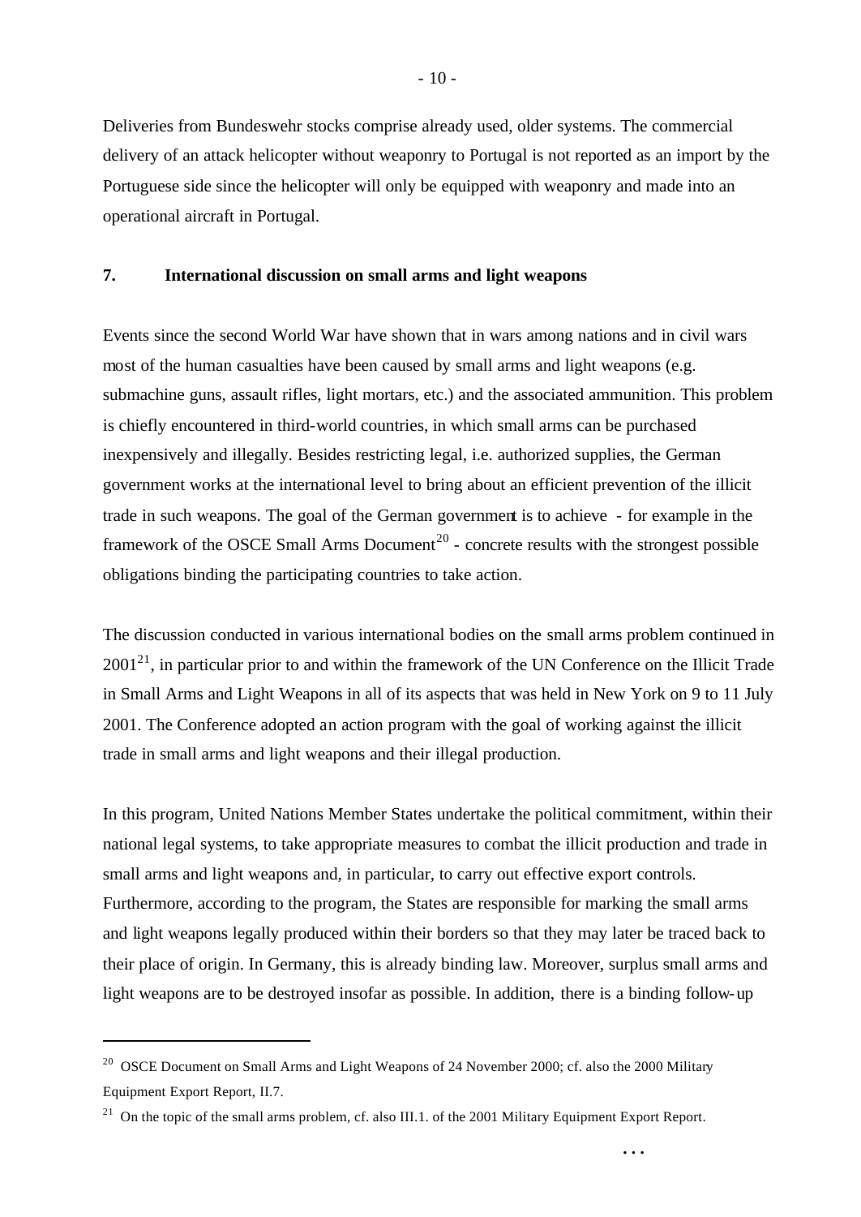Deliveries from Bundeswehr stocks comprise already used, older systems. The commercial delivery of an attack helicopter without weaponry to Portugal is not reported as an import by the Portuguese side since the helicopter will only be equipped with weaponry and made into an operational aircraft in Portugal.

## 7. International discussion on small arms and light weapons

Events since the second World War have shown that in wars among nations and in civil wars most of the human casualties have been caused by small arms and light weapons (e.g. submachine guns, assault rifles, light mortars, etc.) and the associated ammunition. This problem is chiefly encountered in third-world countries, in which small arms can be purchased inexpensively and illegally. Besides restricting legal, i.e. authorized supplies, the German government works at the international level to bring about an efficient prevention of the illicit trade in such weapons. The goal of the German government is to achieve - for example in the framework of the OSCE Small Arms Document[20] - concrete results with the strongest possible obligations binding the participating countries to take action.

The discussion conducted in various international bodies on the small arms problem continued in 2001[21], in particular prior to and within the framework of the UN Conference on the Illicit Trade in Small Arms and Light Weapons in all of its aspects that was held in New York on 9 to 11 July 2001. The Conference adopted an action program with the goal of working against the illicit trade in small arms and light weapons and their illegal production.

In this program, United Nations Member States undertake the political commitment, within their national legal systems, to take appropriate measures to combat the illicit production and trade in small arms and light weapons and, in particular, to carry out effective export controls. Furthermore, according to the program, the States are responsible for marking the small arms and light weapons legally produced within their borders so that they may later be traced back to their place of origin. In Germany, this is already binding law. Moreover, surplus small arms and light weapons are to be destroyed insofar as possible. In addition, there is a binding follow-up

---

[20] OSCE Document on Small Arms and Light Weapons of 24 November 2000; cf. also the 2000 Military Equipment Export Report, II.7.

[21] On the topic of the small arms problem, cf. also III.1. of the 2001 Military Equipment Export Report.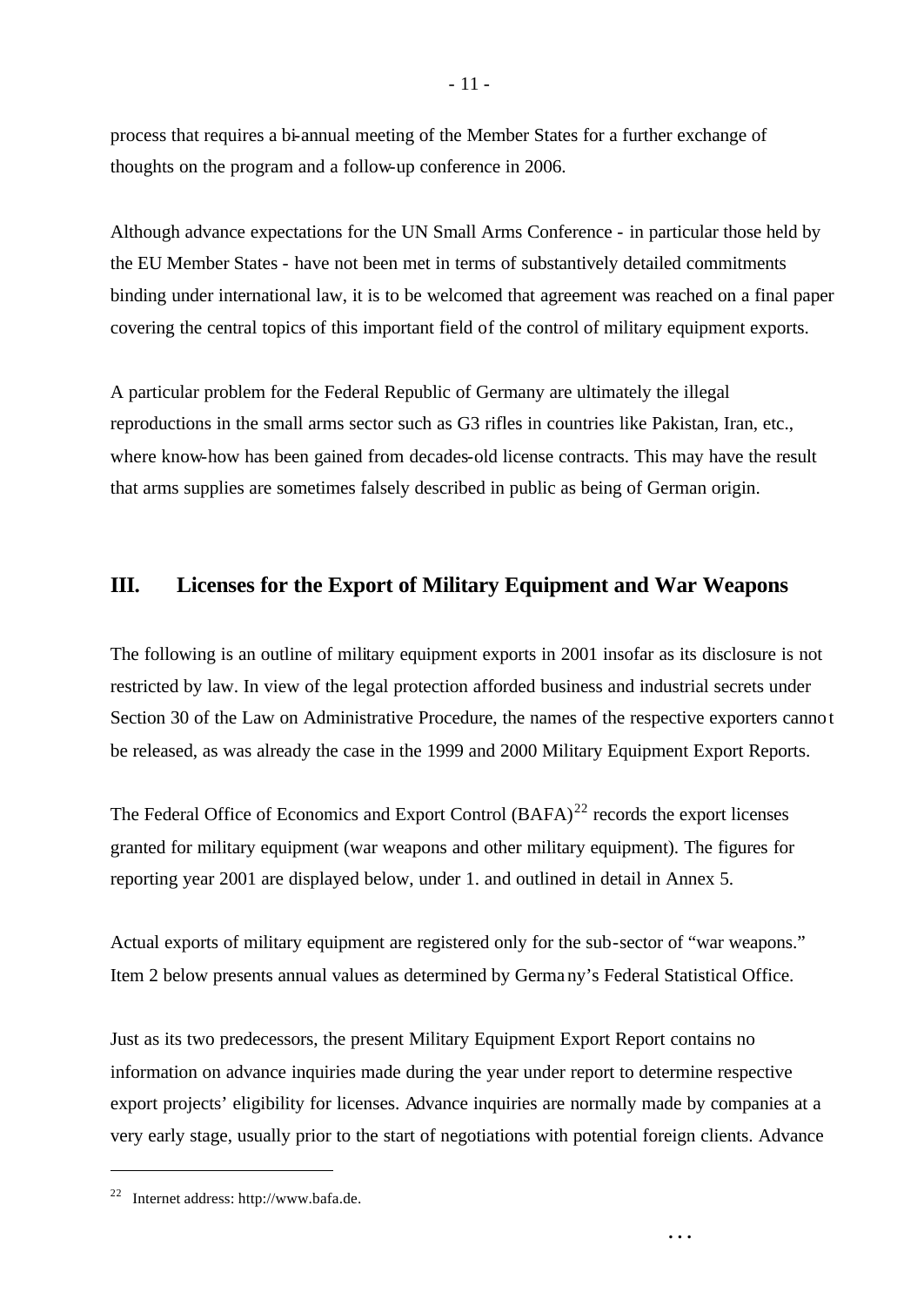process that requires a bi-annual meeting of the Member States for a further exchange of thoughts on the program and a follow-up conference in 2006.

Although advance expectations for the UN Small Arms Conference - in particular those held by the EU Member States - have not been met in terms of substantively detailed commitments binding under international law, it is to be welcomed that agreement was reached on a final paper covering the central topics of this important field of the control of military equipment exports.

A particular problem for the Federal Republic of Germany are ultimately the illegal reproductions in the small arms sector such as G3 rifles in countries like Pakistan, Iran, etc., where know-how has been gained from decades-old license contracts. This may have the result that arms supplies are sometimes falsely described in public as being of German origin.

## III. Licenses for the Export of Military Equipment and War Weapons

The following is an outline of military equipment exports in 2001 insofar as its disclosure is not restricted by law. In view of the legal protection afforded business and industrial secrets under Section 30 of the Law on Administrative Procedure, the names of the respective exporters cannot be released, as was already the case in the 1999 and 2000 Military Equipment Export Reports.

The Federal Office of Economics and Export Control (BAFA)[22] records the export licenses granted for military equipment (war weapons and other military equipment). The figures for reporting year 2001 are displayed below, under 1. and outlined in detail in Annex 5.

Actual exports of military equipment are registered only for the sub-sector of "war weapons." Item 2 below presents annual values as determined by Germany's Federal Statistical Office.

Just as its two predecessors, the present Military Equipment Export Report contains no information on advance inquiries made during the year under report to determine respective export projects' eligibility for licenses. Advance inquiries are normally made by companies at a very early stage, usually prior to the start of negotiations with potential foreign clients. Advance

[22] Internet address: http://www.bafa.de.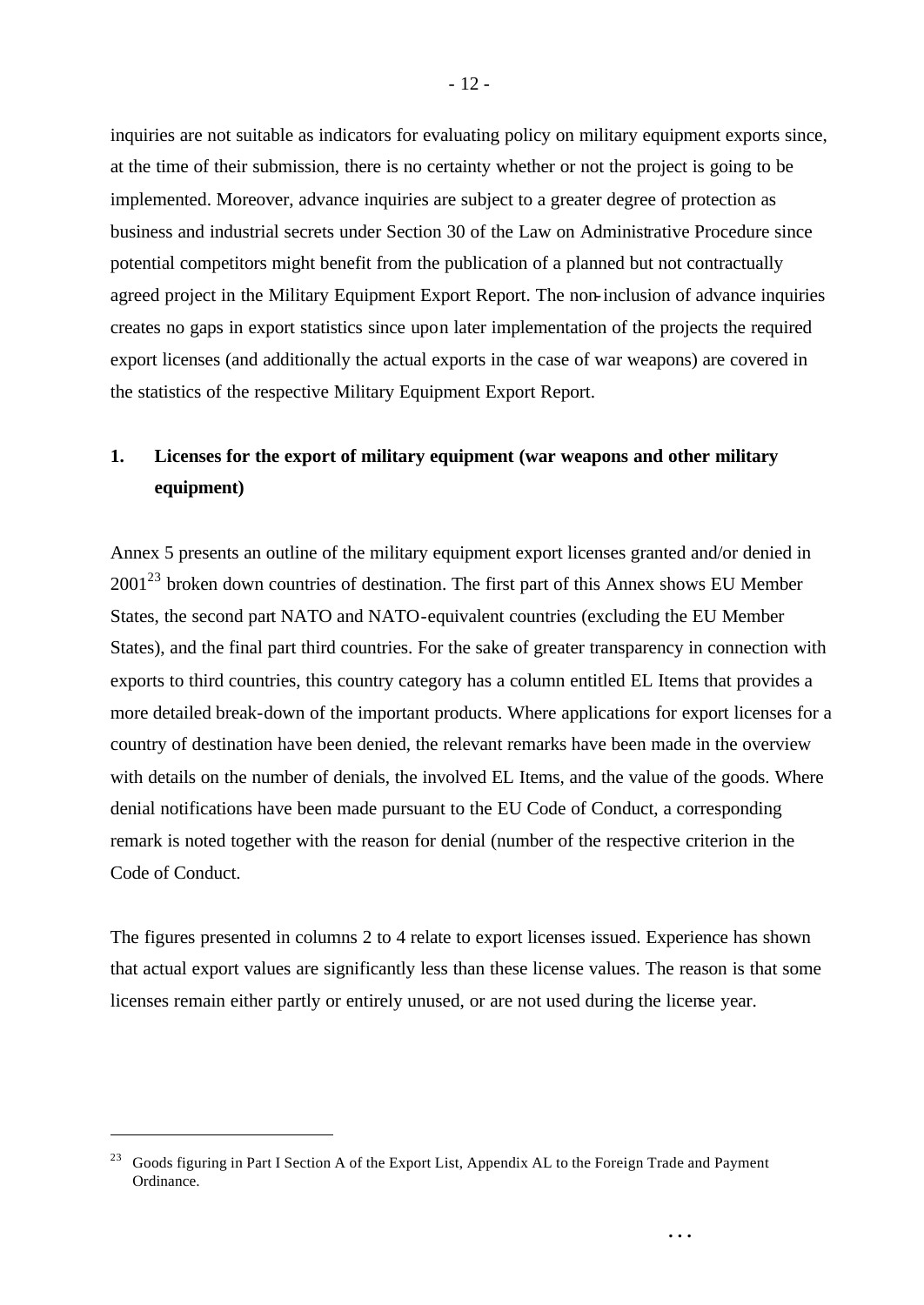inquiries are not suitable as indicators for evaluating policy on military equipment exports since, at the time of their submission, there is no certainty whether or not the project is going to be implemented. Moreover, advance inquiries are subject to a greater degree of protection as business and industrial secrets under Section 30 of the Law on Administrative Procedure since potential competitors might benefit from the publication of a planned but not contractually agreed project in the Military Equipment Export Report. The non-inclusion of advance inquiries creates no gaps in export statistics since upon later implementation of the projects the required export licenses (and additionally the actual exports in the case of war weapons) are covered in the statistics of the respective Military Equipment Export Report.

## 1. Licenses for the export of military equipment (war weapons and other military equipment)

Annex 5 presents an outline of the military equipment export licenses granted and/or denied in 2001[23] broken down countries of destination. The first part of this Annex shows EU Member States, the second part NATO and NATO-equivalent countries (excluding the EU Member States), and the final part third countries. For the sake of greater transparency in connection with exports to third countries, this country category has a column entitled EL Items that provides a more detailed break-down of the important products. Where applications for export licenses for a country of destination have been denied, the relevant remarks have been made in the overview with details on the number of denials, the involved EL Items, and the value of the goods. Where denial notifications have been made pursuant to the EU Code of Conduct, a corresponding remark is noted together with the reason for denial (number of the respective criterion in the Code of Conduct.

The figures presented in columns 2 to 4 relate to export licenses issued. Experience has shown that actual export values are significantly less than these license values. The reason is that some licenses remain either partly or entirely unused, or are not used during the license year.

---

[23] Goods figuring in Part I Section A of the Export List, Appendix AL to the Foreign Trade and Payment Ordinance.

...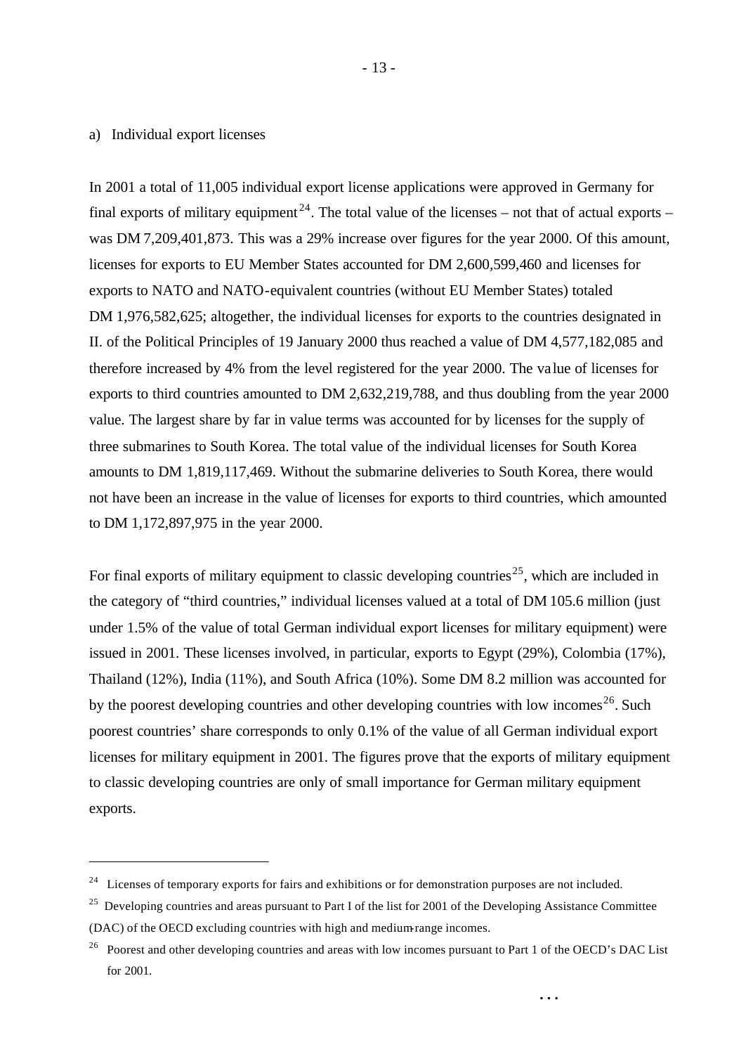a) Individual export licenses

In 2001 a total of 11,005 individual export license applications were approved in Germany for final exports of military equipment[24]. The total value of the licenses – not that of actual exports – was DM 7,209,401,873. This was a 29% increase over figures for the year 2000. Of this amount, licenses for exports to EU Member States accounted for DM 2,600,599,460 and licenses for exports to NATO and NATO-equivalent countries (without EU Member States) totaled DM 1,976,582,625; altogether, the individual licenses for exports to the countries designated in II. of the Political Principles of 19 January 2000 thus reached a value of DM 4,577,182,085 and therefore increased by 4% from the level registered for the year 2000. The value of licenses for exports to third countries amounted to DM 2,632,219,788, and thus doubling from the year 2000 value. The largest share by far in value terms was accounted for by licenses for the supply of three submarines to South Korea. The total value of the individual licenses for South Korea amounts to DM 1,819,117,469. Without the submarine deliveries to South Korea, there would not have been an increase in the value of licenses for exports to third countries, which amounted to DM 1,172,897,975 in the year 2000.

For final exports of military equipment to classic developing countries[25], which are included in the category of "third countries," individual licenses valued at a total of DM 105.6 million (just under 1.5% of the value of total German individual export licenses for military equipment) were issued in 2001. These licenses involved, in particular, exports to Egypt (29%), Colombia (17%), Thailand (12%), India (11%), and South Africa (10%). Some DM 8.2 million was accounted for by the poorest developing countries and other developing countries with low incomes[26]. Such poorest countries' share corresponds to only 0.1% of the value of all German individual export licenses for military equipment in 2001. The figures prove that the exports of military equipment to classic developing countries are only of small importance for German military equipment exports.

---

[24] Licenses of temporary exports for fairs and exhibitions or for demonstration purposes are not included.

[25] Developing countries and areas pursuant to Part I of the list for 2001 of the Developing Assistance Committee (DAC) of the OECD excluding countries with high and medium-range incomes.

[26] Poorest and other developing countries and areas with low incomes pursuant to Part 1 of the OECD's DAC List for 2001.

...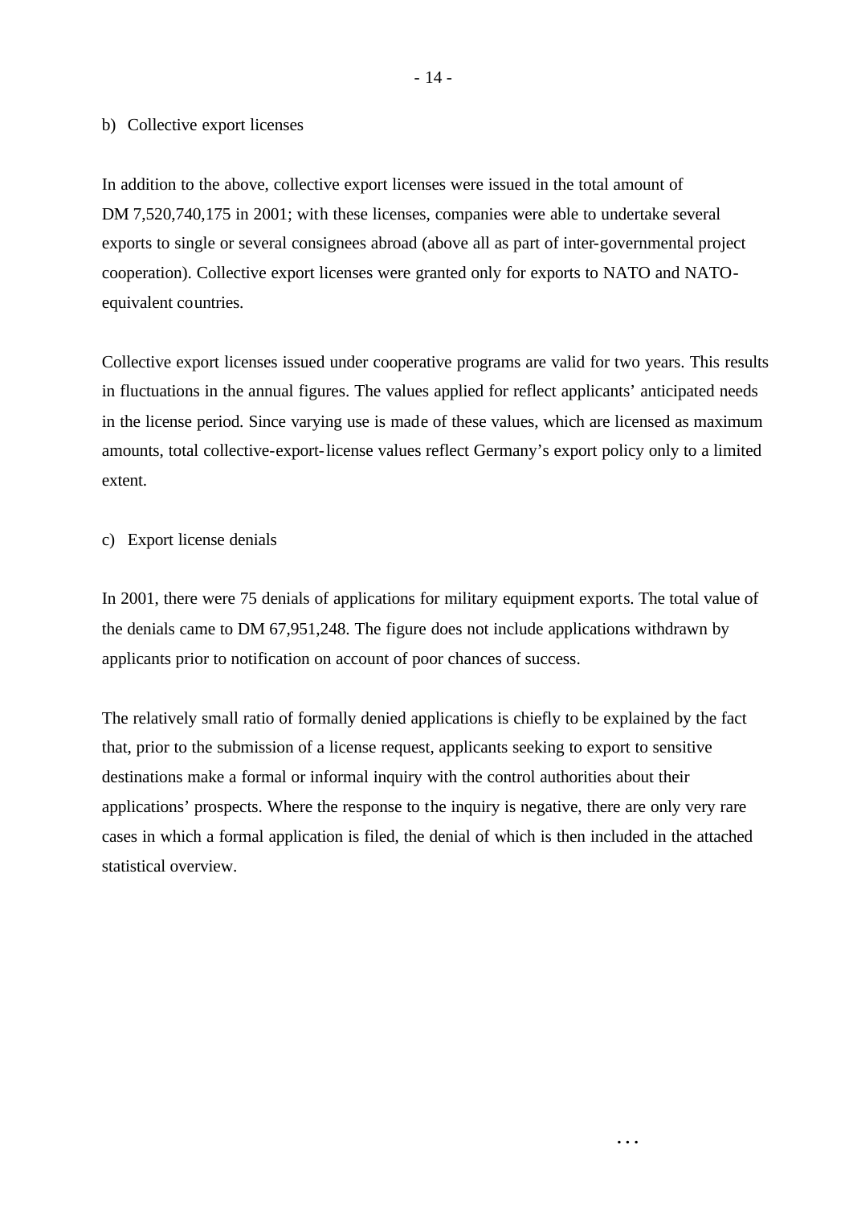### b) Collective export licenses

In addition to the above, collective export licenses were issued in the total amount of DM 7,520,740,175 in 2001; with these licenses, companies were able to undertake several exports to single or several consignees abroad (above all as part of inter-governmental project cooperation). Collective export licenses were granted only for exports to NATO and NATO-equivalent countries.

Collective export licenses issued under cooperative programs are valid for two years. This results in fluctuations in the annual figures. The values applied for reflect applicants' anticipated needs in the license period. Since varying use is made of these values, which are licensed as maximum amounts, total collective-export-license values reflect Germany's export policy only to a limited extent.

### c) Export license denials

In 2001, there were 75 denials of applications for military equipment exports. The total value of the denials came to DM 67,951,248. The figure does not include applications withdrawn by applicants prior to notification on account of poor chances of success.

The relatively small ratio of formally denied applications is chiefly to be explained by the fact that, prior to the submission of a license request, applicants seeking to export to sensitive destinations make a formal or informal inquiry with the control authorities about their applications' prospects. Where the response to the inquiry is negative, there are only very rare cases in which a formal application is filed, the denial of which is then included in the attached statistical overview.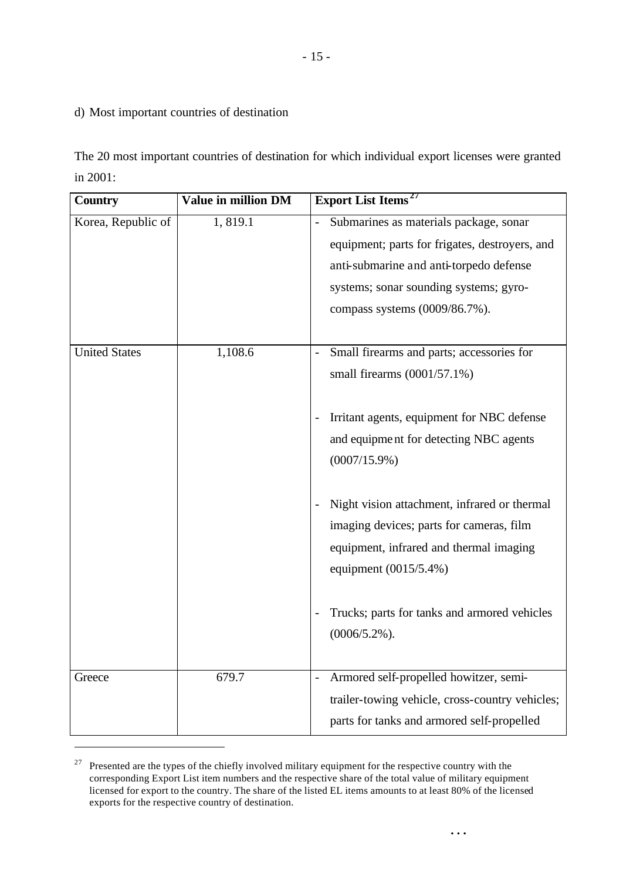d) Most important countries of destination

The 20 most important countries of destination for which individual export licenses were granted in 2001:

| Country | Value in million DM | Export List Items[27] |
|---|---|---|
| Korea, Republic of | 1, 819.1 | - Submarines as materials package, sonar equipment; parts for frigates, destroyers, and anti-submarine and anti-torpedo defense systems; sonar sounding systems; gyro-compass systems (0009/86.7%). |
| United States | 1,108.6 | - Small firearms and parts; accessories for small firearms (0001/57.1%)<br><br>- Irritant agents, equipment for NBC defense and equipment for detecting NBC agents (0007/15.9%)<br><br>- Night vision attachment, infrared or thermal imaging devices; parts for cameras, film equipment, infrared and thermal imaging equipment (0015/5.4%)<br><br>- Trucks; parts for tanks and armored vehicles (0006/5.2%). |
| Greece | 679.7 | - Armored self-propelled howitzer, semi-trailer-towing vehicle, cross-country vehicles; parts for tanks and armored self-propelled |

[27] Presented are the types of the chiefly involved military equipment for the respective country with the corresponding Export List item numbers and the respective share of the total value of military equipment licensed for export to the country. The share of the listed EL items amounts to at least 80% of the licensed exports for the respective country of destination.

...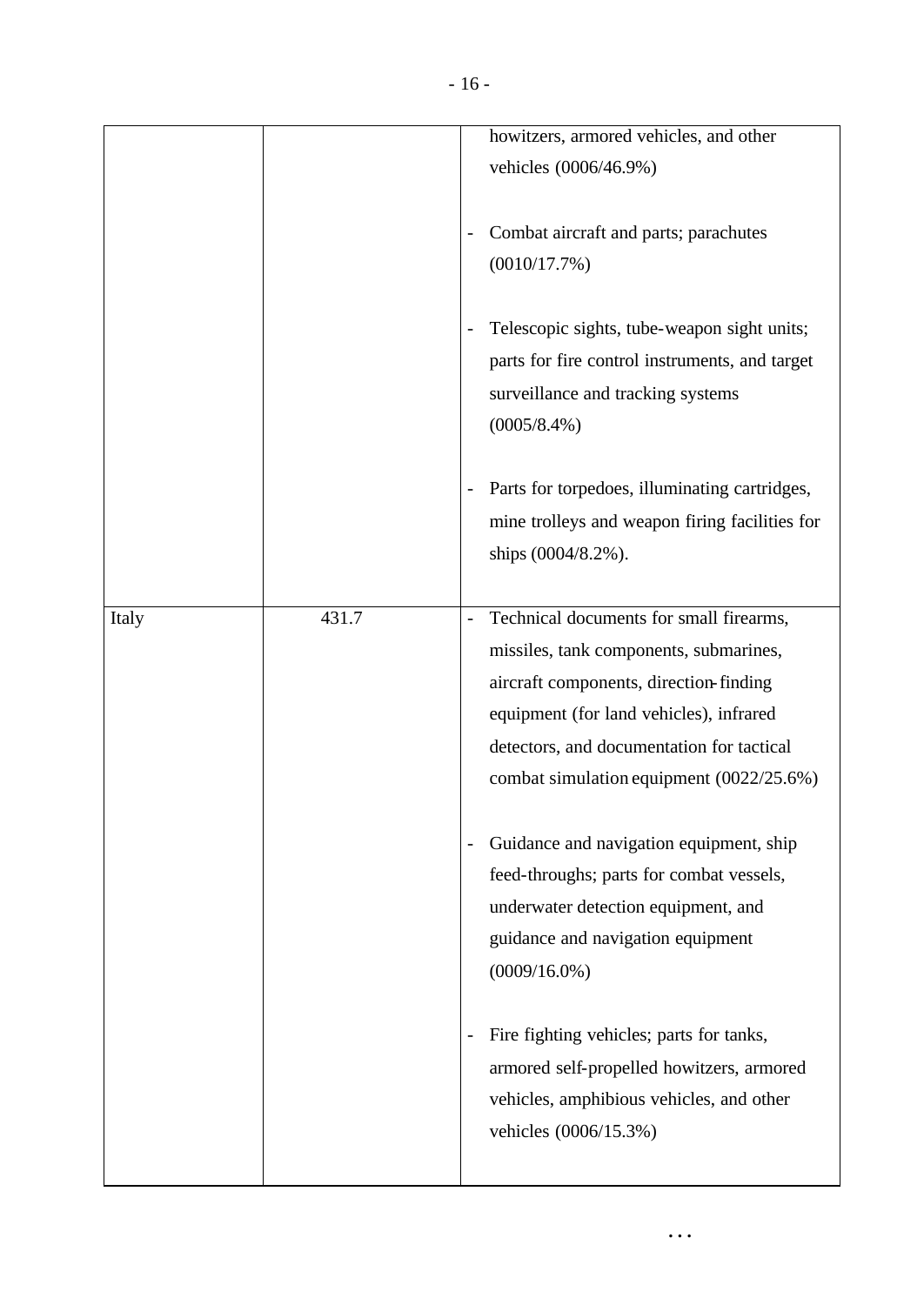| | | |
|---|---|---|
| | | howitzers, armored vehicles, and other vehicles (0006/46.9%)<br><br>- Combat aircraft and parts; parachutes (0010/17.7%)<br><br>- Telescopic sights, tube-weapon sight units; parts for fire control instruments, and target surveillance and tracking systems (0005/8.4%)<br><br>- Parts for torpedoes, illuminating cartridges, mine trolleys and weapon firing facilities for ships (0004/8.2%). |
| Italy | 431.7 | - Technical documents for small firearms, missiles, tank components, submarines, aircraft components, direction-finding equipment (for land vehicles), infrared detectors, and documentation for tactical combat simulation equipment (0022/25.6%)<br><br>- Guidance and navigation equipment, ship feed-throughs; parts for combat vessels, underwater detection equipment, and guidance and navigation equipment (0009/16.0%)<br><br>- Fire fighting vehicles; parts for tanks, armored self-propelled howitzers, armored vehicles, amphibious vehicles, and other vehicles (0006/15.3%) |

...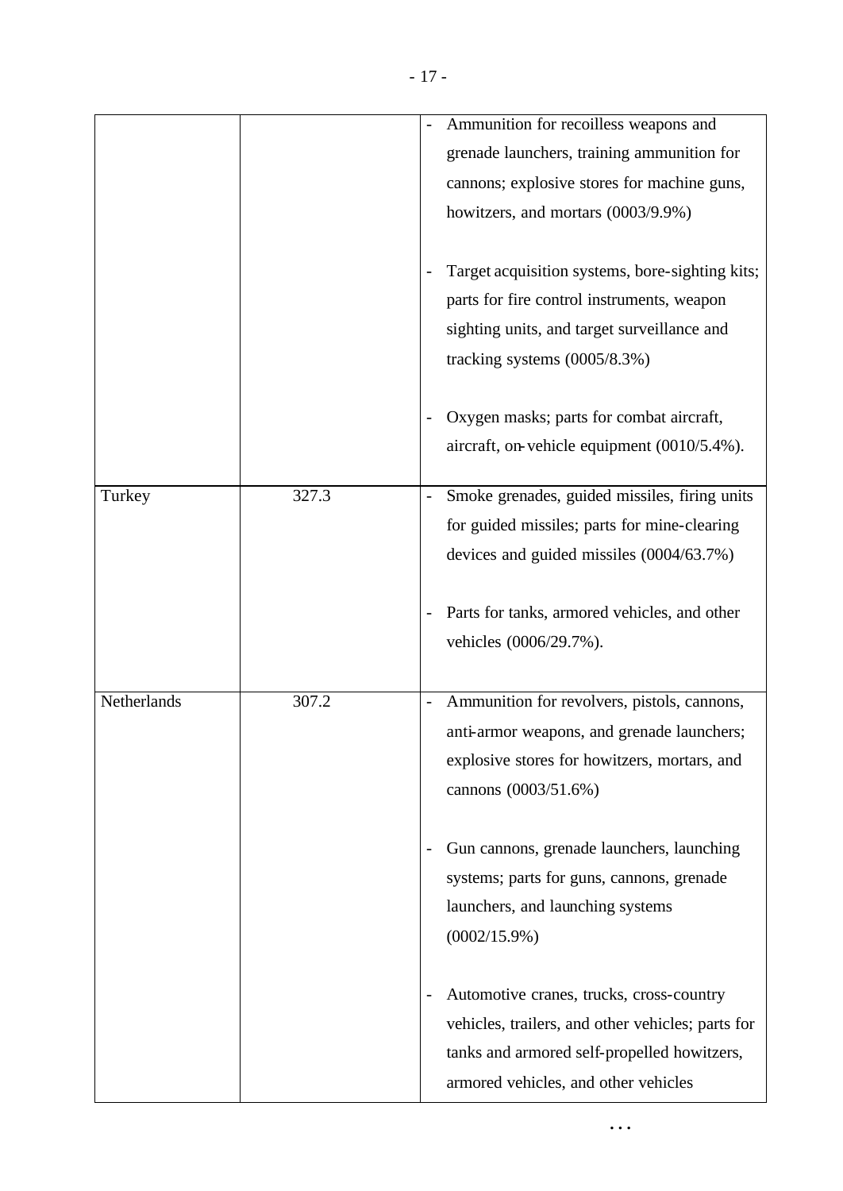| | | |
|---|---|---|
| | | - Ammunition for recoilless weapons and grenade launchers, training ammunition for cannons; explosive stores for machine guns, howitzers, and mortars (0003/9.9%)<br><br>- Target acquisition systems, bore-sighting kits; parts for fire control instruments, weapon sighting units, and target surveillance and tracking systems (0005/8.3%)<br><br>- Oxygen masks; parts for combat aircraft, aircraft, on-vehicle equipment (0010/5.4%). |
| Turkey | 327.3 | - Smoke grenades, guided missiles, firing units for guided missiles; parts for mine-clearing devices and guided missiles (0004/63.7%)<br><br>- Parts for tanks, armored vehicles, and other vehicles (0006/29.7%). |
| Netherlands | 307.2 | - Ammunition for revolvers, pistols, cannons, anti-armor weapons, and grenade launchers; explosive stores for howitzers, mortars, and cannons (0003/51.6%)<br><br>- Gun cannons, grenade launchers, launching systems; parts for guns, cannons, grenade launchers, and launching systems (0002/15.9%)<br><br>- Automotive cranes, trucks, cross-country vehicles, trailers, and other vehicles; parts for tanks and armored self-propelled howitzers, armored vehicles, and other vehicles |

...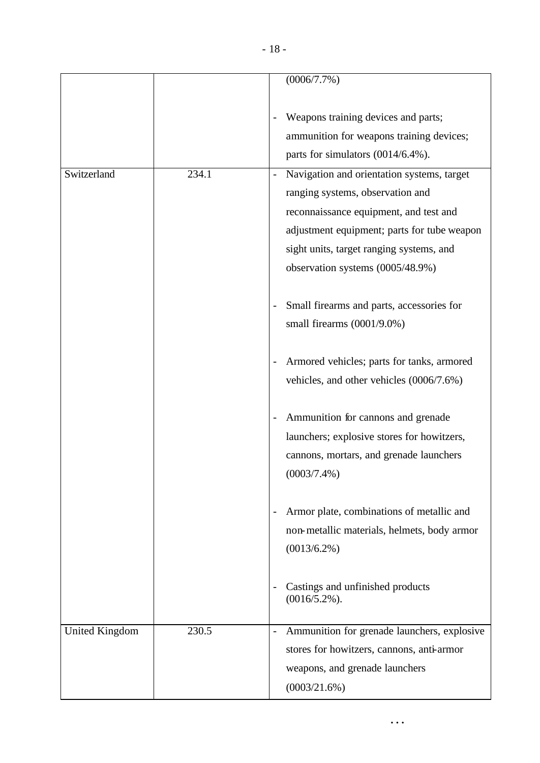| | | |
|---|---|---|
| | | (0006/7.7%)<br><br>- Weapons training devices and parts; ammunition for weapons training devices; parts for simulators (0014/6.4%). |
| Switzerland | 234.1 | - Navigation and orientation systems, target ranging systems, observation and reconnaissance equipment, and test and adjustment equipment; parts for tube weapon sight units, target ranging systems, and observation systems (0005/48.9%)<br><br>- Small firearms and parts, accessories for small firearms (0001/9.0%)<br><br>- Armored vehicles; parts for tanks, armored vehicles, and other vehicles (0006/7.6%)<br><br>- Ammunition for cannons and grenade launchers; explosive stores for howitzers, cannons, mortars, and grenade launchers (0003/7.4%)<br><br>- Armor plate, combinations of metallic and non-metallic materials, helmets, body armor (0013/6.2%)<br><br>- Castings and unfinished products (0016/5.2%). |
| United Kingdom | 230.5 | - Ammunition for grenade launchers, explosive stores for howitzers, cannons, anti-armor weapons, and grenade launchers (0003/21.6%) |

…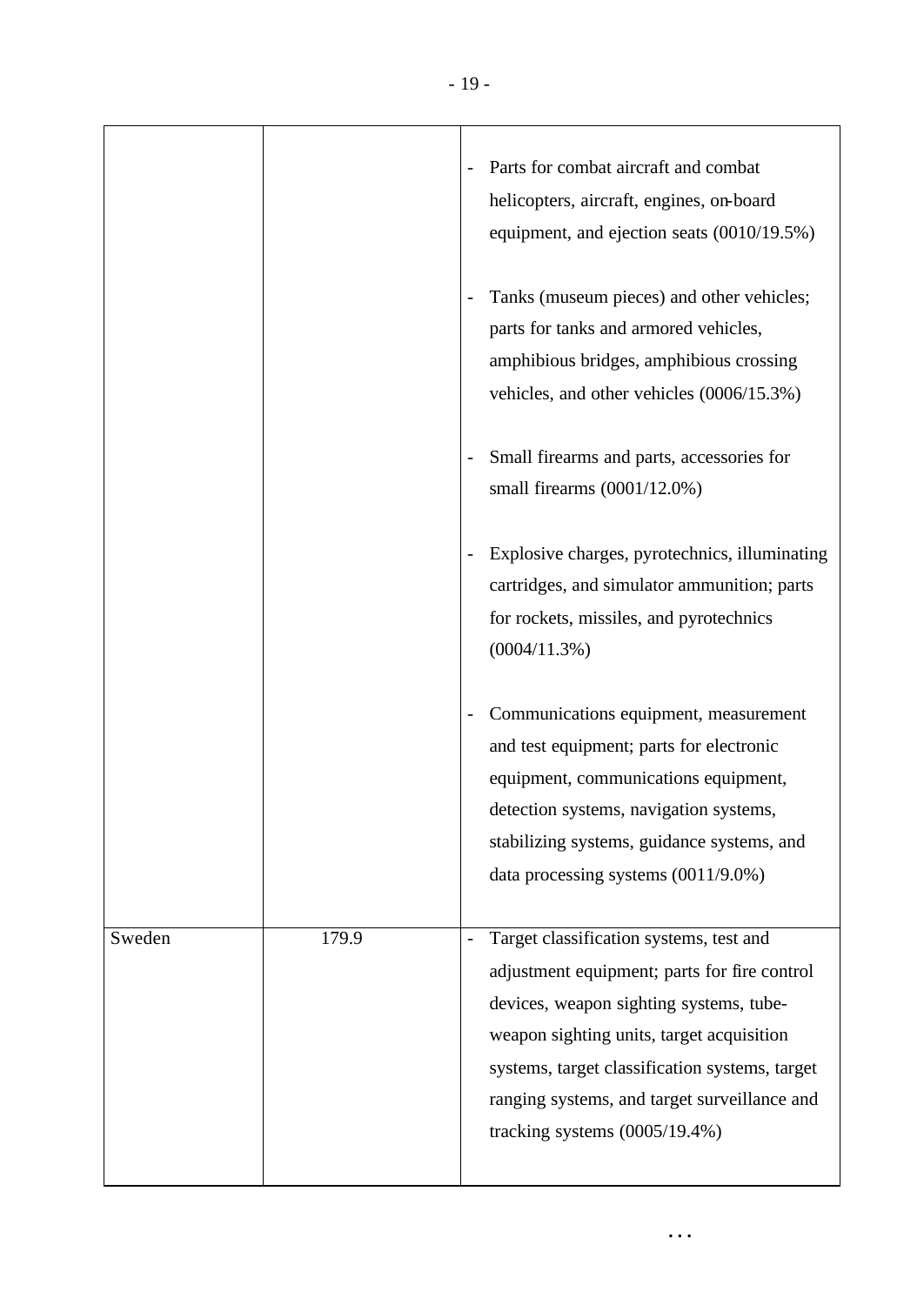| | | |
|---|---|---|
| | | - Parts for combat aircraft and combat helicopters, aircraft, engines, on-board equipment, and ejection seats (0010/19.5%)<br><br>- Tanks (museum pieces) and other vehicles; parts for tanks and armored vehicles, amphibious bridges, amphibious crossing vehicles, and other vehicles (0006/15.3%)<br><br>- Small firearms and parts, accessories for small firearms (0001/12.0%)<br><br>- Explosive charges, pyrotechnics, illuminating cartridges, and simulator ammunition; parts for rockets, missiles, and pyrotechnics (0004/11.3%)<br><br>- Communications equipment, measurement and test equipment; parts for electronic equipment, communications equipment, detection systems, navigation systems, stabilizing systems, guidance systems, and data processing systems (0011/9.0%) |
| Sweden | 179.9 | - Target classification systems, test and adjustment equipment; parts for fire control devices, weapon sighting systems, tube-weapon sighting units, target acquisition systems, target classification systems, target ranging systems, and target surveillance and tracking systems (0005/19.4%) |

...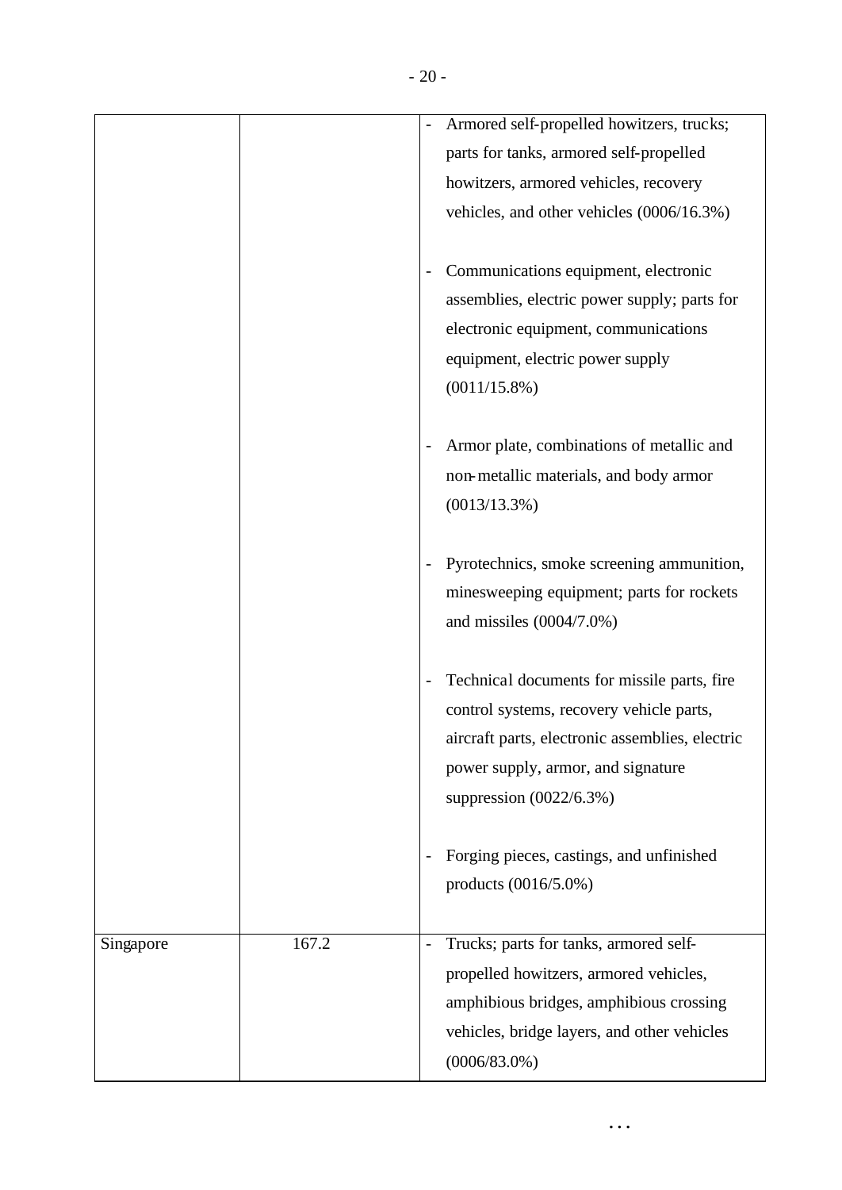| | | |
|---|---|---|
| | | - Armored self-propelled howitzers, trucks; parts for tanks, armored self-propelled howitzers, armored vehicles, recovery vehicles, and other vehicles (0006/16.3%)<br><br>- Communications equipment, electronic assemblies, electric power supply; parts for electronic equipment, communications equipment, electric power supply (0011/15.8%)<br><br>- Armor plate, combinations of metallic and non-metallic materials, and body armor (0013/13.3%)<br><br>- Pyrotechnics, smoke screening ammunition, minesweeping equipment; parts for rockets and missiles (0004/7.0%)<br><br>- Technical documents for missile parts, fire control systems, recovery vehicle parts, aircraft parts, electronic assemblies, electric power supply, armor, and signature suppression (0022/6.3%)<br><br>- Forging pieces, castings, and unfinished products (0016/5.0%) |
| Singapore | 167.2 | - Trucks; parts for tanks, armored self-propelled howitzers, armored vehicles, amphibious bridges, amphibious crossing vehicles, bridge layers, and other vehicles (0006/83.0%) |

…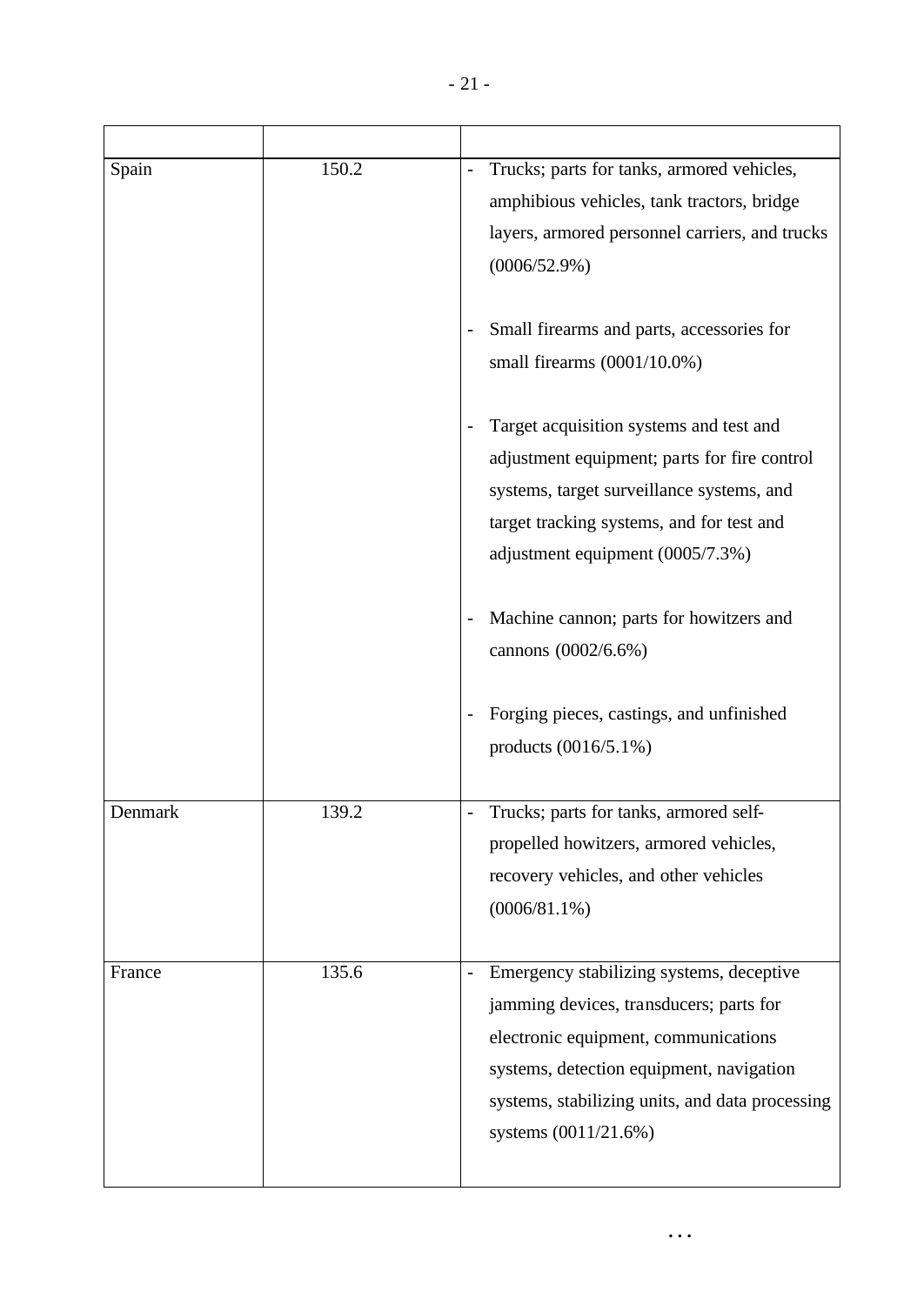| | | |
|---|---|---|
| Spain | 150.2 | - Trucks; parts for tanks, armored vehicles, amphibious vehicles, tank tractors, bridge layers, armored personnel carriers, and trucks (0006/52.9%)<br><br>- Small firearms and parts, accessories for small firearms (0001/10.0%)<br><br>- Target acquisition systems and test and adjustment equipment; parts for fire control systems, target surveillance systems, and target tracking systems, and for test and adjustment equipment (0005/7.3%)<br><br>- Machine cannon; parts for howitzers and cannons (0002/6.6%)<br><br>- Forging pieces, castings, and unfinished products (0016/5.1%) |
| Denmark | 139.2 | - Trucks; parts for tanks, armored self-propelled howitzers, armored vehicles, recovery vehicles, and other vehicles (0006/81.1%) |
| France | 135.6 | - Emergency stabilizing systems, deceptive jamming devices, transducers; parts for electronic equipment, communications systems, detection equipment, navigation systems, stabilizing units, and data processing systems (0011/21.6%) |

...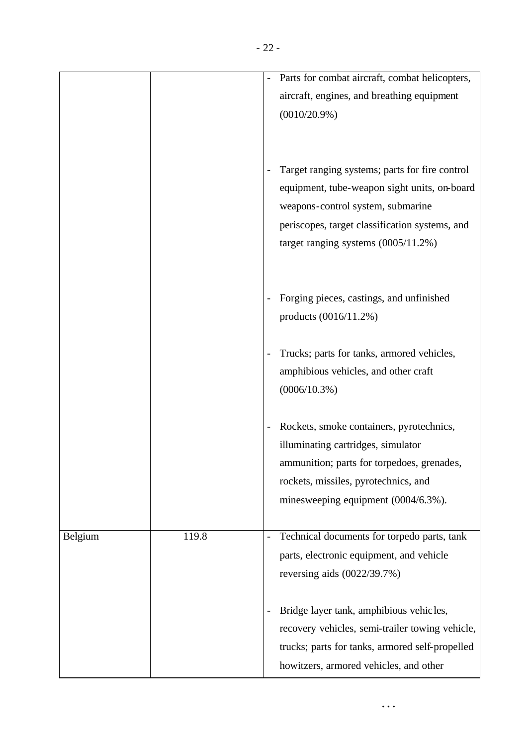| | | |
|---|---|---|
| | | - Parts for combat aircraft, combat helicopters, aircraft, engines, and breathing equipment (0010/20.9%)<br><br>- Target ranging systems; parts for fire control equipment, tube-weapon sight units, on-board weapons-control system, submarine periscopes, target classification systems, and target ranging systems (0005/11.2%)<br><br>- Forging pieces, castings, and unfinished products (0016/11.2%)<br><br>- Trucks; parts for tanks, armored vehicles, amphibious vehicles, and other craft (0006/10.3%)<br><br>- Rockets, smoke containers, pyrotechnics, illuminating cartridges, simulator ammunition; parts for torpedoes, grenades, rockets, missiles, pyrotechnics, and minesweeping equipment (0004/6.3%). |
| Belgium | 119.8 | - Technical documents for torpedo parts, tank parts, electronic equipment, and vehicle reversing aids (0022/39.7%)<br><br>- Bridge layer tank, amphibious vehicles, recovery vehicles, semi-trailer towing vehicle, trucks; parts for tanks, armored self-propelled howitzers, armored vehicles, and other |

...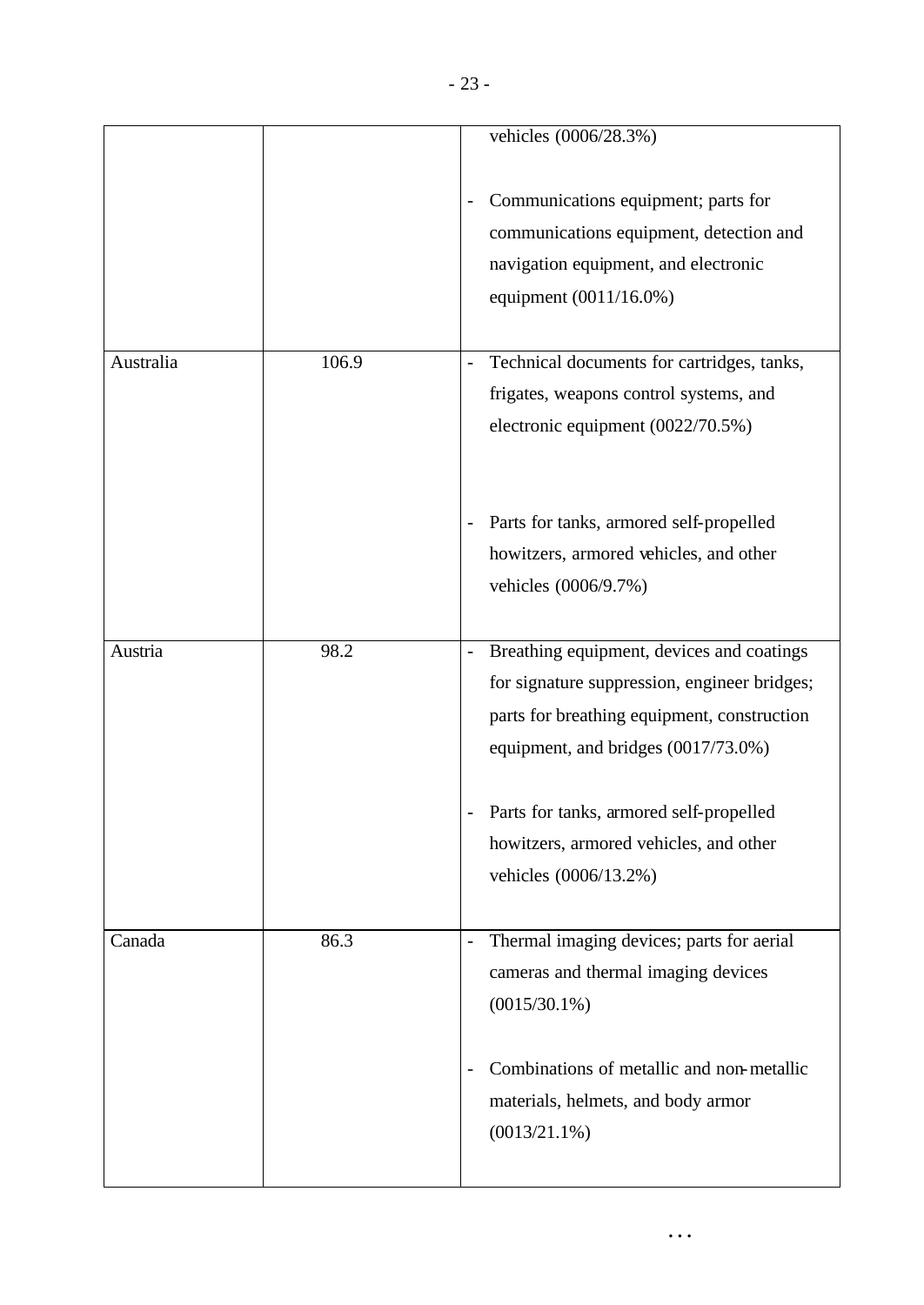| | | |
|---|---|---|
| | | vehicles (0006/28.3%)<br><br>- Communications equipment; parts for communications equipment, detection and navigation equipment, and electronic equipment (0011/16.0%) |
| Australia | 106.9 | - Technical documents for cartridges, tanks, frigates, weapons control systems, and electronic equipment (0022/70.5%)<br><br>- Parts for tanks, armored self-propelled howitzers, armored vehicles, and other vehicles (0006/9.7%) |
| Austria | 98.2 | - Breathing equipment, devices and coatings for signature suppression, engineer bridges; parts for breathing equipment, construction equipment, and bridges (0017/73.0%)<br><br>- Parts for tanks, armored self-propelled howitzers, armored vehicles, and other vehicles (0006/13.2%) |
| Canada | 86.3 | - Thermal imaging devices; parts for aerial cameras and thermal imaging devices (0015/30.1%)<br><br>- Combinations of metallic and non-metallic materials, helmets, and body armor (0013/21.1%) |

...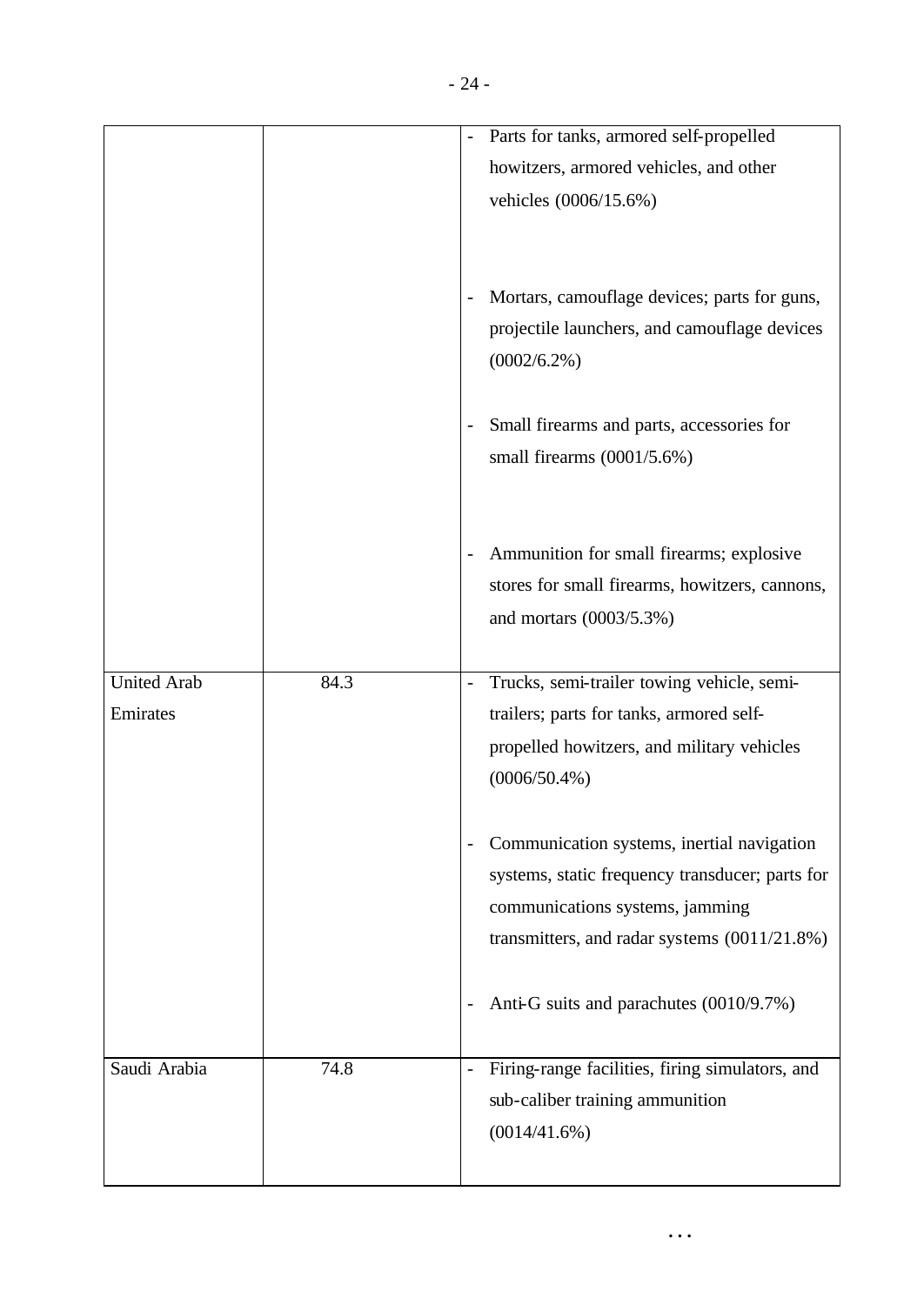| | | |
|---|---|---|
| | | - Parts for tanks, armored self-propelled howitzers, armored vehicles, and other vehicles (0006/15.6%)<br><br>- Mortars, camouflage devices; parts for guns, projectile launchers, and camouflage devices (0002/6.2%)<br><br>- Small firearms and parts, accessories for small firearms (0001/5.6%)<br><br>- Ammunition for small firearms; explosive stores for small firearms, howitzers, cannons, and mortars (0003/5.3%) |
| United Arab Emirates | 84.3 | - Trucks, semi-trailer towing vehicle, semi-trailers; parts for tanks, armored self-propelled howitzers, and military vehicles (0006/50.4%)<br><br>- Communication systems, inertial navigation systems, static frequency transducer; parts for communications systems, jamming transmitters, and radar systems (0011/21.8%)<br><br>- Anti-G suits and parachutes (0010/9.7%) |
| Saudi Arabia | 74.8 | - Firing-range facilities, firing simulators, and sub-caliber training ammunition (0014/41.6%) |

...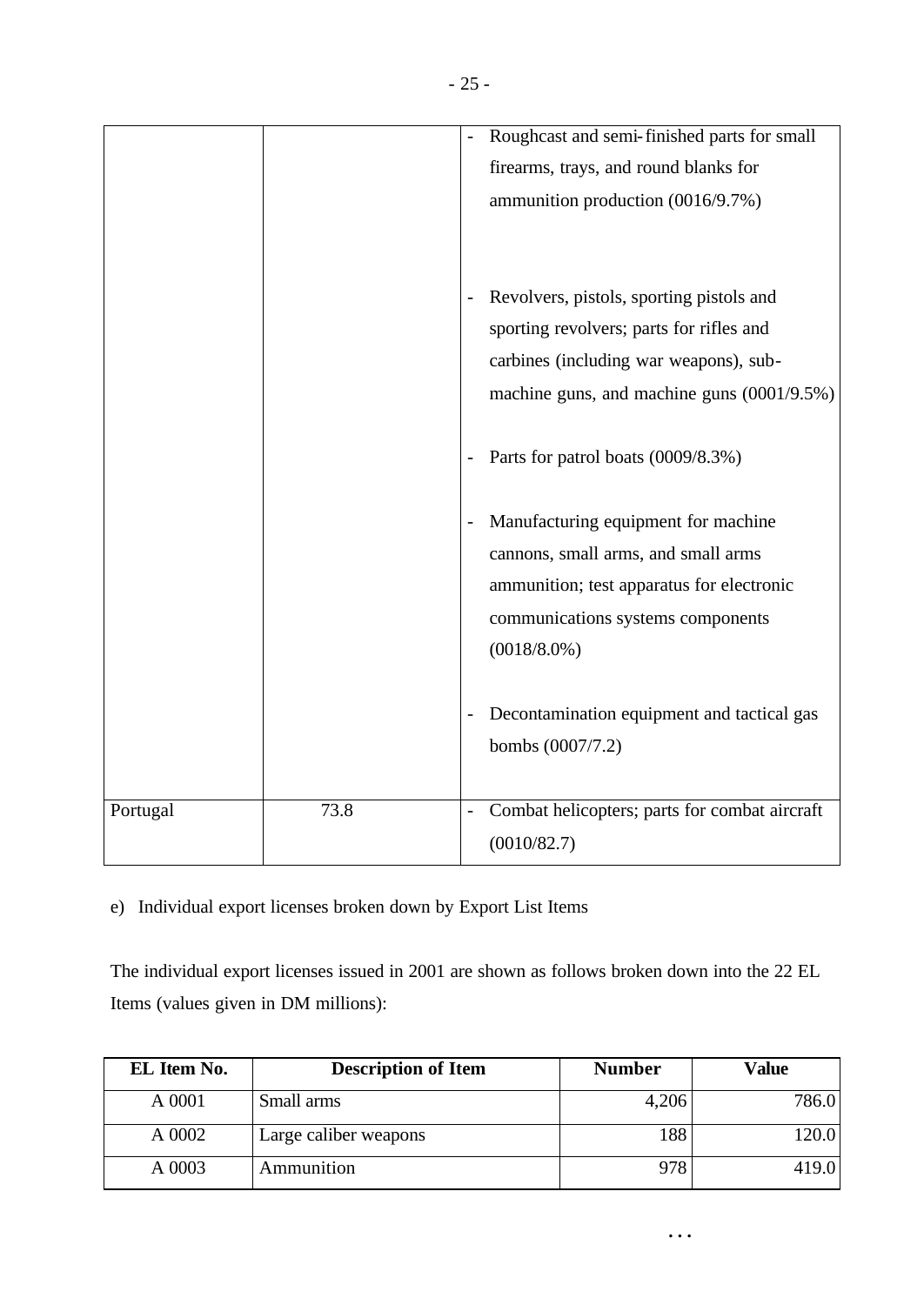| | | |
|---|---|---|
| | | - Roughcast and semi-finished parts for small firearms, trays, and round blanks for ammunition production (0016/9.7%)<br><br>- Revolvers, pistols, sporting pistols and sporting revolvers; parts for rifles and carbines (including war weapons), sub-machine guns, and machine guns (0001/9.5%)<br><br>- Parts for patrol boats (0009/8.3%)<br><br>- Manufacturing equipment for machine cannons, small arms, and small arms ammunition; test apparatus for electronic communications systems components (0018/8.0%)<br><br>- Decontamination equipment and tactical gas bombs (0007/7.2) |
| Portugal | 73.8 | - Combat helicopters; parts for combat aircraft (0010/82.7) |

e) Individual export licenses broken down by Export List Items

The individual export licenses issued in 2001 are shown as follows broken down into the 22 EL Items (values given in DM millions):

| EL Item No. | Description of Item | Number | Value |
|---|---|---|---|
| A 0001 | Small arms | 4,206 | 786.0 |
| A 0002 | Large caliber weapons | 188 | 120.0 |
| A 0003 | Ammunition | 978 | 419.0 |

...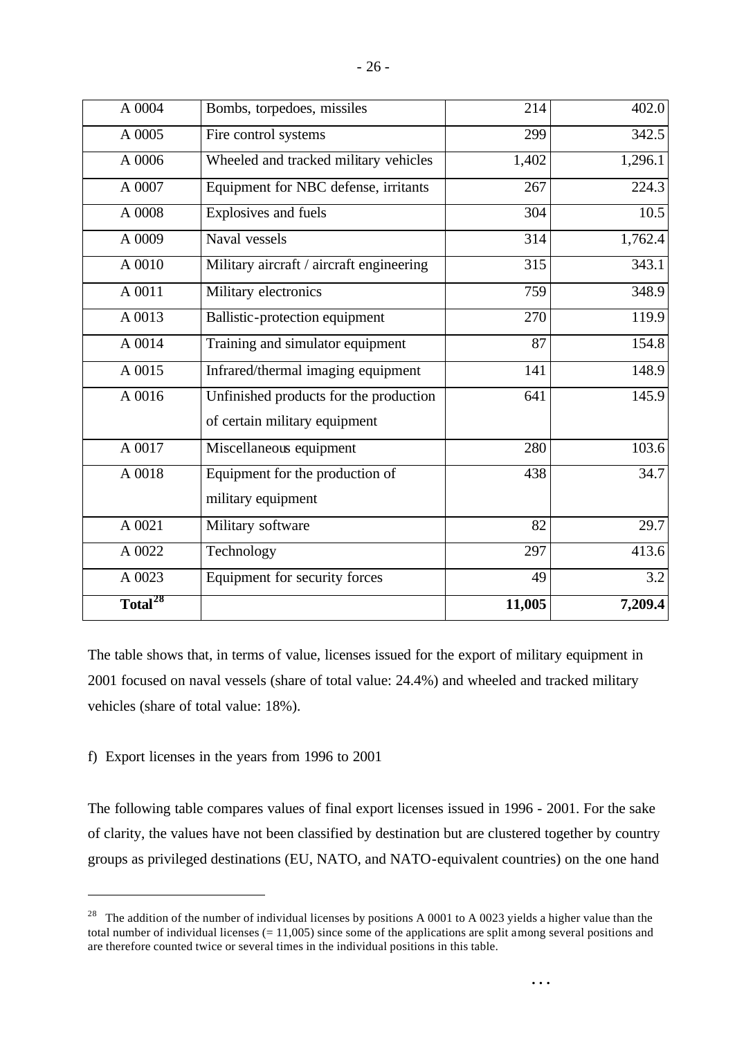| A 0004 | Bombs, torpedoes, missiles | 214 | 402.0 |
|---|---|---|---|
| A 0005 | Fire control systems | 299 | 342.5 |
| A 0006 | Wheeled and tracked military vehicles | 1,402 | 1,296.1 |
| A 0007 | Equipment for NBC defense, irritants | 267 | 224.3 |
| A 0008 | Explosives and fuels | 304 | 10.5 |
| A 0009 | Naval vessels | 314 | 1,762.4 |
| A 0010 | Military aircraft / aircraft engineering | 315 | 343.1 |
| A 0011 | Military electronics | 759 | 348.9 |
| A 0013 | Ballistic-protection equipment | 270 | 119.9 |
| A 0014 | Training and simulator equipment | 87 | 154.8 |
| A 0015 | Infrared/thermal imaging equipment | 141 | 148.9 |
| A 0016 | Unfinished products for the production of certain military equipment | 641 | 145.9 |
| A 0017 | Miscellaneous equipment | 280 | 103.6 |
| A 0018 | Equipment for the production of military equipment | 438 | 34.7 |
| A 0021 | Military software | 82 | 29.7 |
| A 0022 | Technology | 297 | 413.6 |
| A 0023 | Equipment for security forces | 49 | 3.2 |
| **Total[28]** | | **11,005** | **7,209.4** |

The table shows that, in terms of value, licenses issued for the export of military equipment in 2001 focused on naval vessels (share of total value: 24.4%) and wheeled and tracked military vehicles (share of total value: 18%).

f) Export licenses in the years from 1996 to 2001

The following table compares values of final export licenses issued in 1996 - 2001. For the sake of clarity, the values have not been classified by destination but are clustered together by country groups as privileged destinations (EU, NATO, and NATO-equivalent countries) on the one hand

[28] The addition of the number of individual licenses by positions A 0001 to A 0023 yields a higher value than the total number of individual licenses (= 11,005) since some of the applications are split among several positions and are therefore counted twice or several times in the individual positions in this table.

...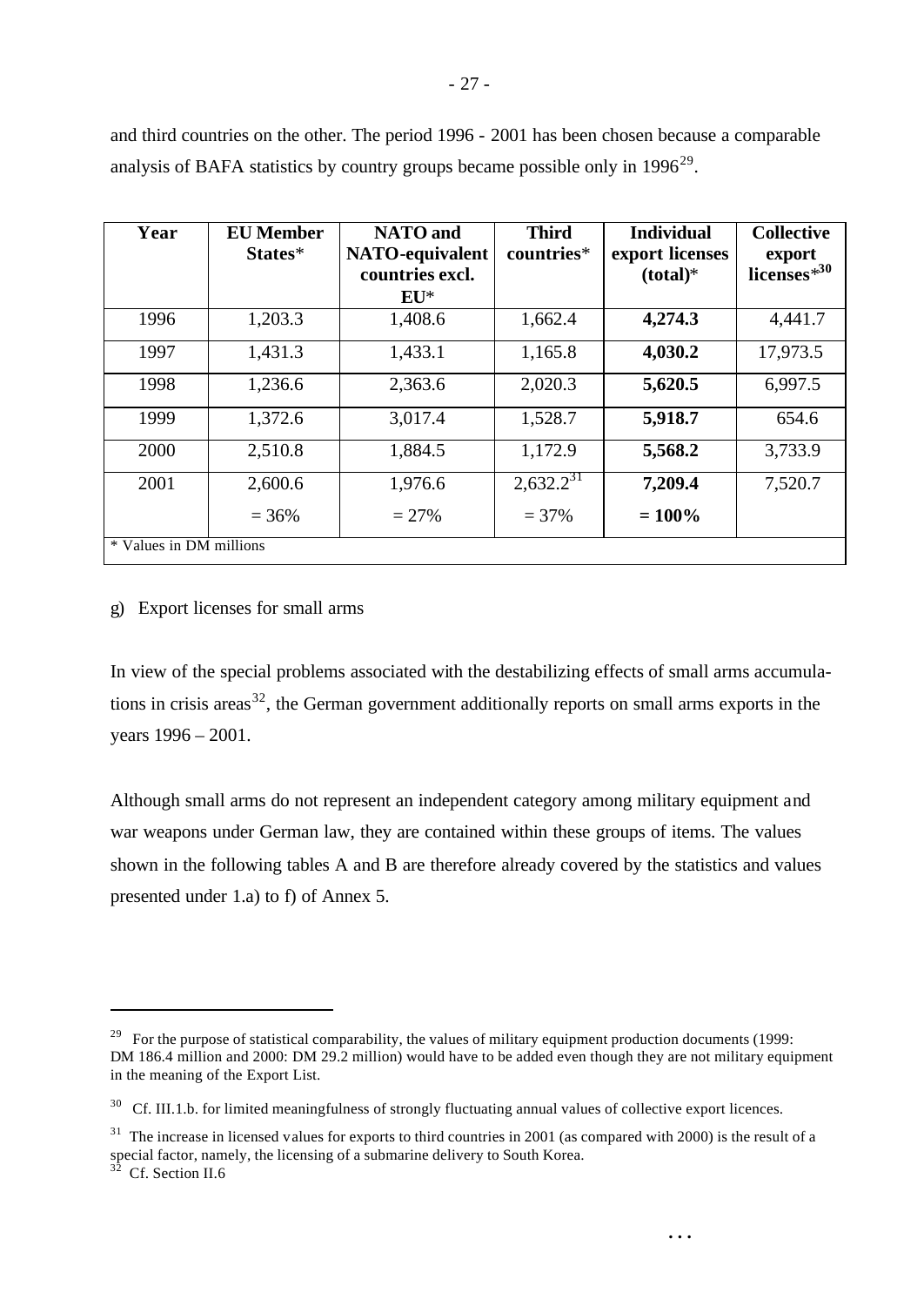and third countries on the other. The period 1996 - 2001 has been chosen because a comparable analysis of BAFA statistics by country groups became possible only in 1996[29].

| Year | EU Member States* | NATO and NATO-equivalent countries excl. EU* | Third countries* | Individual export licenses (total)* | Collective export licenses*[30] |
|---|---|---|---|---|---|
| 1996 | 1,203.3 | 1,408.6 | 1,662.4 | **4,274.3** | 4,441.7 |
| 1997 | 1,431.3 | 1,433.1 | 1,165.8 | **4,030.2** | 17,973.5 |
| 1998 | 1,236.6 | 2,363.6 | 2,020.3 | **5,620.5** | 6,997.5 |
| 1999 | 1,372.6 | 3,017.4 | 1,528.7 | **5,918.7** | 654.6 |
| 2000 | 2,510.8 | 1,884.5 | 1,172.9 | **5,568.2** | 3,733.9 |
| 2001 | 2,600.6 | 1,976.6 | 2,632.2[31] | **7,209.4** | 7,520.7 |
| | = 36% | = 27% | = 37% | **= 100%** | |
| * Values in DM millions | | | | | |

g) Export licenses for small arms

In view of the special problems associated with the destabilizing effects of small arms accumulations in crisis areas[32], the German government additionally reports on small arms exports in the years 1996 – 2001.

Although small arms do not represent an independent category among military equipment and war weapons under German law, they are contained within these groups of items. The values shown in the following tables A and B are therefore already covered by the statistics and values presented under 1.a) to f) of Annex 5.

---

[29] For the purpose of statistical comparability, the values of military equipment production documents (1999: DM 186.4 million and 2000: DM 29.2 million) would have to be added even though they are not military equipment in the meaning of the Export List.

[30] Cf. III.1.b. for limited meaningfulness of strongly fluctuating annual values of collective export licences.

[31] The increase in licensed values for exports to third countries in 2001 (as compared with 2000) is the result of a special factor, namely, the licensing of a submarine delivery to South Korea.

[32] Cf. Section II.6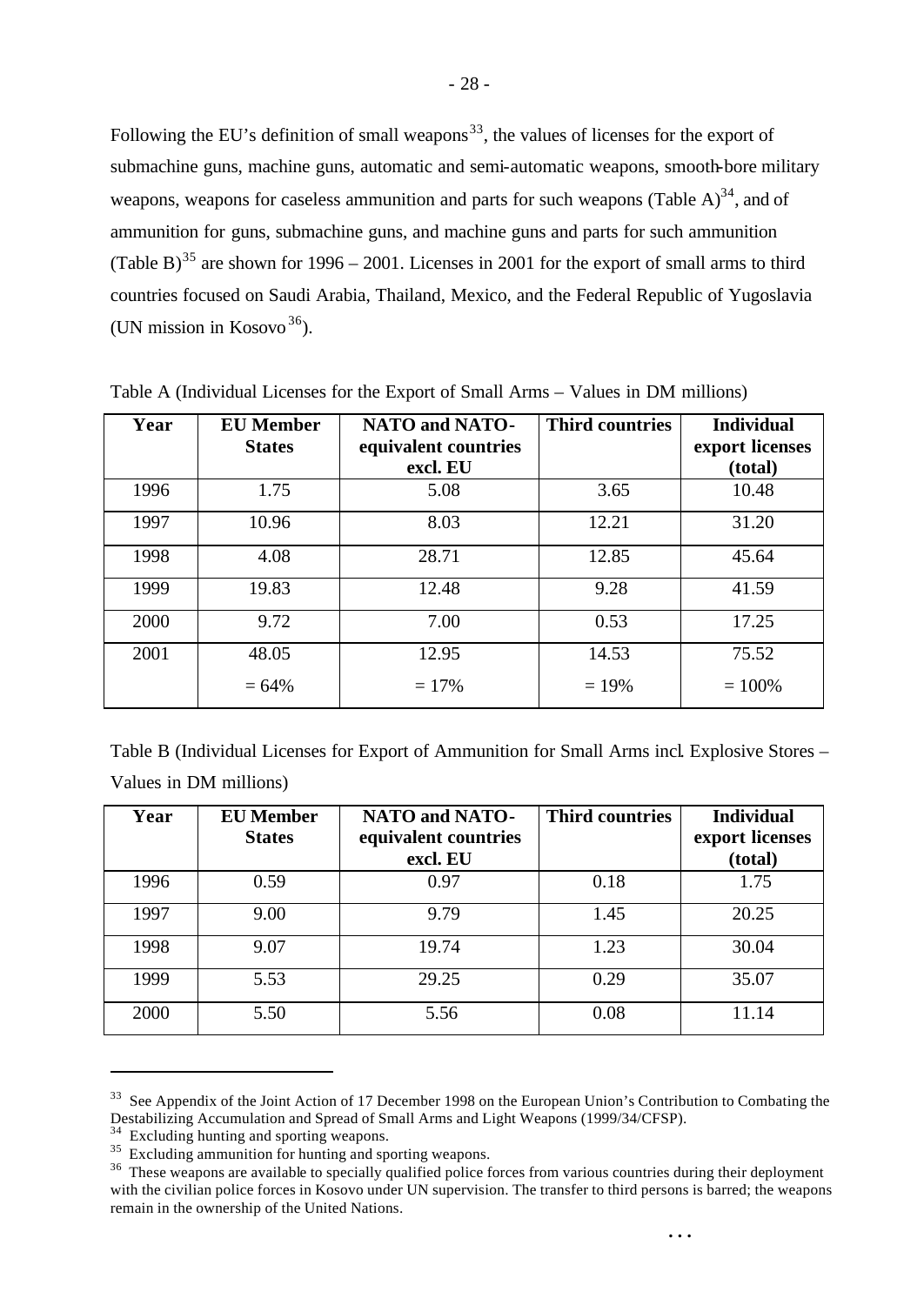Following the EU's definition of small weapons[33], the values of licenses for the export of submachine guns, machine guns, automatic and semi-automatic weapons, smooth-bore military weapons, weapons for caseless ammunition and parts for such weapons (Table A)[34], and of ammunition for guns, submachine guns, and machine guns and parts for such ammunition (Table B)[35] are shown for 1996 – 2001. Licenses in 2001 for the export of small arms to third countries focused on Saudi Arabia, Thailand, Mexico, and the Federal Republic of Yugoslavia (UN mission in Kosovo[36]).

Table A (Individual Licenses for the Export of Small Arms – Values in DM millions)

| Year | EU Member States | NATO and NATO-equivalent countries excl. EU | Third countries | Individual export licenses (total) |
|---|---|---|---|---|
| 1996 | 1.75 | 5.08 | 3.65 | 10.48 |
| 1997 | 10.96 | 8.03 | 12.21 | 31.20 |
| 1998 | 4.08 | 28.71 | 12.85 | 45.64 |
| 1999 | 19.83 | 12.48 | 9.28 | 41.59 |
| 2000 | 9.72 | 7.00 | 0.53 | 17.25 |
| 2001 | 48.05<br>= 64% | 12.95<br>= 17% | 14.53<br>= 19% | 75.52<br>= 100% |

Table B (Individual Licenses for Export of Ammunition for Small Arms incl. Explosive Stores – Values in DM millions)

| Year | EU Member States | NATO and NATO-equivalent countries excl. EU | Third countries | Individual export licenses (total) |
|---|---|---|---|---|
| 1996 | 0.59 | 0.97 | 0.18 | 1.75 |
| 1997 | 9.00 | 9.79 | 1.45 | 20.25 |
| 1998 | 9.07 | 19.74 | 1.23 | 30.04 |
| 1999 | 5.53 | 29.25 | 0.29 | 35.07 |
| 2000 | 5.50 | 5.56 | 0.08 | 11.14 |

[33] See Appendix of the Joint Action of 17 December 1998 on the European Union's Contribution to Combating the Destabilizing Accumulation and Spread of Small Arms and Light Weapons (1999/34/CFSP).

[34] Excluding hunting and sporting weapons.

[35] Excluding ammunition for hunting and sporting weapons.

[36] These weapons are available to specially qualified police forces from various countries during their deployment with the civilian police forces in Kosovo under UN supervision. The transfer to third persons is barred; the weapons remain in the ownership of the United Nations.

...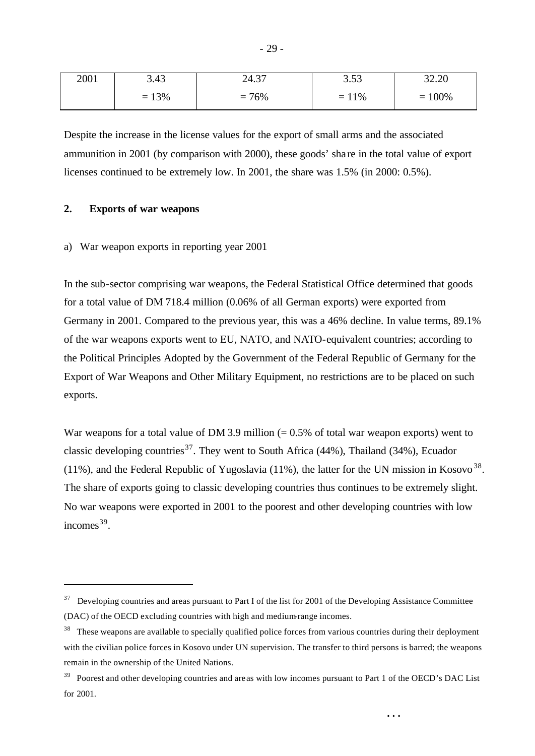| 2001 | 3.43 | 24.37 | 3.53 | 32.20 |
|---|---|---|---|---|
| | = 13% | = 76% | = 11% | = 100% |

Despite the increase in the license values for the export of small arms and the associated ammunition in 2001 (by comparison with 2000), these goods' share in the total value of export licenses continued to be extremely low. In 2001, the share was 1.5% (in 2000: 0.5%).

## 2. Exports of war weapons

a) War weapon exports in reporting year 2001

In the sub-sector comprising war weapons, the Federal Statistical Office determined that goods for a total value of DM 718.4 million (0.06% of all German exports) were exported from Germany in 2001. Compared to the previous year, this was a 46% decline. In value terms, 89.1% of the war weapons exports went to EU, NATO, and NATO-equivalent countries; according to the Political Principles Adopted by the Government of the Federal Republic of Germany for the Export of War Weapons and Other Military Equipment, no restrictions are to be placed on such exports.

War weapons for a total value of DM 3.9 million (= 0.5% of total war weapon exports) went to classic developing countries[37]. They went to South Africa (44%), Thailand (34%), Ecuador (11%), and the Federal Republic of Yugoslavia (11%), the latter for the UN mission in Kosovo[38]. The share of exports going to classic developing countries thus continues to be extremely slight. No war weapons were exported in 2001 to the poorest and other developing countries with low incomes[39].

---

[37] Developing countries and areas pursuant to Part I of the list for 2001 of the Developing Assistance Committee (DAC) of the OECD excluding countries with high and medium-range incomes.

[38] These weapons are available to specially qualified police forces from various countries during their deployment with the civilian police forces in Kosovo under UN supervision. The transfer to third persons is barred; the weapons remain in the ownership of the United Nations.

[39] Poorest and other developing countries and areas with low incomes pursuant to Part 1 of the OECD's DAC List for 2001.

...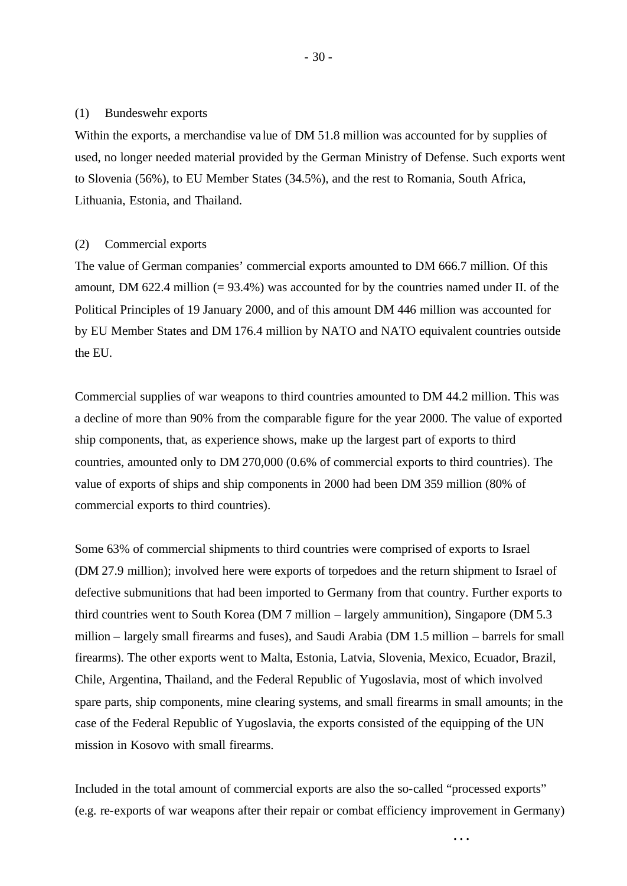(1) Bundeswehr exports

Within the exports, a merchandise value of DM 51.8 million was accounted for by supplies of used, no longer needed material provided by the German Ministry of Defense. Such exports went to Slovenia (56%), to EU Member States (34.5%), and the rest to Romania, South Africa, Lithuania, Estonia, and Thailand.

(2) Commercial exports

The value of German companies' commercial exports amounted to DM 666.7 million. Of this amount, DM 622.4 million (= 93.4%) was accounted for by the countries named under II. of the Political Principles of 19 January 2000, and of this amount DM 446 million was accounted for by EU Member States and DM 176.4 million by NATO and NATO equivalent countries outside the EU.

Commercial supplies of war weapons to third countries amounted to DM 44.2 million. This was a decline of more than 90% from the comparable figure for the year 2000. The value of exported ship components, that, as experience shows, make up the largest part of exports to third countries, amounted only to DM 270,000 (0.6% of commercial exports to third countries). The value of exports of ships and ship components in 2000 had been DM 359 million (80% of commercial exports to third countries).

Some 63% of commercial shipments to third countries were comprised of exports to Israel (DM 27.9 million); involved here were exports of torpedoes and the return shipment to Israel of defective submunitions that had been imported to Germany from that country. Further exports to third countries went to South Korea (DM 7 million – largely ammunition), Singapore (DM 5.3 million – largely small firearms and fuses), and Saudi Arabia (DM 1.5 million – barrels for small firearms). The other exports went to Malta, Estonia, Latvia, Slovenia, Mexico, Ecuador, Brazil, Chile, Argentina, Thailand, and the Federal Republic of Yugoslavia, most of which involved spare parts, ship components, mine clearing systems, and small firearms in small amounts; in the case of the Federal Republic of Yugoslavia, the exports consisted of the equipping of the UN mission in Kosovo with small firearms.

Included in the total amount of commercial exports are also the so-called "processed exports" (e.g. re-exports of war weapons after their repair or combat efficiency improvement in Germany)

...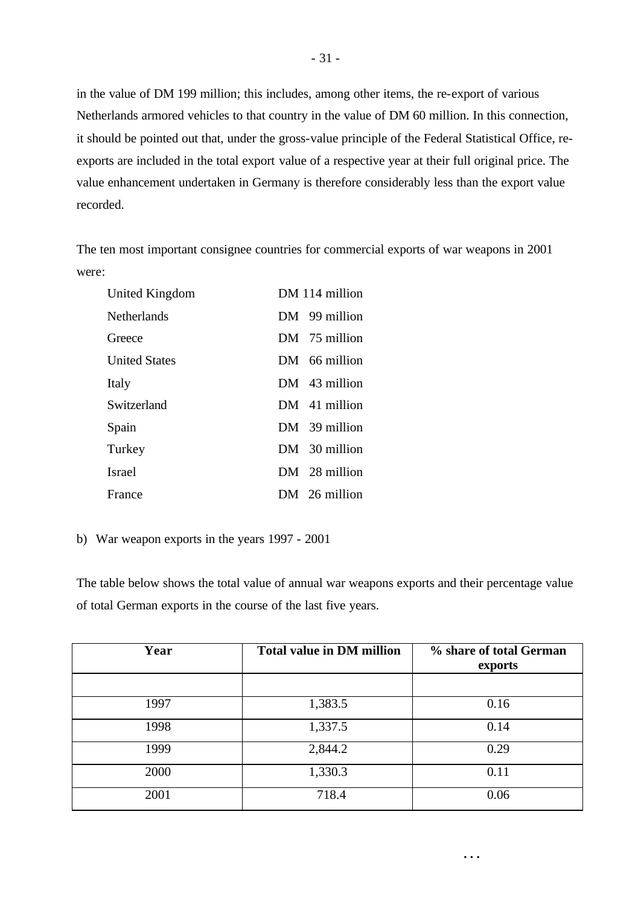in the value of DM 199 million; this includes, among other items, the re-export of various Netherlands armored vehicles to that country in the value of DM 60 million. In this connection, it should be pointed out that, under the gross-value principle of the Federal Statistical Office, re-exports are included in the total export value of a respective year at their full original price. The value enhancement undertaken in Germany is therefore considerably less than the export value recorded.

The ten most important consignee countries for commercial exports of war weapons in 2001 were:

| | |
|---|---|
| United Kingdom | DM 114 million |
| Netherlands | DM 99 million |
| Greece | DM 75 million |
| United States | DM 66 million |
| Italy | DM 43 million |
| Switzerland | DM 41 million |
| Spain | DM 39 million |
| Turkey | DM 30 million |
| Israel | DM 28 million |
| France | DM 26 million |

b) War weapon exports in the years 1997 - 2001

The table below shows the total value of annual war weapons exports and their percentage value of total German exports in the course of the last five years.

| Year | Total value in DM million | % share of total German exports |
|---|---|---|
| | | |
| 1997 | 1,383.5 | 0.16 |
| 1998 | 1,337.5 | 0.14 |
| 1999 | 2,844.2 | 0.29 |
| 2000 | 1,330.3 | 0.11 |
| 2001 | 718.4 | 0.06 |

...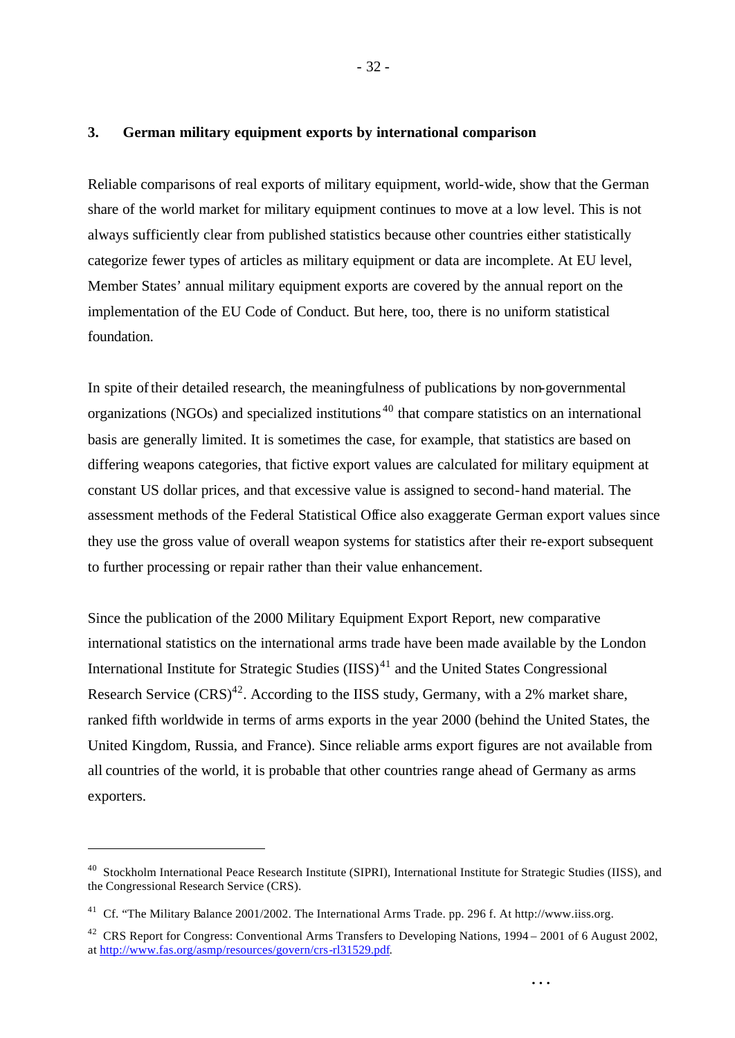## 3. German military equipment exports by international comparison

Reliable comparisons of real exports of military equipment, world-wide, show that the German share of the world market for military equipment continues to move at a low level. This is not always sufficiently clear from published statistics because other countries either statistically categorize fewer types of articles as military equipment or data are incomplete. At EU level, Member States' annual military equipment exports are covered by the annual report on the implementation of the EU Code of Conduct. But here, too, there is no uniform statistical foundation.

In spite of their detailed research, the meaningfulness of publications by non-governmental organizations (NGOs) and specialized institutions[40] that compare statistics on an international basis are generally limited. It is sometimes the case, for example, that statistics are based on differing weapons categories, that fictive export values are calculated for military equipment at constant US dollar prices, and that excessive value is assigned to second-hand material. The assessment methods of the Federal Statistical Office also exaggerate German export values since they use the gross value of overall weapon systems for statistics after their re-export subsequent to further processing or repair rather than their value enhancement.

Since the publication of the 2000 Military Equipment Export Report, new comparative international statistics on the international arms trade have been made available by the London International Institute for Strategic Studies (IISS)[41] and the United States Congressional Research Service (CRS)[42]. According to the IISS study, Germany, with a 2% market share, ranked fifth worldwide in terms of arms exports in the year 2000 (behind the United States, the United Kingdom, Russia, and France). Since reliable arms export figures are not available from all countries of the world, it is probable that other countries range ahead of Germany as arms exporters.

---

[40] Stockholm International Peace Research Institute (SIPRI), International Institute for Strategic Studies (IISS), and the Congressional Research Service (CRS).

[41] Cf. "The Military Balance 2001/2002. The International Arms Trade. pp. 296 f. At http://www.iiss.org.

[42] CRS Report for Congress: Conventional Arms Transfers to Developing Nations, 1994 – 2001 of 6 August 2002, at http://www.fas.org/asmp/resources/govern/crs-rl31529.pdf.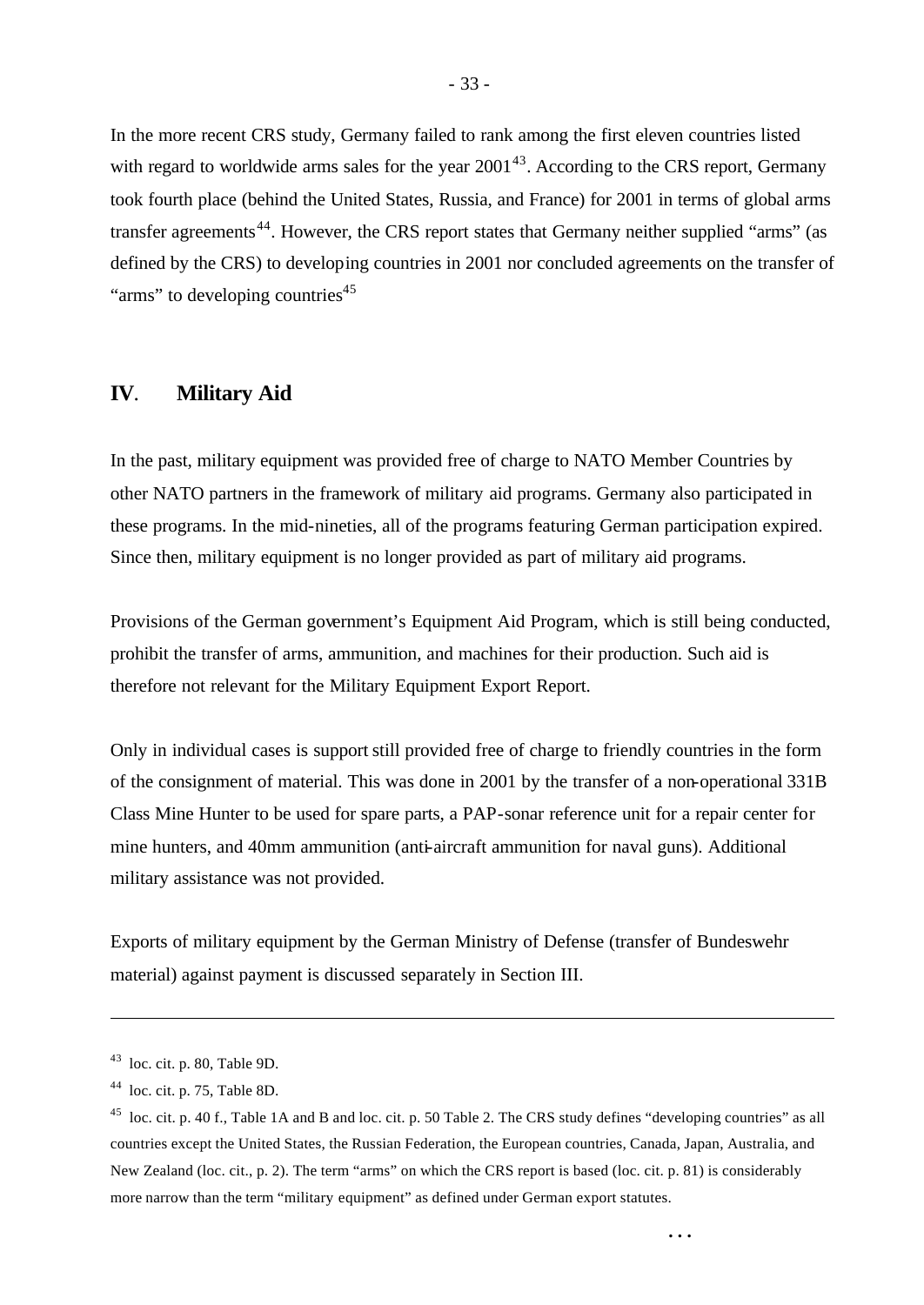In the more recent CRS study, Germany failed to rank among the first eleven countries listed with regard to worldwide arms sales for the year 2001[43]. According to the CRS report, Germany took fourth place (behind the United States, Russia, and France) for 2001 in terms of global arms transfer agreements[44]. However, the CRS report states that Germany neither supplied "arms" (as defined by the CRS) to developing countries in 2001 nor concluded agreements on the transfer of "arms" to developing countries[45]

## IV. Military Aid

In the past, military equipment was provided free of charge to NATO Member Countries by other NATO partners in the framework of military aid programs. Germany also participated in these programs. In the mid-nineties, all of the programs featuring German participation expired. Since then, military equipment is no longer provided as part of military aid programs.

Provisions of the German government's Equipment Aid Program, which is still being conducted, prohibit the transfer of arms, ammunition, and machines for their production. Such aid is therefore not relevant for the Military Equipment Export Report.

Only in individual cases is support still provided free of charge to friendly countries in the form of the consignment of material. This was done in 2001 by the transfer of a non-operational 331B Class Mine Hunter to be used for spare parts, a PAP-sonar reference unit for a repair center for mine hunters, and 40mm ammunition (anti-aircraft ammunition for naval guns). Additional military assistance was not provided.

Exports of military equipment by the German Ministry of Defense (transfer of Bundeswehr material) against payment is discussed separately in Section III.

---

[43] loc. cit. p. 80, Table 9D.

[44] loc. cit. p. 75, Table 8D.

[45] loc. cit. p. 40 f., Table 1A and B and loc. cit. p. 50 Table 2. The CRS study defines "developing countries" as all countries except the United States, the Russian Federation, the European countries, Canada, Japan, Australia, and New Zealand (loc. cit., p. 2). The term "arms" on which the CRS report is based (loc. cit. p. 81) is considerably more narrow than the term "military equipment" as defined under German export statutes.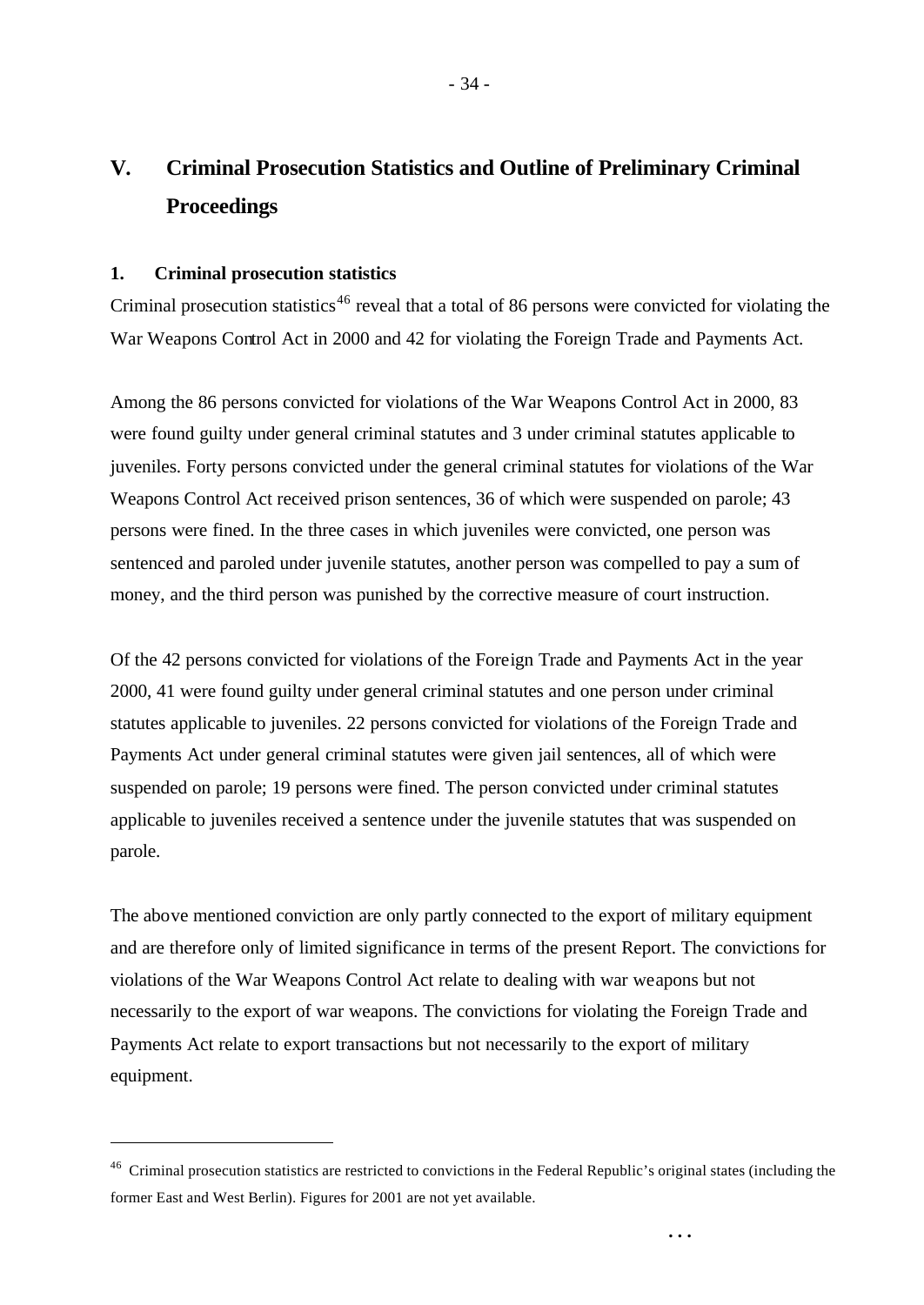# V. Criminal Prosecution Statistics and Outline of Preliminary Criminal Proceedings

## 1. Criminal prosecution statistics

Criminal prosecution statistics[46] reveal that a total of 86 persons were convicted for violating the War Weapons Control Act in 2000 and 42 for violating the Foreign Trade and Payments Act.

Among the 86 persons convicted for violations of the War Weapons Control Act in 2000, 83 were found guilty under general criminal statutes and 3 under criminal statutes applicable to juveniles. Forty persons convicted under the general criminal statutes for violations of the War Weapons Control Act received prison sentences, 36 of which were suspended on parole; 43 persons were fined. In the three cases in which juveniles were convicted, one person was sentenced and paroled under juvenile statutes, another person was compelled to pay a sum of money, and the third person was punished by the corrective measure of court instruction.

Of the 42 persons convicted for violations of the Foreign Trade and Payments Act in the year 2000, 41 were found guilty under general criminal statutes and one person under criminal statutes applicable to juveniles. 22 persons convicted for violations of the Foreign Trade and Payments Act under general criminal statutes were given jail sentences, all of which were suspended on parole; 19 persons were fined. The person convicted under criminal statutes applicable to juveniles received a sentence under the juvenile statutes that was suspended on parole.

The above mentioned conviction are only partly connected to the export of military equipment and are therefore only of limited significance in terms of the present Report. The convictions for violations of the War Weapons Control Act relate to dealing with war weapons but not necessarily to the export of war weapons. The convictions for violating the Foreign Trade and Payments Act relate to export transactions but not necessarily to the export of military equipment.

---

[46] Criminal prosecution statistics are restricted to convictions in the Federal Republic's original states (including the former East and West Berlin). Figures for 2001 are not yet available.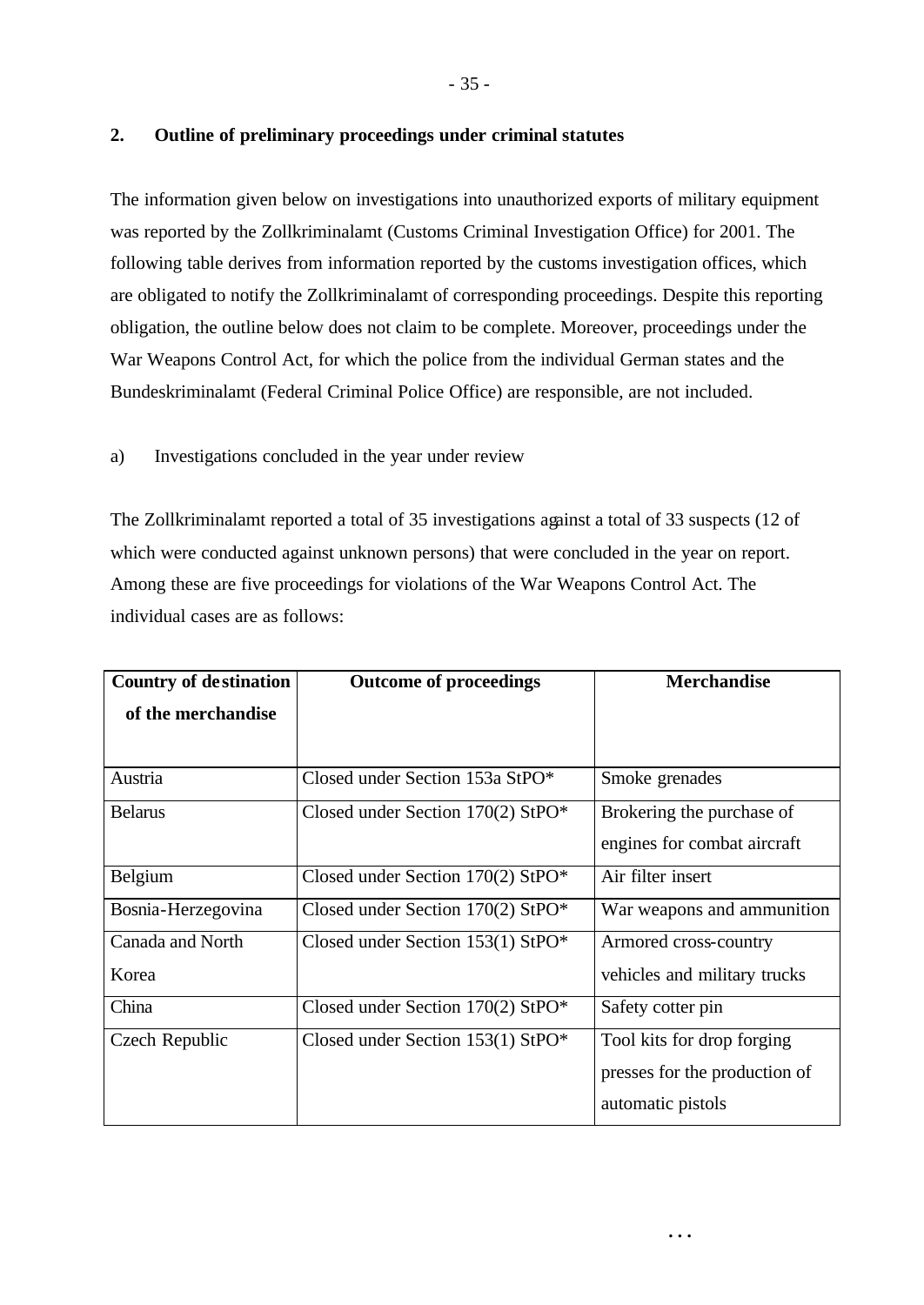## 2. Outline of preliminary proceedings under criminal statutes

The information given below on investigations into unauthorized exports of military equipment was reported by the Zollkriminalamt (Customs Criminal Investigation Office) for 2001. The following table derives from information reported by the customs investigation offices, which are obligated to notify the Zollkriminalamt of corresponding proceedings. Despite this reporting obligation, the outline below does not claim to be complete. Moreover, proceedings under the War Weapons Control Act, for which the police from the individual German states and the Bundeskriminalamt (Federal Criminal Police Office) are responsible, are not included.

a) Investigations concluded in the year under review

The Zollkriminalamt reported a total of 35 investigations against a total of 33 suspects (12 of which were conducted against unknown persons) that were concluded in the year on report. Among these are five proceedings for violations of the War Weapons Control Act. The individual cases are as follows:

| Country of destination of the merchandise | Outcome of proceedings | Merchandise |
|---|---|---|
| Austria | Closed under Section 153a StPO* | Smoke grenades |
| Belarus | Closed under Section 170(2) StPO* | Brokering the purchase of engines for combat aircraft |
| Belgium | Closed under Section 170(2) StPO* | Air filter insert |
| Bosnia-Herzegovina | Closed under Section 170(2) StPO* | War weapons and ammunition |
| Canada and North Korea | Closed under Section 153(1) StPO* | Armored cross-country vehicles and military trucks |
| China | Closed under Section 170(2) StPO* | Safety cotter pin |
| Czech Republic | Closed under Section 153(1) StPO* | Tool kits for drop forging presses for the production of automatic pistols |

...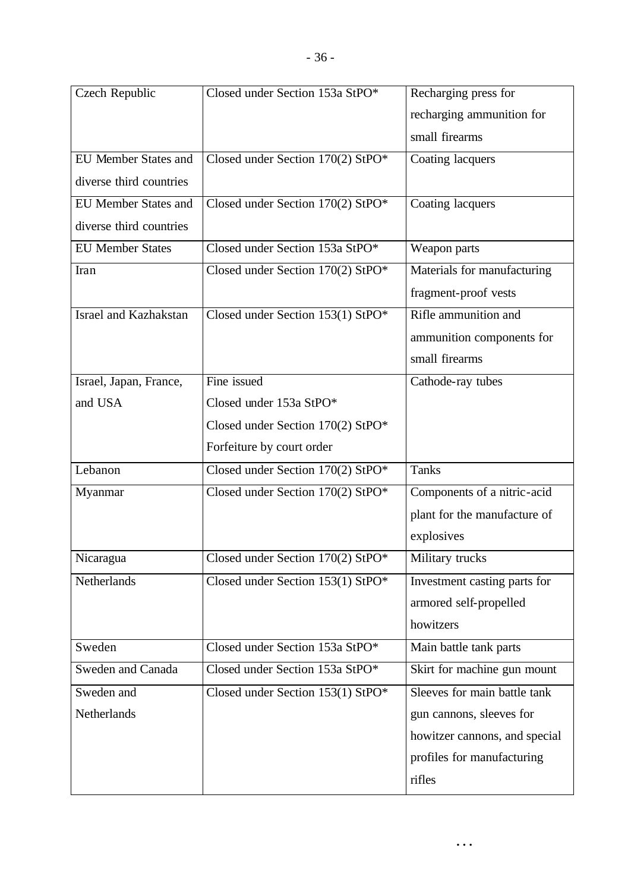| Czech Republic | Closed under Section 153a StPO* | Recharging press for recharging ammunition for small firearms |
|---|---|---|
| EU Member States and diverse third countries | Closed under Section 170(2) StPO* | Coating lacquers |
| EU Member States and diverse third countries | Closed under Section 170(2) StPO* | Coating lacquers |
| EU Member States | Closed under Section 153a StPO* | Weapon parts |
| Iran | Closed under Section 170(2) StPO* | Materials for manufacturing fragment-proof vests |
| Israel and Kazhakstan | Closed under Section 153(1) StPO* | Rifle ammunition and ammunition components for small firearms |
| Israel, Japan, France, and USA | Fine issued<br>Closed under 153a StPO*<br>Closed under Section 170(2) StPO*<br>Forfeiture by court order | Cathode-ray tubes |
| Lebanon | Closed under Section 170(2) StPO* | Tanks |
| Myanmar | Closed under Section 170(2) StPO* | Components of a nitric-acid plant for the manufacture of explosives |
| Nicaragua | Closed under Section 170(2) StPO* | Military trucks |
| Netherlands | Closed under Section 153(1) StPO* | Investment casting parts for armored self-propelled howitzers |
| Sweden | Closed under Section 153a StPO* | Main battle tank parts |
| Sweden and Canada | Closed under Section 153a StPO* | Skirt for machine gun mount |
| Sweden and Netherlands | Closed under Section 153(1) StPO* | Sleeves for main battle tank gun cannons, sleeves for howitzer cannons, and special profiles for manufacturing rifles |

...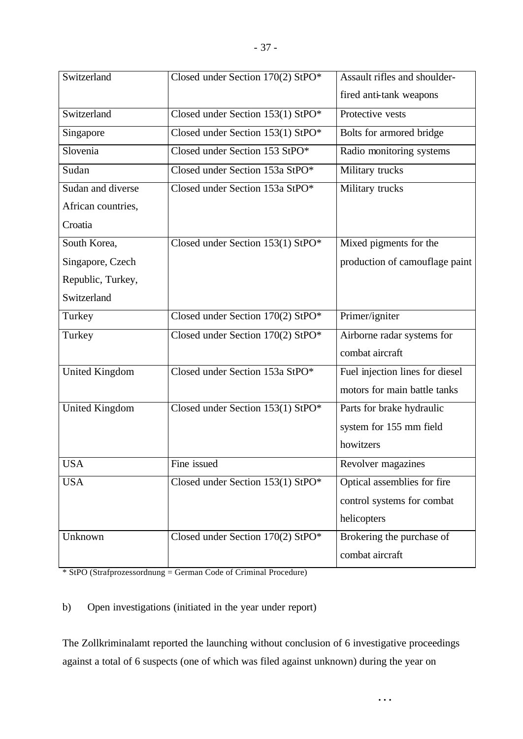| Switzerland | Closed under Section 170(2) StPO* | Assault rifles and shoulder-fired anti-tank weapons |
|---|---|---|
| Switzerland | Closed under Section 153(1) StPO* | Protective vests |
| Singapore | Closed under Section 153(1) StPO* | Bolts for armored bridge |
| Slovenia | Closed under Section 153 StPO* | Radio monitoring systems |
| Sudan | Closed under Section 153a StPO* | Military trucks |
| Sudan and diverse African countries, Croatia | Closed under Section 153a StPO* | Military trucks |
| South Korea, Singapore, Czech Republic, Turkey, Switzerland | Closed under Section 153(1) StPO* | Mixed pigments for the production of camouflage paint |
| Turkey | Closed under Section 170(2) StPO* | Primer/igniter |
| Turkey | Closed under Section 170(2) StPO* | Airborne radar systems for combat aircraft |
| United Kingdom | Closed under Section 153a StPO* | Fuel injection lines for diesel motors for main battle tanks |
| United Kingdom | Closed under Section 153(1) StPO* | Parts for brake hydraulic system for 155 mm field howitzers |
| USA | Fine issued | Revolver magazines |
| USA | Closed under Section 153(1) StPO* | Optical assemblies for fire control systems for combat helicopters |
| Unknown | Closed under Section 170(2) StPO* | Brokering the purchase of combat aircraft |

* StPO (Strafprozessordnung = German Code of Criminal Procedure)

b) Open investigations (initiated in the year under report)

The Zollkriminalamt reported the launching without conclusion of 6 investigative proceedings against a total of 6 suspects (one of which was filed against unknown) during the year on

...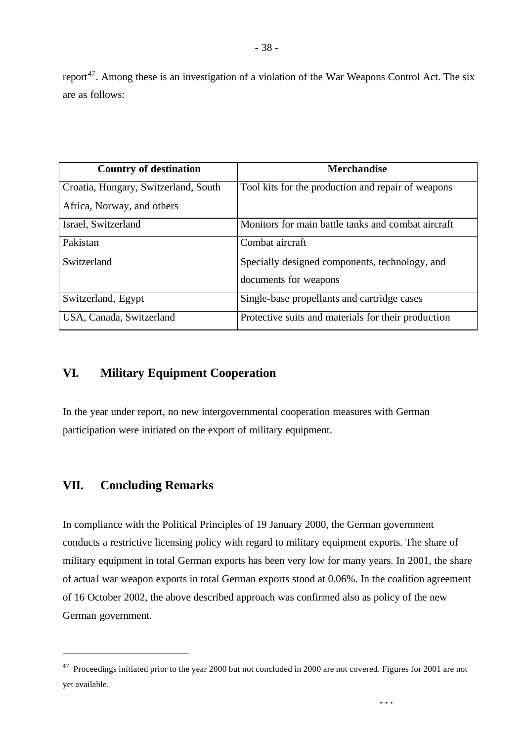report[47]. Among these is an investigation of a violation of the War Weapons Control Act. The six are as follows:

| Country of destination | Merchandise |
|---|---|
| Croatia, Hungary, Switzerland, South Africa, Norway, and others | Tool kits for the production and repair of weapons |
| Israel, Switzerland | Monitors for main battle tanks and combat aircraft |
| Pakistan | Combat aircraft |
| Switzerland | Specially designed components, technology, and documents for weapons |
| Switzerland, Egypt | Single-base propellants and cartridge cases |
| USA, Canada, Switzerland | Protective suits and materials for their production |

## VI. Military Equipment Cooperation

In the year under report, no new intergovernmental cooperation measures with German participation were initiated on the export of military equipment.

## VII. Concluding Remarks

In compliance with the Political Principles of 19 January 2000, the German government conducts a restrictive licensing policy with regard to military equipment exports. The share of military equipment in total German exports has been very low for many years. In 2001, the share of actual war weapon exports in total German exports stood at 0.06%. In the coalition agreement of 16 October 2002, the above described approach was confirmed also as policy of the new German government.

[47] Proceedings initiated prior to the year 2000 but not concluded in 2000 are not covered. Figures for 2001 are not yet available.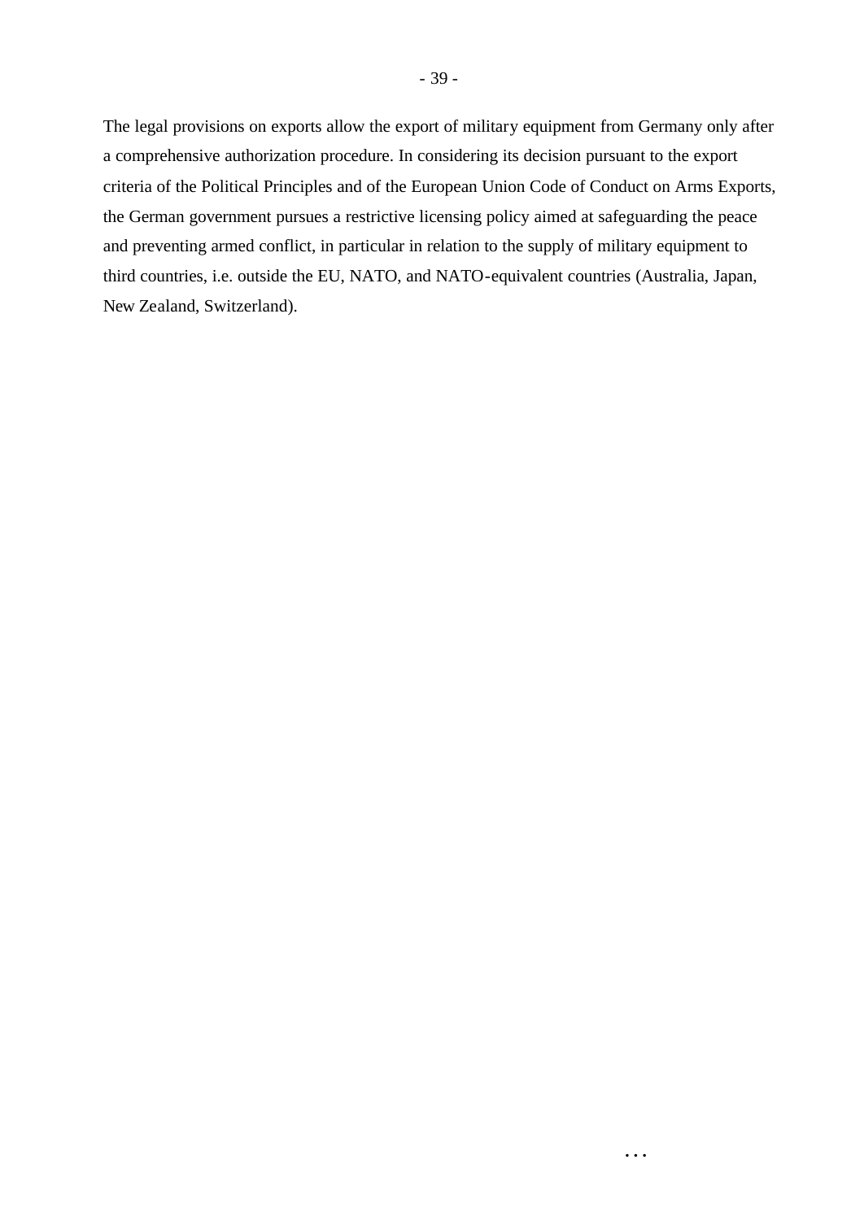The legal provisions on exports allow the export of military equipment from Germany only after a comprehensive authorization procedure. In considering its decision pursuant to the export criteria of the Political Principles and of the European Union Code of Conduct on Arms Exports, the German government pursues a restrictive licensing policy aimed at safeguarding the peace and preventing armed conflict, in particular in relation to the supply of military equipment to third countries, i.e. outside the EU, NATO, and NATO-equivalent countries (Australia, Japan, New Zealand, Switzerland).

...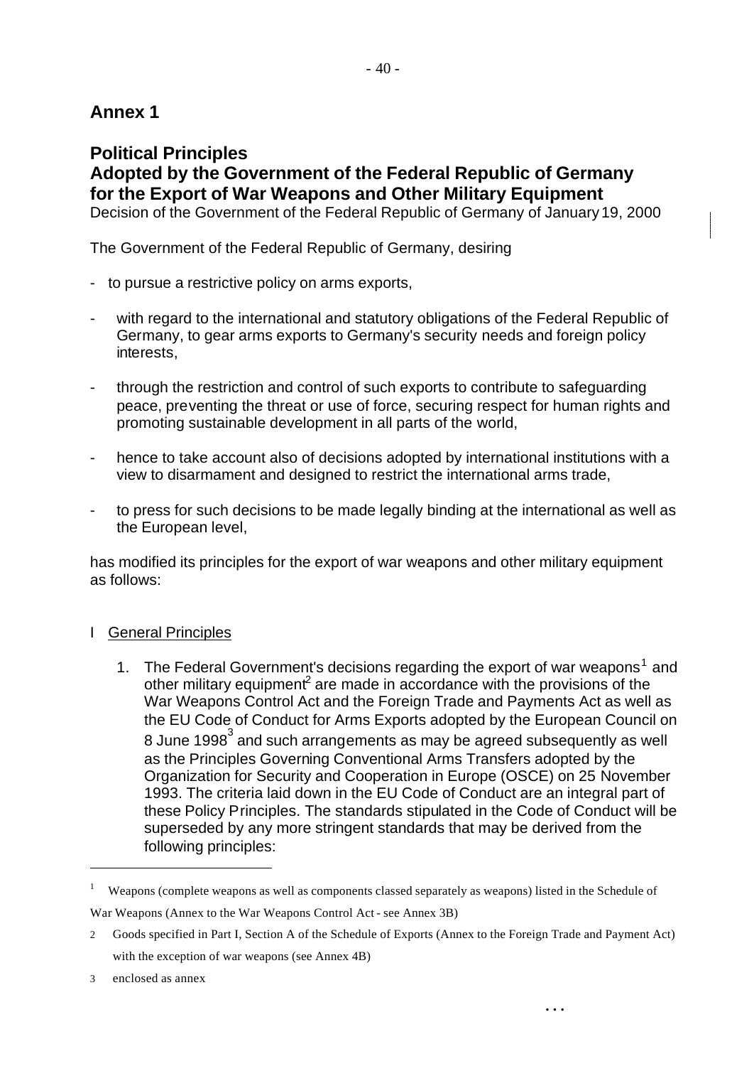## Annex 1

## Political Principles Adopted by the Government of the Federal Republic of Germany for the Export of War Weapons and Other Military Equipment

Decision of the Government of the Federal Republic of Germany of January 19, 2000

The Government of the Federal Republic of Germany, desiring

- to pursue a restrictive policy on arms exports,
- with regard to the international and statutory obligations of the Federal Republic of Germany, to gear arms exports to Germany's security needs and foreign policy interests,
- through the restriction and control of such exports to contribute to safeguarding peace, preventing the threat or use of force, securing respect for human rights and promoting sustainable development in all parts of the world,
- hence to take account also of decisions adopted by international institutions with a view to disarmament and designed to restrict the international arms trade,
- to press for such decisions to be made legally binding at the international as well as the European level,

has modified its principles for the export of war weapons and other military equipment as follows:

### I General Principles

1. The Federal Government's decisions regarding the export of war weapons[1] and other military equipment[2] are made in accordance with the provisions of the War Weapons Control Act and the Foreign Trade and Payments Act as well as the EU Code of Conduct for Arms Exports adopted by the European Council on 8 June 1998[3] and such arrangements as may be agreed subsequently as well as the Principles Governing Conventional Arms Transfers adopted by the Organization for Security and Cooperation in Europe (OSCE) on 25 November 1993. The criteria laid down in the EU Code of Conduct are an integral part of these Policy Principles. The standards stipulated in the Code of Conduct will be superseded by any more stringent standards that may be derived from the following principles:

---

[1] Weapons (complete weapons as well as components classed separately as weapons) listed in the Schedule of War Weapons (Annex to the War Weapons Control Act - see Annex 3B)

[2] Goods specified in Part I, Section A of the Schedule of Exports (Annex to the Foreign Trade and Payment Act) with the exception of war weapons (see Annex 4B)

[3] enclosed as annex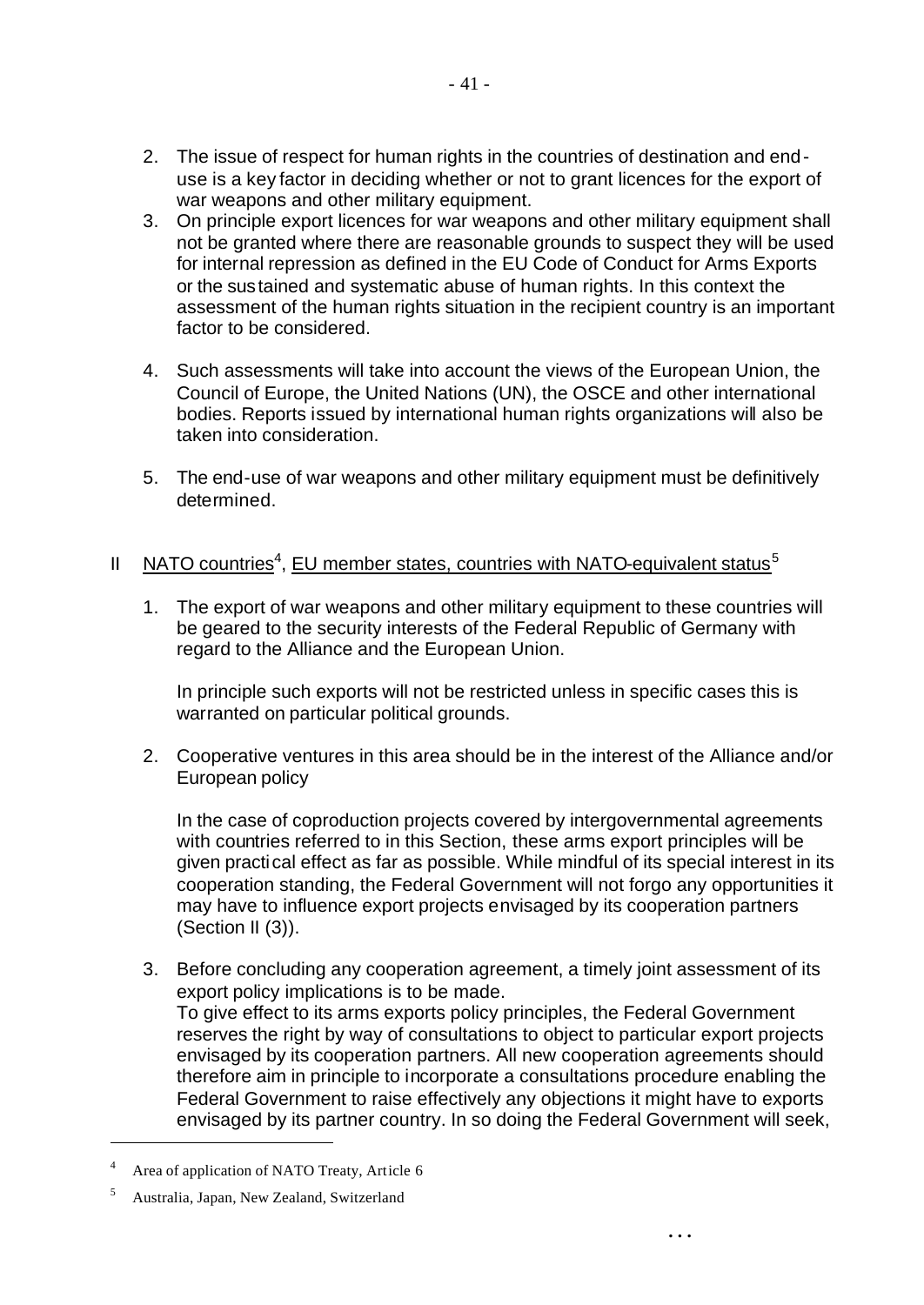2. The issue of respect for human rights in the countries of destination and end-use is a key factor in deciding whether or not to grant licences for the export of war weapons and other military equipment.
3. On principle export licences for war weapons and other military equipment shall not be granted where there are reasonable grounds to suspect they will be used for internal repression as defined in the EU Code of Conduct for Arms Exports or the sustained and systematic abuse of human rights. In this context the assessment of the human rights situation in the recipient country is an important factor to be considered.
4. Such assessments will take into account the views of the European Union, the Council of Europe, the United Nations (UN), the OSCE and other international bodies. Reports issued by international human rights organizations will also be taken into consideration.
5. The end-use of war weapons and other military equipment must be definitively determined.

## II <u>NATO countries</u>[4], <u>EU member states, countries with NATO-equivalent status</u>[5]

1. The export of war weapons and other military equipment to these countries will be geared to the security interests of the Federal Republic of Germany with regard to the Alliance and the European Union.

   In principle such exports will not be restricted unless in specific cases this is warranted on particular political grounds.

2. Cooperative ventures in this area should be in the interest of the Alliance and/or European policy

   In the case of coproduction projects covered by intergovernmental agreements with countries referred to in this Section, these arms export principles will be given practical effect as far as possible. While mindful of its special interest in its cooperation standing, the Federal Government will not forgo any opportunities it may have to influence export projects envisaged by its cooperation partners (Section II (3)).

3. Before concluding any cooperation agreement, a timely joint assessment of its export policy implications is to be made.
   To give effect to its arms exports policy principles, the Federal Government reserves the right by way of consultations to object to particular export projects envisaged by its cooperation partners. All new cooperation agreements should therefore aim in principle to incorporate a consultations procedure enabling the Federal Government to raise effectively any objections it might have to exports envisaged by its partner country. In so doing the Federal Government will seek,

---

[4] Area of application of NATO Treaty, Article 6

[5] Australia, Japan, New Zealand, Switzerland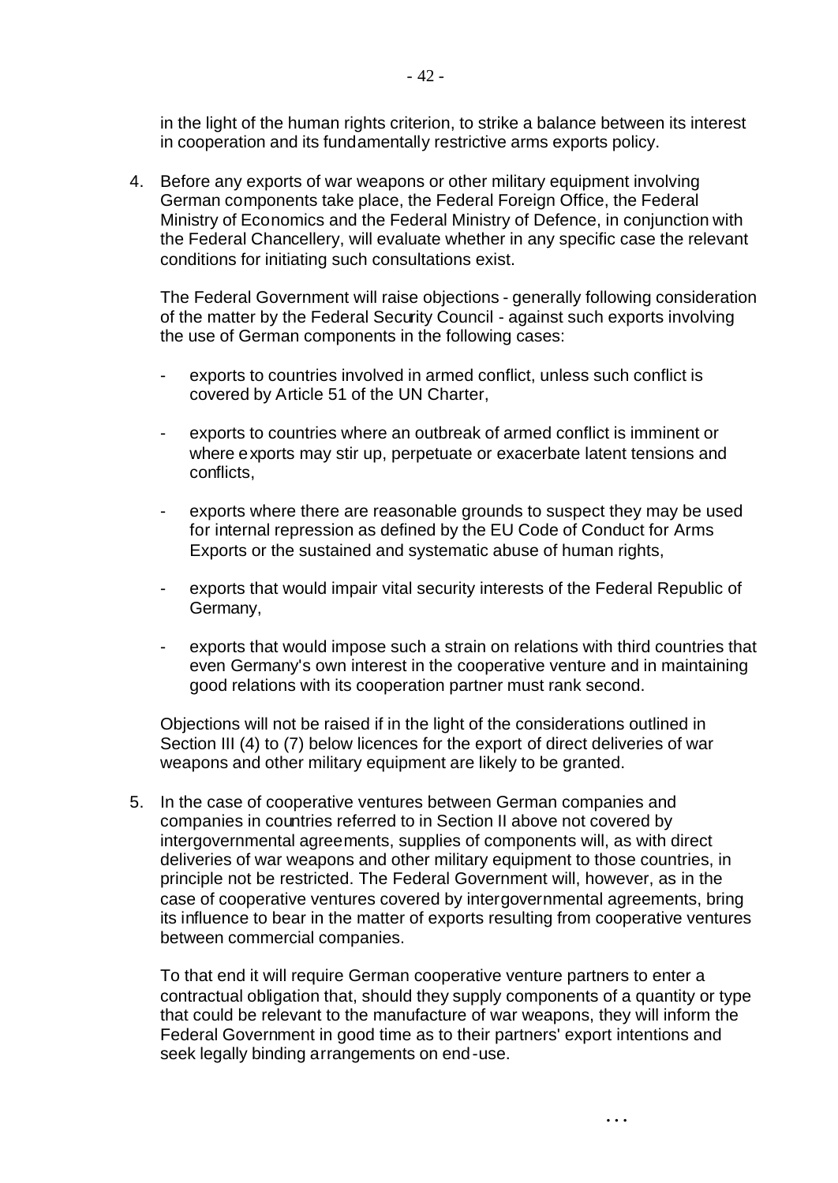in the light of the human rights criterion, to strike a balance between its interest in cooperation and its fundamentally restrictive arms exports policy.

4. Before any exports of war weapons or other military equipment involving German components take place, the Federal Foreign Office, the Federal Ministry of Economics and the Federal Ministry of Defence, in conjunction with the Federal Chancellery, will evaluate whether in any specific case the relevant conditions for initiating such consultations exist.

   The Federal Government will raise objections - generally following consideration of the matter by the Federal Security Council - against such exports involving the use of German components in the following cases:

   - exports to countries involved in armed conflict, unless such conflict is covered by Article 51 of the UN Charter,
   - exports to countries where an outbreak of armed conflict is imminent or where exports may stir up, perpetuate or exacerbate latent tensions and conflicts,
   - exports where there are reasonable grounds to suspect they may be used for internal repression as defined by the EU Code of Conduct for Arms Exports or the sustained and systematic abuse of human rights,
   - exports that would impair vital security interests of the Federal Republic of Germany,
   - exports that would impose such a strain on relations with third countries that even Germany's own interest in the cooperative venture and in maintaining good relations with its cooperation partner must rank second.

   Objections will not be raised if in the light of the considerations outlined in Section III (4) to (7) below licences for the export of direct deliveries of war weapons and other military equipment are likely to be granted.

5. In the case of cooperative ventures between German companies and companies in countries referred to in Section II above not covered by intergovernmental agreements, supplies of components will, as with direct deliveries of war weapons and other military equipment to those countries, in principle not be restricted. The Federal Government will, however, as in the case of cooperative ventures covered by intergovernmental agreements, bring its influence to bear in the matter of exports resulting from cooperative ventures between commercial companies.

   To that end it will require German cooperative venture partners to enter a contractual obligation that, should they supply components of a quantity or type that could be relevant to the manufacture of war weapons, they will inform the Federal Government in good time as to their partners' export intentions and seek legally binding arrangements on end-use.

...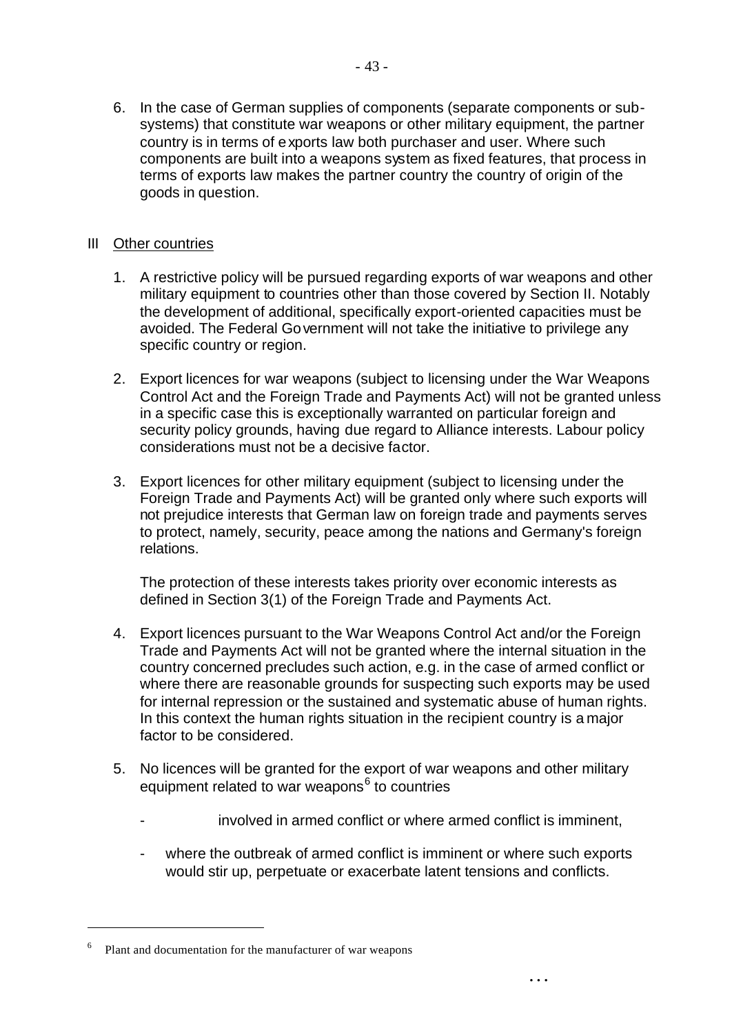6. In the case of German supplies of components (separate components or sub-systems) that constitute war weapons or other military equipment, the partner country is in terms of exports law both purchaser and user. Where such components are built into a weapons system as fixed features, that process in terms of exports law makes the partner country the country of origin of the goods in question.

## III Other countries

1. A restrictive policy will be pursued regarding exports of war weapons and other military equipment to countries other than those covered by Section II. Notably the development of additional, specifically export-oriented capacities must be avoided. The Federal Government will not take the initiative to privilege any specific country or region.

2. Export licences for war weapons (subject to licensing under the War Weapons Control Act and the Foreign Trade and Payments Act) will not be granted unless in a specific case this is exceptionally warranted on particular foreign and security policy grounds, having due regard to Alliance interests. Labour policy considerations must not be a decisive factor.

3. Export licences for other military equipment (subject to licensing under the Foreign Trade and Payments Act) will be granted only where such exports will not prejudice interests that German law on foreign trade and payments serves to protect, namely, security, peace among the nations and Germany's foreign relations.

   The protection of these interests takes priority over economic interests as defined in Section 3(1) of the Foreign Trade and Payments Act.

4. Export licences pursuant to the War Weapons Control Act and/or the Foreign Trade and Payments Act will not be granted where the internal situation in the country concerned precludes such action, e.g. in the case of armed conflict or where there are reasonable grounds for suspecting such exports may be used for internal repression or the sustained and systematic abuse of human rights. In this context the human rights situation in the recipient country is a major factor to be considered.

5. No licences will be granted for the export of war weapons and other military equipment related to war weapons[6] to countries

   - involved in armed conflict or where armed conflict is imminent,
   - where the outbreak of armed conflict is imminent or where such exports would stir up, perpetuate or exacerbate latent tensions and conflicts.

[6] Plant and documentation for the manufacturer of war weapons

...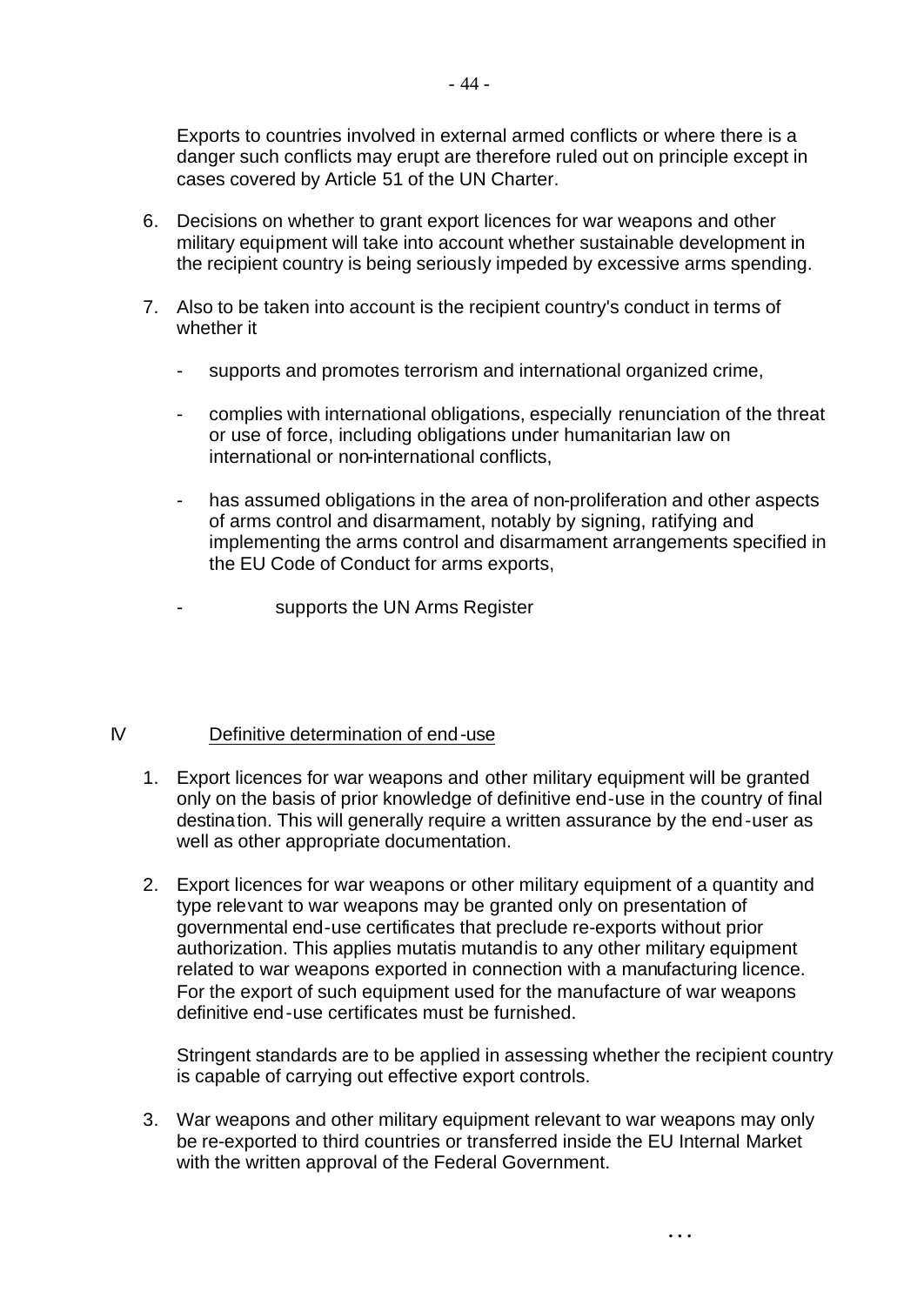Exports to countries involved in external armed conflicts or where there is a danger such conflicts may erupt are therefore ruled out on principle except in cases covered by Article 51 of the UN Charter.

6. Decisions on whether to grant export licences for war weapons and other military equipment will take into account whether sustainable development in the recipient country is being seriously impeded by excessive arms spending.

7. Also to be taken into account is the recipient country's conduct in terms of whether it

   - supports and promotes terrorism and international organized crime,

   - complies with international obligations, especially renunciation of the threat or use of force, including obligations under humanitarian law on international or non-international conflicts,

   - has assumed obligations in the area of non-proliferation and other aspects of arms control and disarmament, notably by signing, ratifying and implementing the arms control and disarmament arrangements specified in the EU Code of Conduct for arms exports,

   - supports the UN Arms Register

## IV Definitive determination of end-use

1. Export licences for war weapons and other military equipment will be granted only on the basis of prior knowledge of definitive end-use in the country of final destination. This will generally require a written assurance by the end-user as well as other appropriate documentation.

2. Export licences for war weapons or other military equipment of a quantity and type relevant to war weapons may be granted only on presentation of governmental end-use certificates that preclude re-exports without prior authorization. This applies mutatis mutandis to any other military equipment related to war weapons exported in connection with a manufacturing licence. For the export of such equipment used for the manufacture of war weapons definitive end-use certificates must be furnished.

   Stringent standards are to be applied in assessing whether the recipient country is capable of carrying out effective export controls.

3. War weapons and other military equipment relevant to war weapons may only be re-exported to third countries or transferred inside the EU Internal Market with the written approval of the Federal Government.

...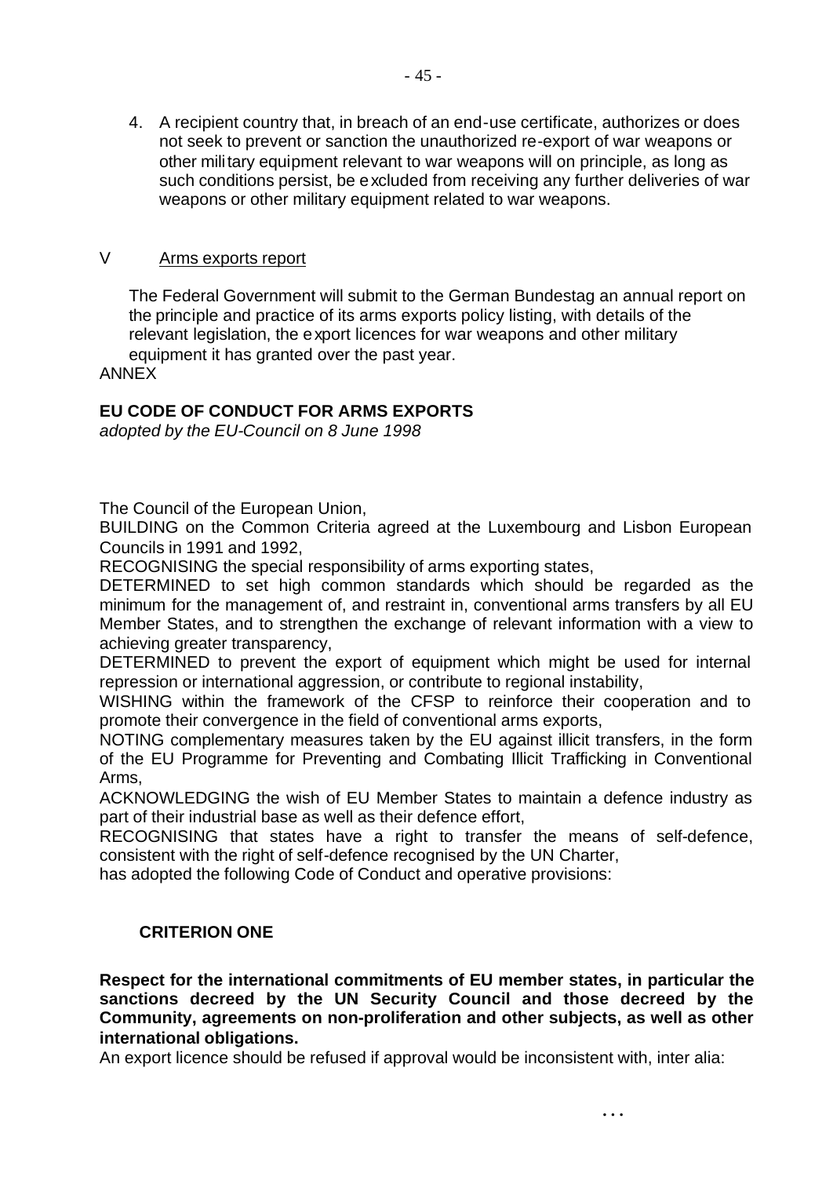4. A recipient country that, in breach of an end-use certificate, authorizes or does not seek to prevent or sanction the unauthorized re-export of war weapons or other military equipment relevant to war weapons will on principle, as long as such conditions persist, be excluded from receiving any further deliveries of war weapons or other military equipment related to war weapons.

## V Arms exports report

The Federal Government will submit to the German Bundestag an annual report on the principle and practice of its arms exports policy listing, with details of the relevant legislation, the export licences for war weapons and other military equipment it has granted over the past year.

ANNEX

## EU CODE OF CONDUCT FOR ARMS EXPORTS

*adopted by the EU-Council on 8 June 1998*

The Council of the European Union,

BUILDING on the Common Criteria agreed at the Luxembourg and Lisbon European Councils in 1991 and 1992,

RECOGNISING the special responsibility of arms exporting states,

DETERMINED to set high common standards which should be regarded as the minimum for the management of, and restraint in, conventional arms transfers by all EU Member States, and to strengthen the exchange of relevant information with a view to achieving greater transparency,

DETERMINED to prevent the export of equipment which might be used for internal repression or international aggression, or contribute to regional instability,

WISHING within the framework of the CFSP to reinforce their cooperation and to promote their convergence in the field of conventional arms exports,

NOTING complementary measures taken by the EU against illicit transfers, in the form of the EU Programme for Preventing and Combating Illicit Trafficking in Conventional Arms,

ACKNOWLEDGING the wish of EU Member States to maintain a defence industry as part of their industrial base as well as their defence effort,

RECOGNISING that states have a right to transfer the means of self-defence, consistent with the right of self-defence recognised by the UN Charter,

has adopted the following Code of Conduct and operative provisions:

### CRITERION ONE

**Respect for the international commitments of EU member states, in particular the sanctions decreed by the UN Security Council and those decreed by the Community, agreements on non-proliferation and other subjects, as well as other international obligations.**

An export licence should be refused if approval would be inconsistent with, inter alia:

...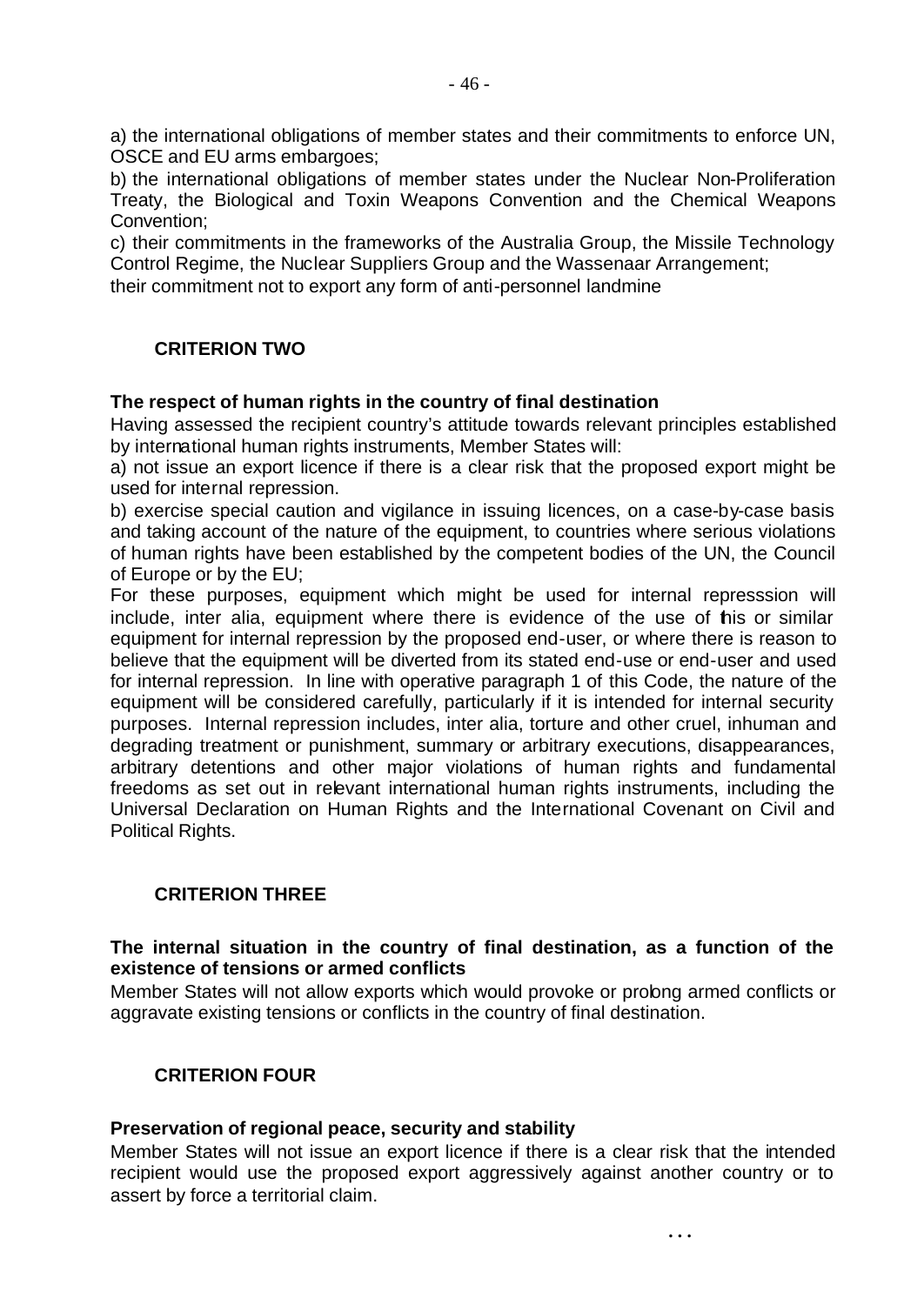a) the international obligations of member states and their commitments to enforce UN, OSCE and EU arms embargoes;

b) the international obligations of member states under the Nuclear Non-Proliferation Treaty, the Biological and Toxin Weapons Convention and the Chemical Weapons Convention;

c) their commitments in the frameworks of the Australia Group, the Missile Technology Control Regime, the Nuclear Suppliers Group and the Wassenaar Arrangement;

their commitment not to export any form of anti-personnel landmine

## CRITERION TWO

**The respect of human rights in the country of final destination**

Having assessed the recipient country's attitude towards relevant principles established by international human rights instruments, Member States will:

a) not issue an export licence if there is a clear risk that the proposed export might be used for internal repression.

b) exercise special caution and vigilance in issuing licences, on a case-by-case basis and taking account of the nature of the equipment, to countries where serious violations of human rights have been established by the competent bodies of the UN, the Council of Europe or by the EU;

For these purposes, equipment which might be used for internal represssion will include, inter alia, equipment where there is evidence of the use of this or similar equipment for internal repression by the proposed end-user, or where there is reason to believe that the equipment will be diverted from its stated end-use or end-user and used for internal repression. In line with operative paragraph 1 of this Code, the nature of the equipment will be considered carefully, particularly if it is intended for internal security purposes. Internal repression includes, inter alia, torture and other cruel, inhuman and degrading treatment or punishment, summary or arbitrary executions, disappearances, arbitrary detentions and other major violations of human rights and fundamental freedoms as set out in relevant international human rights instruments, including the Universal Declaration on Human Rights and the International Covenant on Civil and Political Rights.

## CRITERION THREE

**The internal situation in the country of final destination, as a function of the existence of tensions or armed conflicts**

Member States will not allow exports which would provoke or prolong armed conflicts or aggravate existing tensions or conflicts in the country of final destination.

## CRITERION FOUR

**Preservation of regional peace, security and stability**

Member States will not issue an export licence if there is a clear risk that the intended recipient would use the proposed export aggressively against another country or to assert by force a territorial claim.

...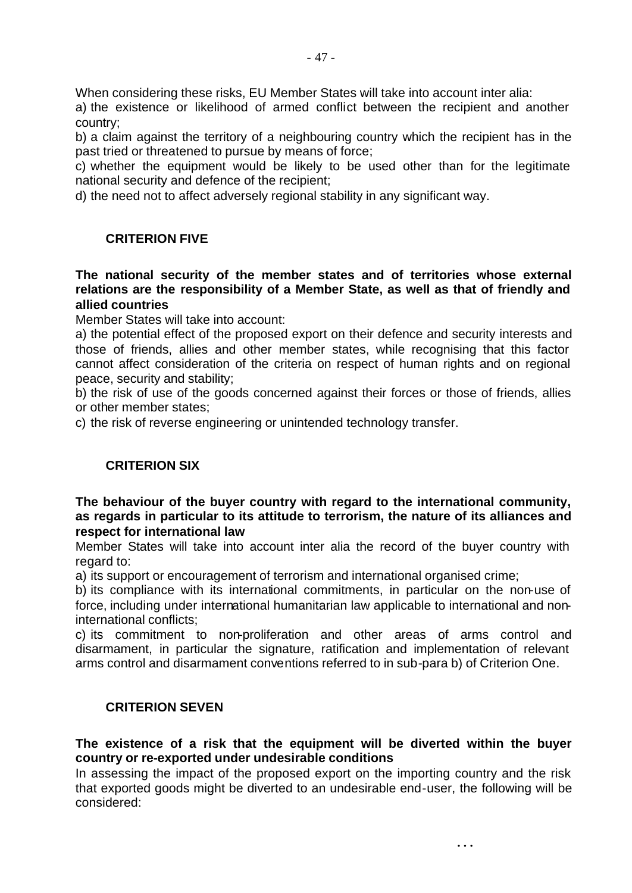When considering these risks, EU Member States will take into account inter alia:

a) the existence or likelihood of armed conflict between the recipient and another country;

b) a claim against the territory of a neighbouring country which the recipient has in the past tried or threatened to pursue by means of force;

c) whether the equipment would be likely to be used other than for the legitimate national security and defence of the recipient;

d) the need not to affect adversely regional stability in any significant way.

## CRITERION FIVE

**The national security of the member states and of territories whose external relations are the responsibility of a Member State, as well as that of friendly and allied countries**

Member States will take into account:

a) the potential effect of the proposed export on their defence and security interests and those of friends, allies and other member states, while recognising that this factor cannot affect consideration of the criteria on respect of human rights and on regional peace, security and stability;

b) the risk of use of the goods concerned against their forces or those of friends, allies or other member states;

c) the risk of reverse engineering or unintended technology transfer.

## CRITERION SIX

**The behaviour of the buyer country with regard to the international community, as regards in particular to its attitude to terrorism, the nature of its alliances and respect for international law**

Member States will take into account inter alia the record of the buyer country with regard to:

a) its support or encouragement of terrorism and international organised crime;

b) its compliance with its international commitments, in particular on the non-use of force, including under international humanitarian law applicable to international and non-international conflicts;

c) its commitment to non-proliferation and other areas of arms control and disarmament, in particular the signature, ratification and implementation of relevant arms control and disarmament conventions referred to in sub-para b) of Criterion One.

## CRITERION SEVEN

**The existence of a risk that the equipment will be diverted within the buyer country or re-exported under undesirable conditions**

In assessing the impact of the proposed export on the importing country and the risk that exported goods might be diverted to an undesirable end-user, the following will be considered:

...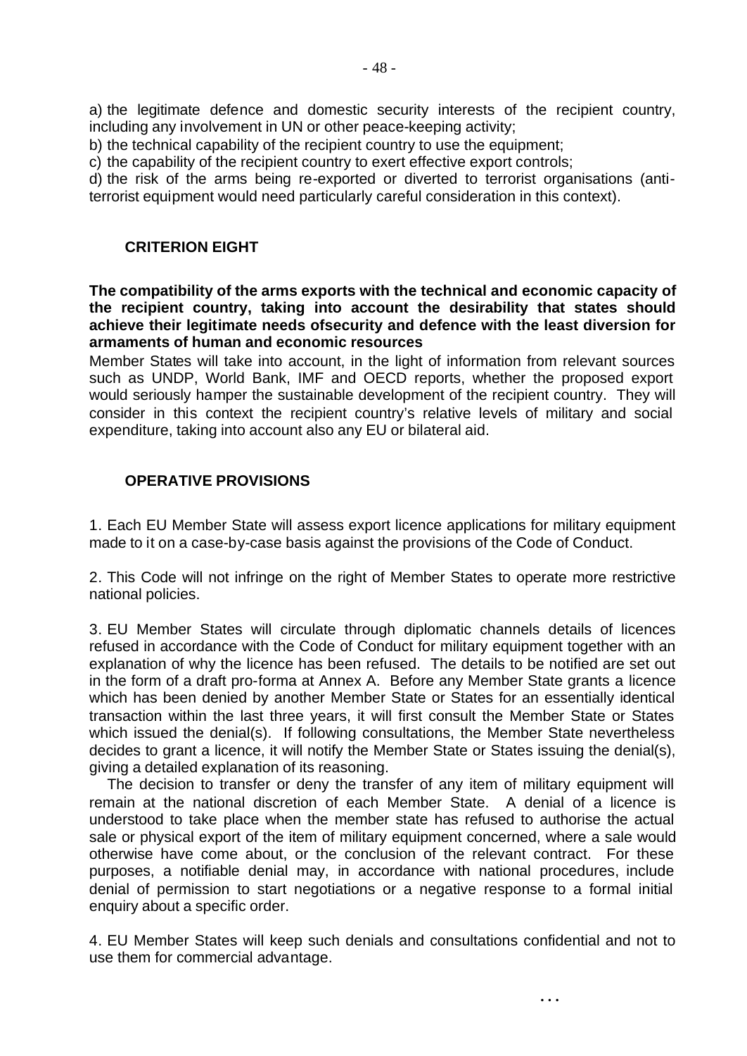a) the legitimate defence and domestic security interests of the recipient country, including any involvement in UN or other peace-keeping activity;

b) the technical capability of the recipient country to use the equipment;

c) the capability of the recipient country to exert effective export controls;

d) the risk of the arms being re-exported or diverted to terrorist organisations (anti-terrorist equipment would need particularly careful consideration in this context).

## CRITERION EIGHT

**The compatibility of the arms exports with the technical and economic capacity of the recipient country, taking into account the desirability that states should achieve their legitimate needs ofsecurity and defence with the least diversion for armaments of human and economic resources**

Member States will take into account, in the light of information from relevant sources such as UNDP, World Bank, IMF and OECD reports, whether the proposed export would seriously hamper the sustainable development of the recipient country. They will consider in this context the recipient country's relative levels of military and social expenditure, taking into account also any EU or bilateral aid.

## OPERATIVE PROVISIONS

1. Each EU Member State will assess export licence applications for military equipment made to it on a case-by-case basis against the provisions of the Code of Conduct.

2. This Code will not infringe on the right of Member States to operate more restrictive national policies.

3. EU Member States will circulate through diplomatic channels details of licences refused in accordance with the Code of Conduct for military equipment together with an explanation of why the licence has been refused. The details to be notified are set out in the form of a draft pro-forma at Annex A. Before any Member State grants a licence which has been denied by another Member State or States for an essentially identical transaction within the last three years, it will first consult the Member State or States which issued the denial(s). If following consultations, the Member State nevertheless decides to grant a licence, it will notify the Member State or States issuing the denial(s), giving a detailed explanation of its reasoning.

The decision to transfer or deny the transfer of any item of military equipment will remain at the national discretion of each Member State. A denial of a licence is understood to take place when the member state has refused to authorise the actual sale or physical export of the item of military equipment concerned, where a sale would otherwise have come about, or the conclusion of the relevant contract. For these purposes, a notifiable denial may, in accordance with national procedures, include denial of permission to start negotiations or a negative response to a formal initial enquiry about a specific order.

4. EU Member States will keep such denials and consultations confidential and not to use them for commercial advantage.

...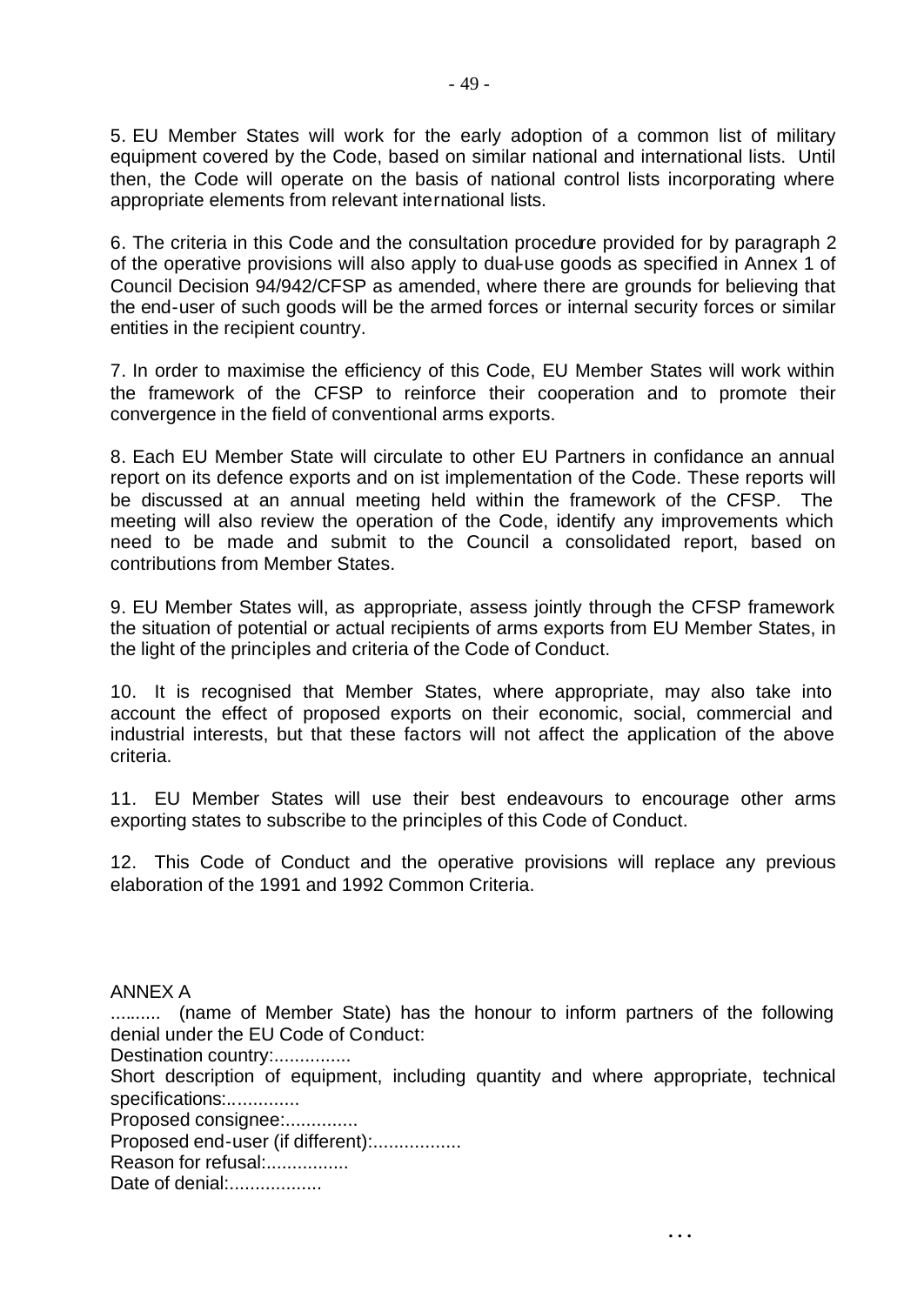5. EU Member States will work for the early adoption of a common list of military equipment covered by the Code, based on similar national and international lists. Until then, the Code will operate on the basis of national control lists incorporating where appropriate elements from relevant international lists.

6. The criteria in this Code and the consultation procedure provided for by paragraph 2 of the operative provisions will also apply to dual-use goods as specified in Annex 1 of Council Decision 94/942/CFSP as amended, where there are grounds for believing that the end-user of such goods will be the armed forces or internal security forces or similar entities in the recipient country.

7. In order to maximise the efficiency of this Code, EU Member States will work within the framework of the CFSP to reinforce their cooperation and to promote their convergence in the field of conventional arms exports.

8. Each EU Member State will circulate to other EU Partners in confidance an annual report on its defence exports and on ist implementation of the Code. These reports will be discussed at an annual meeting held within the framework of the CFSP. The meeting will also review the operation of the Code, identify any improvements which need to be made and submit to the Council a consolidated report, based on contributions from Member States.

9. EU Member States will, as appropriate, assess jointly through the CFSP framework the situation of potential or actual recipients of arms exports from EU Member States, in the light of the principles and criteria of the Code of Conduct.

10. It is recognised that Member States, where appropriate, may also take into account the effect of proposed exports on their economic, social, commercial and industrial interests, but that these factors will not affect the application of the above criteria.

11. EU Member States will use their best endeavours to encourage other arms exporting states to subscribe to the principles of this Code of Conduct.

12. This Code of Conduct and the operative provisions will replace any previous elaboration of the 1991 and 1992 Common Criteria.

ANNEX A

.......... (name of Member State) has the honour to inform partners of the following denial under the EU Code of Conduct:

Destination country:...............

Short description of equipment, including quantity and where appropriate, technical specifications:.............

Proposed consignee:..............

Proposed end-user (if different):.................

Reason for refusal:................

Date of denial:..................

...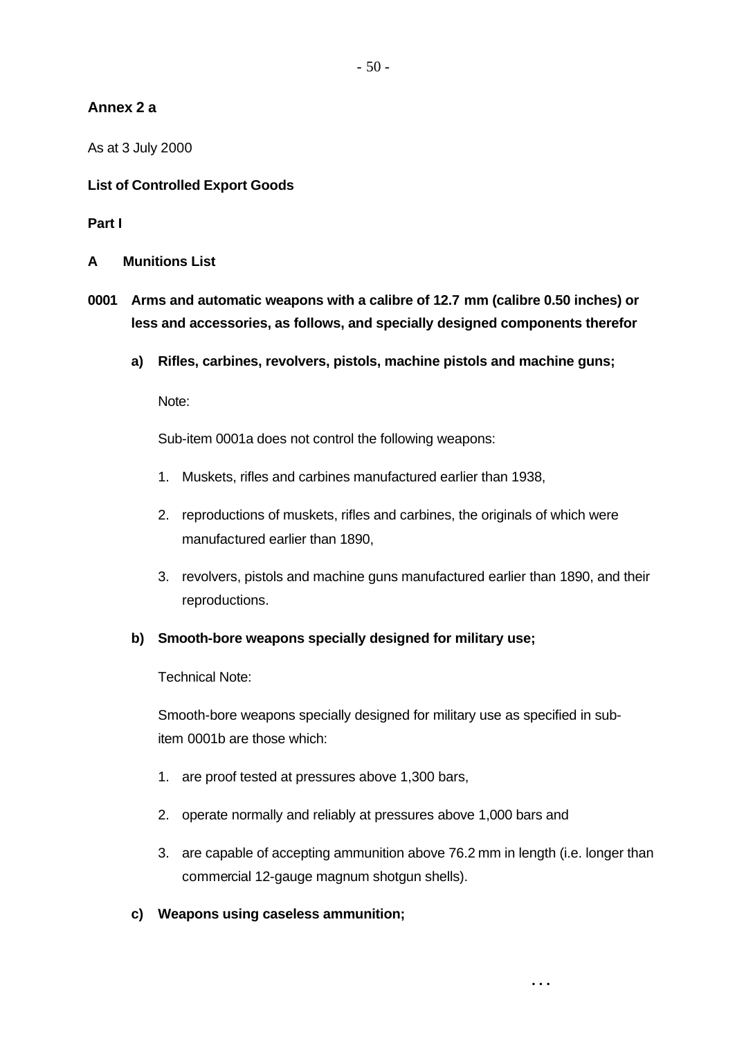## Annex 2 a

As at 3 July 2000

**List of Controlled Export Goods**

**Part I**

**A Munitions List**

**0001 Arms and automatic weapons with a calibre of 12.7 mm (calibre 0.50 inches) or less and accessories, as follows, and specially designed components therefor**

**a) Rifles, carbines, revolvers, pistols, machine pistols and machine guns;**

Note:

Sub-item 0001a does not control the following weapons:

1. Muskets, rifles and carbines manufactured earlier than 1938,
2. reproductions of muskets, rifles and carbines, the originals of which were manufactured earlier than 1890,
3. revolvers, pistols and machine guns manufactured earlier than 1890, and their reproductions.

**b) Smooth-bore weapons specially designed for military use;**

Technical Note:

Smooth-bore weapons specially designed for military use as specified in sub-item 0001b are those which:

1. are proof tested at pressures above 1,300 bars,
2. operate normally and reliably at pressures above 1,000 bars and
3. are capable of accepting ammunition above 76.2 mm in length (i.e. longer than commercial 12-gauge magnum shotgun shells).

**c) Weapons using caseless ammunition;**

...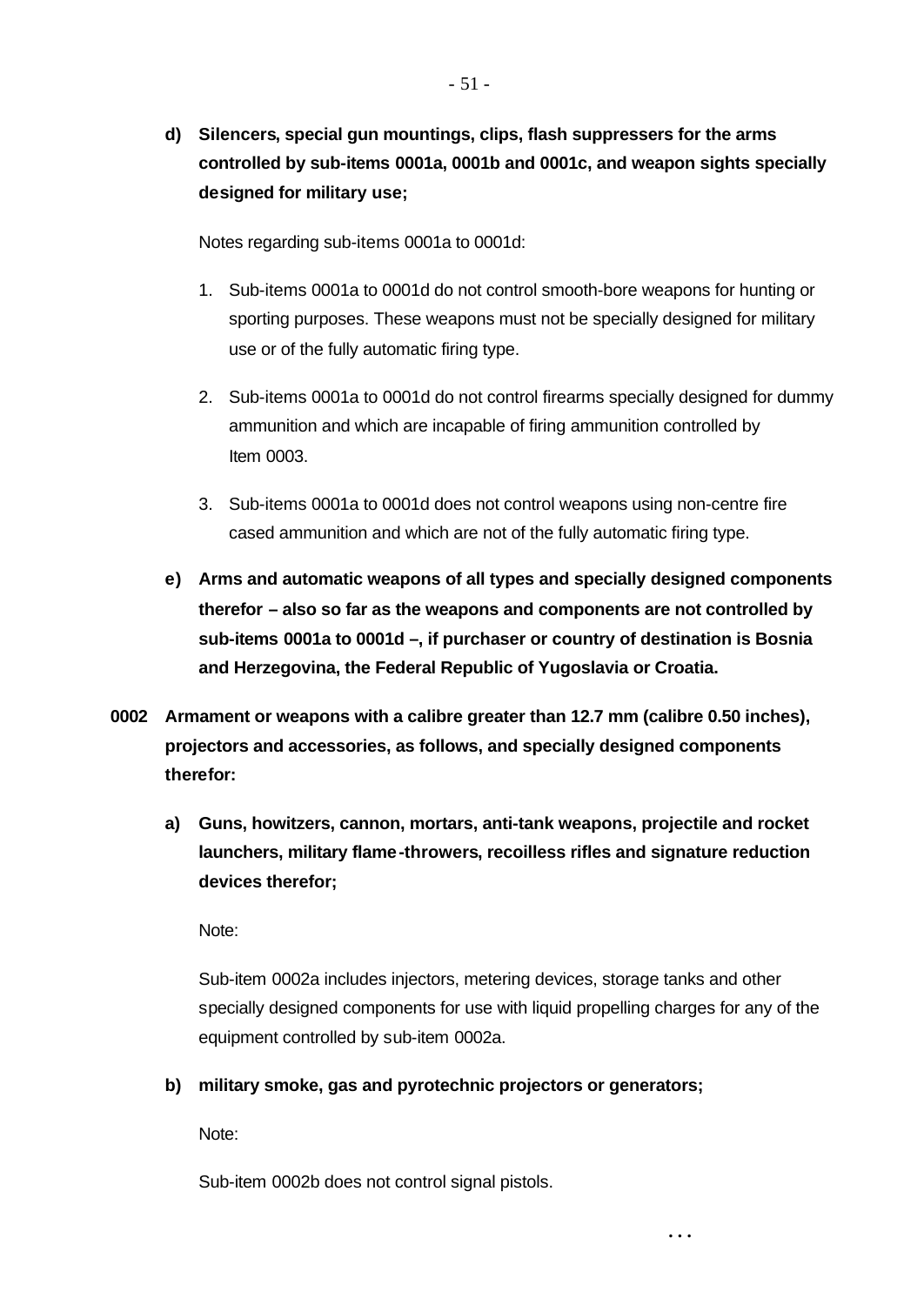**d) Silencers, special gun mountings, clips, flash suppressers for the arms controlled by sub-items 0001a, 0001b and 0001c, and weapon sights specially designed for military use;**

Notes regarding sub-items 0001a to 0001d:

1. Sub-items 0001a to 0001d do not control smooth-bore weapons for hunting or sporting purposes. These weapons must not be specially designed for military use or of the fully automatic firing type.

2. Sub-items 0001a to 0001d do not control firearms specially designed for dummy ammunition and which are incapable of firing ammunition controlled by Item 0003.

3. Sub-items 0001a to 0001d does not control weapons using non-centre fire cased ammunition and which are not of the fully automatic firing type.

**e) Arms and automatic weapons of all types and specially designed components therefor – also so far as the weapons and components are not controlled by sub-items 0001a to 0001d –, if purchaser or country of destination is Bosnia and Herzegovina, the Federal Republic of Yugoslavia or Croatia.**

**0002 Armament or weapons with a calibre greater than 12.7 mm (calibre 0.50 inches), projectors and accessories, as follows, and specially designed components therefor:**

**a) Guns, howitzers, cannon, mortars, anti-tank weapons, projectile and rocket launchers, military flame-throwers, recoilless rifles and signature reduction devices therefor;**

Note:

Sub-item 0002a includes injectors, metering devices, storage tanks and other specially designed components for use with liquid propelling charges for any of the equipment controlled by sub-item 0002a.

**b) military smoke, gas and pyrotechnic projectors or generators;**

Note:

Sub-item 0002b does not control signal pistols.

...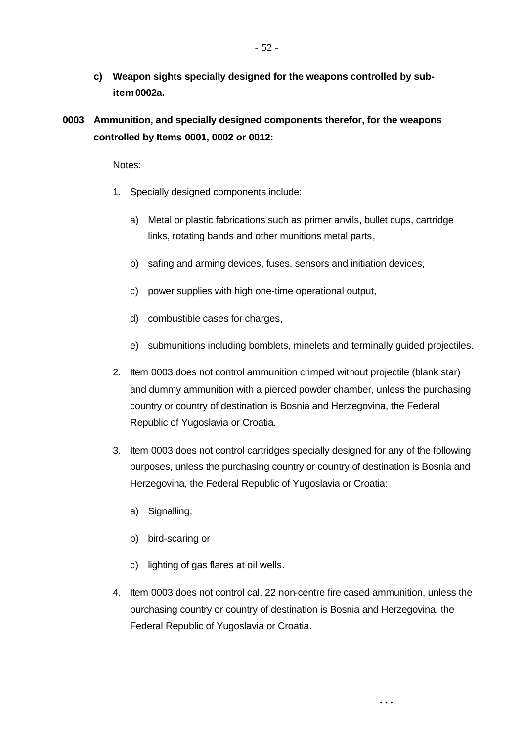**c) Weapon sights specially designed for the weapons controlled by sub-item 0002a.**

**0003 Ammunition, and specially designed components therefor, for the weapons controlled by Items 0001, 0002 or 0012:**

Notes:

1. Specially designed components include:

   a) Metal or plastic fabrications such as primer anvils, bullet cups, cartridge links, rotating bands and other munitions metal parts,

   b) safing and arming devices, fuses, sensors and initiation devices,

   c) power supplies with high one-time operational output,

   d) combustible cases for charges,

   e) submunitions including bomblets, minelets and terminally guided projectiles.

2. Item 0003 does not control ammunition crimped without projectile (blank star) and dummy ammunition with a pierced powder chamber, unless the purchasing country or country of destination is Bosnia and Herzegovina, the Federal Republic of Yugoslavia or Croatia.

3. Item 0003 does not control cartridges specially designed for any of the following purposes, unless the purchasing country or country of destination is Bosnia and Herzegovina, the Federal Republic of Yugoslavia or Croatia:

   a) Signalling,

   b) bird-scaring or

   c) lighting of gas flares at oil wells.

4. Item 0003 does not control cal. 22 non-centre fire cased ammunition, unless the purchasing country or country of destination is Bosnia and Herzegovina, the Federal Republic of Yugoslavia or Croatia.

...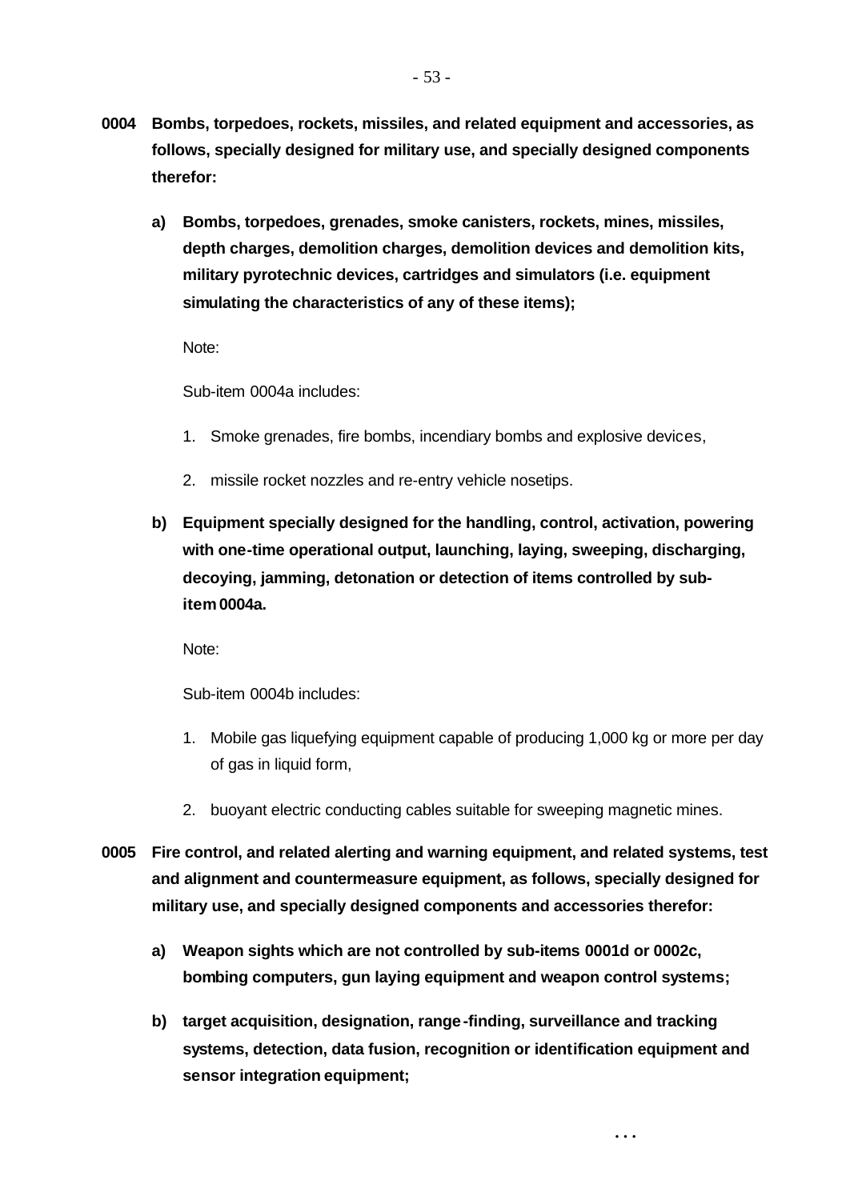**0004 Bombs, torpedoes, rockets, missiles, and related equipment and accessories, as follows, specially designed for military use, and specially designed components therefor:**

**a) Bombs, torpedoes, grenades, smoke canisters, rockets, mines, missiles, depth charges, demolition charges, demolition devices and demolition kits, military pyrotechnic devices, cartridges and simulators (i.e. equipment simulating the characteristics of any of these items);**

Note:

Sub-item 0004a includes:

1. Smoke grenades, fire bombs, incendiary bombs and explosive devices,
2. missile rocket nozzles and re-entry vehicle nosetips.

**b) Equipment specially designed for the handling, control, activation, powering with one-time operational output, launching, laying, sweeping, discharging, decoying, jamming, detonation or detection of items controlled by sub-item 0004a.**

Note:

Sub-item 0004b includes:

1. Mobile gas liquefying equipment capable of producing 1,000 kg or more per day of gas in liquid form,
2. buoyant electric conducting cables suitable for sweeping magnetic mines.

**0005 Fire control, and related alerting and warning equipment, and related systems, test and alignment and countermeasure equipment, as follows, specially designed for military use, and specially designed components and accessories therefor:**

**a) Weapon sights which are not controlled by sub-items 0001d or 0002c, bombing computers, gun laying equipment and weapon control systems;**

**b) target acquisition, designation, range-finding, surveillance and tracking systems, detection, data fusion, recognition or identification equipment and sensor integration equipment;**

...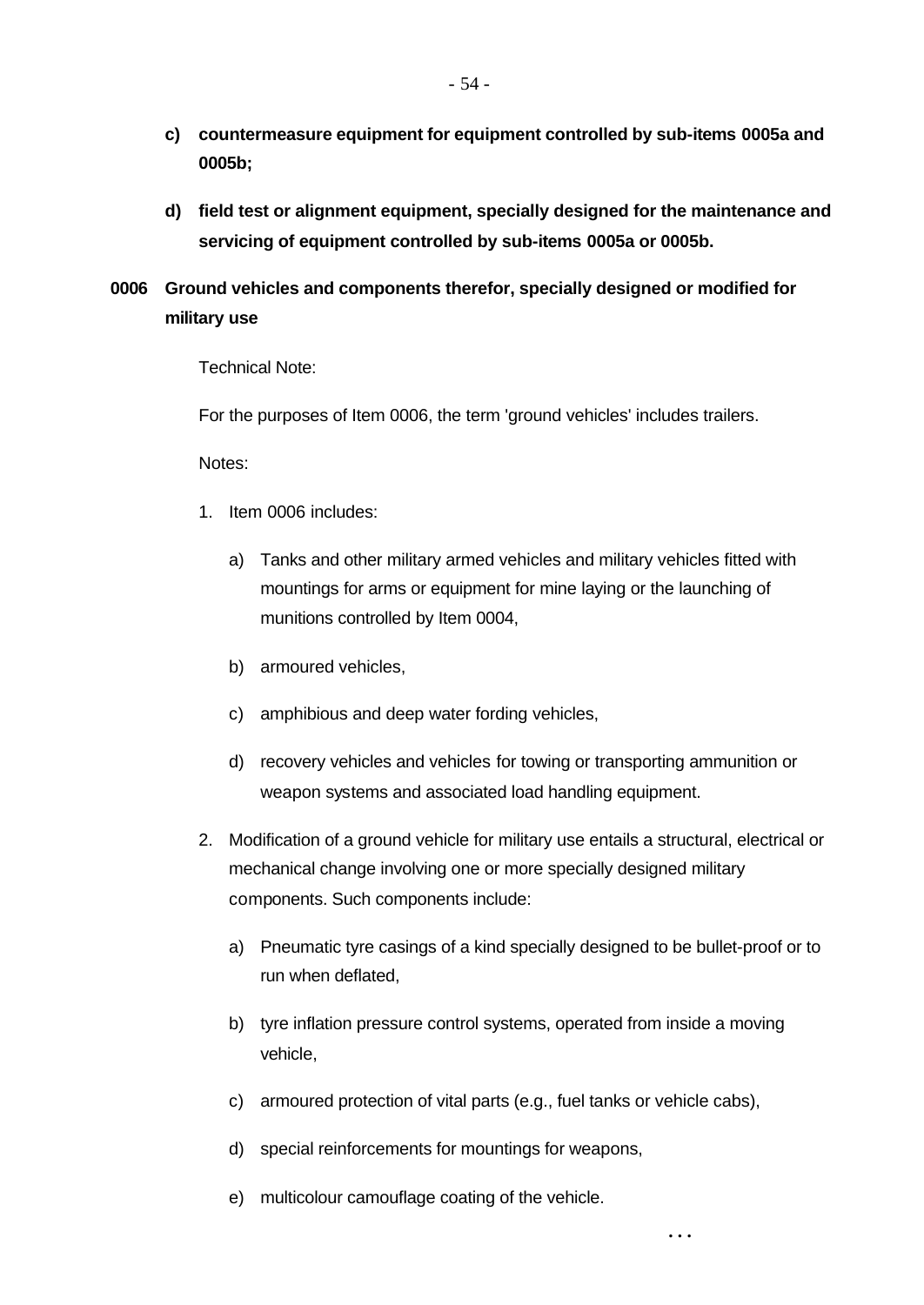**c) countermeasure equipment for equipment controlled by sub-items 0005a and 0005b;**

**d) field test or alignment equipment, specially designed for the maintenance and servicing of equipment controlled by sub-items 0005a or 0005b.**

**0006 Ground vehicles and components therefor, specially designed or modified for military use**

Technical Note:

For the purposes of Item 0006, the term 'ground vehicles' includes trailers.

Notes:

1. Item 0006 includes:

    a) Tanks and other military armed vehicles and military vehicles fitted with mountings for arms or equipment for mine laying or the launching of munitions controlled by Item 0004,

    b) armoured vehicles,

    c) amphibious and deep water fording vehicles,

    d) recovery vehicles and vehicles for towing or transporting ammunition or weapon systems and associated load handling equipment.

2. Modification of a ground vehicle for military use entails a structural, electrical or mechanical change involving one or more specially designed military components. Such components include:

    a) Pneumatic tyre casings of a kind specially designed to be bullet-proof or to run when deflated,

    b) tyre inflation pressure control systems, operated from inside a moving vehicle,

    c) armoured protection of vital parts (e.g., fuel tanks or vehicle cabs),

    d) special reinforcements for mountings for weapons,

    e) multicolour camouflage coating of the vehicle.

...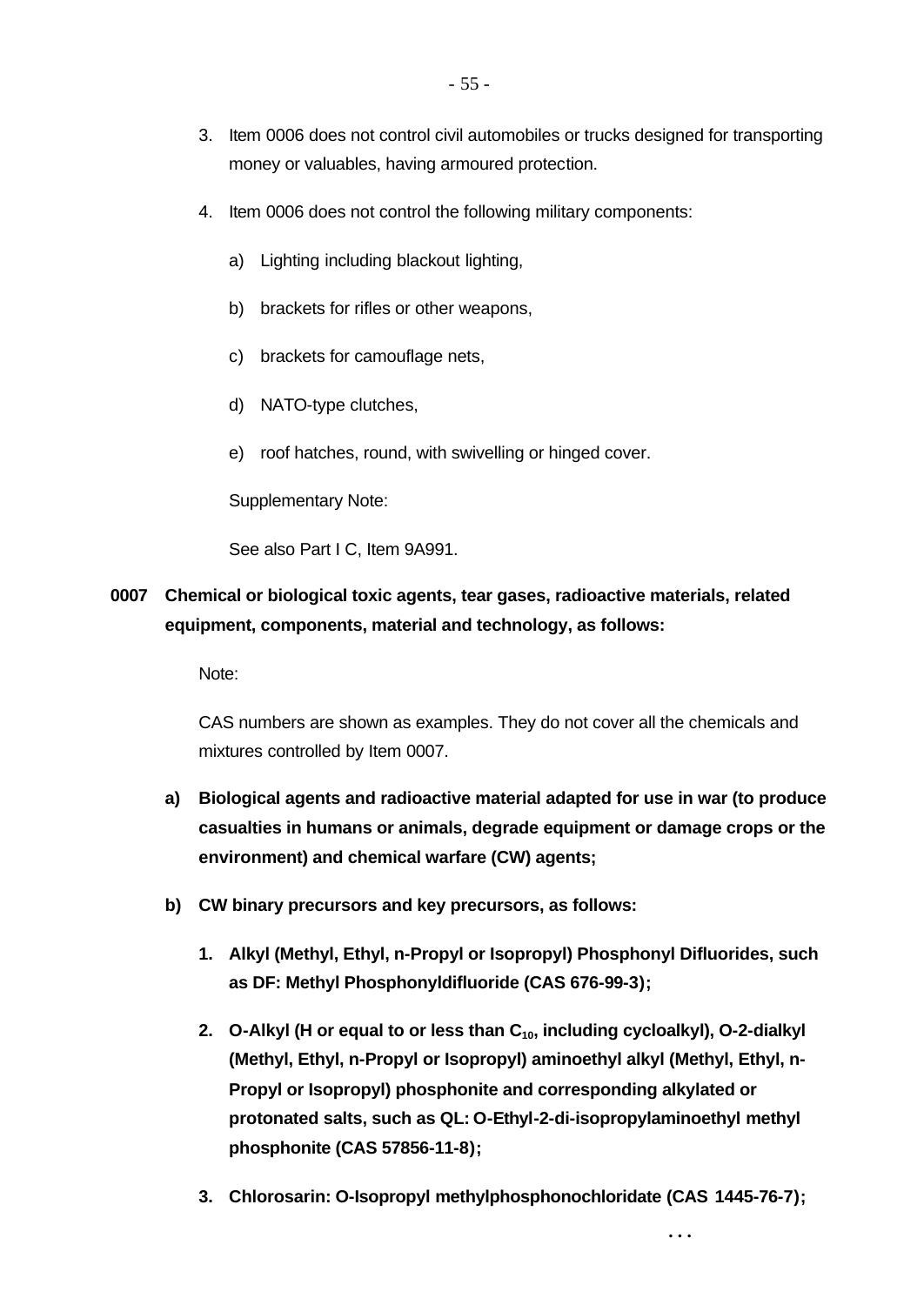3. Item 0006 does not control civil automobiles or trucks designed for transporting money or valuables, having armoured protection.

4. Item 0006 does not control the following military components:

   a) Lighting including blackout lighting,

   b) brackets for rifles or other weapons,

   c) brackets for camouflage nets,

   d) NATO-type clutches,

   e) roof hatches, round, with swivelling or hinged cover.

   Supplementary Note:

   See also Part I C, Item 9A991.

**0007 Chemical or biological toxic agents, tear gases, radioactive materials, related equipment, components, material and technology, as follows:**

Note:

CAS numbers are shown as examples. They do not cover all the chemicals and mixtures controlled by Item 0007.

**a) Biological agents and radioactive material adapted for use in war (to produce casualties in humans or animals, degrade equipment or damage crops or the environment) and chemical warfare (CW) agents;**

**b) CW binary precursors and key precursors, as follows:**

**1. Alkyl (Methyl, Ethyl, n-Propyl or Isopropyl) Phosphonyl Difluorides, such as DF: Methyl Phosphonyldifluoride (CAS 676-99-3);**

**2. O-Alkyl (H or equal to or less than $C_{10}$, including cycloalkyl), O-2-dialkyl (Methyl, Ethyl, n-Propyl or Isopropyl) aminoethyl alkyl (Methyl, Ethyl, n-Propyl or Isopropyl) phosphonite and corresponding alkylated or protonated salts, such as QL: O-Ethyl-2-di-isopropylaminoethyl methyl phosphonite (CAS 57856-11-8);**

**3. Chlorosarin: O-Isopropyl methylphosphonochloridate (CAS 1445-76-7);**

...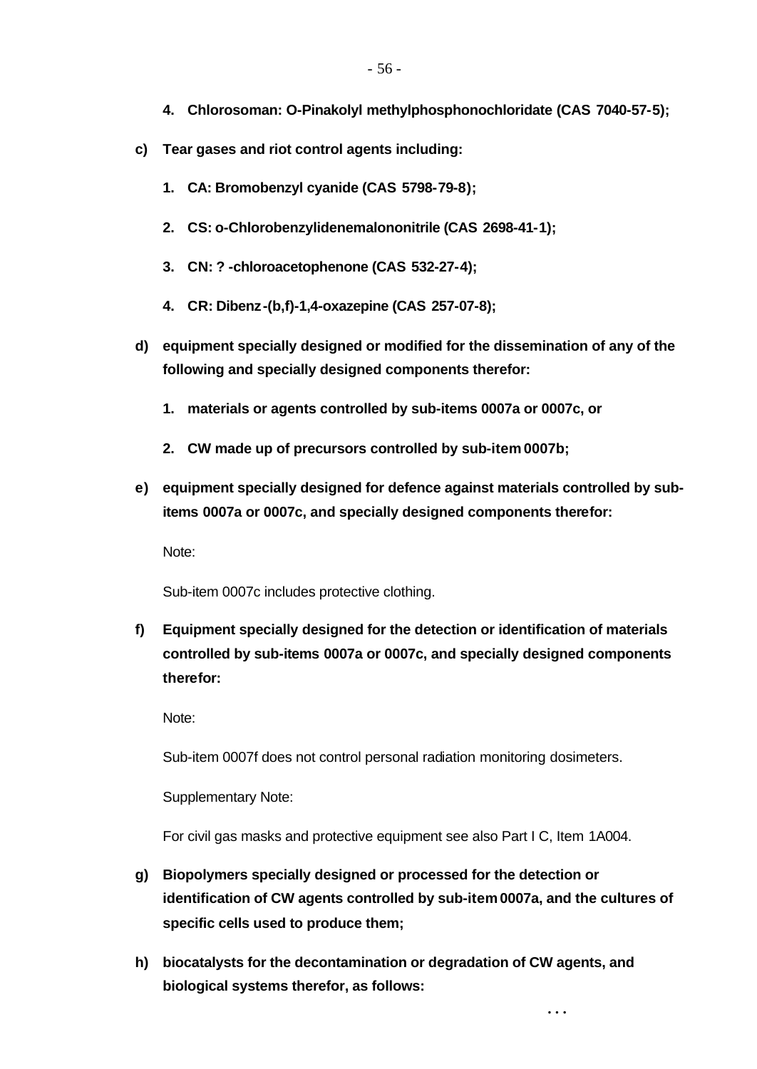4. **Chlorosoman: O-Pinakolyl methylphosphonochloridate (CAS 7040-57-5);**

**c) Tear gases and riot control agents including:**

1. **CA: Bromobenzyl cyanide (CAS 5798-79-8);**
2. **CS: o-Chlorobenzylidenemalononitrile (CAS 2698-41-1);**
3. **CN: ? -chloroacetophenone (CAS 532-27-4);**
4. **CR: Dibenz-(b,f)-1,4-oxazepine (CAS 257-07-8);**

**d) equipment specially designed or modified for the dissemination of any of the following and specially designed components therefor:**

1. **materials or agents controlled by sub-items 0007a or 0007c, or**
2. **CW made up of precursors controlled by sub-item 0007b;**

**e) equipment specially designed for defence against materials controlled by sub-items 0007a or 0007c, and specially designed components therefor:**

Note:

Sub-item 0007c includes protective clothing.

**f) Equipment specially designed for the detection or identification of materials controlled by sub-items 0007a or 0007c, and specially designed components therefor:**

Note:

Sub-item 0007f does not control personal radiation monitoring dosimeters.

Supplementary Note:

For civil gas masks and protective equipment see also Part I C, Item 1A004.

**g) Biopolymers specially designed or processed for the detection or identification of CW agents controlled by sub-item 0007a, and the cultures of specific cells used to produce them;**

**h) biocatalysts for the decontamination or degradation of CW agents, and biological systems therefor, as follows:**

...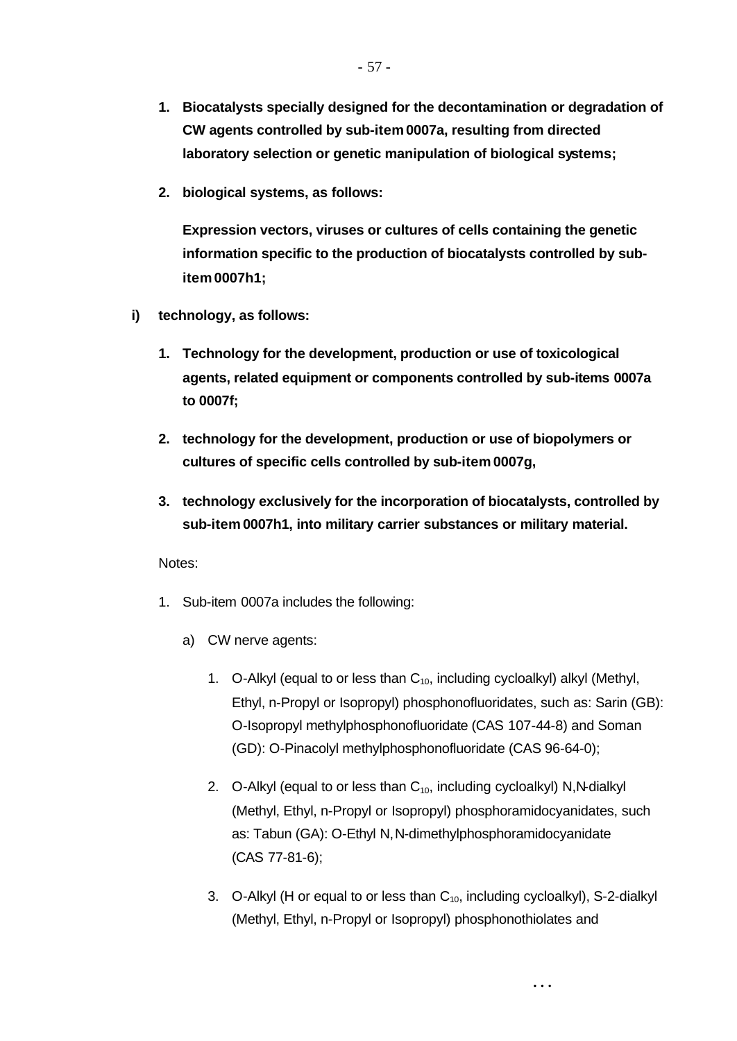**1. Biocatalysts specially designed for the decontamination or degradation of CW agents controlled by sub-item 0007a, resulting from directed laboratory selection or genetic manipulation of biological systems;**

**2. biological systems, as follows:**

**Expression vectors, viruses or cultures of cells containing the genetic information specific to the production of biocatalysts controlled by sub-item 0007h1;**

**i) technology, as follows:**

**1. Technology for the development, production or use of toxicological agents, related equipment or components controlled by sub-items 0007a to 0007f;**

**2. technology for the development, production or use of biopolymers or cultures of specific cells controlled by sub-item 0007g,**

**3. technology exclusively for the incorporation of biocatalysts, controlled by sub-item 0007h1, into military carrier substances or military material.**

Notes:

1. Sub-item 0007a includes the following:

   a) CW nerve agents:

      1. O-Alkyl (equal to or less than $C_{10}$, including cycloalkyl) alkyl (Methyl, Ethyl, n-Propyl or Isopropyl) phosphonofluoridates, such as: Sarin (GB): O-Isopropyl methylphosphonofluoridate (CAS 107-44-8) and Soman (GD): O-Pinacolyl methylphosphonofluoridate (CAS 96-64-0);

      2. O-Alkyl (equal to or less than $C_{10}$, including cycloalkyl) N,N-dialkyl (Methyl, Ethyl, n-Propyl or Isopropyl) phosphoramidocyanidates, such as: Tabun (GA): O-Ethyl N,N-dimethylphosphoramidocyanidate (CAS 77-81-6);

      3. O-Alkyl (H or equal to or less than $C_{10}$, including cycloalkyl), S-2-dialkyl (Methyl, Ethyl, n-Propyl or Isopropyl) phosphonothiolates and

...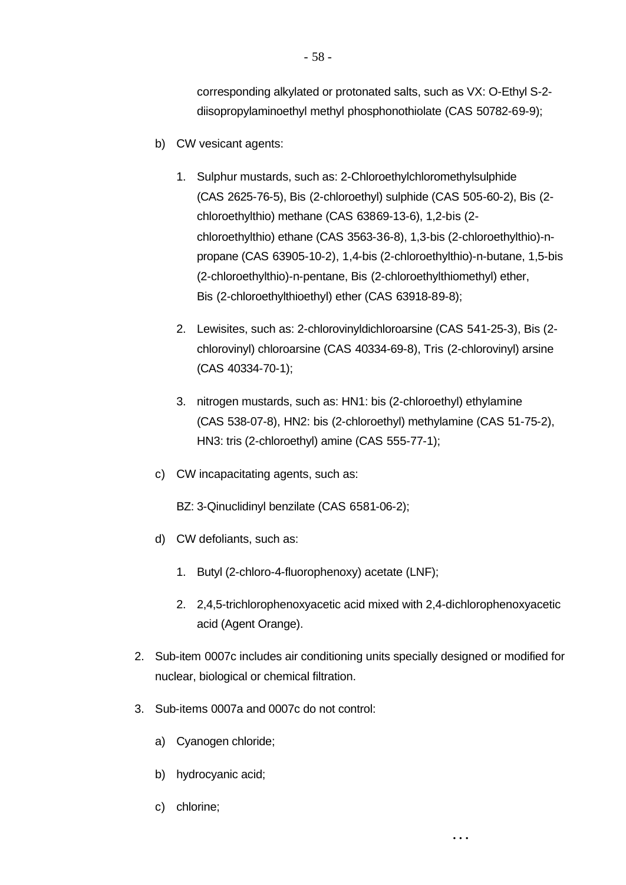corresponding alkylated or protonated salts, such as VX: O-Ethyl S-2-diisopropylaminoethyl methyl phosphonothiolate (CAS 50782-69-9);

b) CW vesicant agents:

1. Sulphur mustards, such as: 2-Chloroethylchloromethylsulphide (CAS 2625-76-5), Bis (2-chloroethyl) sulphide (CAS 505-60-2), Bis (2-chloroethylthio) methane (CAS 63869-13-6), 1,2-bis (2-chloroethylthio) ethane (CAS 3563-36-8), 1,3-bis (2-chloroethylthio)-n-propane (CAS 63905-10-2), 1,4-bis (2-chloroethylthio)-n-butane, 1,5-bis (2-chloroethylthio)-n-pentane, Bis (2-chloroethylthiomethyl) ether, Bis (2-chloroethylthioethyl) ether (CAS 63918-89-8);

2. Lewisites, such as: 2-chlorovinyldichloroarsine (CAS 541-25-3), Bis (2-chlorovinyl) chloroarsine (CAS 40334-69-8), Tris (2-chlorovinyl) arsine (CAS 40334-70-1);

3. nitrogen mustards, such as: HN1: bis (2-chloroethyl) ethylamine (CAS 538-07-8), HN2: bis (2-chloroethyl) methylamine (CAS 51-75-2), HN3: tris (2-chloroethyl) amine (CAS 555-77-1);

c) CW incapacitating agents, such as:

BZ: 3-Qinuclidinyl benzilate (CAS 6581-06-2);

d) CW defoliants, such as:

1. Butyl (2-chloro-4-fluorophenoxy) acetate (LNF);

2. 2,4,5-trichlorophenoxyacetic acid mixed with 2,4-dichlorophenoxyacetic acid (Agent Orange).

2. Sub-item 0007c includes air conditioning units specially designed or modified for nuclear, biological or chemical filtration.

3. Sub-items 0007a and 0007c do not control:

a) Cyanogen chloride;

b) hydrocyanic acid;

c) chlorine;

...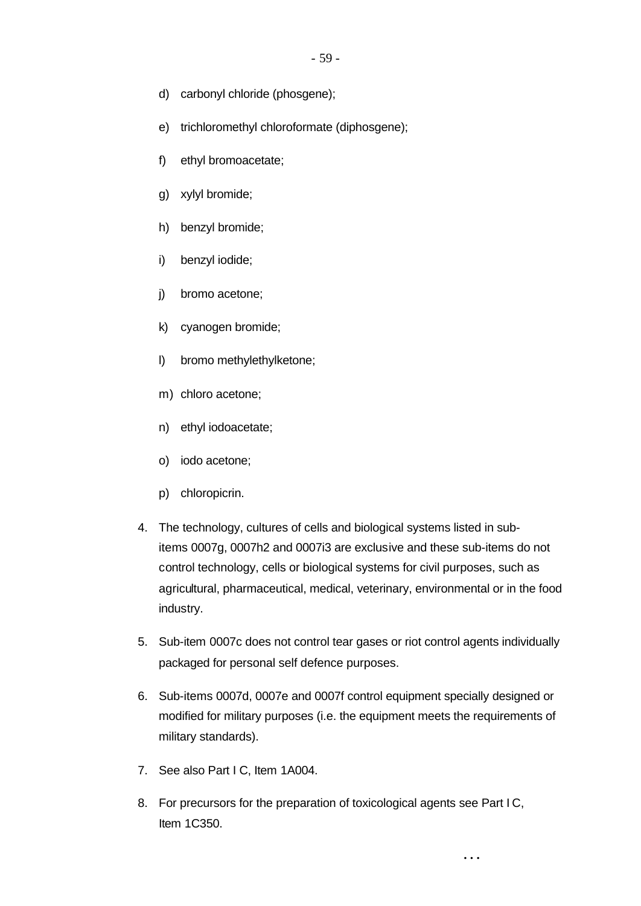d) carbonyl chloride (phosgene);

e) trichloromethyl chloroformate (diphosgene);

f) ethyl bromoacetate;

g) xylyl bromide;

h) benzyl bromide;

i) benzyl iodide;

j) bromo acetone;

k) cyanogen bromide;

l) bromo methylethylketone;

m) chloro acetone;

n) ethyl iodoacetate;

o) iodo acetone;

p) chloropicrin.

4. The technology, cultures of cells and biological systems listed in sub-items 0007g, 0007h2 and 0007i3 are exclusive and these sub-items do not control technology, cells or biological systems for civil purposes, such as agricultural, pharmaceutical, medical, veterinary, environmental or in the food industry.

5. Sub-item 0007c does not control tear gases or riot control agents individually packaged for personal self defence purposes.

6. Sub-items 0007d, 0007e and 0007f control equipment specially designed or modified for military purposes (i.e. the equipment meets the requirements of military standards).

7. See also Part I C, Item 1A004.

8. For precursors for the preparation of toxicological agents see Part I C, Item 1C350.

...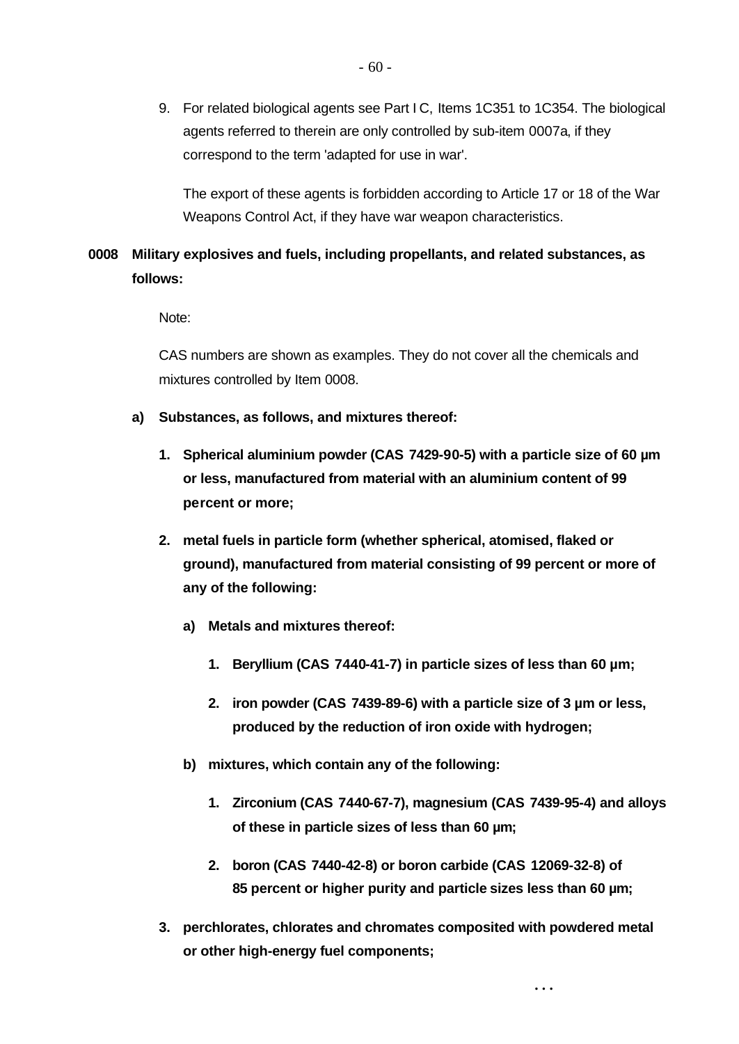9. For related biological agents see Part I C, Items 1C351 to 1C354. The biological agents referred to therein are only controlled by sub-item 0007a, if they correspond to the term 'adapted for use in war'.

   The export of these agents is forbidden according to Article 17 or 18 of the War Weapons Control Act, if they have war weapon characteristics.

**0008 Military explosives and fuels, including propellants, and related substances, as follows:**

Note:

CAS numbers are shown as examples. They do not cover all the chemicals and mixtures controlled by Item 0008.

**a) Substances, as follows, and mixtures thereof:**

1. **Spherical aluminium powder (CAS 7429-90-5) with a particle size of 60 µm or less, manufactured from material with an aluminium content of 99 percent or more;**

2. **metal fuels in particle form (whether spherical, atomised, flaked or ground), manufactured from material consisting of 99 percent or more of any of the following:**

   a) **Metals and mixtures thereof:**

      1. **Beryllium (CAS 7440-41-7) in particle sizes of less than 60 µm;**

      2. **iron powder (CAS 7439-89-6) with a particle size of 3 µm or less, produced by the reduction of iron oxide with hydrogen;**

   b) **mixtures, which contain any of the following:**

      1. **Zirconium (CAS 7440-67-7), magnesium (CAS 7439-95-4) and alloys of these in particle sizes of less than 60 µm;**

      2. **boron (CAS 7440-42-8) or boron carbide (CAS 12069-32-8) of 85 percent or higher purity and particle sizes less than 60 µm;**

3. **perchlorates, chlorates and chromates composited with powdered metal or other high-energy fuel components;**

...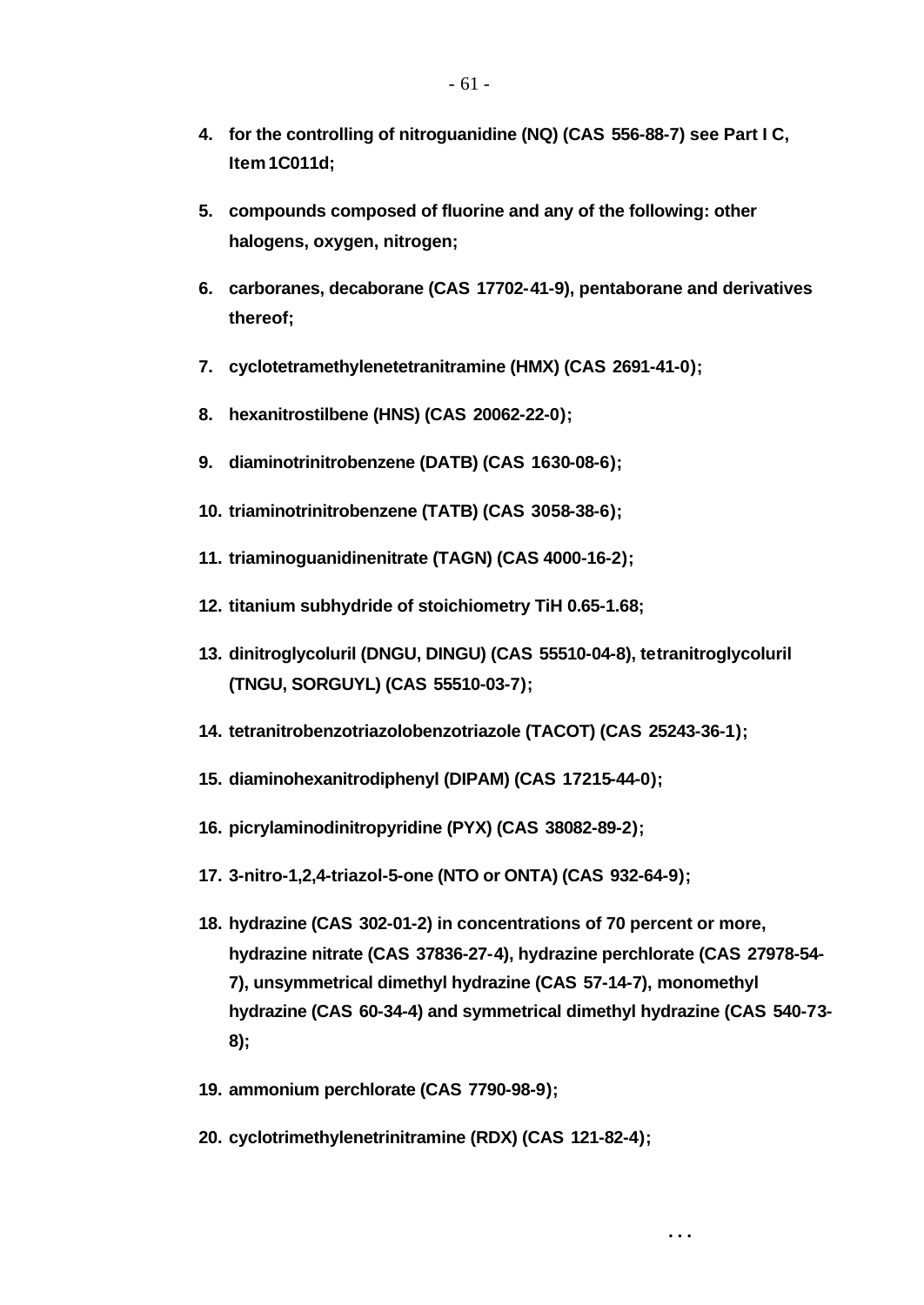4. **for the controlling of nitroguanidine (NQ) (CAS 556-88-7) see Part I C, Item 1C011d;**

5. **compounds composed of fluorine and any of the following: other halogens, oxygen, nitrogen;**

6. **carboranes, decaborane (CAS 17702-41-9), pentaborane and derivatives thereof;**

7. **cyclotetramethylenetetranitramine (HMX) (CAS 2691-41-0);**

8. **hexanitrostilbene (HNS) (CAS 20062-22-0);**

9. **diaminotrinitrobenzene (DATB) (CAS 1630-08-6);**

10. **triaminotrinitrobenzene (TATB) (CAS 3058-38-6);**

11. **triaminoguanidinenitrate (TAGN) (CAS 4000-16-2);**

12. **titanium subhydride of stoichiometry TiH 0.65-1.68;**

13. **dinitroglycoluril (DNGU, DINGU) (CAS 55510-04-8), tetranitroglycoluril (TNGU, SORGUYL) (CAS 55510-03-7);**

14. **tetranitrobenzotriazolobenzotriazole (TACOT) (CAS 25243-36-1);**

15. **diaminohexanitrodiphenyl (DIPAM) (CAS 17215-44-0);**

16. **picrylaminodinitropyridine (PYX) (CAS 38082-89-2);**

17. **3-nitro-1,2,4-triazol-5-one (NTO or ONTA) (CAS 932-64-9);**

18. **hydrazine (CAS 302-01-2) in concentrations of 70 percent or more, hydrazine nitrate (CAS 37836-27-4), hydrazine perchlorate (CAS 27978-54-7), unsymmetrical dimethyl hydrazine (CAS 57-14-7), monomethyl hydrazine (CAS 60-34-4) and symmetrical dimethyl hydrazine (CAS 540-73-8);**

19. **ammonium perchlorate (CAS 7790-98-9);**

20. **cyclotrimethylenetrinitramine (RDX) (CAS 121-82-4);**

...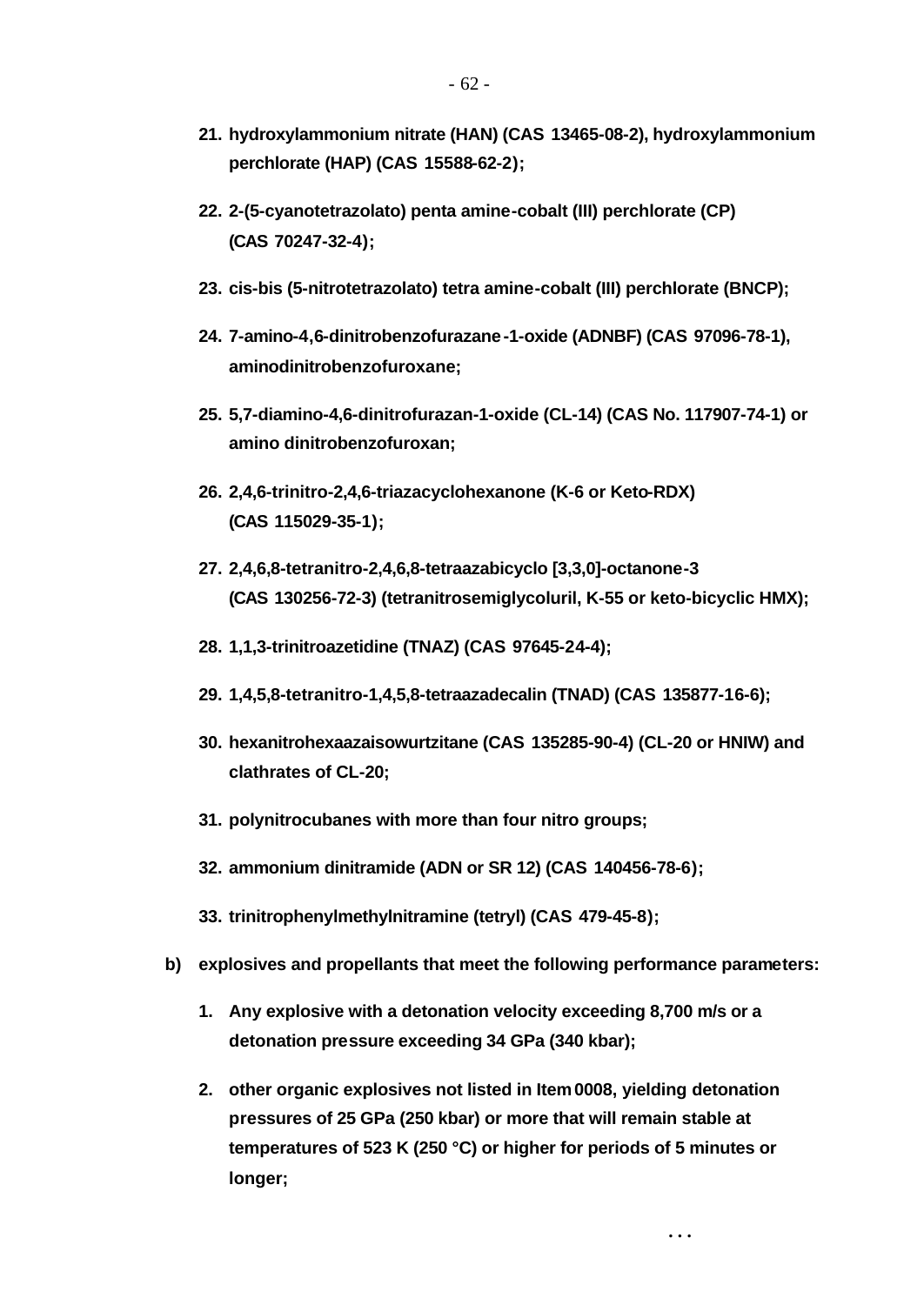21. **hydroxylammonium nitrate (HAN) (CAS 13465-08-2), hydroxylammonium perchlorate (HAP) (CAS 15588-62-2);**

22. **2-(5-cyanotetrazolato) penta amine-cobalt (III) perchlorate (CP) (CAS 70247-32-4);**

23. **cis-bis (5-nitrotetrazolato) tetra amine-cobalt (III) perchlorate (BNCP);**

24. **7-amino-4,6-dinitrobenzofurazane-1-oxide (ADNBF) (CAS 97096-78-1), aminodinitrobenzofuroxane;**

25. **5,7-diamino-4,6-dinitrofurazan-1-oxide (CL-14) (CAS No. 117907-74-1) or amino dinitrobenzofuroxan;**

26. **2,4,6-trinitro-2,4,6-triazacyclohexanone (K-6 or Keto-RDX) (CAS 115029-35-1);**

27. **2,4,6,8-tetranitro-2,4,6,8-tetraazabicyclo [3,3,0]-octanone-3 (CAS 130256-72-3) (tetranitrosemiglycoluril, K-55 or keto-bicyclic HMX);**

28. **1,1,3-trinitroazetidine (TNAZ) (CAS 97645-24-4);**

29. **1,4,5,8-tetranitro-1,4,5,8-tetraazadecalin (TNAD) (CAS 135877-16-6);**

30. **hexanitrohexaazaisowurtzitane (CAS 135285-90-4) (CL-20 or HNIW) and clathrates of CL-20;**

31. **polynitrocubanes with more than four nitro groups;**

32. **ammonium dinitramide (ADN or SR 12) (CAS 140456-78-6);**

33. **trinitrophenylmethylnitramine (tetryl) (CAS 479-45-8);**

**b) explosives and propellants that meet the following performance parameters:**

1. **Any explosive with a detonation velocity exceeding 8,700 m/s or a detonation pressure exceeding 34 GPa (340 kbar);**

2. **other organic explosives not listed in Item 0008, yielding detonation pressures of 25 GPa (250 kbar) or more that will remain stable at temperatures of 523 K (250 °C) or higher for periods of 5 minutes or longer;**

...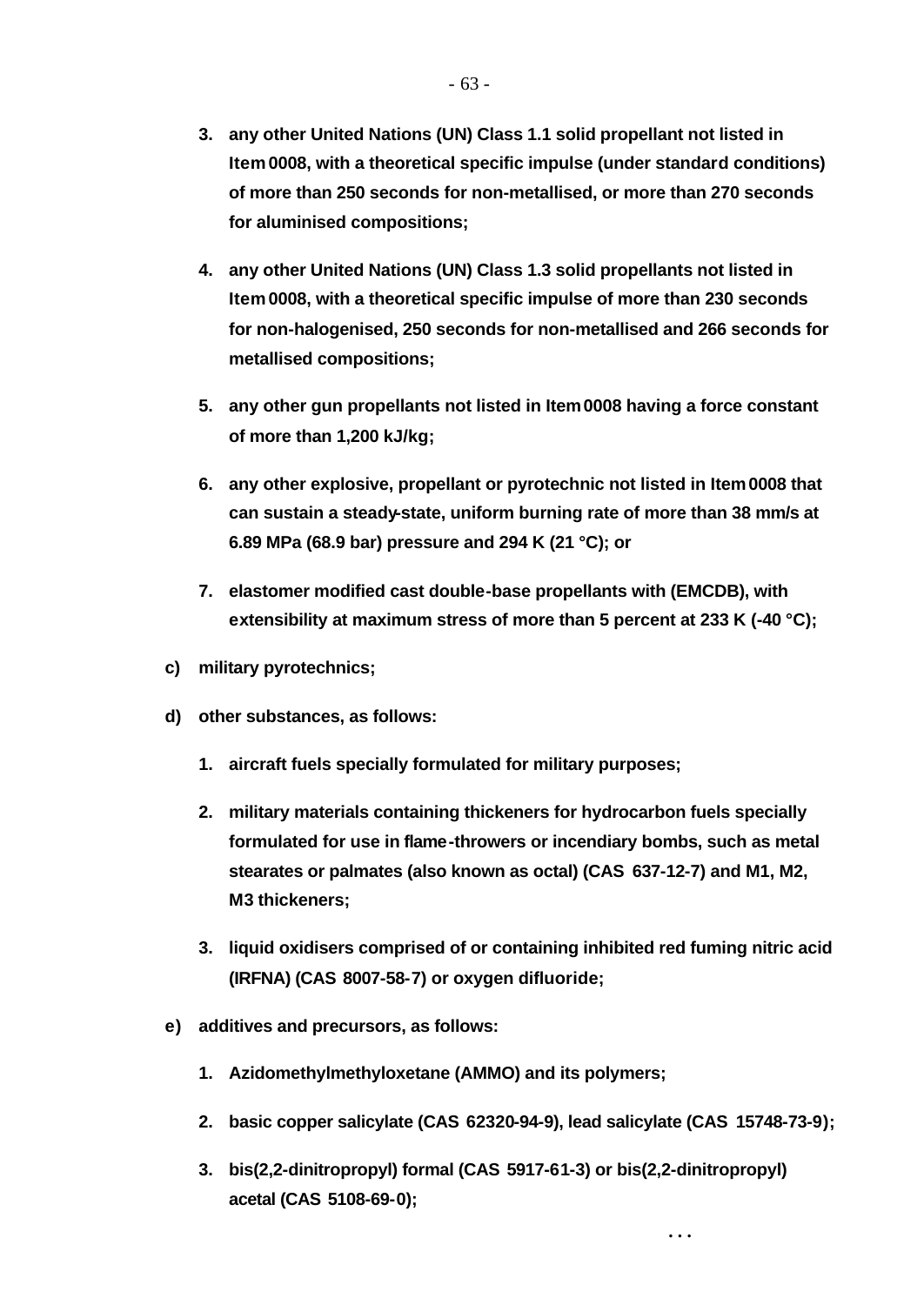3. **any other United Nations (UN) Class 1.1 solid propellant not listed in Item 0008, with a theoretical specific impulse (under standard conditions) of more than 250 seconds for non-metallised, or more than 270 seconds for aluminised compositions;**

4. **any other United Nations (UN) Class 1.3 solid propellants not listed in Item 0008, with a theoretical specific impulse of more than 230 seconds for non-halogenised, 250 seconds for non-metallised and 266 seconds for metallised compositions;**

5. **any other gun propellants not listed in Item 0008 having a force constant of more than 1,200 kJ/kg;**

6. **any other explosive, propellant or pyrotechnic not listed in Item 0008 that can sustain a steady-state, uniform burning rate of more than 38 mm/s at 6.89 MPa (68.9 bar) pressure and 294 K (21 °C); or**

7. **elastomer modified cast double-base propellants with (EMCDB), with extensibility at maximum stress of more than 5 percent at 233 K (-40 °C);**

c) **military pyrotechnics;**

d) **other substances, as follows:**

1. **aircraft fuels specially formulated for military purposes;**

2. **military materials containing thickeners for hydrocarbon fuels specially formulated for use in flame-throwers or incendiary bombs, such as metal stearates or palmates (also known as octal) (CAS 637-12-7) and M1, M2, M3 thickeners;**

3. **liquid oxidisers comprised of or containing inhibited red fuming nitric acid (IRFNA) (CAS 8007-58-7) or oxygen difluoride;**

e) **additives and precursors, as follows:**

1. **Azidomethylmethyloxetane (AMMO) and its polymers;**

2. **basic copper salicylate (CAS 62320-94-9), lead salicylate (CAS 15748-73-9);**

3. **bis(2,2-dinitropropyl) formal (CAS 5917-61-3) or bis(2,2-dinitropropyl) acetal (CAS 5108-69-0);**

. . .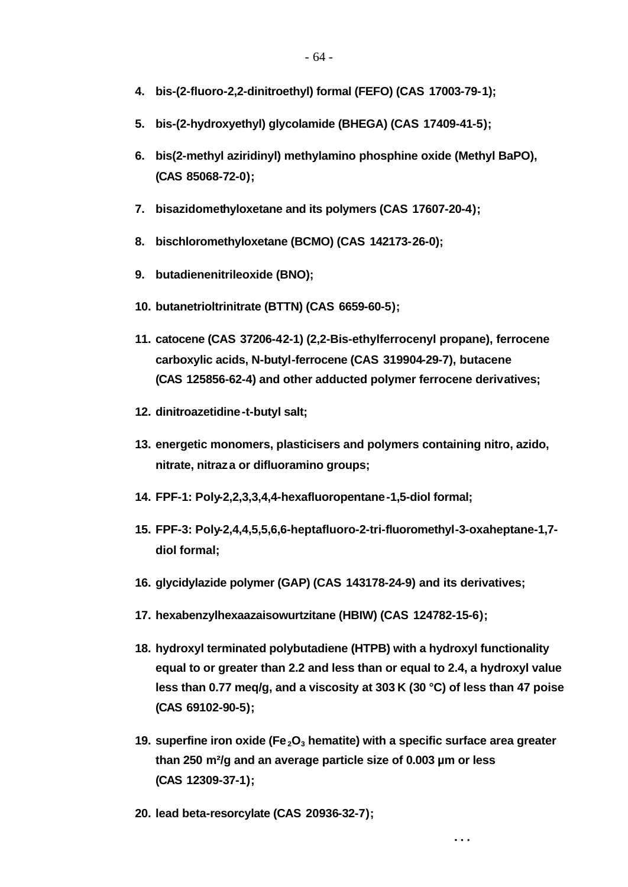4. **bis-(2-fluoro-2,2-dinitroethyl) formal (FEFO) (CAS 17003-79-1);**

5. **bis-(2-hydroxyethyl) glycolamide (BHEGA) (CAS 17409-41-5);**

6. **bis(2-methyl aziridinyl) methylamino phosphine oxide (Methyl BaPO), (CAS 85068-72-0);**

7. **bisazidomethyloxetane and its polymers (CAS 17607-20-4);**

8. **bischloromethyloxetane (BCMO) (CAS 142173-26-0);**

9. **butadienenitrileoxide (BNO);**

10. **butanetrioltrinitrate (BTTN) (CAS 6659-60-5);**

11. **catocene (CAS 37206-42-1) (2,2-Bis-ethylferrocenyl propane), ferrocene carboxylic acids, N-butyl-ferrocene (CAS 319904-29-7), butacene (CAS 125856-62-4) and other adducted polymer ferrocene derivatives;**

12. **dinitroazetidine-t-butyl salt;**

13. **energetic monomers, plasticisers and polymers containing nitro, azido, nitrate, nitraza or difluoramino groups;**

14. **FPF-1: Poly-2,2,3,3,4,4-hexafluoropentane-1,5-diol formal;**

15. **FPF-3: Poly-2,4,4,5,5,6,6-heptafluoro-2-tri-fluoromethyl-3-oxaheptane-1,7-diol formal;**

16. **glycidylazide polymer (GAP) (CAS 143178-24-9) and its derivatives;**

17. **hexabenzylhexaazaisowurtzitane (HBIW) (CAS 124782-15-6);**

18. **hydroxyl terminated polybutadiene (HTPB) with a hydroxyl functionality equal to or greater than 2.2 and less than or equal to 2.4, a hydroxyl value less than 0.77 meq/g, and a viscosity at 303 K (30 °C) of less than 47 poise (CAS 69102-90-5);**

19. **superfine iron oxide ($Fe_2O_3$ hematite) with a specific surface area greater than 250 m²/g and an average particle size of 0.003 µm or less (CAS 12309-37-1);**

20. **lead beta-resorcylate (CAS 20936-32-7);**

...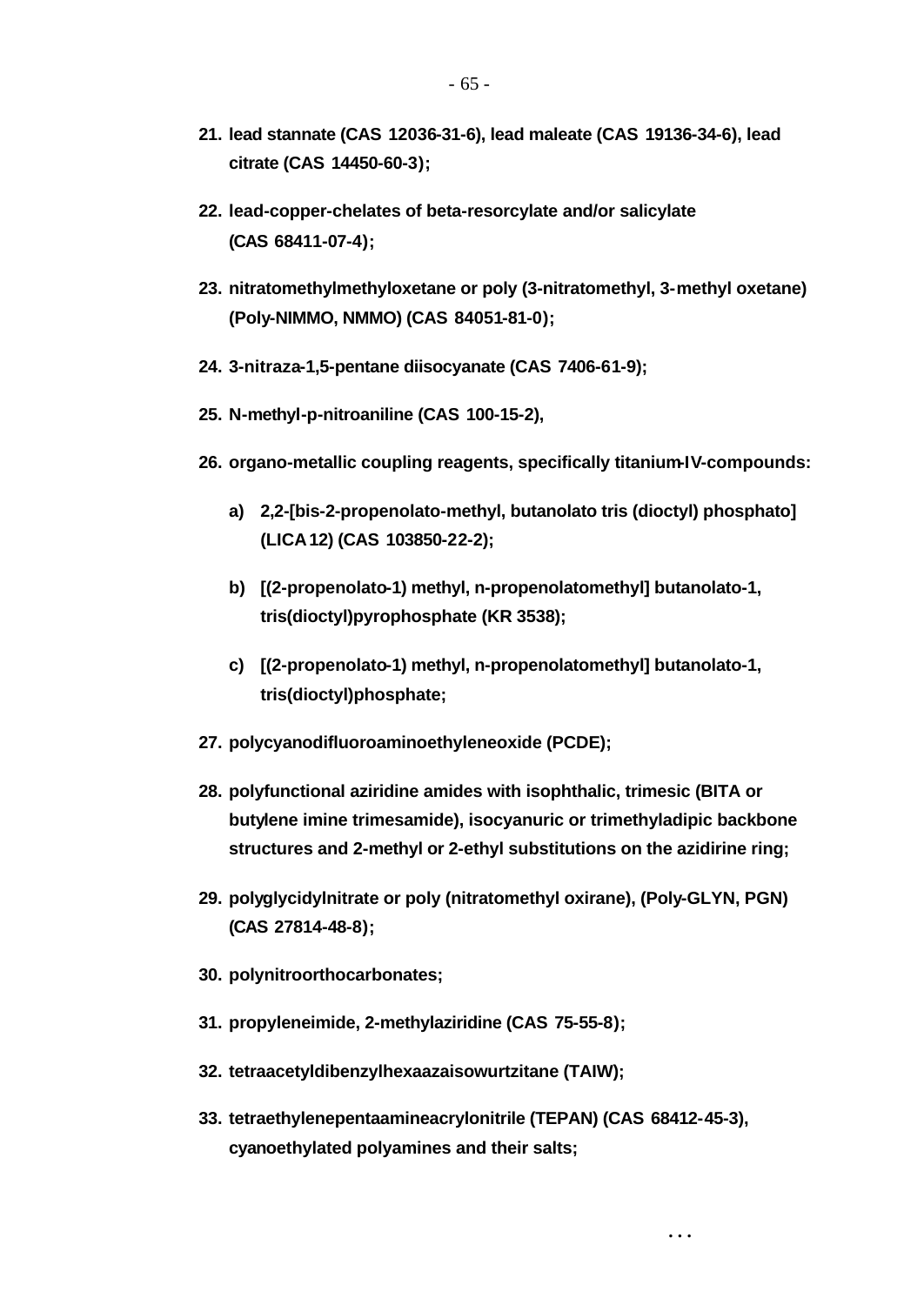21. **lead stannate (CAS 12036-31-6), lead maleate (CAS 19136-34-6), lead citrate (CAS 14450-60-3);**

22. **lead-copper-chelates of beta-resorcylate and/or salicylate (CAS 68411-07-4);**

23. **nitratomethylmethyloxetane or poly (3-nitratomethyl, 3-methyl oxetane) (Poly-NIMMO, NMMO) (CAS 84051-81-0);**

24. **3-nitraza-1,5-pentane diisocyanate (CAS 7406-61-9);**

25. **N-methyl-p-nitroaniline (CAS 100-15-2),**

26. **organo-metallic coupling reagents, specifically titanium-IV-compounds:**

    a) **2,2-[bis-2-propenolato-methyl, butanolato tris (dioctyl) phosphato] (LICA 12) (CAS 103850-22-2);**

    b) **[(2-propenolato-1) methyl, n-propenolatomethyl] butanolato-1, tris(dioctyl)pyrophosphate (KR 3538);**

    c) **[(2-propenolato-1) methyl, n-propenolatomethyl] butanolato-1, tris(dioctyl)phosphate;**

27. **polycyanodifluoroaminoethyleneoxide (PCDE);**

28. **polyfunctional aziridine amides with isophthalic, trimesic (BITA or butylene imine trimesamide), isocyanuric or trimethyladipic backbone structures and 2-methyl or 2-ethyl substitutions on the azidirine ring;**

29. **polyglycidylnitrate or poly (nitratomethyl oxirane), (Poly-GLYN, PGN) (CAS 27814-48-8);**

30. **polynitroorthocarbonates;**

31. **propyleneimide, 2-methylaziridine (CAS 75-55-8);**

32. **tetraacetyldibenzylhexaazaisowurtzitane (TAIW);**

33. **tetraethylenepentaamineacrylonitrile (TEPAN) (CAS 68412-45-3), cyanoethylated polyamines and their salts;**

...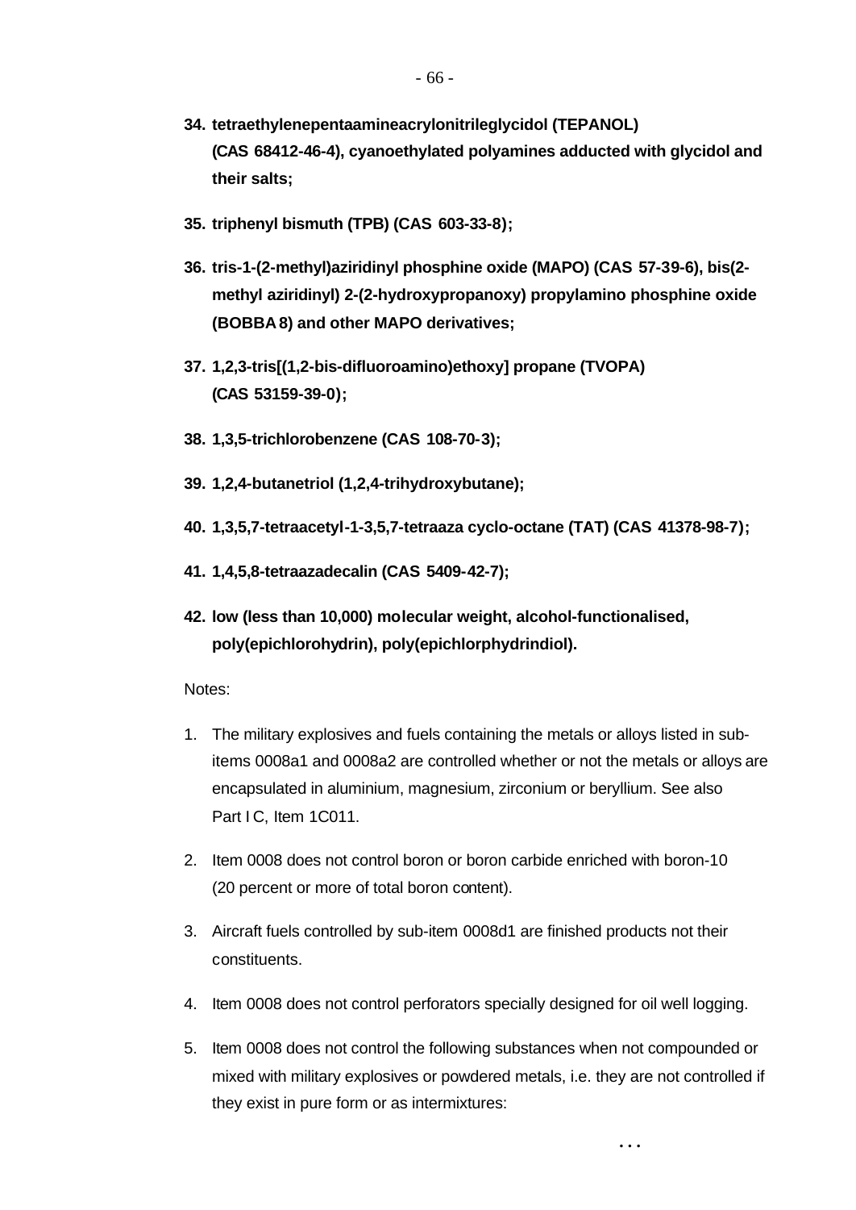**34. tetraethylenepentaamineacrylonitrileglycidol (TEPANOL) (CAS 68412-46-4), cyanoethylated polyamines adducted with glycidol and their salts;**

**35. triphenyl bismuth (TPB) (CAS 603-33-8);**

**36. tris-1-(2-methyl)aziridinyl phosphine oxide (MAPO) (CAS 57-39-6), bis(2-methyl aziridinyl) 2-(2-hydroxypropanoxy) propylamino phosphine oxide (BOBBA 8) and other MAPO derivatives;**

**37. 1,2,3-tris[(1,2-bis-difluoroamino)ethoxy] propane (TVOPA) (CAS 53159-39-0);**

**38. 1,3,5-trichlorobenzene (CAS 108-70-3);**

**39. 1,2,4-butanetriol (1,2,4-trihydroxybutane);**

**40. 1,3,5,7-tetraacetyl-1-3,5,7-tetraaza cyclo-octane (TAT) (CAS 41378-98-7);**

**41. 1,4,5,8-tetraazadecalin (CAS 5409-42-7);**

**42. low (less than 10,000) molecular weight, alcohol-functionalised, poly(epichlorohydrin), poly(epichlorphydrindiol).**

Notes:

1. The military explosives and fuels containing the metals or alloys listed in sub-items 0008a1 and 0008a2 are controlled whether or not the metals or alloys are encapsulated in aluminium, magnesium, zirconium or beryllium. See also Part I C, Item 1C011.
2. Item 0008 does not control boron or boron carbide enriched with boron-10 (20 percent or more of total boron content).
3. Aircraft fuels controlled by sub-item 0008d1 are finished products not their constituents.
4. Item 0008 does not control perforators specially designed for oil well logging.
5. Item 0008 does not control the following substances when not compounded or mixed with military explosives or powdered metals, i.e. they are not controlled if they exist in pure form or as intermixtures:

...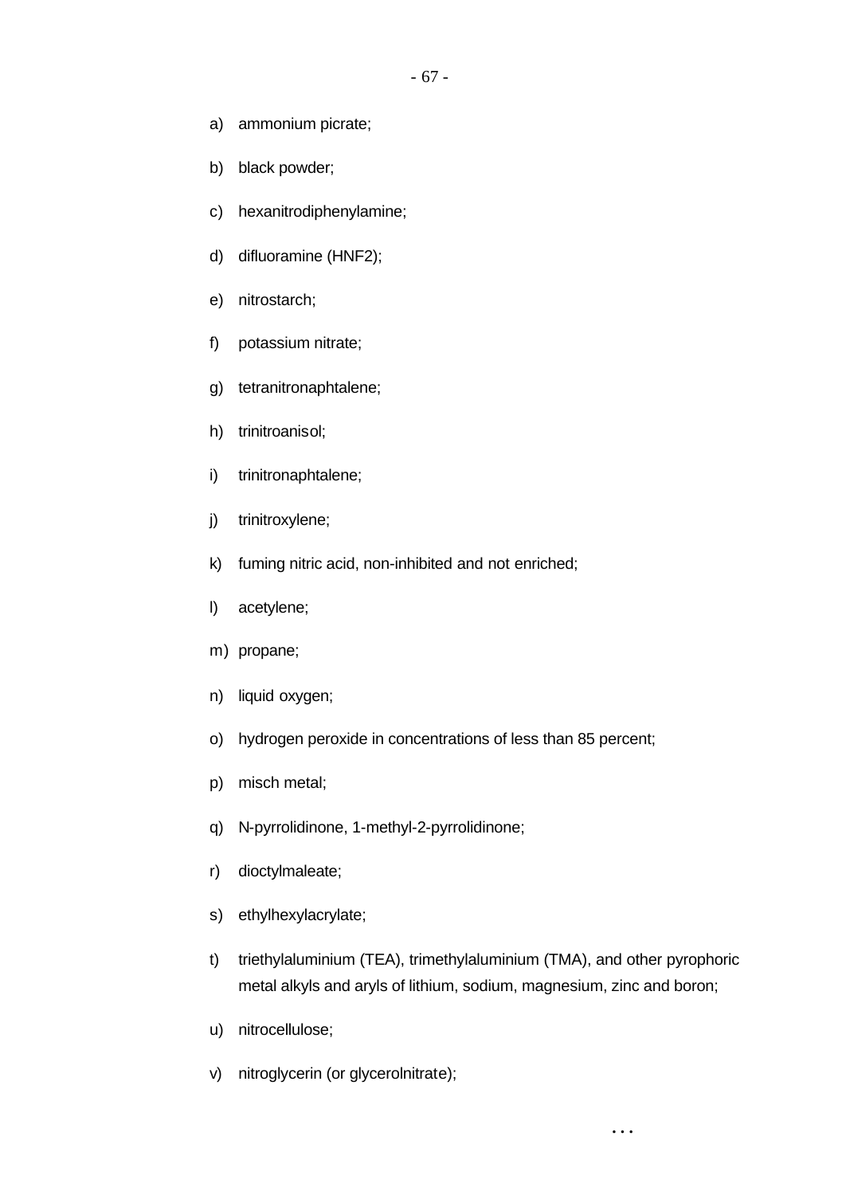a) ammonium picrate;

b) black powder;

c) hexanitrodiphenylamine;

d) difluoramine (HNF2);

e) nitrostarch;

f) potassium nitrate;

g) tetranitronaphtalene;

h) trinitroanisol;

i) trinitronaphtalene;

j) trinitroxylene;

k) fuming nitric acid, non-inhibited and not enriched;

l) acetylene;

m) propane;

n) liquid oxygen;

o) hydrogen peroxide in concentrations of less than 85 percent;

p) misch metal;

q) N-pyrrolidinone, 1-methyl-2-pyrrolidinone;

r) dioctylmaleate;

s) ethylhexylacrylate;

t) triethylaluminium (TEA), trimethylaluminium (TMA), and other pyrophoric metal alkyls and aryls of lithium, sodium, magnesium, zinc and boron;

u) nitrocellulose;

v) nitroglycerin (or glycerolnitrate);

...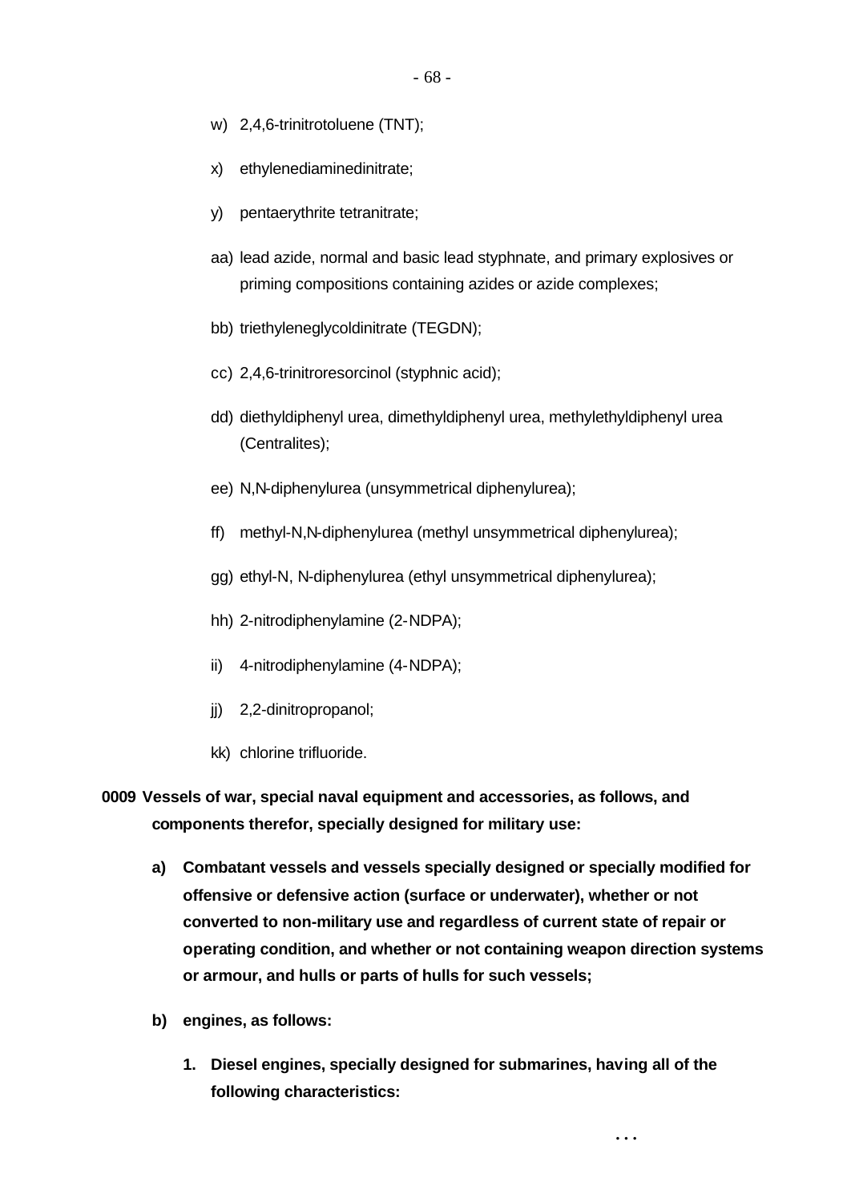w) 2,4,6-trinitrotoluene (TNT);

x) ethylenediaminedinitrate;

y) pentaerythrite tetranitrate;

aa) lead azide, normal and basic lead styphnate, and primary explosives or priming compositions containing azides or azide complexes;

bb) triethyleneglycoldinitrate (TEGDN);

cc) 2,4,6-trinitroresorcinol (styphnic acid);

dd) diethyldiphenyl urea, dimethyldiphenyl urea, methylethyldiphenyl urea (Centralites);

ee) N,N-diphenylurea (unsymmetrical diphenylurea);

ff) methyl-N,N-diphenylurea (methyl unsymmetrical diphenylurea);

gg) ethyl-N, N-diphenylurea (ethyl unsymmetrical diphenylurea);

hh) 2-nitrodiphenylamine (2-NDPA);

ii) 4-nitrodiphenylamine (4-NDPA);

jj) 2,2-dinitropropanol;

kk) chlorine trifluoride.

**0009 Vessels of war, special naval equipment and accessories, as follows, and components therefor, specially designed for military use:**

**a) Combatant vessels and vessels specially designed or specially modified for offensive or defensive action (surface or underwater), whether or not converted to non-military use and regardless of current state of repair or operating condition, and whether or not containing weapon direction systems or armour, and hulls or parts of hulls for such vessels;**

**b) engines, as follows:**

**1. Diesel engines, specially designed for submarines, having all of the following characteristics:**

...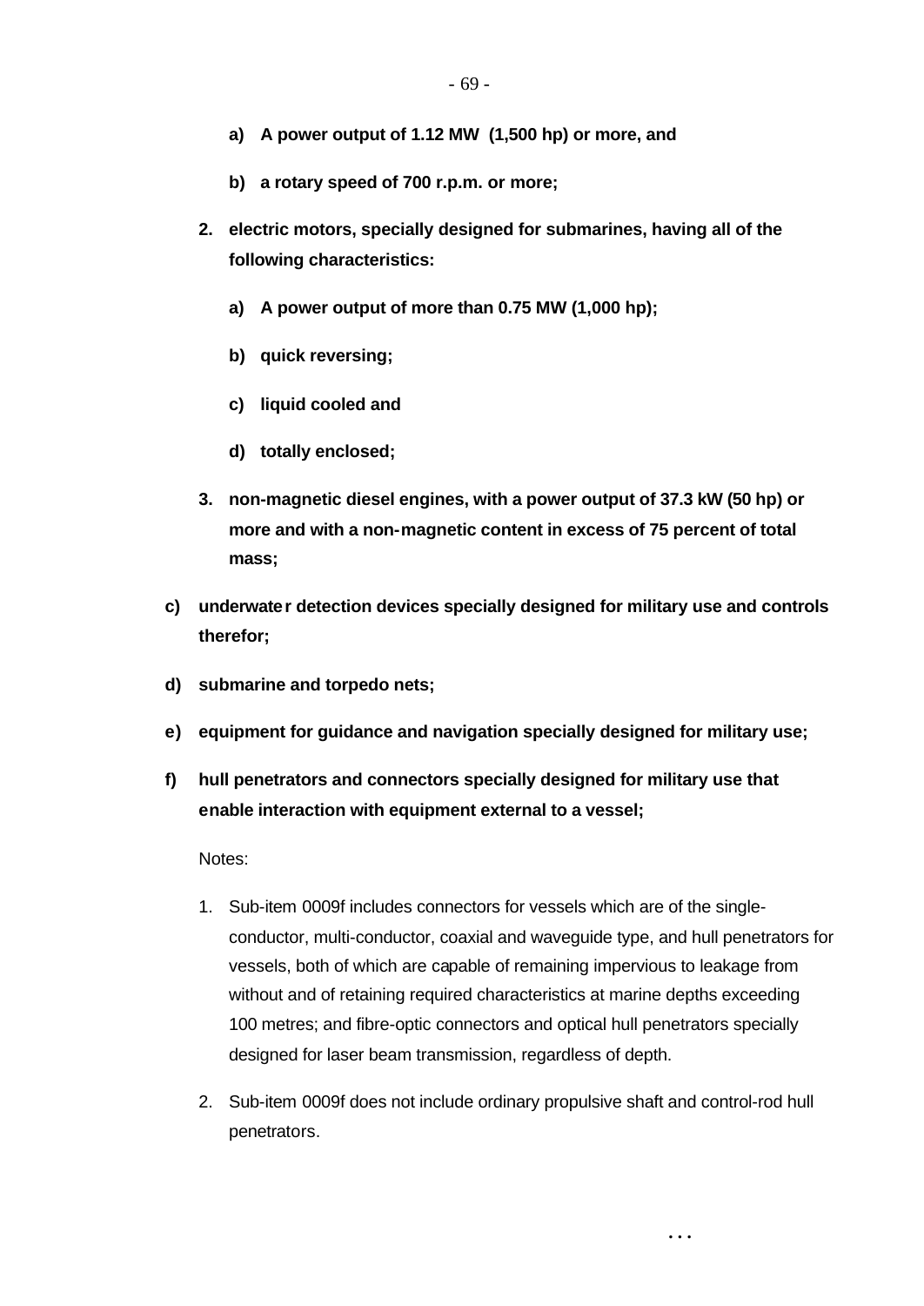**a) A power output of 1.12 MW (1,500 hp) or more, and**

**b) a rotary speed of 700 r.p.m. or more;**

**2. electric motors, specially designed for submarines, having all of the following characteristics:**

**a) A power output of more than 0.75 MW (1,000 hp);**

**b) quick reversing;**

**c) liquid cooled and**

**d) totally enclosed;**

**3. non-magnetic diesel engines, with a power output of 37.3 kW (50 hp) or more and with a non-magnetic content in excess of 75 percent of total mass;**

**c) underwater detection devices specially designed for military use and controls therefor;**

**d) submarine and torpedo nets;**

**e) equipment for guidance and navigation specially designed for military use;**

**f) hull penetrators and connectors specially designed for military use that enable interaction with equipment external to a vessel;**

Notes:

1. Sub-item 0009f includes connectors for vessels which are of the single-conductor, multi-conductor, coaxial and waveguide type, and hull penetrators for vessels, both of which are capable of remaining impervious to leakage from without and of retaining required characteristics at marine depths exceeding 100 metres; and fibre-optic connectors and optical hull penetrators specially designed for laser beam transmission, regardless of depth.

2. Sub-item 0009f does not include ordinary propulsive shaft and control-rod hull penetrators.

...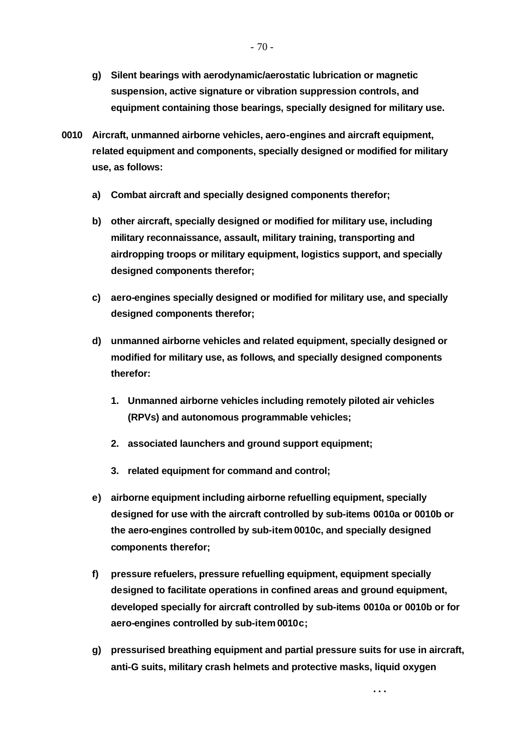**g) Silent bearings with aerodynamic/aerostatic lubrication or magnetic suspension, active signature or vibration suppression controls, and equipment containing those bearings, specially designed for military use.**

**0010 Aircraft, unmanned airborne vehicles, aero-engines and aircraft equipment, related equipment and components, specially designed or modified for military use, as follows:**

**a) Combat aircraft and specially designed components therefor;**

**b) other aircraft, specially designed or modified for military use, including military reconnaissance, assault, military training, transporting and airdropping troops or military equipment, logistics support, and specially designed components therefor;**

**c) aero-engines specially designed or modified for military use, and specially designed components therefor;**

**d) unmanned airborne vehicles and related equipment, specially designed or modified for military use, as follows, and specially designed components therefor:**

**1. Unmanned airborne vehicles including remotely piloted air vehicles (RPVs) and autonomous programmable vehicles;**

**2. associated launchers and ground support equipment;**

**3. related equipment for command and control;**

**e) airborne equipment including airborne refuelling equipment, specially designed for use with the aircraft controlled by sub-items 0010a or 0010b or the aero-engines controlled by sub-item 0010c, and specially designed components therefor;**

**f) pressure refuelers, pressure refuelling equipment, equipment specially designed to facilitate operations in confined areas and ground equipment, developed specially for aircraft controlled by sub-items 0010a or 0010b or for aero-engines controlled by sub-item 0010c;**

**g) pressurised breathing equipment and partial pressure suits for use in aircraft, anti-G suits, military crash helmets and protective masks, liquid oxygen**

...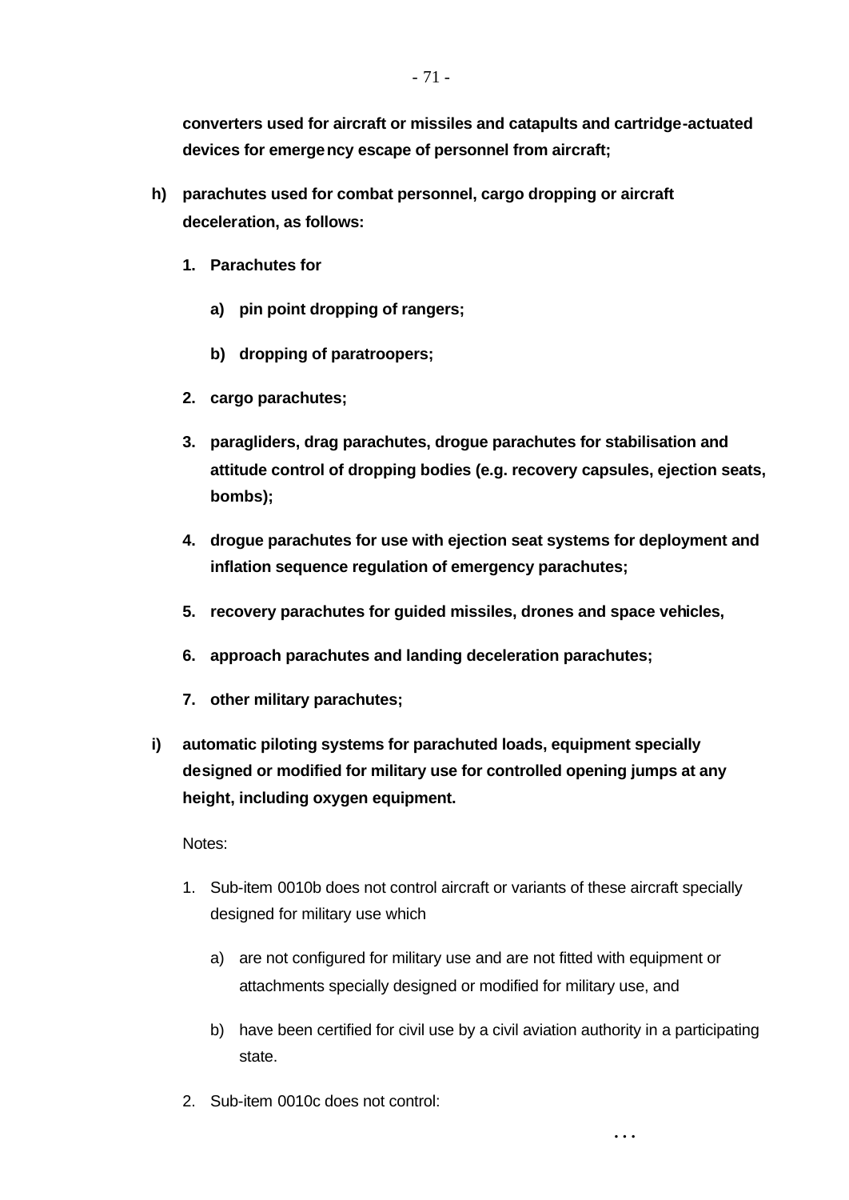**converters used for aircraft or missiles and catapults and cartridge-actuated devices for emergency escape of personnel from aircraft;**

**h) parachutes used for combat personnel, cargo dropping or aircraft deceleration, as follows:**

**1. Parachutes for**

**a) pin point dropping of rangers;**

**b) dropping of paratroopers;**

**2. cargo parachutes;**

**3. paragliders, drag parachutes, drogue parachutes for stabilisation and attitude control of dropping bodies (e.g. recovery capsules, ejection seats, bombs);**

**4. drogue parachutes for use with ejection seat systems for deployment and inflation sequence regulation of emergency parachutes;**

**5. recovery parachutes for guided missiles, drones and space vehicles,**

**6. approach parachutes and landing deceleration parachutes;**

**7. other military parachutes;**

**i) automatic piloting systems for parachuted loads, equipment specially designed or modified for military use for controlled opening jumps at any height, including oxygen equipment.**

Notes:

1. Sub-item 0010b does not control aircraft or variants of these aircraft specially designed for military use which

   a) are not configured for military use and are not fitted with equipment or attachments specially designed or modified for military use, and

   b) have been certified for civil use by a civil aviation authority in a participating state.

2. Sub-item 0010c does not control:

...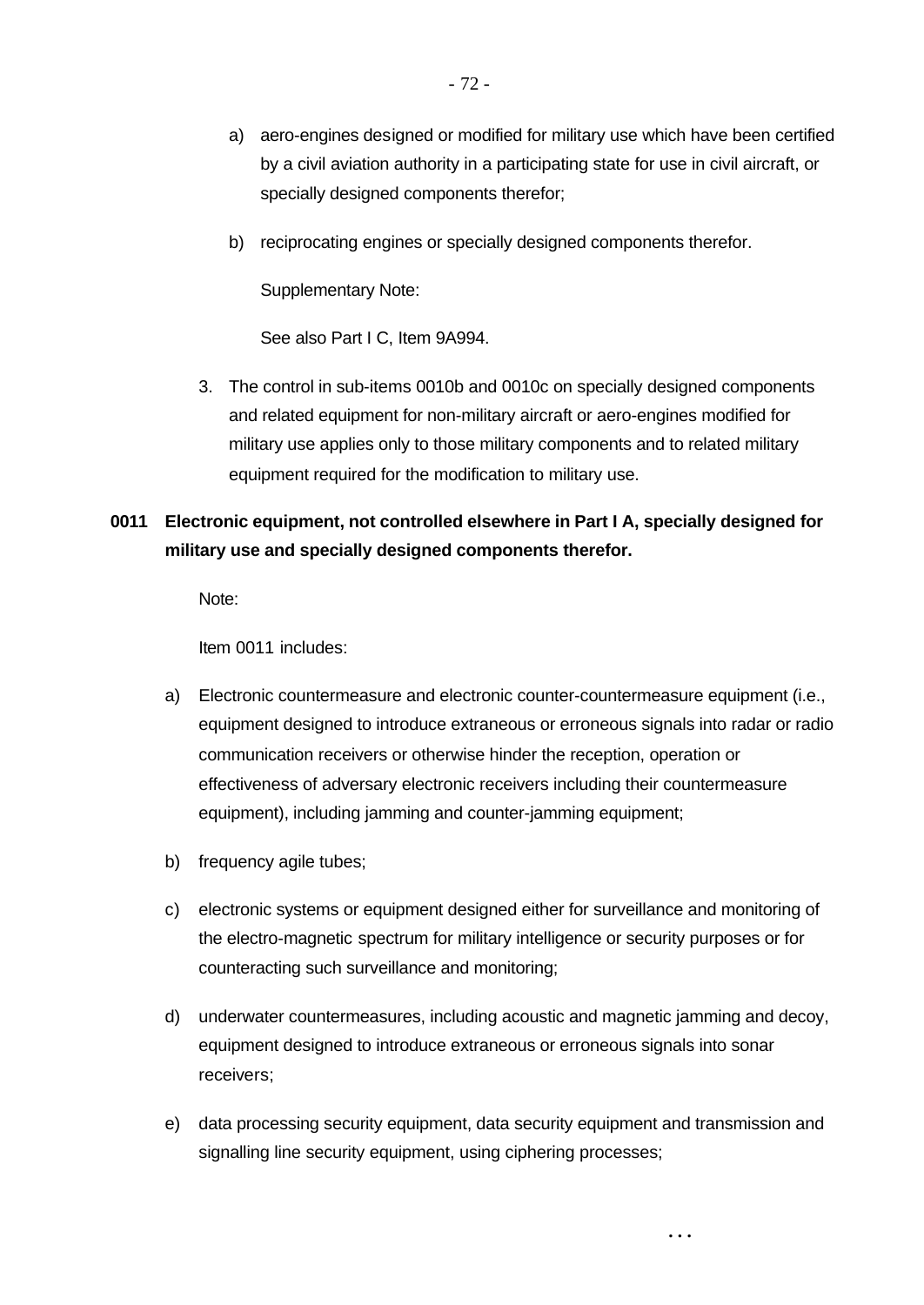a) aero-engines designed or modified for military use which have been certified by a civil aviation authority in a participating state for use in civil aircraft, or specially designed components therefor;

b) reciprocating engines or specially designed components therefor.

Supplementary Note:

See also Part I C, Item 9A994.

3. The control in sub-items 0010b and 0010c on specially designed components and related equipment for non-military aircraft or aero-engines modified for military use applies only to those military components and to related military equipment required for the modification to military use.

**0011 Electronic equipment, not controlled elsewhere in Part I A, specially designed for military use and specially designed components therefor.**

Note:

Item 0011 includes:

a) Electronic countermeasure and electronic counter-countermeasure equipment (i.e., equipment designed to introduce extraneous or erroneous signals into radar or radio communication receivers or otherwise hinder the reception, operation or effectiveness of adversary electronic receivers including their countermeasure equipment), including jamming and counter-jamming equipment;

b) frequency agile tubes;

c) electronic systems or equipment designed either for surveillance and monitoring of the electro-magnetic spectrum for military intelligence or security purposes or for counteracting such surveillance and monitoring;

d) underwater countermeasures, including acoustic and magnetic jamming and decoy, equipment designed to introduce extraneous or erroneous signals into sonar receivers;

e) data processing security equipment, data security equipment and transmission and signalling line security equipment, using ciphering processes;

...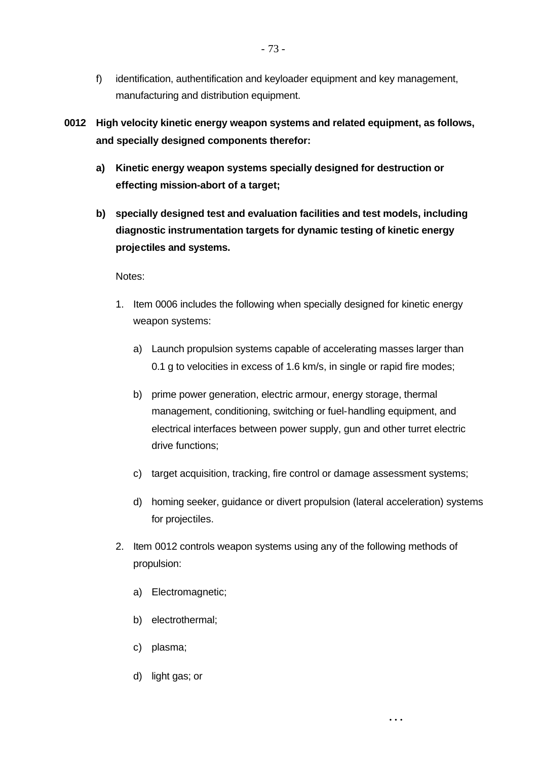f) identification, authentification and keyloader equipment and key management, manufacturing and distribution equipment.

**0012 High velocity kinetic energy weapon systems and related equipment, as follows, and specially designed components therefor:**

**a) Kinetic energy weapon systems specially designed for destruction or effecting mission-abort of a target;**

**b) specially designed test and evaluation facilities and test models, including diagnostic instrumentation targets for dynamic testing of kinetic energy projectiles and systems.**

Notes:

1. Item 0006 includes the following when specially designed for kinetic energy weapon systems:

   a) Launch propulsion systems capable of accelerating masses larger than 0.1 g to velocities in excess of 1.6 km/s, in single or rapid fire modes;

   b) prime power generation, electric armour, energy storage, thermal management, conditioning, switching or fuel-handling equipment, and electrical interfaces between power supply, gun and other turret electric drive functions;

   c) target acquisition, tracking, fire control or damage assessment systems;

   d) homing seeker, guidance or divert propulsion (lateral acceleration) systems for projectiles.

2. Item 0012 controls weapon systems using any of the following methods of propulsion:

   a) Electromagnetic;

   b) electrothermal;

   c) plasma;

   d) light gas; or

...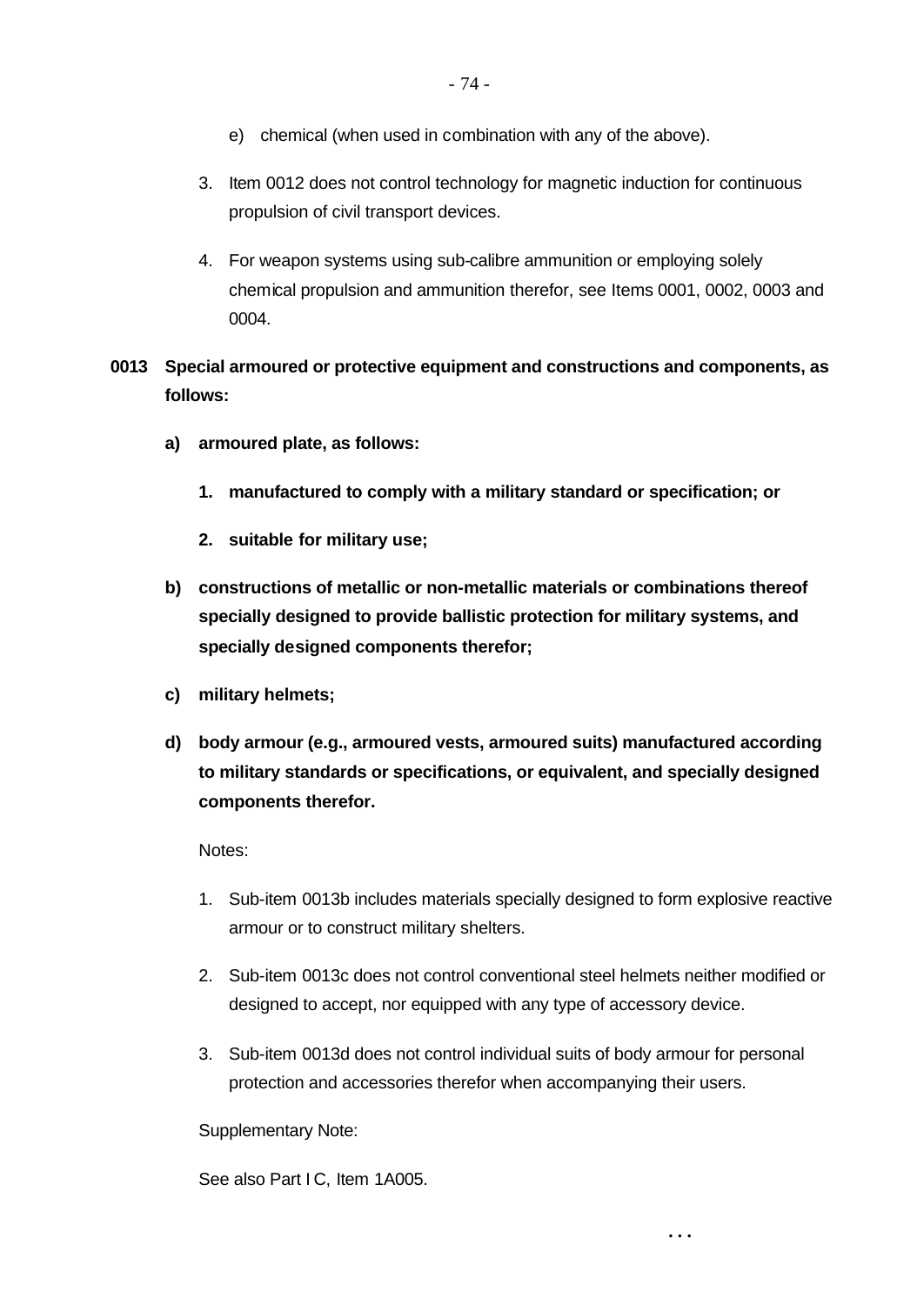e) chemical (when used in combination with any of the above).

3. Item 0012 does not control technology for magnetic induction for continuous propulsion of civil transport devices.

4. For weapon systems using sub-calibre ammunition or employing solely chemical propulsion and ammunition therefor, see Items 0001, 0002, 0003 and 0004.

**0013 Special armoured or protective equipment and constructions and components, as follows:**

**a) armoured plate, as follows:**

**1. manufactured to comply with a military standard or specification; or**

**2. suitable for military use;**

**b) constructions of metallic or non-metallic materials or combinations thereof specially designed to provide ballistic protection for military systems, and specially designed components therefor;**

**c) military helmets;**

**d) body armour (e.g., armoured vests, armoured suits) manufactured according to military standards or specifications, or equivalent, and specially designed components therefor.**

Notes:

1. Sub-item 0013b includes materials specially designed to form explosive reactive armour or to construct military shelters.

2. Sub-item 0013c does not control conventional steel helmets neither modified or designed to accept, nor equipped with any type of accessory device.

3. Sub-item 0013d does not control individual suits of body armour for personal protection and accessories therefor when accompanying their users.

Supplementary Note:

See also Part I C, Item 1A005.

...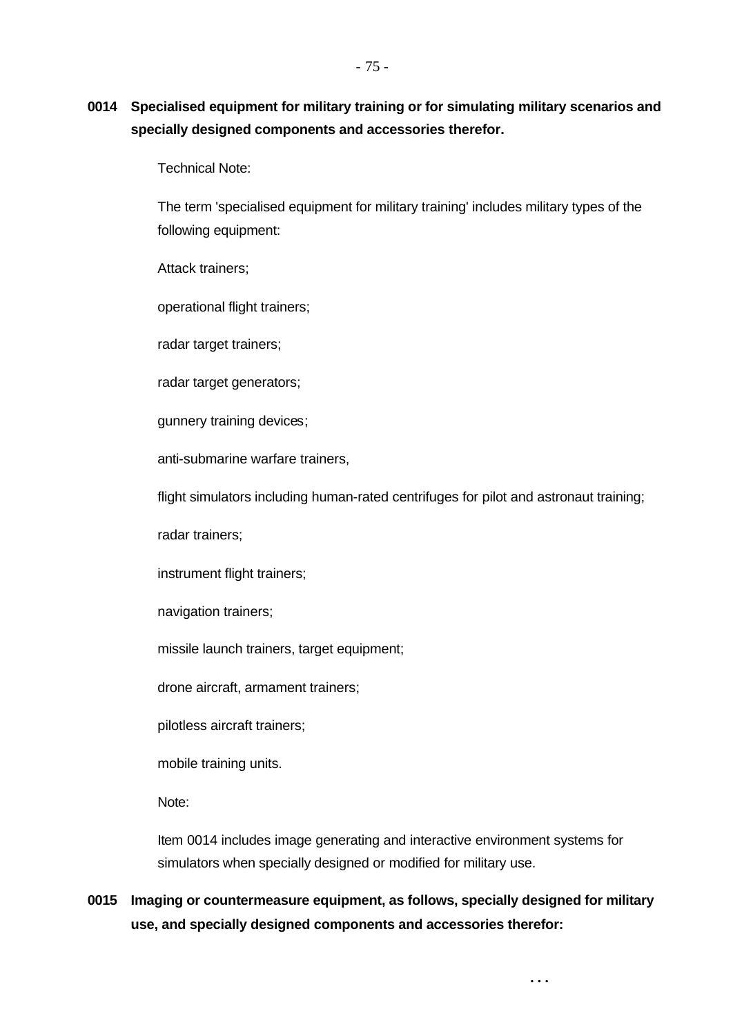**0014 Specialised equipment for military training or for simulating military scenarios and specially designed components and accessories therefor.**

Technical Note:

The term 'specialised equipment for military training' includes military types of the following equipment:

Attack trainers;

operational flight trainers;

radar target trainers;

radar target generators;

gunnery training devices;

anti-submarine warfare trainers,

flight simulators including human-rated centrifuges for pilot and astronaut training;

radar trainers;

instrument flight trainers;

navigation trainers;

missile launch trainers, target equipment;

drone aircraft, armament trainers;

pilotless aircraft trainers;

mobile training units.

Note:

Item 0014 includes image generating and interactive environment systems for simulators when specially designed or modified for military use.

**0015 Imaging or countermeasure equipment, as follows, specially designed for military use, and specially designed components and accessories therefor:**

...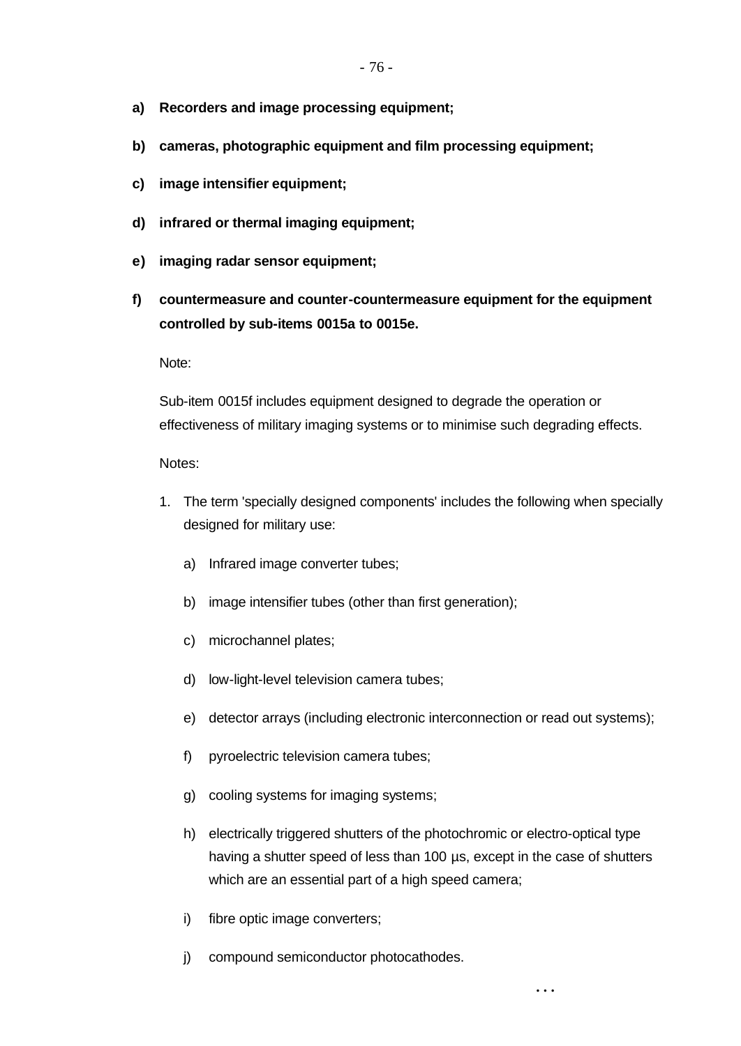**a) Recorders and image processing equipment;**

**b) cameras, photographic equipment and film processing equipment;**

**c) image intensifier equipment;**

**d) infrared or thermal imaging equipment;**

**e) imaging radar sensor equipment;**

**f) countermeasure and counter-countermeasure equipment for the equipment controlled by sub-items 0015a to 0015e.**

Note:

Sub-item 0015f includes equipment designed to degrade the operation or effectiveness of military imaging systems or to minimise such degrading effects.

Notes:

1. The term 'specially designed components' includes the following when specially designed for military use:

   a) Infrared image converter tubes;

   b) image intensifier tubes (other than first generation);

   c) microchannel plates;

   d) low-light-level television camera tubes;

   e) detector arrays (including electronic interconnection or read out systems);

   f) pyroelectric television camera tubes;

   g) cooling systems for imaging systems;

   h) electrically triggered shutters of the photochromic or electro-optical type having a shutter speed of less than 100 µs, except in the case of shutters which are an essential part of a high speed camera;

   i) fibre optic image converters;

   j) compound semiconductor photocathodes.

...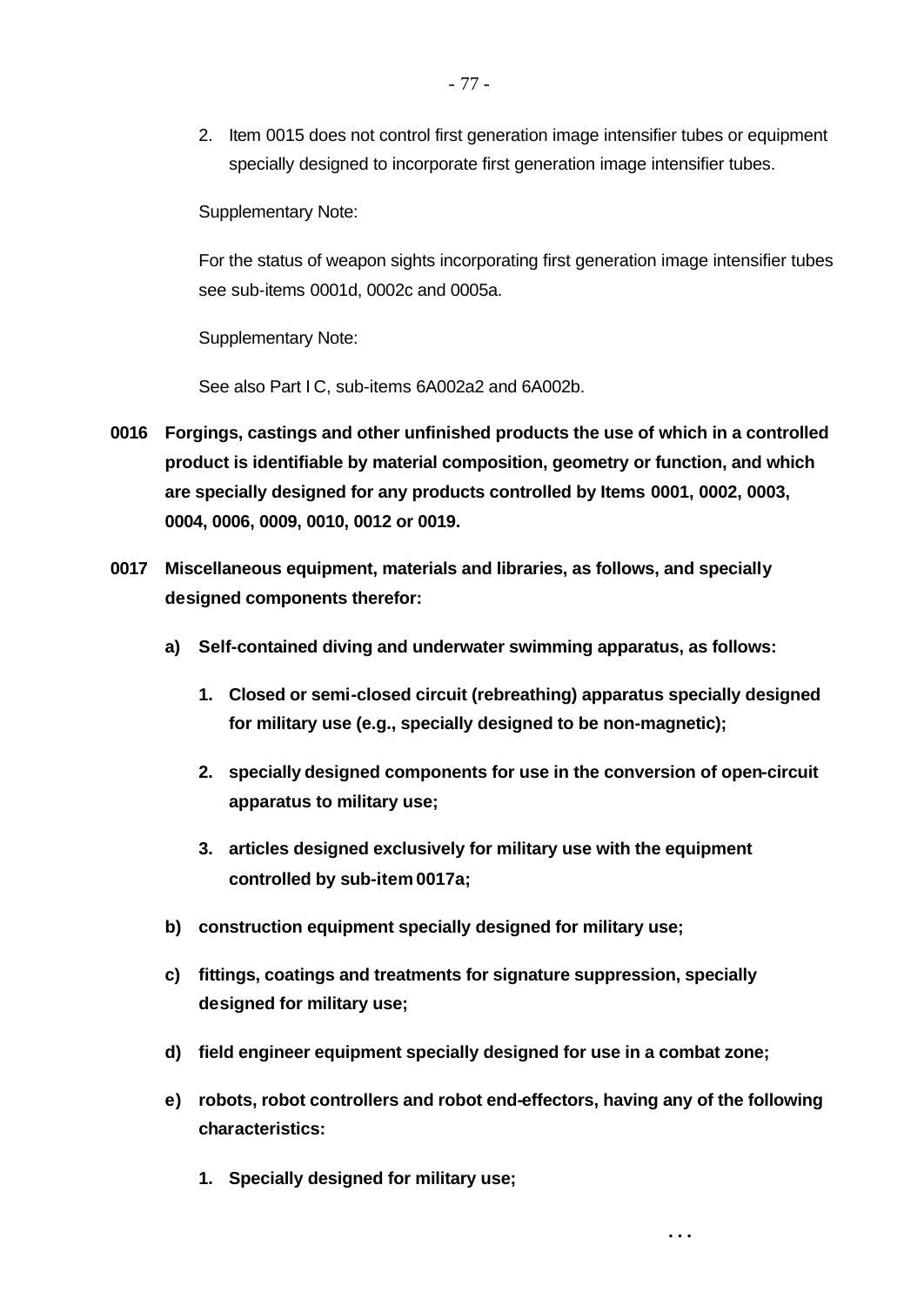2. Item 0015 does not control first generation image intensifier tubes or equipment specially designed to incorporate first generation image intensifier tubes.

Supplementary Note:

For the status of weapon sights incorporating first generation image intensifier tubes see sub-items 0001d, 0002c and 0005a.

Supplementary Note:

See also Part I C, sub-items 6A002a2 and 6A002b.

**0016 Forgings, castings and other unfinished products the use of which in a controlled product is identifiable by material composition, geometry or function, and which are specially designed for any products controlled by Items 0001, 0002, 0003, 0004, 0006, 0009, 0010, 0012 or 0019.**

**0017 Miscellaneous equipment, materials and libraries, as follows, and specially designed components therefor:**

**a) Self-contained diving and underwater swimming apparatus, as follows:**

**1. Closed or semi-closed circuit (rebreathing) apparatus specially designed for military use (e.g., specially designed to be non-magnetic);**

**2. specially designed components for use in the conversion of open-circuit apparatus to military use;**

**3. articles designed exclusively for military use with the equipment controlled by sub-item 0017a;**

**b) construction equipment specially designed for military use;**

**c) fittings, coatings and treatments for signature suppression, specially designed for military use;**

**d) field engineer equipment specially designed for use in a combat zone;**

**e) robots, robot controllers and robot end-effectors, having any of the following characteristics:**

**1. Specially designed for military use;**

...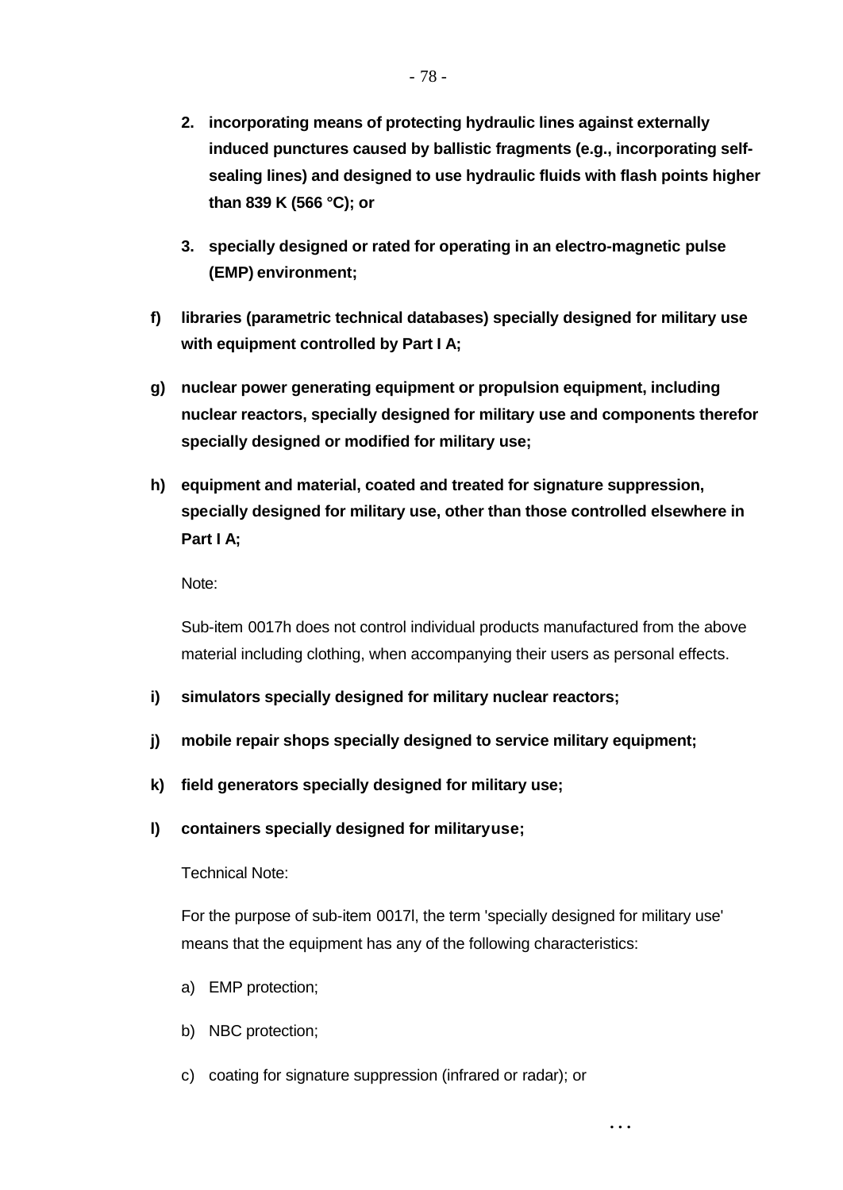2. **incorporating means of protecting hydraulic lines against externally induced punctures caused by ballistic fragments (e.g., incorporating self-sealing lines) and designed to use hydraulic fluids with flash points higher than 839 K (566 °C); or**

3. **specially designed or rated for operating in an electro-magnetic pulse (EMP) environment;**

**f) libraries (parametric technical databases) specially designed for military use with equipment controlled by Part I A;**

**g) nuclear power generating equipment or propulsion equipment, including nuclear reactors, specially designed for military use and components therefor specially designed or modified for military use;**

**h) equipment and material, coated and treated for signature suppression, specially designed for military use, other than those controlled elsewhere in Part I A;**

Note:

Sub-item 0017h does not control individual products manufactured from the above material including clothing, when accompanying their users as personal effects.

**i) simulators specially designed for military nuclear reactors;**

**j) mobile repair shops specially designed to service military equipment;**

**k) field generators specially designed for military use;**

**l) containers specially designed for militaryuse;**

Technical Note:

For the purpose of sub-item 0017l, the term 'specially designed for military use' means that the equipment has any of the following characteristics:

a) EMP protection;

b) NBC protection;

c) coating for signature suppression (infrared or radar); or

...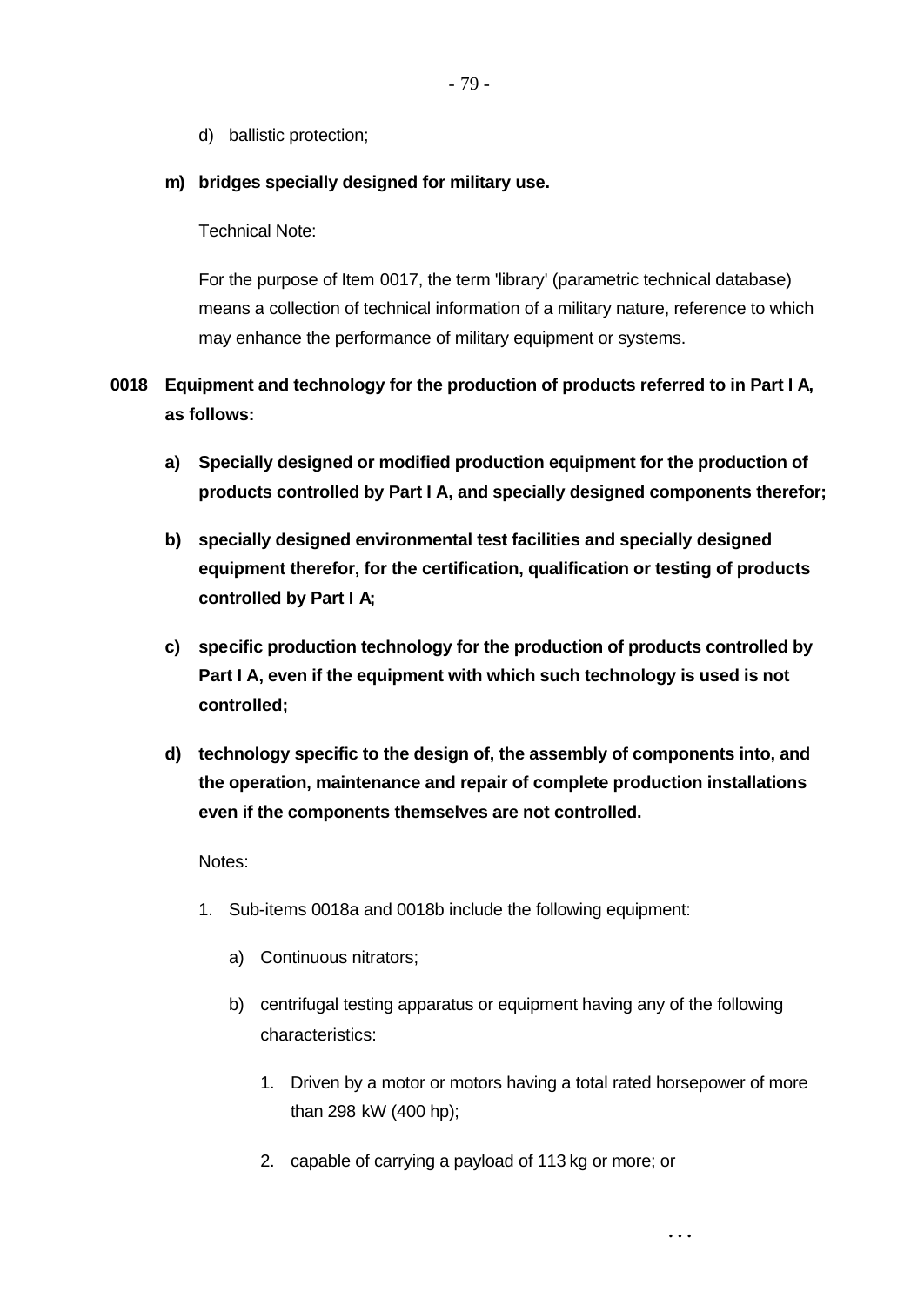d) ballistic protection;

**m) bridges specially designed for military use.**

Technical Note:

For the purpose of Item 0017, the term 'library' (parametric technical database) means a collection of technical information of a military nature, reference to which may enhance the performance of military equipment or systems.

**0018 Equipment and technology for the production of products referred to in Part I A, as follows:**

**a) Specially designed or modified production equipment for the production of products controlled by Part I A, and specially designed components therefor;**

**b) specially designed environmental test facilities and specially designed equipment therefor, for the certification, qualification or testing of products controlled by Part I A;**

**c) specific production technology for the production of products controlled by Part I A, even if the equipment with which such technology is used is not controlled;**

**d) technology specific to the design of, the assembly of components into, and the operation, maintenance and repair of complete production installations even if the components themselves are not controlled.**

Notes:

1. Sub-items 0018a and 0018b include the following equipment:

   a) Continuous nitrators;

   b) centrifugal testing apparatus or equipment having any of the following characteristics:

      1. Driven by a motor or motors having a total rated horsepower of more than 298 kW (400 hp);

      2. capable of carrying a payload of 113 kg or more; or

...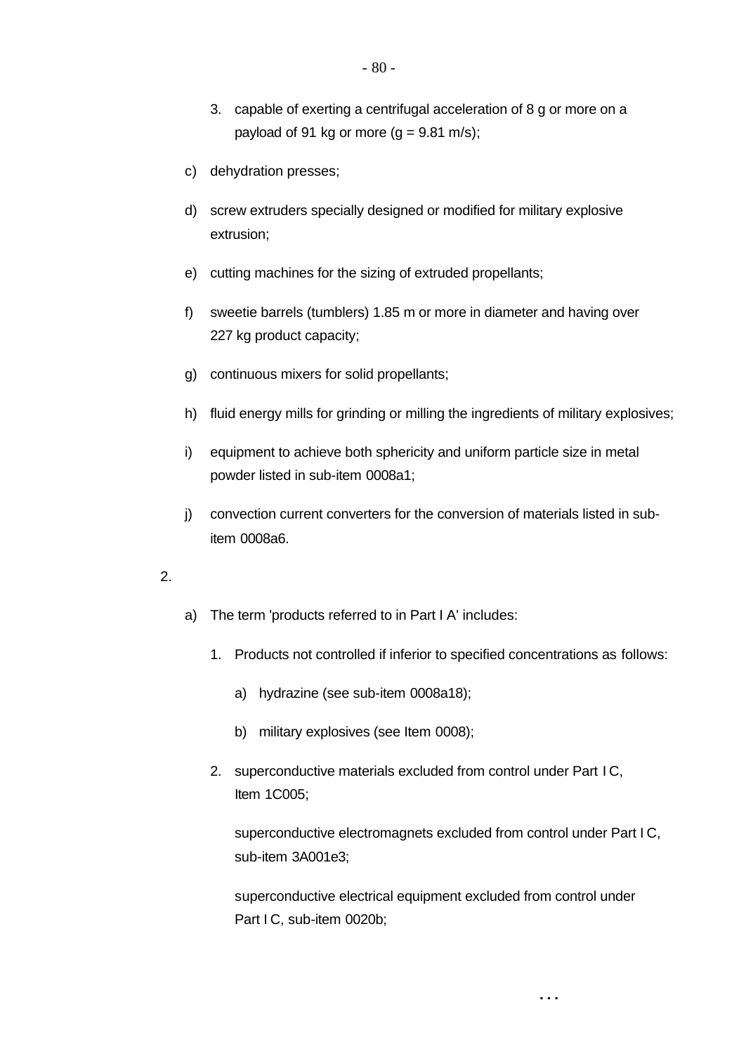3. capable of exerting a centrifugal acceleration of 8 g or more on a payload of 91 kg or more (g = 9.81 m/s);

c) dehydration presses;

d) screw extruders specially designed or modified for military explosive extrusion;

e) cutting machines for the sizing of extruded propellants;

f) sweetie barrels (tumblers) 1.85 m or more in diameter and having over 227 kg product capacity;

g) continuous mixers for solid propellants;

h) fluid energy mills for grinding or milling the ingredients of military explosives;

i) equipment to achieve both sphericity and uniform particle size in metal powder listed in sub-item 0008a1;

j) convection current converters for the conversion of materials listed in sub-item 0008a6.

2.

a) The term 'products referred to in Part I A' includes:

1. Products not controlled if inferior to specified concentrations as follows:

   a) hydrazine (see sub-item 0008a18);

   b) military explosives (see Item 0008);

2. superconductive materials excluded from control under Part I C, Item 1C005;

   superconductive electromagnets excluded from control under Part I C, sub-item 3A001e3;

   superconductive electrical equipment excluded from control under Part I C, sub-item 0020b;

...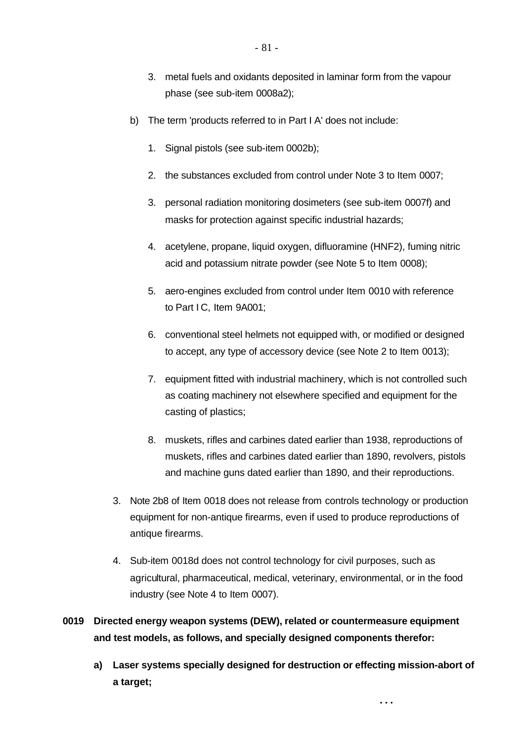3. metal fuels and oxidants deposited in laminar form from the vapour phase (see sub-item 0008a2);

b) The term 'products referred to in Part I A' does not include:

1. Signal pistols (see sub-item 0002b);

2. the substances excluded from control under Note 3 to Item 0007;

3. personal radiation monitoring dosimeters (see sub-item 0007f) and masks for protection against specific industrial hazards;

4. acetylene, propane, liquid oxygen, difluoramine ($HNF_2$), fuming nitric acid and potassium nitrate powder (see Note 5 to Item 0008);

5. aero-engines excluded from control under Item 0010 with reference to Part I C, Item 9A001;

6. conventional steel helmets not equipped with, or modified or designed to accept, any type of accessory device (see Note 2 to Item 0013);

7. equipment fitted with industrial machinery, which is not controlled such as coating machinery not elsewhere specified and equipment for the casting of plastics;

8. muskets, rifles and carbines dated earlier than 1938, reproductions of muskets, rifles and carbines dated earlier than 1890, revolvers, pistols and machine guns dated earlier than 1890, and their reproductions.

3. Note 2b8 of Item 0018 does not release from controls technology or production equipment for non-antique firearms, even if used to produce reproductions of antique firearms.

4. Sub-item 0018d does not control technology for civil purposes, such as agricultural, pharmaceutical, medical, veterinary, environmental, or in the food industry (see Note 4 to Item 0007).

**0019 Directed energy weapon systems (DEW), related or countermeasure equipment and test models, as follows, and specially designed components therefor:**

**a) Laser systems specially designed for destruction or effecting mission-abort of a target;**

...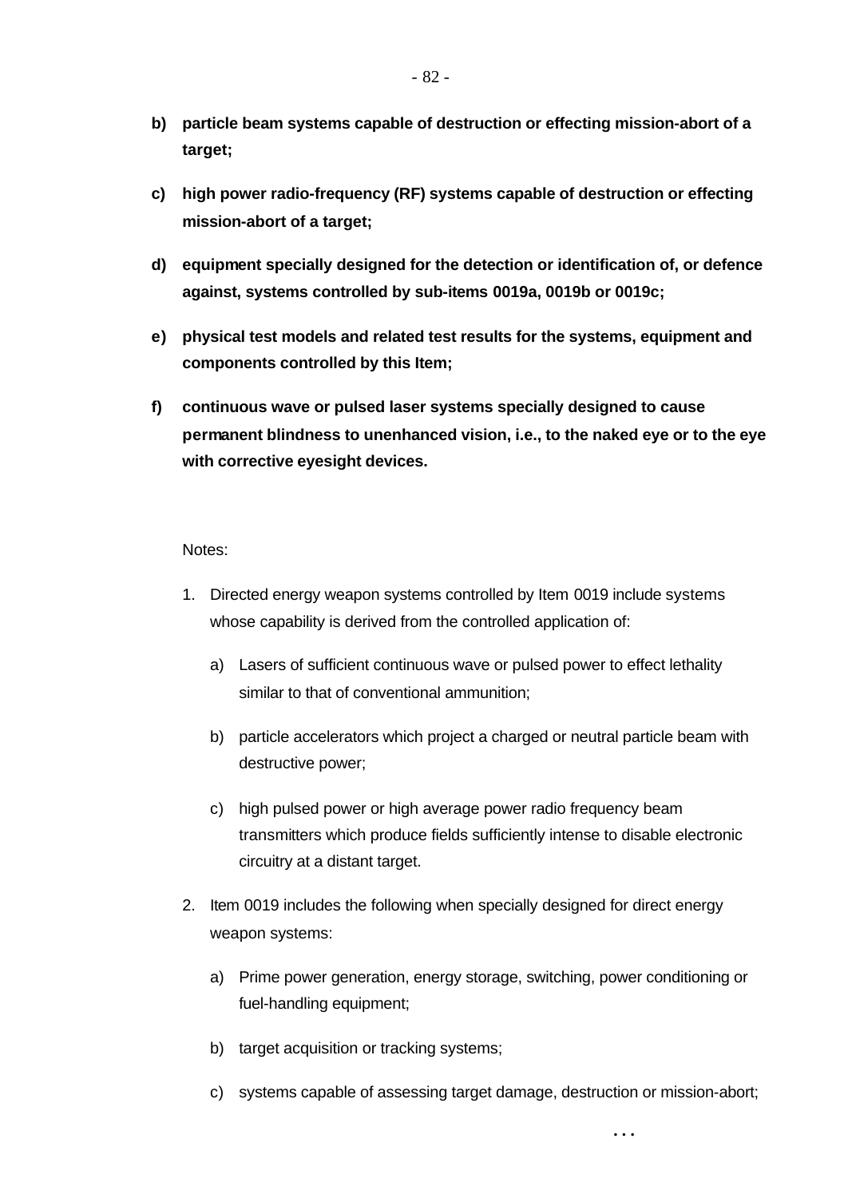**b) particle beam systems capable of destruction or effecting mission-abort of a target;**

**c) high power radio-frequency (RF) systems capable of destruction or effecting mission-abort of a target;**

**d) equipment specially designed for the detection or identification of, or defence against, systems controlled by sub-items 0019a, 0019b or 0019c;**

**e) physical test models and related test results for the systems, equipment and components controlled by this Item;**

**f) continuous wave or pulsed laser systems specially designed to cause permanent blindness to unenhanced vision, i.e., to the naked eye or to the eye with corrective eyesight devices.**

Notes:

1. Directed energy weapon systems controlled by Item 0019 include systems whose capability is derived from the controlled application of:

   a) Lasers of sufficient continuous wave or pulsed power to effect lethality similar to that of conventional ammunition;

   b) particle accelerators which project a charged or neutral particle beam with destructive power;

   c) high pulsed power or high average power radio frequency beam transmitters which produce fields sufficiently intense to disable electronic circuitry at a distant target.

2. Item 0019 includes the following when specially designed for direct energy weapon systems:

   a) Prime power generation, energy storage, switching, power conditioning or fuel-handling equipment;

   b) target acquisition or tracking systems;

   c) systems capable of assessing target damage, destruction or mission-abort;

...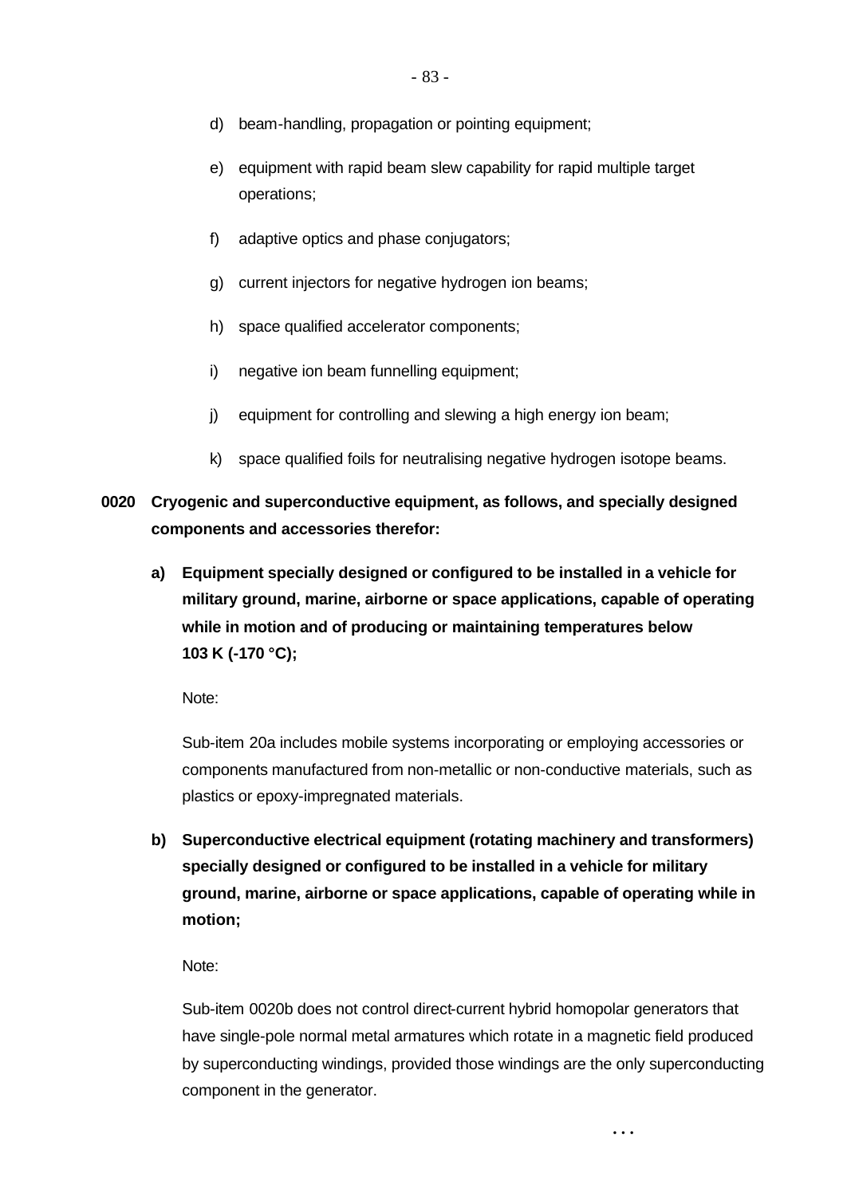d) beam-handling, propagation or pointing equipment;

e) equipment with rapid beam slew capability for rapid multiple target operations;

f) adaptive optics and phase conjugators;

g) current injectors for negative hydrogen ion beams;

h) space qualified accelerator components;

i) negative ion beam funnelling equipment;

j) equipment for controlling and slewing a high energy ion beam;

k) space qualified foils for neutralising negative hydrogen isotope beams.

**0020 Cryogenic and superconductive equipment, as follows, and specially designed components and accessories therefor:**

**a) Equipment specially designed or configured to be installed in a vehicle for military ground, marine, airborne or space applications, capable of operating while in motion and of producing or maintaining temperatures below 103 K (-170 °C);**

Note:

Sub-item 20a includes mobile systems incorporating or employing accessories or components manufactured from non-metallic or non-conductive materials, such as plastics or epoxy-impregnated materials.

**b) Superconductive electrical equipment (rotating machinery and transformers) specially designed or configured to be installed in a vehicle for military ground, marine, airborne or space applications, capable of operating while in motion;**

Note:

Sub-item 0020b does not control direct-current hybrid homopolar generators that have single-pole normal metal armatures which rotate in a magnetic field produced by superconducting windings, provided those windings are the only superconducting component in the generator.

...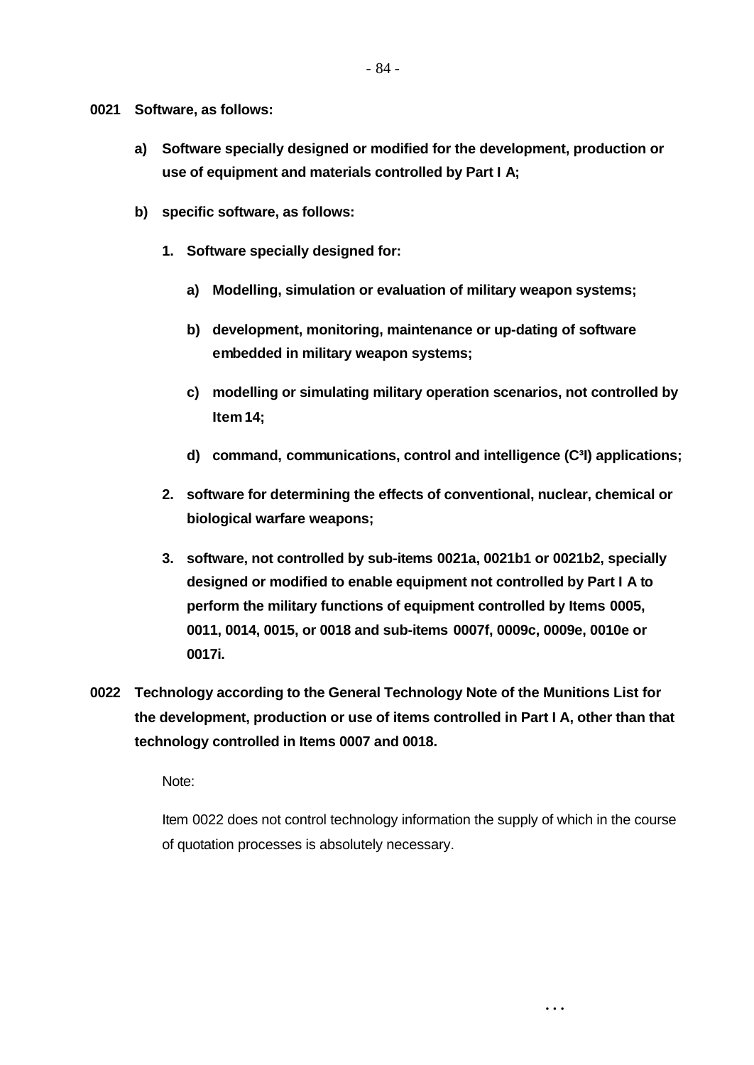**0021 Software, as follows:**

- **a) Software specially designed or modified for the development, production or use of equipment and materials controlled by Part I A;**

- **b) specific software, as follows:**

  - **1. Software specially designed for:**

    - **a) Modelling, simulation or evaluation of military weapon systems;**

    - **b) development, monitoring, maintenance or up-dating of software embedded in military weapon systems;**

    - **c) modelling or simulating military operation scenarios, not controlled by Item 14;**

    - **d) command, communications, control and intelligence ($C^3I$) applications;**

  - **2. software for determining the effects of conventional, nuclear, chemical or biological warfare weapons;**

  - **3. software, not controlled by sub-items 0021a, 0021b1 or 0021b2, specially designed or modified to enable equipment not controlled by Part I A to perform the military functions of equipment controlled by Items 0005, 0011, 0014, 0015, or 0018 and sub-items 0007f, 0009c, 0009e, 0010e or 0017i.**

**0022 Technology according to the General Technology Note of the Munitions List for the development, production or use of items controlled in Part I A, other than that technology controlled in Items 0007 and 0018.**

Note:

Item 0022 does not control technology information the supply of which in the course of quotation processes is absolutely necessary.

...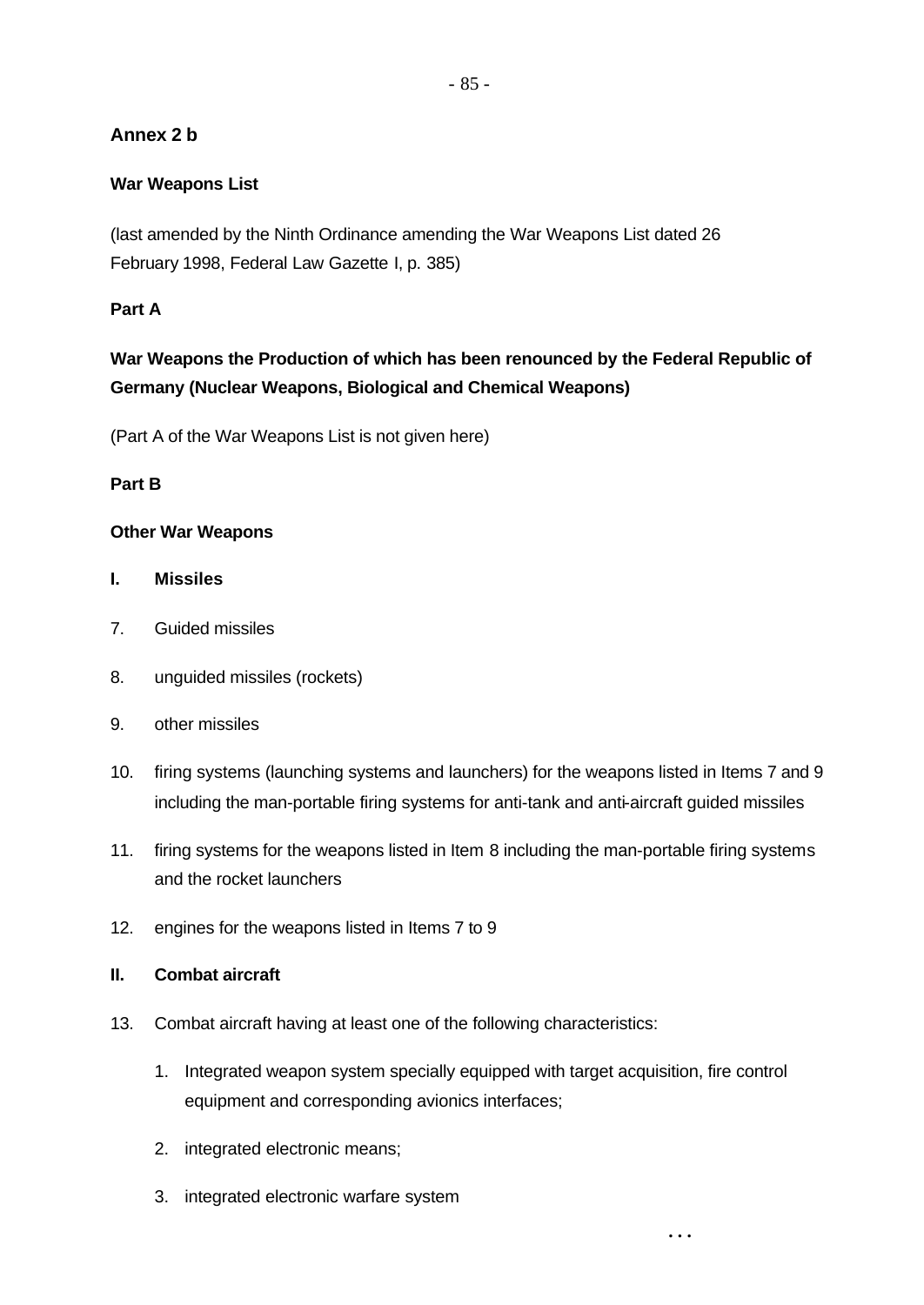## Annex 2 b

### War Weapons List

(last amended by the Ninth Ordinance amending the War Weapons List dated 26 February 1998, Federal Law Gazette I, p. 385)

### Part A

### War Weapons the Production of which has been renounced by the Federal Republic of Germany (Nuclear Weapons, Biological and Chemical Weapons)

(Part A of the War Weapons List is not given here)

### Part B

### Other War Weapons

**I. Missiles**

7. Guided missiles
8. unguided missiles (rockets)
9. other missiles
10. firing systems (launching systems and launchers) for the weapons listed in Items 7 and 9 including the man-portable firing systems for anti-tank and anti-aircraft guided missiles
11. firing systems for the weapons listed in Item 8 including the man-portable firing systems and the rocket launchers
12. engines for the weapons listed in Items 7 to 9

**II. Combat aircraft**

13. Combat aircraft having at least one of the following characteristics:
    1. Integrated weapon system specially equipped with target acquisition, fire control equipment and corresponding avionics interfaces;
    2. integrated electronic means;
    3. integrated electronic warfare system

...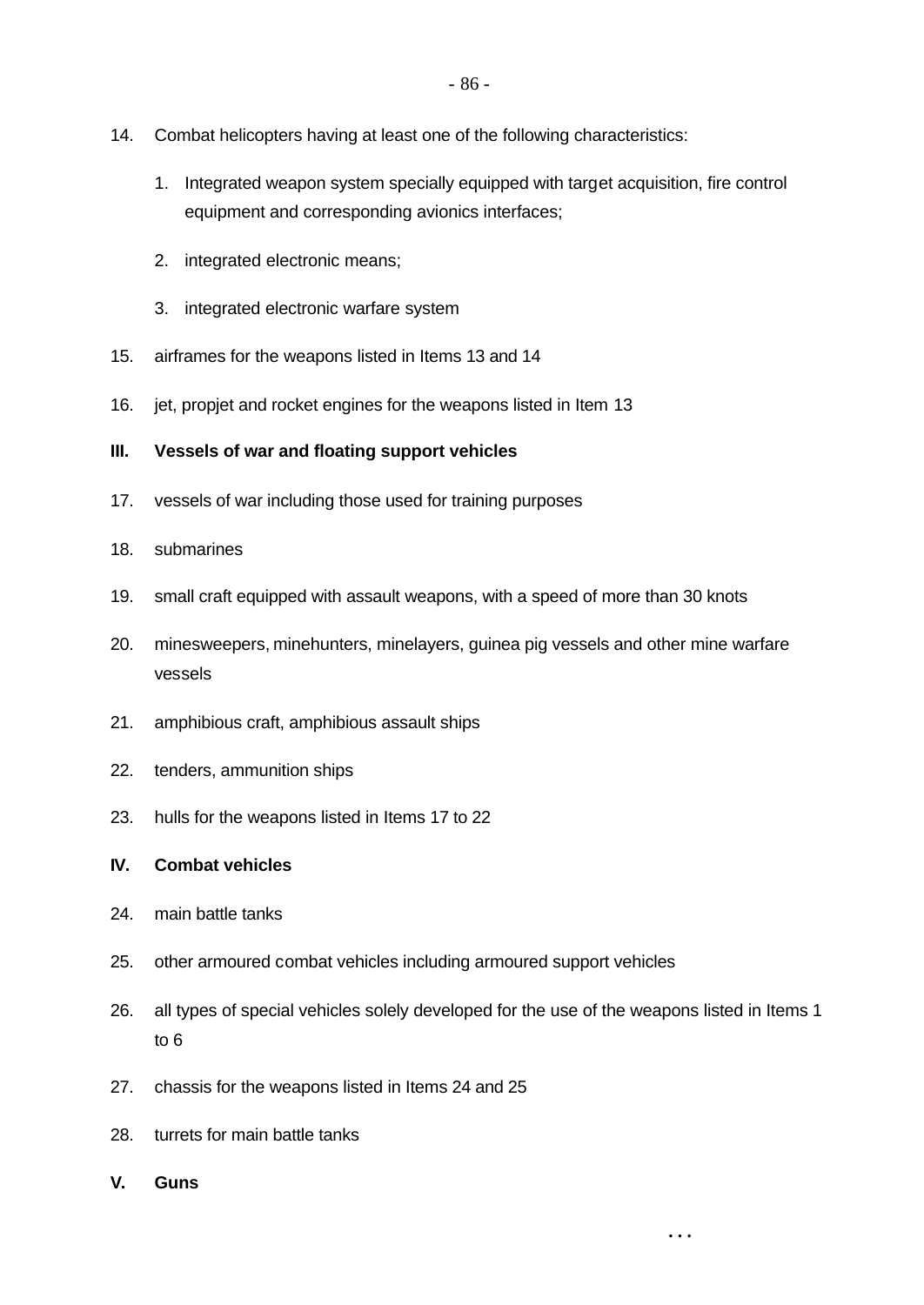14. Combat helicopters having at least one of the following characteristics:

    1. Integrated weapon system specially equipped with target acquisition, fire control equipment and corresponding avionics interfaces;

    2. integrated electronic means;

    3. integrated electronic warfare system

15. airframes for the weapons listed in Items 13 and 14

16. jet, propjet and rocket engines for the weapons listed in Item 13

**III. Vessels of war and floating support vehicles**

17. vessels of war including those used for training purposes

18. submarines

19. small craft equipped with assault weapons, with a speed of more than 30 knots

20. minesweepers, minehunters, minelayers, guinea pig vessels and other mine warfare vessels

21. amphibious craft, amphibious assault ships

22. tenders, ammunition ships

23. hulls for the weapons listed in Items 17 to 22

**IV. Combat vehicles**

24. main battle tanks

25. other armoured combat vehicles including armoured support vehicles

26. all types of special vehicles solely developed for the use of the weapons listed in Items 1 to 6

27. chassis for the weapons listed in Items 24 and 25

28. turrets for main battle tanks

**V. Guns**

...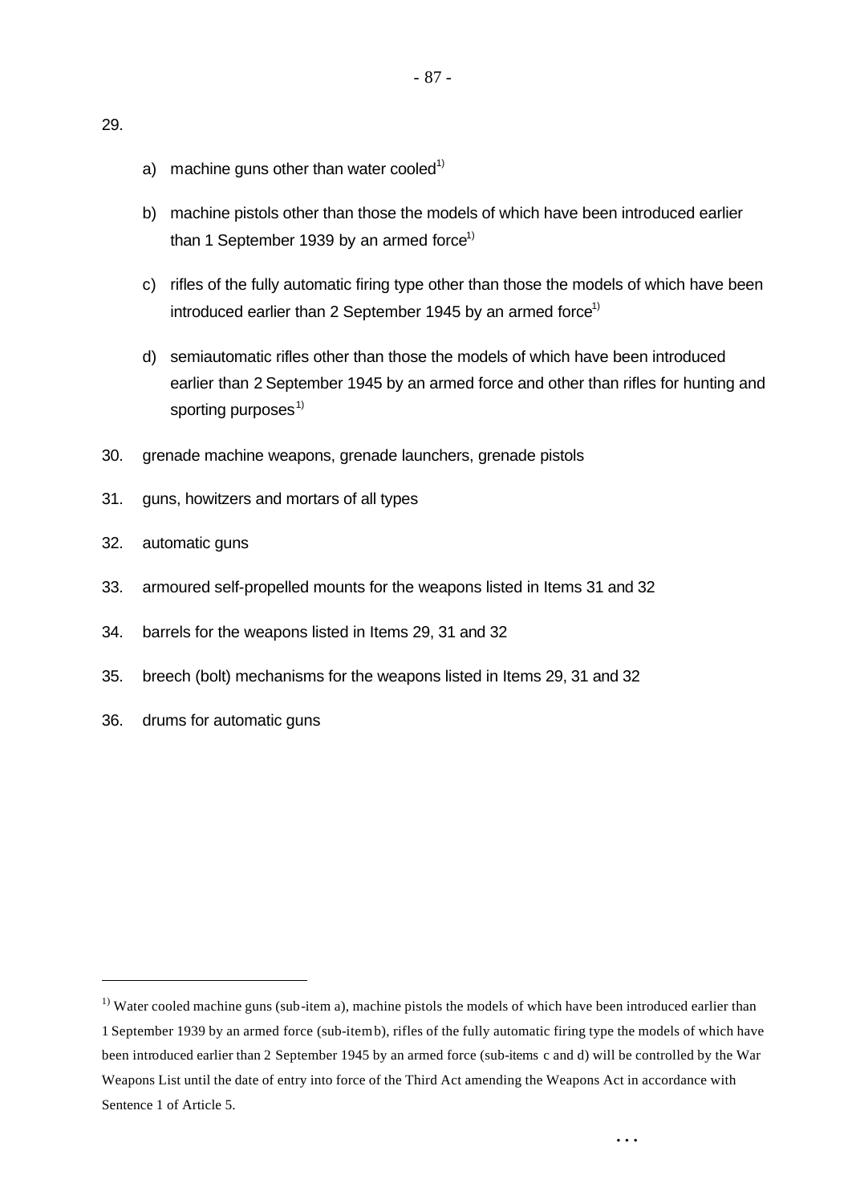29.

a) machine guns other than water cooled[1)]

b) machine pistols other than those the models of which have been introduced earlier than 1 September 1939 by an armed force[1)]

c) rifles of the fully automatic firing type other than those the models of which have been introduced earlier than 2 September 1945 by an armed force[1)]

d) semiautomatic rifles other than those the models of which have been introduced earlier than 2 September 1945 by an armed force and other than rifles for hunting and sporting purposes[1)]

30. grenade machine weapons, grenade launchers, grenade pistols

31. guns, howitzers and mortars of all types

32. automatic guns

33. armoured self-propelled mounts for the weapons listed in Items 31 and 32

34. barrels for the weapons listed in Items 29, 31 and 32

35. breech (bolt) mechanisms for the weapons listed in Items 29, 31 and 32

36. drums for automatic guns

---

[1)] Water cooled machine guns (sub-item a), machine pistols the models of which have been introduced earlier than 1 September 1939 by an armed force (sub-item b), rifles of the fully automatic firing type the models of which have been introduced earlier than 2 September 1945 by an armed force (sub-items c and d) will be controlled by the War Weapons List until the date of entry into force of the Third Act amending the Weapons Act in accordance with Sentence 1 of Article 5.

...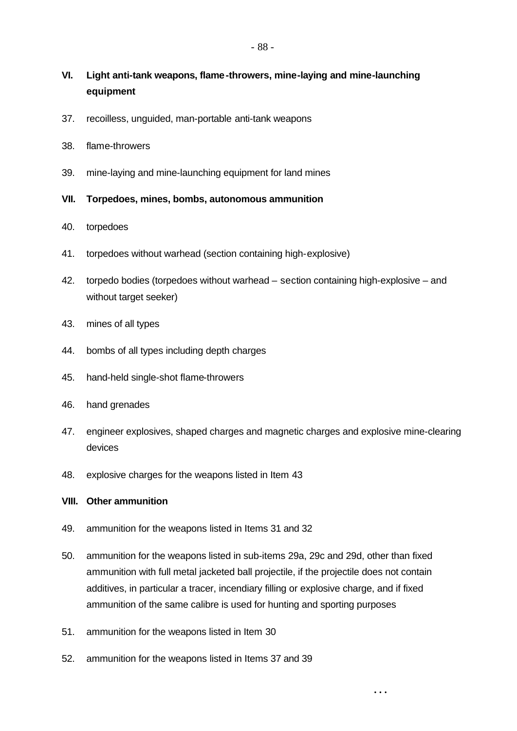## VI. Light anti-tank weapons, flame-throwers, mine-laying and mine-launching equipment

37. recoilless, unguided, man-portable anti-tank weapons

38. flame-throwers

39. mine-laying and mine-launching equipment for land mines

## VII. Torpedoes, mines, bombs, autonomous ammunition

40. torpedoes

41. torpedoes without warhead (section containing high-explosive)

42. torpedo bodies (torpedoes without warhead – section containing high-explosive – and without target seeker)

43. mines of all types

44. bombs of all types including depth charges

45. hand-held single-shot flame-throwers

46. hand grenades

47. engineer explosives, shaped charges and magnetic charges and explosive mine-clearing devices

48. explosive charges for the weapons listed in Item 43

## VIII. Other ammunition

49. ammunition for the weapons listed in Items 31 and 32

50. ammunition for the weapons listed in sub-items 29a, 29c and 29d, other than fixed ammunition with full metal jacketed ball projectile, if the projectile does not contain additives, in particular a tracer, incendiary filling or explosive charge, and if fixed ammunition of the same calibre is used for hunting and sporting purposes

51. ammunition for the weapons listed in Item 30

52. ammunition for the weapons listed in Items 37 and 39

…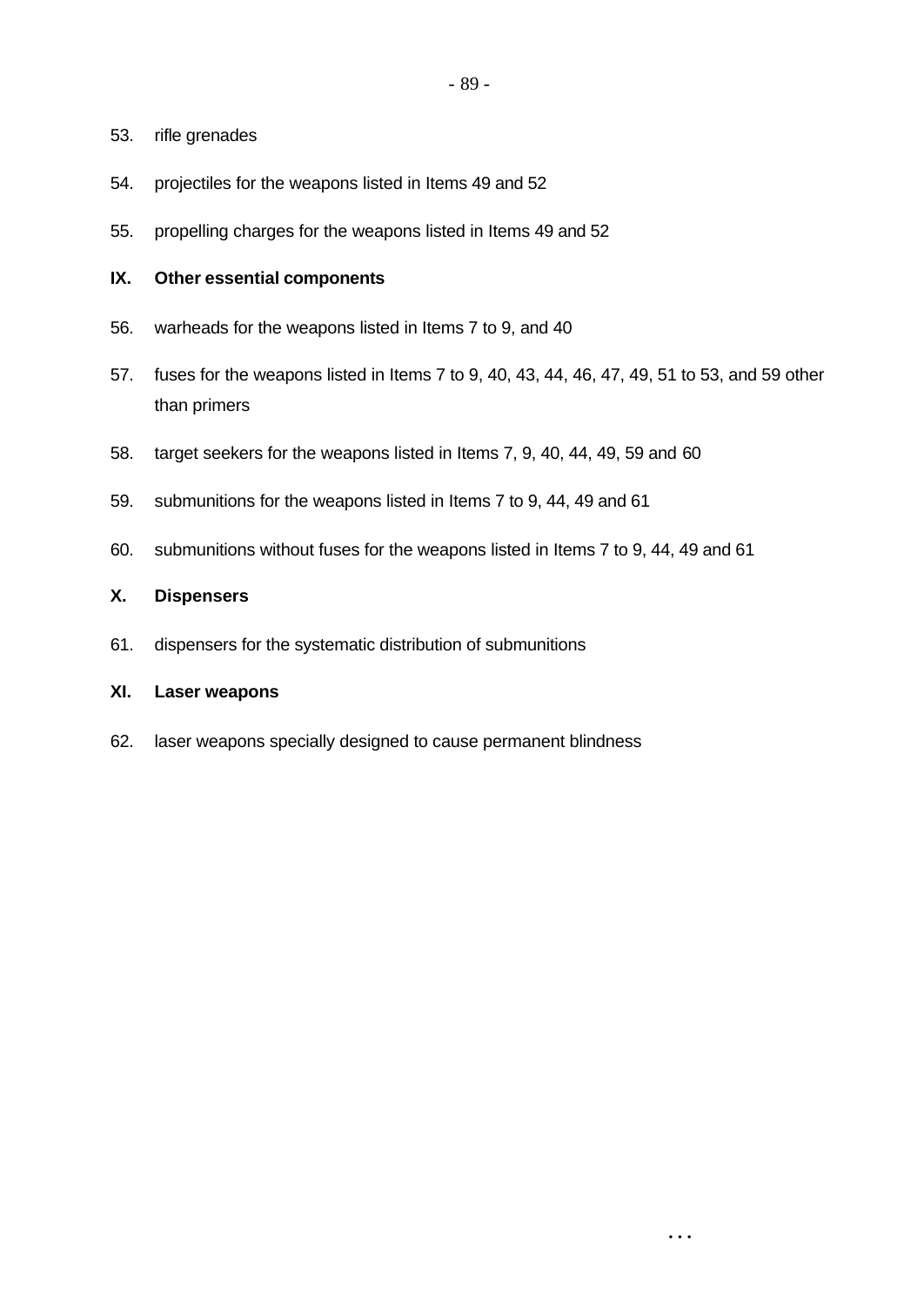53. rifle grenades

54. projectiles for the weapons listed in Items 49 and 52

55. propelling charges for the weapons listed in Items 49 and 52

**IX. Other essential components**

56. warheads for the weapons listed in Items 7 to 9, and 40

57. fuses for the weapons listed in Items 7 to 9, 40, 43, 44, 46, 47, 49, 51 to 53, and 59 other than primers

58. target seekers for the weapons listed in Items 7, 9, 40, 44, 49, 59 and 60

59. submunitions for the weapons listed in Items 7 to 9, 44, 49 and 61

60. submunitions without fuses for the weapons listed in Items 7 to 9, 44, 49 and 61

**X. Dispensers**

61. dispensers for the systematic distribution of submunitions

**XI. Laser weapons**

62. laser weapons specially designed to cause permanent blindness

...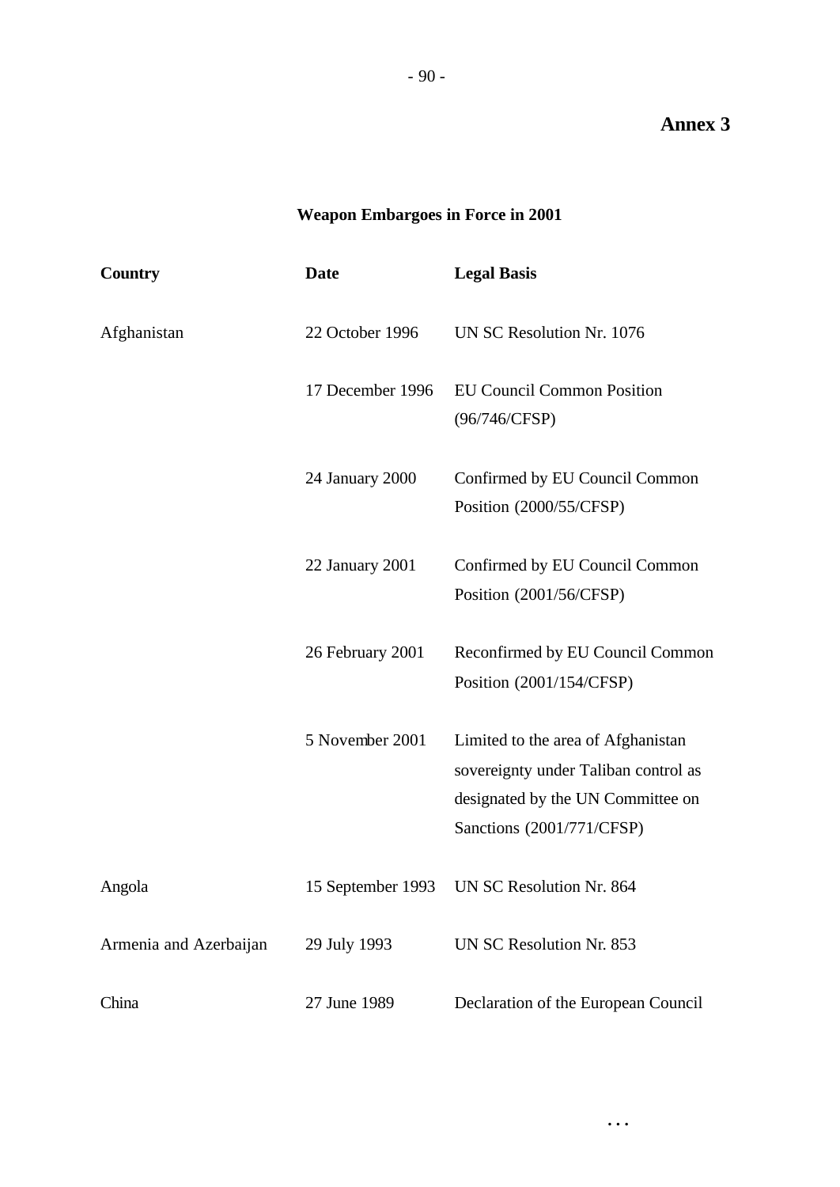**Annex 3**

## Weapon Embargoes in Force in 2001

| Country | Date | Legal Basis |
|---|---|---|
| Afghanistan | 22 October 1996 | UN SC Resolution Nr. 1076 |
| | 17 December 1996 | EU Council Common Position (96/746/CFSP) |
| | 24 January 2000 | Confirmed by EU Council Common Position (2000/55/CFSP) |
| | 22 January 2001 | Confirmed by EU Council Common Position (2001/56/CFSP) |
| | 26 February 2001 | Reconfirmed by EU Council Common Position (2001/154/CFSP) |
| | 5 November 2001 | Limited to the area of Afghanistan sovereignty under Taliban control as designated by the UN Committee on Sanctions (2001/771/CFSP) |
| Angola | 15 September 1993 | UN SC Resolution Nr. 864 |
| Armenia and Azerbaijan | 29 July 1993 | UN SC Resolution Nr. 853 |
| China | 27 June 1989 | Declaration of the European Council |

...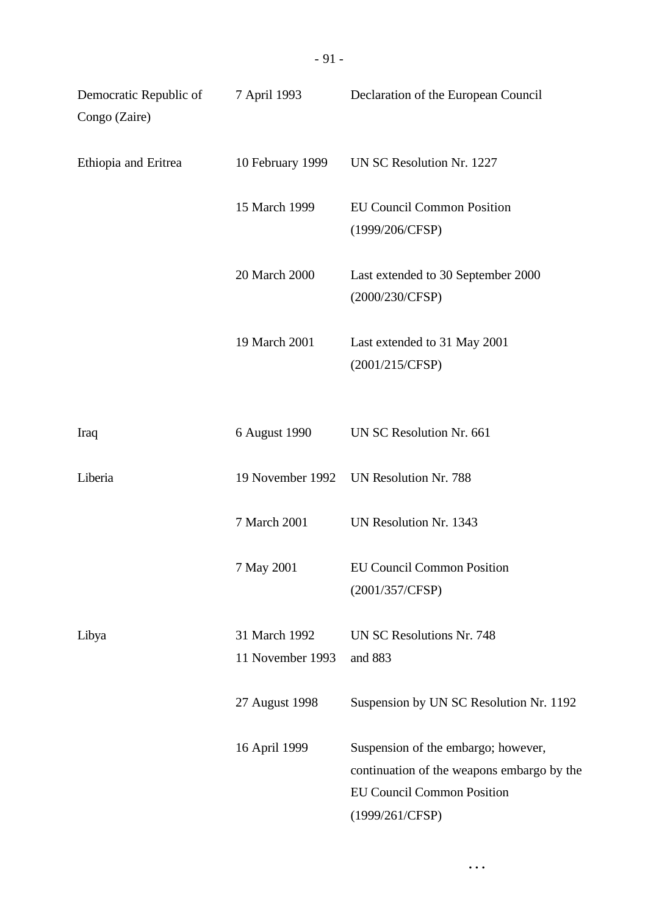| | | |
|---|---|---|
| Democratic Republic of Congo (Zaire) | 7 April 1993 | Declaration of the European Council |
| Ethiopia and Eritrea | 10 February 1999 | UN SC Resolution Nr. 1227 |
| | 15 March 1999 | EU Council Common Position (1999/206/CFSP) |
| | 20 March 2000 | Last extended to 30 September 2000 (2000/230/CFSP) |
| | 19 March 2001 | Last extended to 31 May 2001 (2001/215/CFSP) |
| Iraq | 6 August 1990 | UN SC Resolution Nr. 661 |
| Liberia | 19 November 1992 | UN Resolution Nr. 788 |
| | 7 March 2001 | UN Resolution Nr. 1343 |
| | 7 May 2001 | EU Council Common Position (2001/357/CFSP) |
| Libya | 31 March 1992<br>11 November 1993 | UN SC Resolutions Nr. 748 and 883 |
| | 27 August 1998 | Suspension by UN SC Resolution Nr. 1192 |
| | 16 April 1999 | Suspension of the embargo; however, continuation of the weapons embargo by the EU Council Common Position (1999/261/CFSP) |

...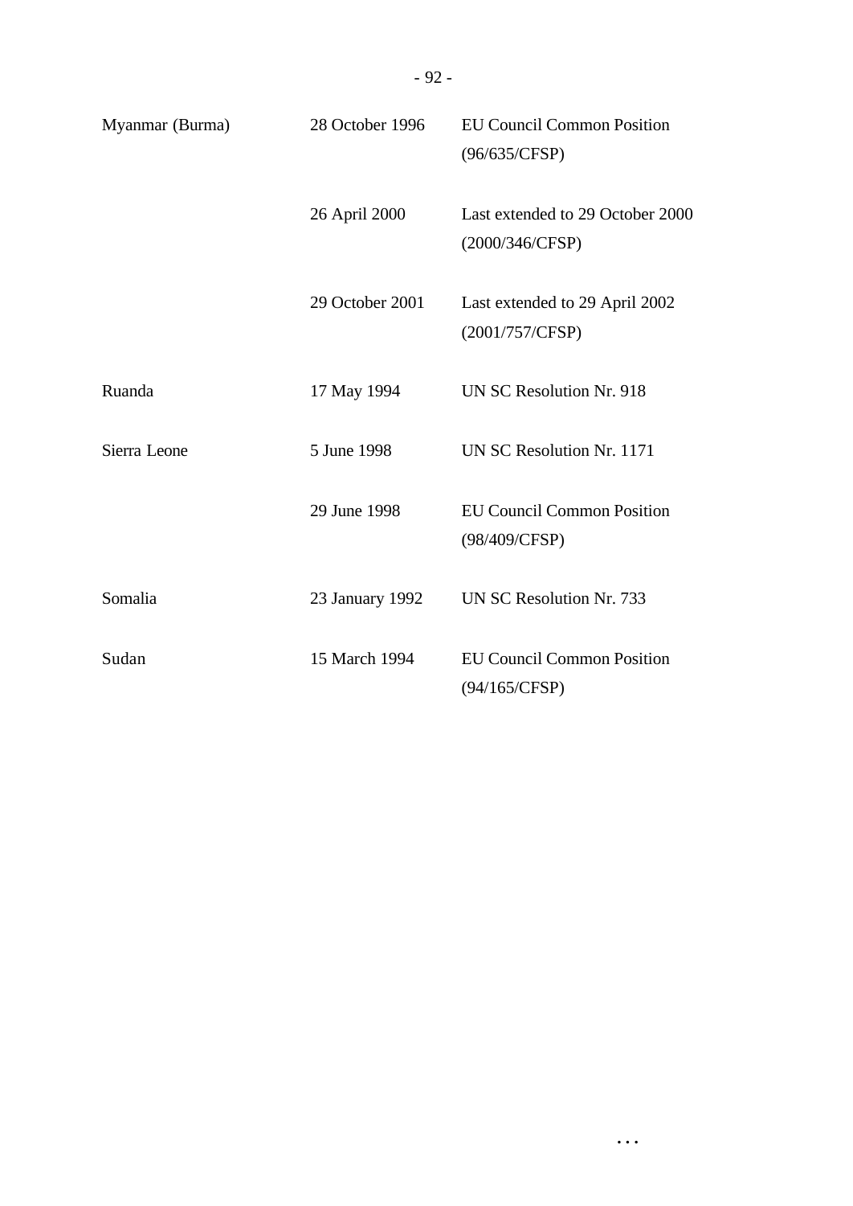| | | |
|---|---|---|
| Myanmar (Burma) | 28 October 1996 | EU Council Common Position (96/635/CFSP) |
| | 26 April 2000 | Last extended to 29 October 2000 (2000/346/CFSP) |
| | 29 October 2001 | Last extended to 29 April 2002 (2001/757/CFSP) |
| Ruanda | 17 May 1994 | UN SC Resolution Nr. 918 |
| Sierra Leone | 5 June 1998 | UN SC Resolution Nr. 1171 |
| | 29 June 1998 | EU Council Common Position (98/409/CFSP) |
| Somalia | 23 January 1992 | UN SC Resolution Nr. 733 |
| Sudan | 15 March 1994 | EU Council Common Position (94/165/CFSP) |

...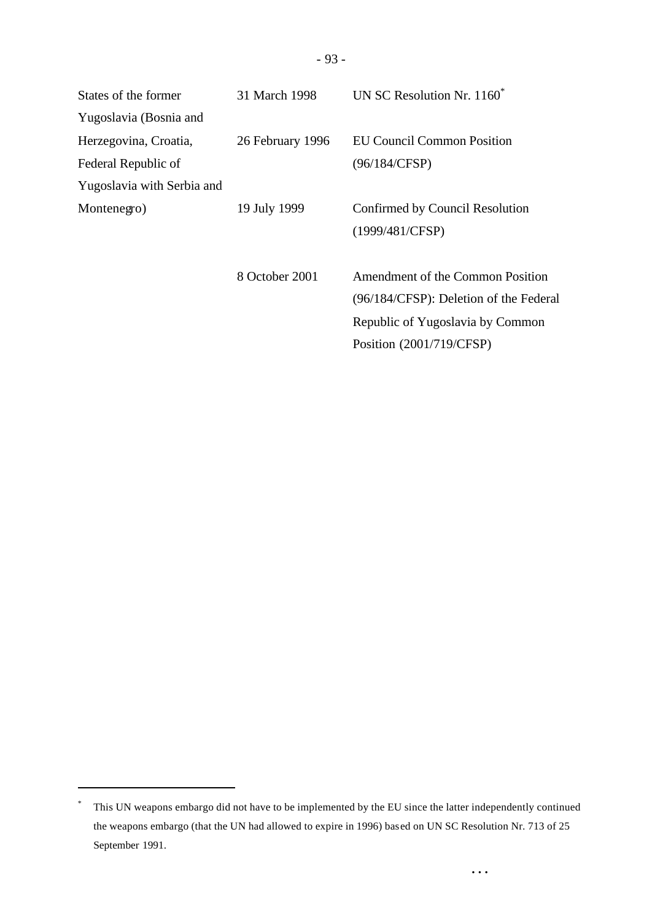| | | |
|---|---|---|
| States of the former Yugoslavia (Bosnia and Herzegovina, Croatia, Federal Republic of Yugoslavia with Serbia and Montenegro) | 31 March 1998 | UN SC Resolution Nr. 1160* |
| | 26 February 1996 | EU Council Common Position (96/184/CFSP) |
| | 19 July 1999 | Confirmed by Council Resolution (1999/481/CFSP) |
| | 8 October 2001 | Amendment of the Common Position (96/184/CFSP): Deletion of the Federal Republic of Yugoslavia by Common Position (2001/719/CFSP) |

---

\* This UN weapons embargo did not have to be implemented by the EU since the latter independently continued the weapons embargo (that the UN had allowed to expire in 1996) based on UN SC Resolution Nr. 713 of 25 September 1991.

...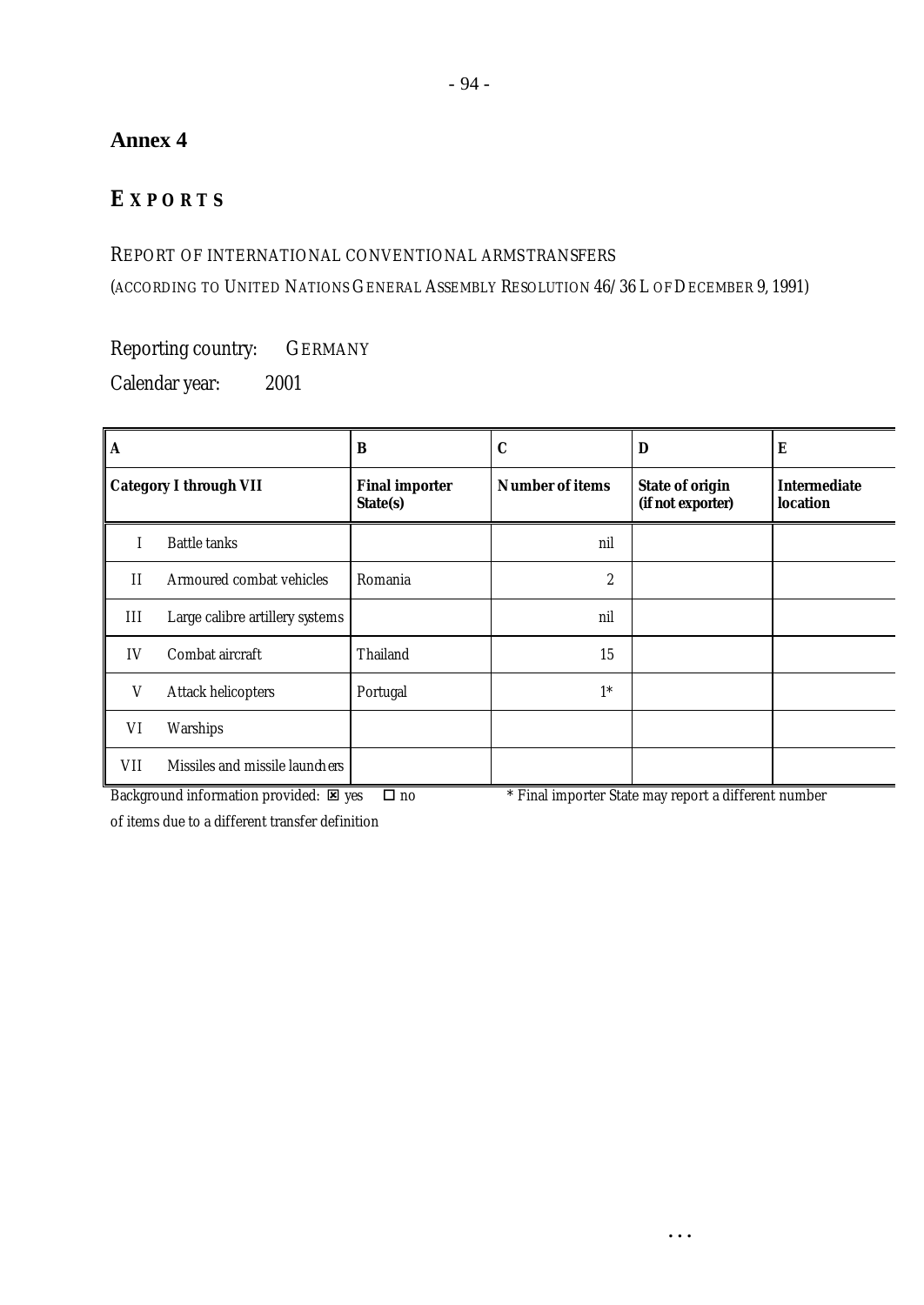## Annex 4

## EXPORTS

REPORT OF INTERNATIONAL CONVENTIONAL ARMSTRANSFERS

(ACCORDING TO UNITED NATIONS GENERAL ASSEMBLY RESOLUTION 46/36 L OF DECEMBER 9, 1991)

Reporting country: GERMANY

Calendar year: 2001

| A | | B | C | D | E |
|---|---|---|---|---|---|
| **Category I through VII** | | **Final importer State(s)** | **Number of items** | **State of origin (if not exporter)** | **Intermediate location** |
| I | Battle tanks | | nil | | |
| II | Armoured combat vehicles | Romania | 2 | | |
| III | Large calibre artillery systems | | nil | | |
| IV | Combat aircraft | Thailand | 15 | | |
| V | Attack helicopters | Portugal | 1* | | |
| VI | Warships | | | | |
| VII | Missiles and missile launchers | | | | |

Background information provided: ☒ yes ☐ no

* Final importer State may report a different number of items due to a different transfer definition

...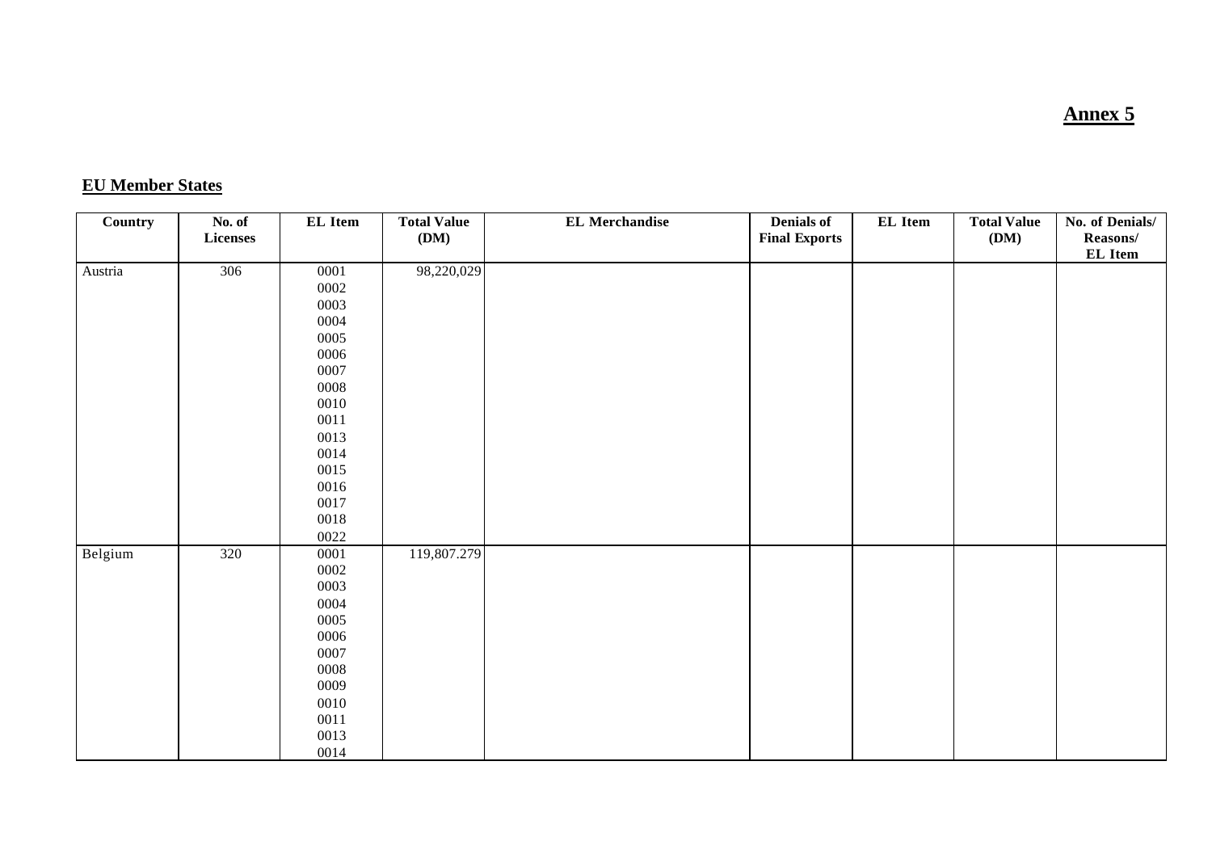**Annex 5**

## EU Member States

| Country | No. of Licenses | EL Item | Total Value (DM) | EL Merchandise | Denials of Final Exports | EL Item | Total Value (DM) | No. of Denials/ Reasons/ EL Item |
|---|---|---|---|---|---|---|---|---|
| Austria | 306 | 0001 | 98,220,029 | | | | | |
| | | 0002 | | | | | | |
| | | 0003 | | | | | | |
| | | 0004 | | | | | | |
| | | 0005 | | | | | | |
| | | 0006 | | | | | | |
| | | 0007 | | | | | | |
| | | 0008 | | | | | | |
| | | 0010 | | | | | | |
| | | 0011 | | | | | | |
| | | 0013 | | | | | | |
| | | 0014 | | | | | | |
| | | 0015 | | | | | | |
| | | 0016 | | | | | | |
| | | 0017 | | | | | | |
| | | 0018 | | | | | | |
| | | 0022 | | | | | | |
| Belgium | 320 | 0001 | 119,807.279 | | | | | |
| | | 0002 | | | | | | |
| | | 0003 | | | | | | |
| | | 0004 | | | | | | |
| | | 0005 | | | | | | |
| | | 0006 | | | | | | |
| | | 0007 | | | | | | |
| | | 0008 | | | | | | |
| | | 0009 | | | | | | |
| | | 0010 | | | | | | |
| | | 0011 | | | | | | |
| | | 0013 | | | | | | |
| | | 0014 | | | | | | |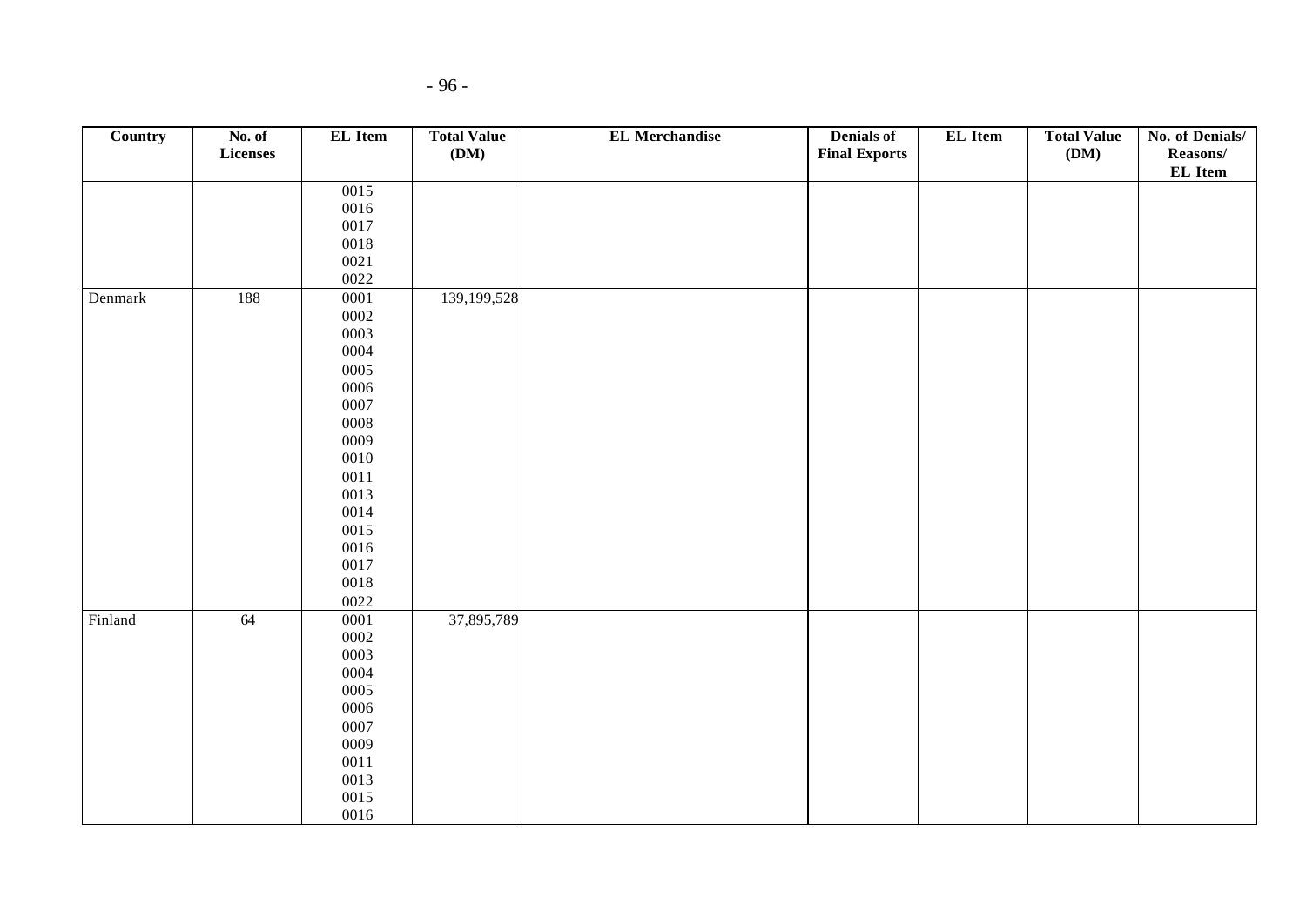| Country | No. of Licenses | EL Item | Total Value (DM) | EL Merchandise | Denials of Final Exports | EL Item | Total Value (DM) | No. of Denials/ Reasons/ EL Item |
|---|---|---|---|---|---|---|---|---|
| | | 0015<br>0016<br>0017<br>0018<br>0021<br>0022 | | | | | | |
| Denmark | 188 | 0001<br>0002<br>0003<br>0004<br>0005<br>0006<br>0007<br>0008<br>0009<br>0010<br>0011<br>0013<br>0014<br>0015<br>0016<br>0017<br>0018<br>0022 | 139,199,528 | | | | | |
| Finland | 64 | 0001<br>0002<br>0003<br>0004<br>0005<br>0006<br>0007<br>0009<br>0011<br>0013<br>0015<br>0016 | 37,895,789 | | | | | |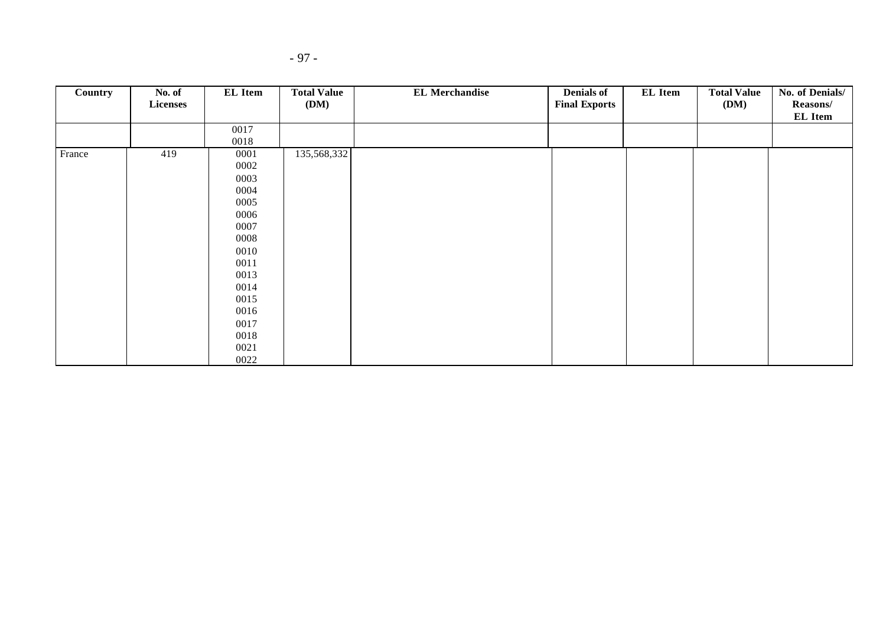| Country | No. of Licenses | EL Item | Total Value (DM) | EL Merchandise | Denials of Final Exports | EL Item | Total Value (DM) | No. of Denials/ Reasons/ EL Item |
|---|---|---|---|---|---|---|---|---|
| | | 0017<br>0018 | | | | | | |
| France | 419 | 0001<br>0002<br>0003<br>0004<br>0005<br>0006<br>0007<br>0008<br>0010<br>0011<br>0013<br>0014<br>0015<br>0016<br>0017<br>0018<br>0021<br>0022 | 135,568,332 | | | | | |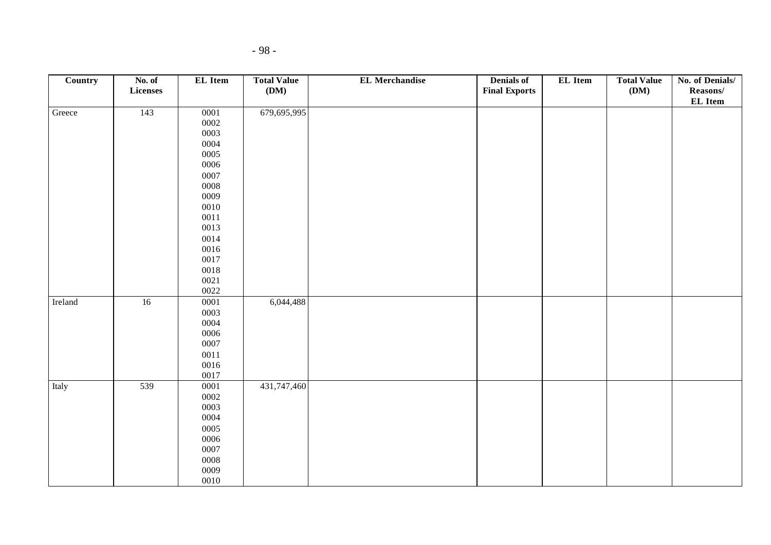| Country | No. of Licenses | EL Item | Total Value (DM) | EL Merchandise | Denials of Final Exports | EL Item | Total Value (DM) | No. of Denials/ Reasons/ EL Item |
|---|---|---|---|---|---|---|---|---|
| Greece | 143 | 0001<br>0002<br>0003<br>0004<br>0005<br>0006<br>0007<br>0008<br>0009<br>0010<br>0011<br>0013<br>0014<br>0016<br>0017<br>0018<br>0021<br>0022 | 679,695,995 | | | | | |
| Ireland | 16 | 0001<br>0003<br>0004<br>0006<br>0007<br>0011<br>0016<br>0017 | 6,044,488 | | | | | |
| Italy | 539 | 0001<br>0002<br>0003<br>0004<br>0005<br>0006<br>0007<br>0008<br>0009<br>0010 | 431,747,460 | | | | | |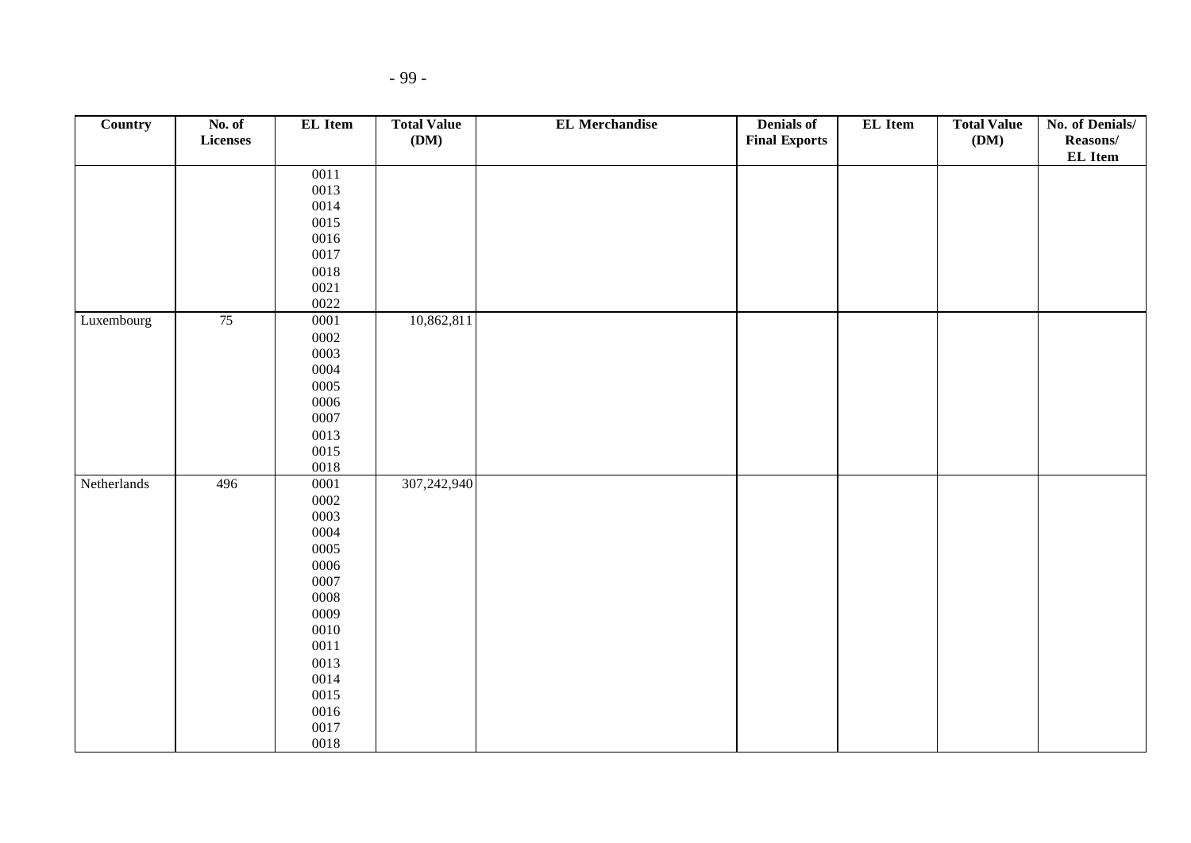| Country | No. of Licenses | EL Item | Total Value (DM) | EL Merchandise | Denials of Final Exports | EL Item | Total Value (DM) | No. of Denials/ Reasons/ EL Item |
|---|---|---|---|---|---|---|---|---|
| | | 0011<br>0013<br>0014<br>0015<br>0016<br>0017<br>0018<br>0021<br>0022 | | | | | | |
| Luxembourg | 75 | 0001<br>0002<br>0003<br>0004<br>0005<br>0006<br>0007<br>0013<br>0015<br>0018 | 10,862,811 | | | | | |
| Netherlands | 496 | 0001<br>0002<br>0003<br>0004<br>0005<br>0006<br>0007<br>0008<br>0009<br>0010<br>0011<br>0013<br>0014<br>0015<br>0016<br>0017<br>0018 | 307,242,940 | | | | | |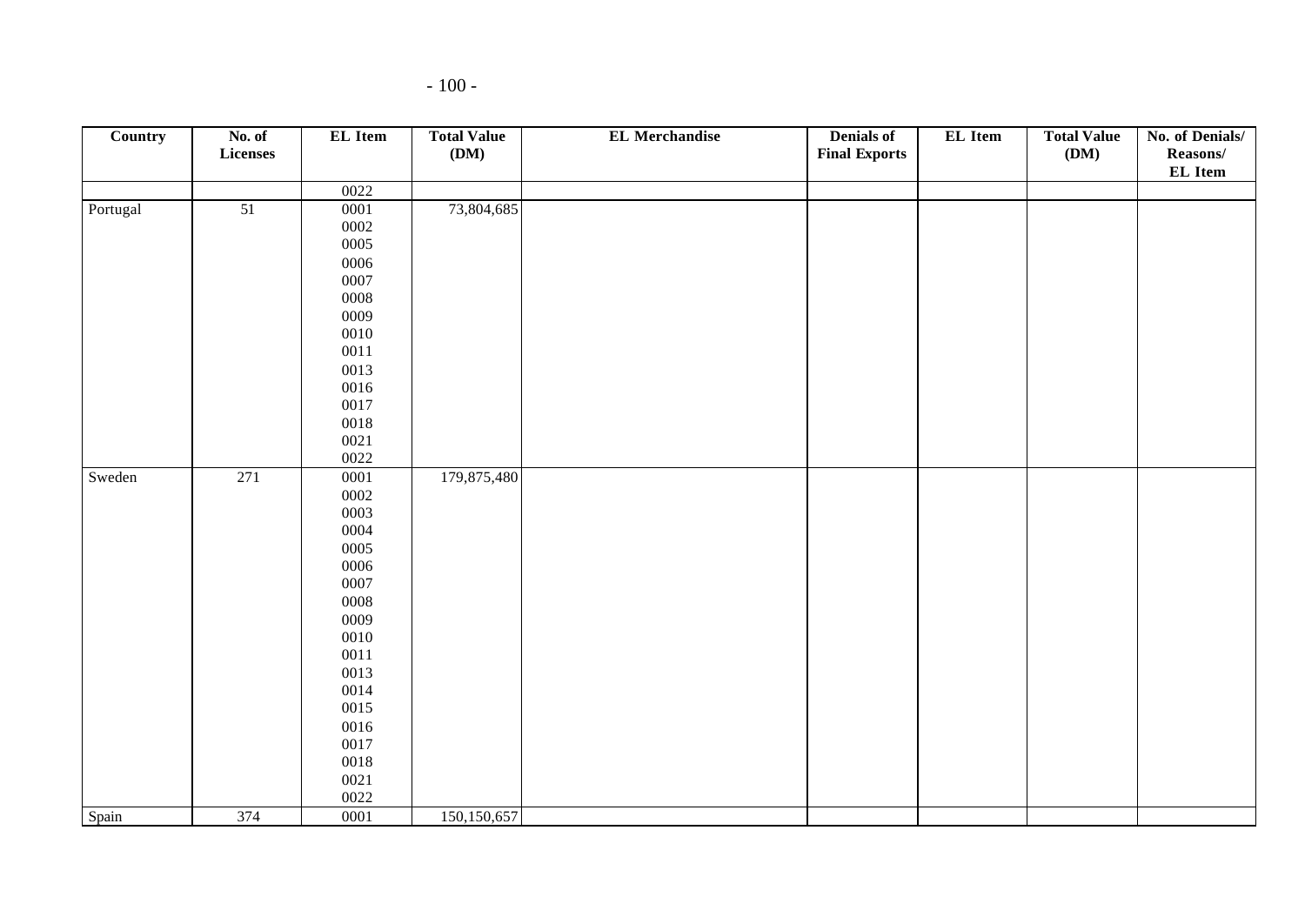| Country | No. of Licenses | EL Item | Total Value (DM) | EL Merchandise | Denials of Final Exports | EL Item | Total Value (DM) | No. of Denials/ Reasons/ EL Item |
|---|---|---|---|---|---|---|---|---|
| | | 0022 | | | | | | |
| Portugal | 51 | 0001 | 73,804,685 | | | | | |
| | | 0002 | | | | | | |
| | | 0005 | | | | | | |
| | | 0006 | | | | | | |
| | | 0007 | | | | | | |
| | | 0008 | | | | | | |
| | | 0009 | | | | | | |
| | | 0010 | | | | | | |
| | | 0011 | | | | | | |
| | | 0013 | | | | | | |
| | | 0016 | | | | | | |
| | | 0017 | | | | | | |
| | | 0018 | | | | | | |
| | | 0021 | | | | | | |
| | | 0022 | | | | | | |
| Sweden | 271 | 0001 | 179,875,480 | | | | | |
| | | 0002 | | | | | | |
| | | 0003 | | | | | | |
| | | 0004 | | | | | | |
| | | 0005 | | | | | | |
| | | 0006 | | | | | | |
| | | 0007 | | | | | | |
| | | 0008 | | | | | | |
| | | 0009 | | | | | | |
| | | 0010 | | | | | | |
| | | 0011 | | | | | | |
| | | 0013 | | | | | | |
| | | 0014 | | | | | | |
| | | 0015 | | | | | | |
| | | 0016 | | | | | | |
| | | 0017 | | | | | | |
| | | 0018 | | | | | | |
| | | 0021 | | | | | | |
| | | 0022 | | | | | | |
| Spain | 374 | 0001 | 150,150,657 | | | | | |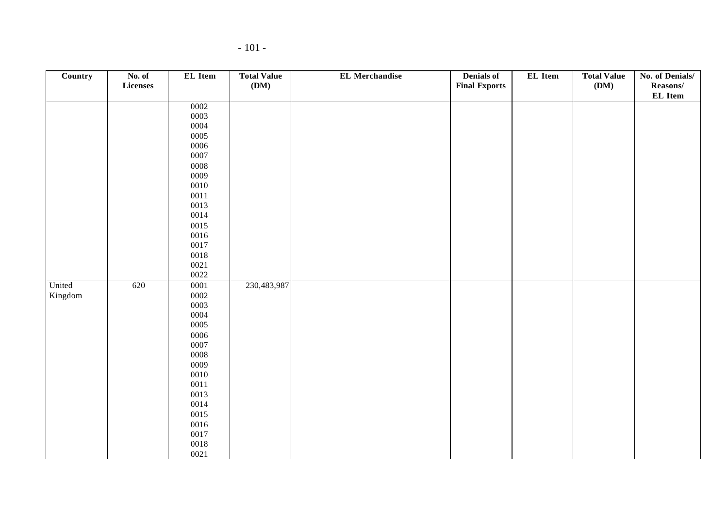| Country | No. of Licenses | EL Item | Total Value (DM) | EL Merchandise | Denials of Final Exports | EL Item | Total Value (DM) | No. of Denials/ Reasons/ EL Item |
|---|---|---|---|---|---|---|---|---|
| | | 0002 | | | | | | |
| | | 0003 | | | | | | |
| | | 0004 | | | | | | |
| | | 0005 | | | | | | |
| | | 0006 | | | | | | |
| | | 0007 | | | | | | |
| | | 0008 | | | | | | |
| | | 0009 | | | | | | |
| | | 0010 | | | | | | |
| | | 0011 | | | | | | |
| | | 0013 | | | | | | |
| | | 0014 | | | | | | |
| | | 0015 | | | | | | |
| | | 0016 | | | | | | |
| | | 0017 | | | | | | |
| | | 0018 | | | | | | |
| | | 0021 | | | | | | |
| | | 0022 | | | | | | |
| United Kingdom | 620 | 0001 | 230,483,987 | | | | | |
| | | 0002 | | | | | | |
| | | 0003 | | | | | | |
| | | 0004 | | | | | | |
| | | 0005 | | | | | | |
| | | 0006 | | | | | | |
| | | 0007 | | | | | | |
| | | 0008 | | | | | | |
| | | 0009 | | | | | | |
| | | 0010 | | | | | | |
| | | 0011 | | | | | | |
| | | 0013 | | | | | | |
| | | 0014 | | | | | | |
| | | 0015 | | | | | | |
| | | 0016 | | | | | | |
| | | 0017 | | | | | | |
| | | 0018 | | | | | | |
| | | 0021 | | | | | | |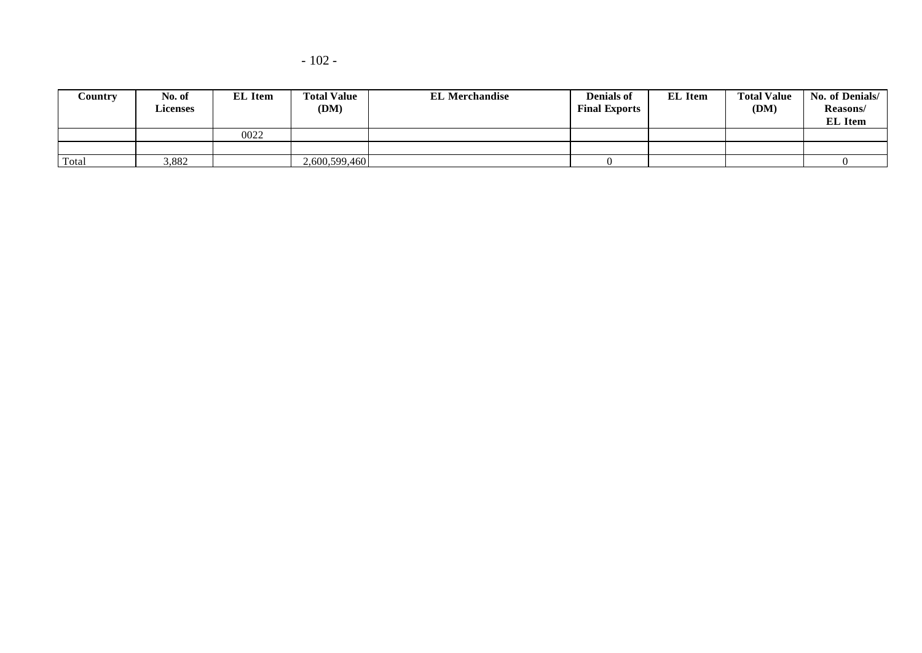| Country | No. of Licenses | EL Item | Total Value (DM) | EL Merchandise | Denials of Final Exports | EL Item | Total Value (DM) | No. of Denials/ Reasons/ EL Item |
|---|---|---|---|---|---|---|---|---|
| | | 0022 | | | | | | |
| | | | | | | | | |
| Total | 3,882 | | 2,600,599,460 | | 0 | | | 0 |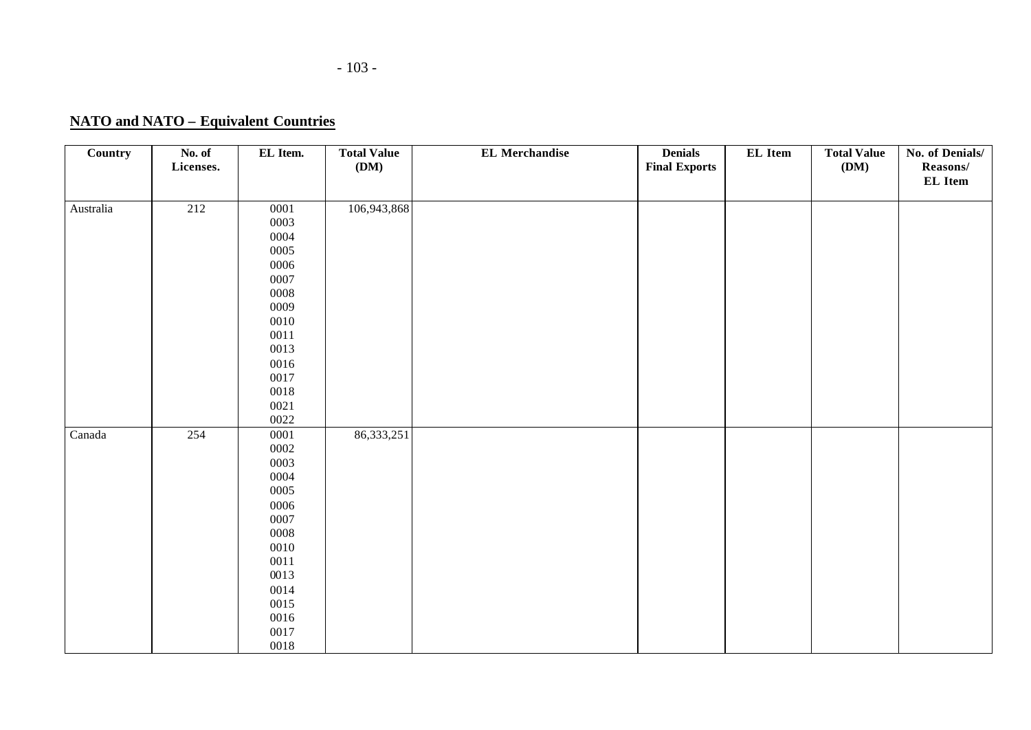**NATO and NATO – Equivalent Countries**

| Country | No. of Licenses. | EL Item. | Total Value (DM) | EL Merchandise | Denials Final Exports | EL Item | Total Value (DM) | No. of Denials/ Reasons/ EL Item |
|---|---|---|---|---|---|---|---|---|
| Australia | 212 | 0001<br>0003<br>0004<br>0005<br>0006<br>0007<br>0008<br>0009<br>0010<br>0011<br>0013<br>0016<br>0017<br>0018<br>0021<br>0022 | 106,943,868 | | | | | |
| Canada | 254 | 0001<br>0002<br>0003<br>0004<br>0005<br>0006<br>0007<br>0008<br>0010<br>0011<br>0013<br>0014<br>0015<br>0016<br>0017<br>0018 | 86,333,251 | | | | | |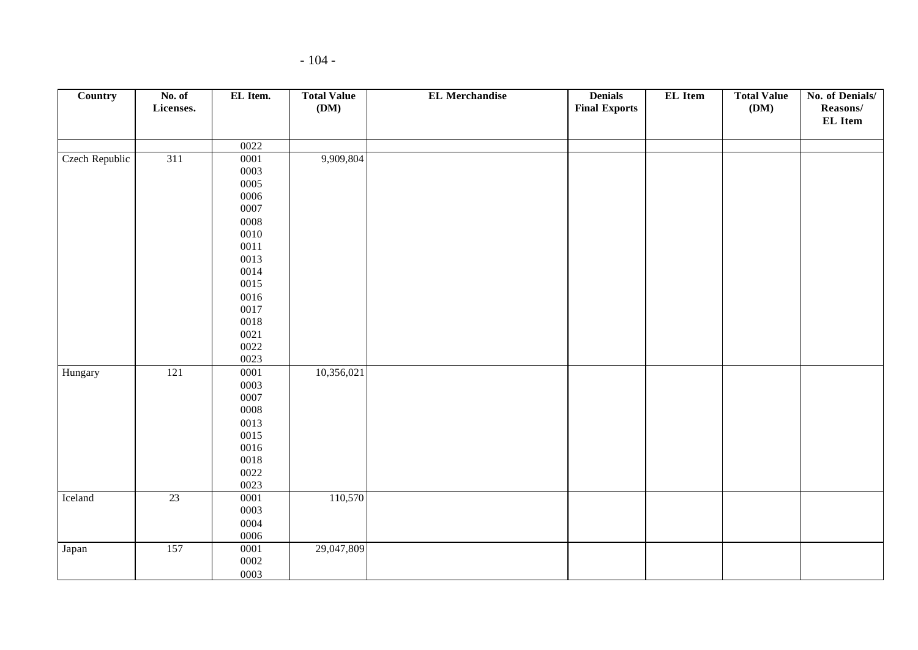| Country | No. of Licenses. | EL Item. | Total Value (DM) | EL Merchandise | Denials Final Exports | EL Item | Total Value (DM) | No. of Denials/ Reasons/ EL Item |
|---|---|---|---|---|---|---|---|---|
| | | 0022 | | | | | | |
| Czech Republic | 311 | 0001<br>0003<br>0005<br>0006<br>0007<br>0008<br>0010<br>0011<br>0013<br>0014<br>0015<br>0016<br>0017<br>0018<br>0021<br>0022<br>0023 | 9,909,804 | | | | | |
| Hungary | 121 | 0001<br>0003<br>0007<br>0008<br>0013<br>0015<br>0016<br>0018<br>0022<br>0023 | 10,356,021 | | | | | |
| Iceland | 23 | 0001<br>0003<br>0004<br>0006 | 110,570 | | | | | |
| Japan | 157 | 0001<br>0002<br>0003 | 29,047,809 | | | | | |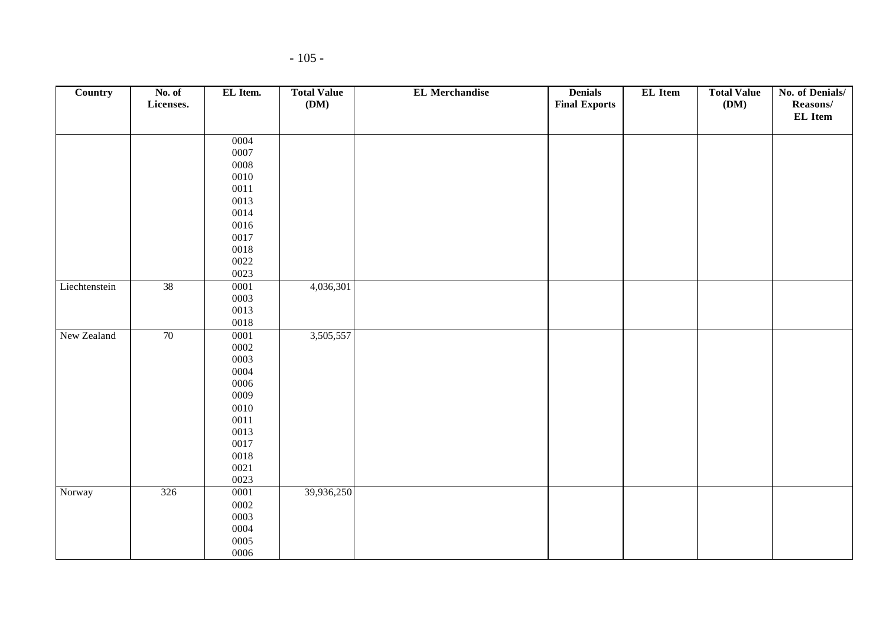| Country | No. of Licenses. | EL Item. | Total Value (DM) | EL Merchandise | Denials Final Exports | EL Item | Total Value (DM) | No. of Denials/ Reasons/ EL Item |
|---|---|---|---|---|---|---|---|---|
| | | 0004<br>0007<br>0008<br>0010<br>0011<br>0013<br>0014<br>0016<br>0017<br>0018<br>0022<br>0023 | | | | | | |
| Liechtenstein | 38 | 0001<br>0003<br>0013<br>0018 | 4,036,301 | | | | | |
| New Zealand | 70 | 0001<br>0002<br>0003<br>0004<br>0006<br>0009<br>0010<br>0011<br>0013<br>0017<br>0018<br>0021<br>0023 | 3,505,557 | | | | | |
| Norway | 326 | 0001<br>0002<br>0003<br>0004<br>0005<br>0006 | 39,936,250 | | | | | |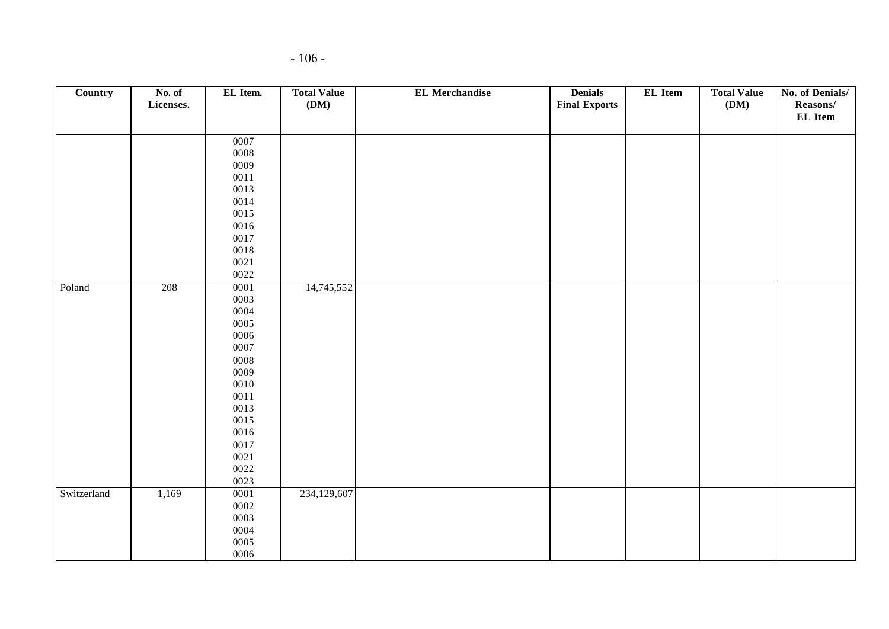| Country | No. of Licenses. | EL Item. | Total Value (DM) | EL Merchandise | Denials Final Exports | EL Item | Total Value (DM) | No. of Denials/ Reasons/ EL Item |
|---|---|---|---|---|---|---|---|---|
| | | 0007<br>0008<br>0009<br>0011<br>0013<br>0014<br>0015<br>0016<br>0017<br>0018<br>0021<br>0022 | | | | | | |
| Poland | 208 | 0001<br>0003<br>0004<br>0005<br>0006<br>0007<br>0008<br>0009<br>0010<br>0011<br>0013<br>0015<br>0016<br>0017<br>0021<br>0022<br>0023 | 14,745,552 | | | | | |
| Switzerland | 1,169 | 0001<br>0002<br>0003<br>0004<br>0005<br>0006 | 234,129,607 | | | | | |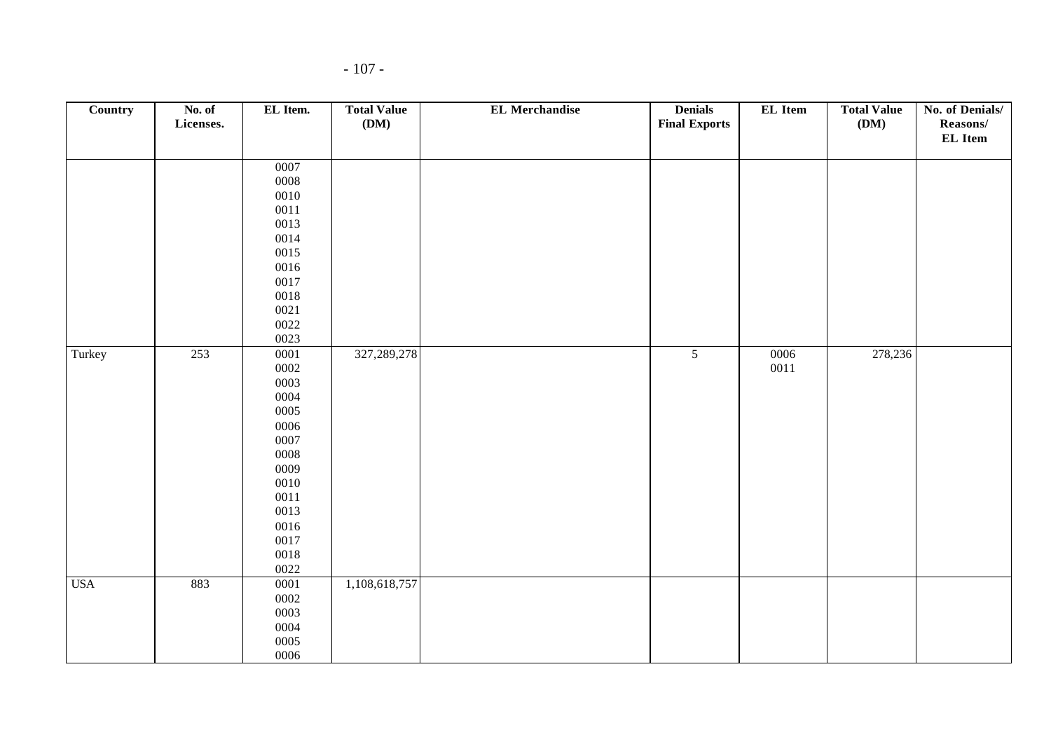| Country | No. of Licenses. | EL Item. | Total Value (DM) | EL Merchandise | Denials Final Exports | EL Item | Total Value (DM) | No. of Denials/ Reasons/ EL Item |
|---|---|---|---|---|---|---|---|---|
| | | 0007<br>0008<br>0010<br>0011<br>0013<br>0014<br>0015<br>0016<br>0017<br>0018<br>0021<br>0022<br>0023 | | | | | | |
| Turkey | 253 | 0001<br>0002<br>0003<br>0004<br>0005<br>0006<br>0007<br>0008<br>0009<br>0010<br>0011<br>0013<br>0016<br>0017<br>0018<br>0022 | 327,289,278 | | 5 | 0006<br>0011 | 278,236 | |
| USA | 883 | 0001<br>0002<br>0003<br>0004<br>0005<br>0006 | 1,108,618,757 | | | | | |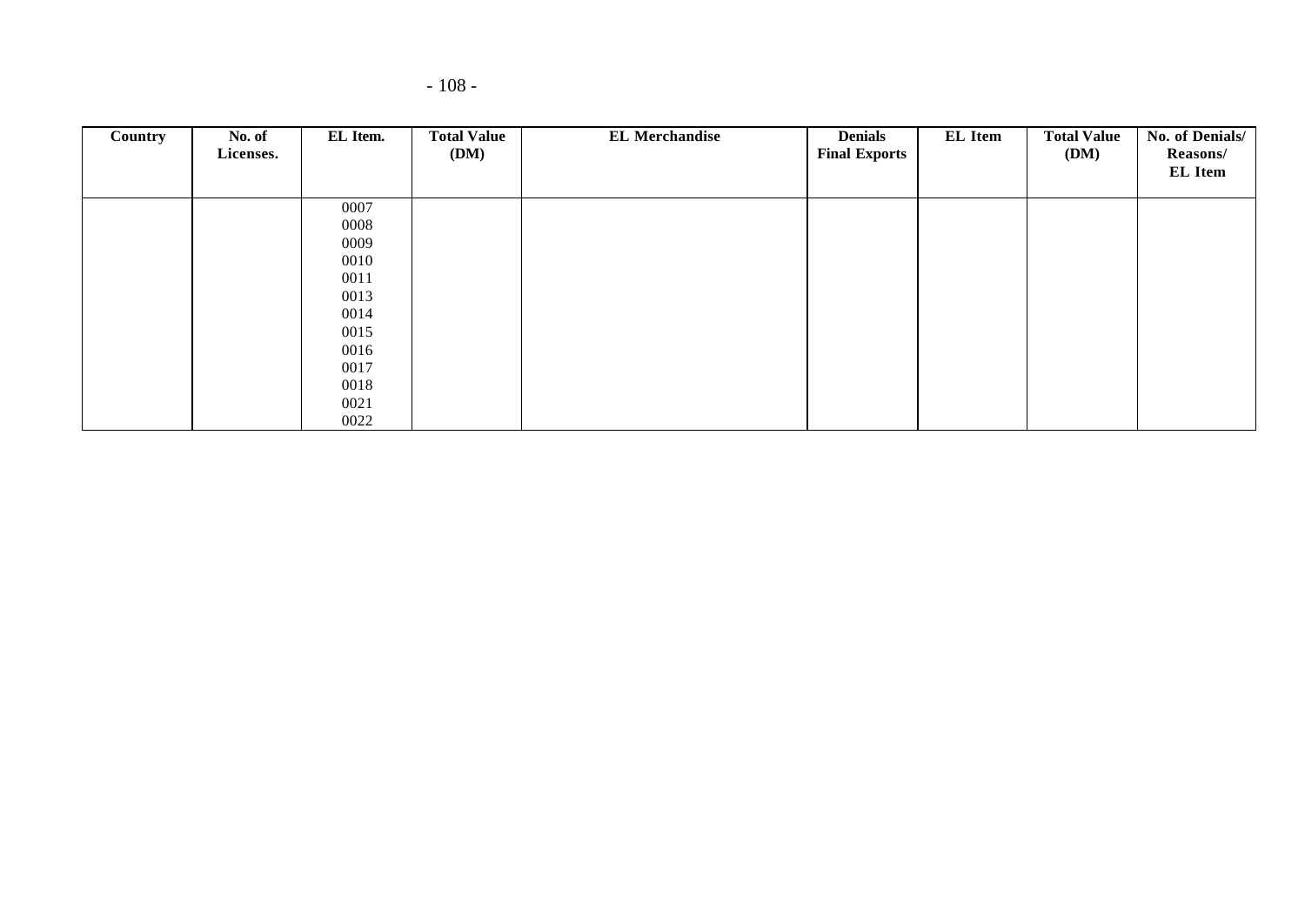| Country | No. of Licenses. | EL Item. | Total Value (DM) | EL Merchandise | Denials Final Exports | EL Item | Total Value (DM) | No. of Denials/ Reasons/ EL Item |
|---|---|---|---|---|---|---|---|---|
| | | 0007 | | | | | | |
| | | 0008 | | | | | | |
| | | 0009 | | | | | | |
| | | 0010 | | | | | | |
| | | 0011 | | | | | | |
| | | 0013 | | | | | | |
| | | 0014 | | | | | | |
| | | 0015 | | | | | | |
| | | 0016 | | | | | | |
| | | 0017 | | | | | | |
| | | 0018 | | | | | | |
| | | 0021 | | | | | | |
| | | 0022 | | | | | | |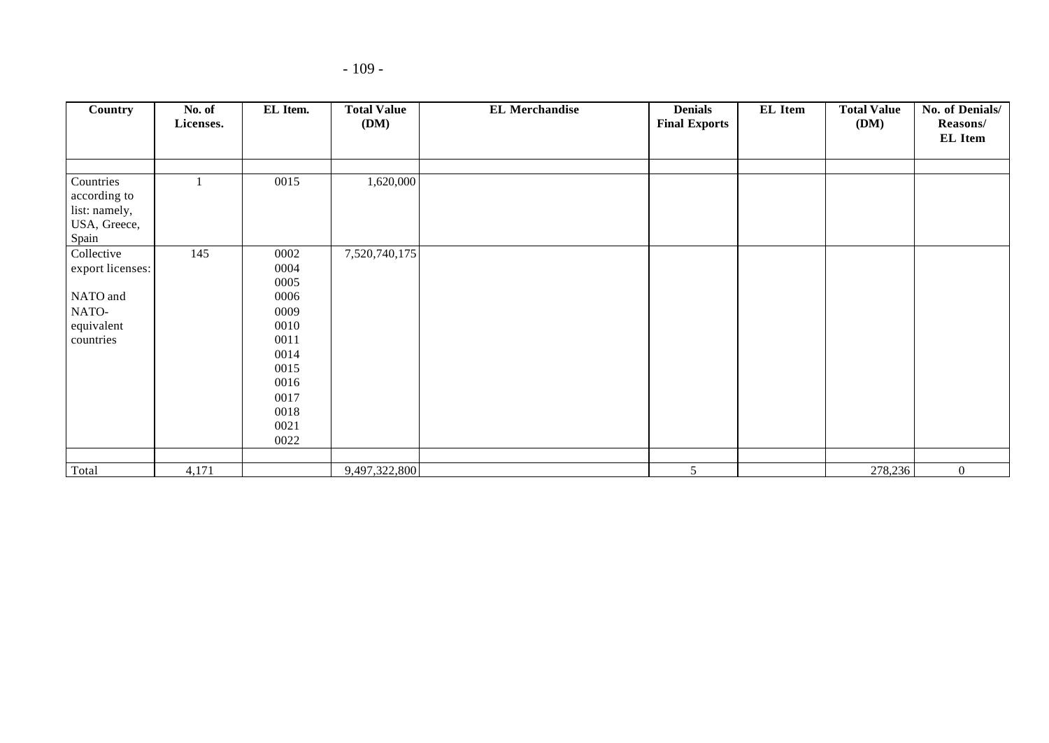| Country | No. of Licenses. | EL Item. | Total Value (DM) | EL Merchandise | Denials Final Exports | EL Item | Total Value (DM) | No. of Denials/ Reasons/ EL Item |
|---|---|---|---|---|---|---|---|---|
| | | | | | | | | |
| Countries according to list: namely, USA, Greece, Spain | 1 | 0015 | 1,620,000 | | | | | |
| Collective export licenses: NATO and NATO-equivalent countries | 145 | 0002 0004 0005 0006 0009 0010 0011 0014 0015 0016 0017 0018 0021 0022 | 7,520,740,175 | | | | | |
| | | | | | | | | |
| Total | 4,171 | | 9,497,322,800 | | 5 | | 278,236 | 0 |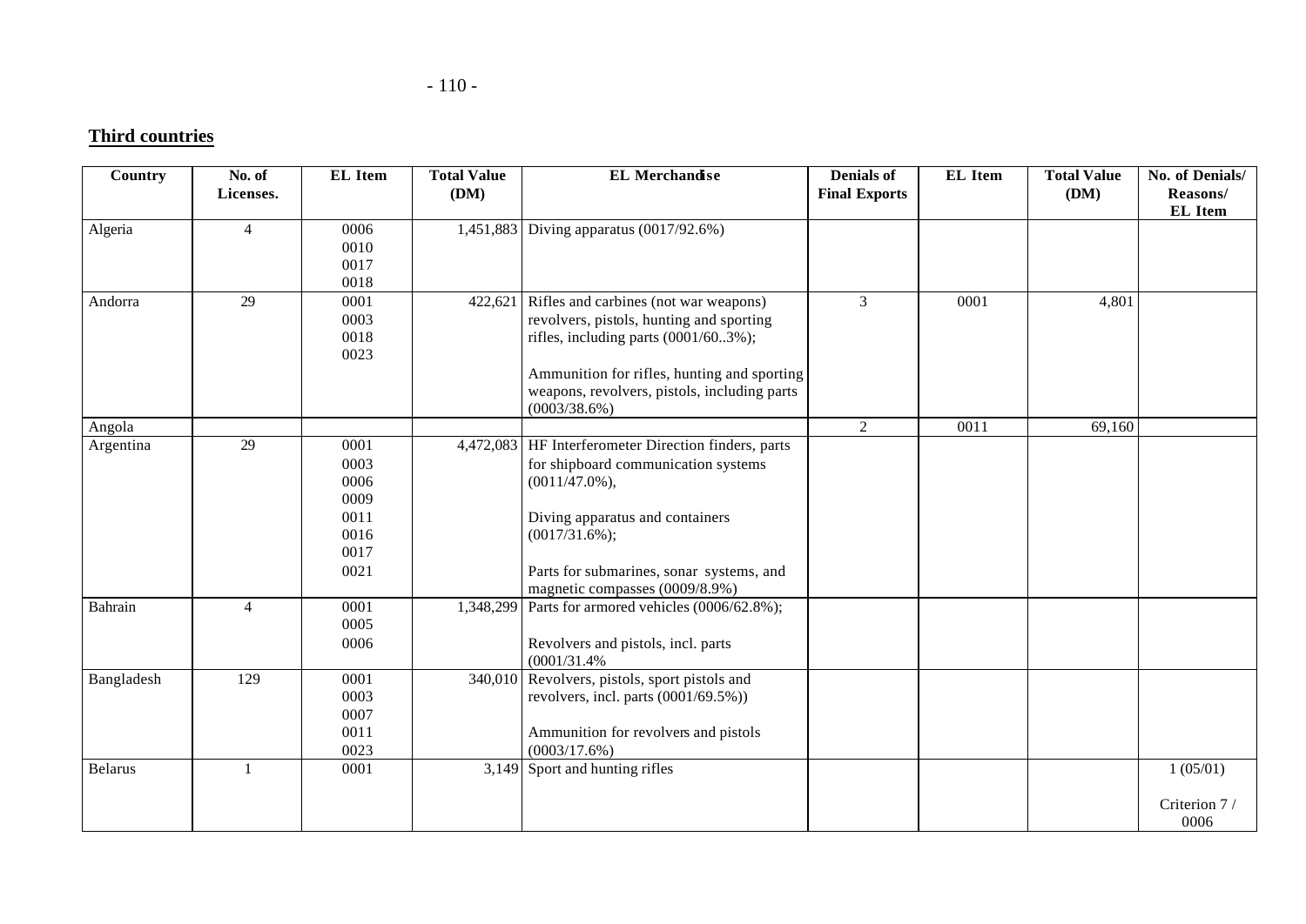**Third countries**

| Country | No. of Licenses. | EL Item | Total Value (DM) | EL Merchandise | Denials of Final Exports | EL Item | Total Value (DM) | No. of Denials/ Reasons/ EL Item |
|---|---|---|---|---|---|---|---|---|
| Algeria | 4 | 0006<br>0010<br>0017<br>0018 | 1,451,883 | Diving apparatus (0017/92.6%) | | | | |
| Andorra | 29 | 0001<br>0003<br>0018<br>0023 | 422,621 | Rifles and carbines (not war weapons) revolvers, pistols, hunting and sporting rifles, including parts (0001/60..3%);<br><br>Ammunition for rifles, hunting and sporting weapons, revolvers, pistols, including parts (0003/38.6%) | 3 | 0001 | 4,801 | |
| Angola | | | | | 2 | 0011 | 69,160 | |
| Argentina | 29 | 0001<br>0003<br>0006<br>0009<br>0011<br>0016<br>0017<br>0021 | 4,472,083 | HF Interferometer Direction finders, parts for shipboard communication systems (0011/47.0%),<br><br>Diving apparatus and containers (0017/31.6%);<br><br>Parts for submarines, sonar systems, and magnetic compasses (0009/8.9%) | | | | |
| Bahrain | 4 | 0001<br>0005<br>0006 | 1,348,299 | Parts for armored vehicles (0006/62.8%);<br><br>Revolvers and pistols, incl. parts (0001/31.4% | | | | |
| Bangladesh | 129 | 0001<br>0003<br>0007<br>0011<br>0023 | 340,010 | Revolvers, pistols, sport pistols and revolvers, incl. parts (0001/69.5%))<br><br>Ammunition for revolvers and pistols (0003/17.6%) | | | | |
| Belarus | 1 | 0001 | 3,149 | Sport and hunting rifles | | | | 1 (05/01)<br><br>Criterion 7 / 0006 |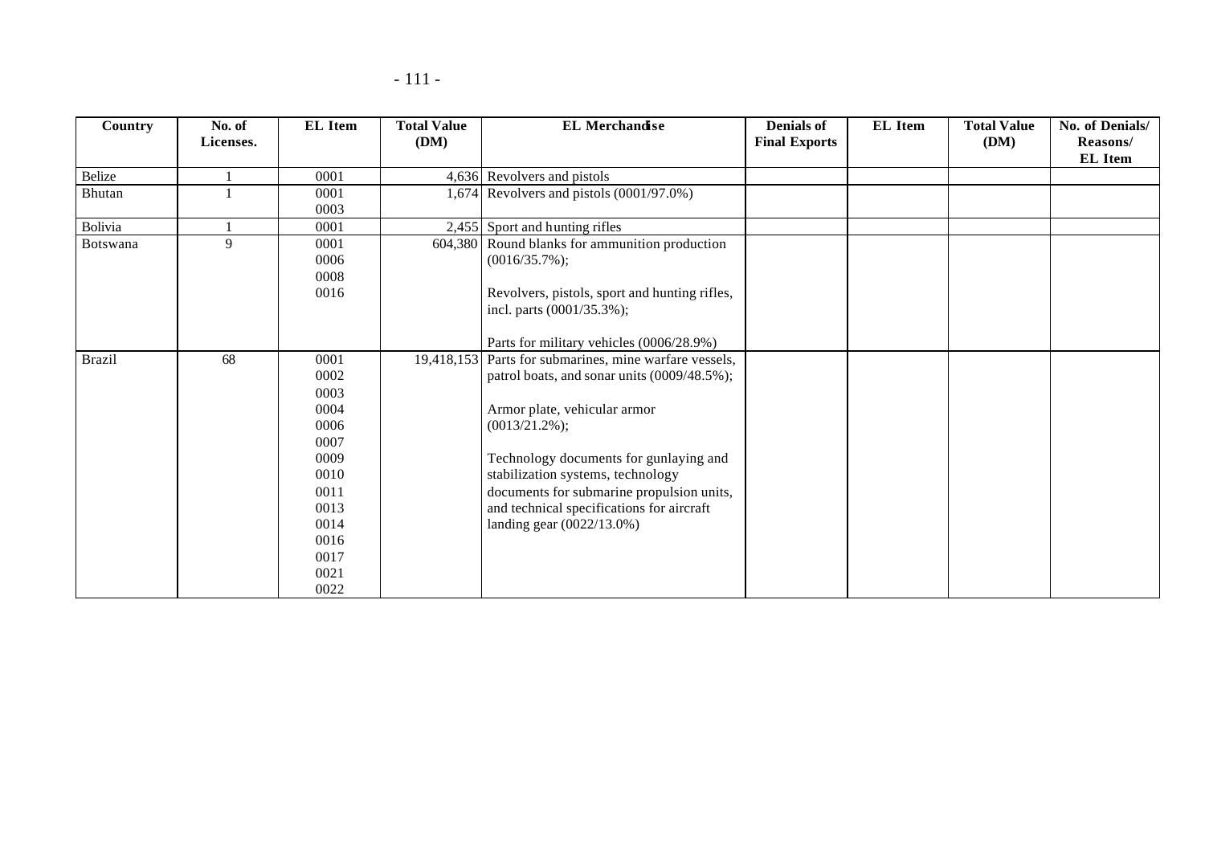| Country | No. of Licenses. | EL Item | Total Value (DM) | EL Merchandise | Denials of Final Exports | EL Item | Total Value (DM) | No. of Denials/ Reasons/ EL Item |
|---|---|---|---|---|---|---|---|---|
| Belize | 1 | 0001 | 4,636 | Revolvers and pistols | | | | |
| Bhutan | 1 | 0001<br>0003 | 1,674 | Revolvers and pistols (0001/97.0%) | | | | |
| Bolivia | 1 | 0001 | 2,455 | Sport and hunting rifles | | | | |
| Botswana | 9 | 0001<br>0006<br>0008<br>0016 | 604,380 | Round blanks for ammunition production (0016/35.7%);<br><br>Revolvers, pistols, sport and hunting rifles, incl. parts (0001/35.3%);<br><br>Parts for military vehicles (0006/28.9%) | | | | |
| Brazil | 68 | 0001<br>0002<br>0003<br>0004<br>0006<br>0007<br>0009<br>0010<br>0011<br>0013<br>0014<br>0016<br>0017<br>0021<br>0022 | 19,418,153 | Parts for submarines, mine warfare vessels, patrol boats, and sonar units (0009/48.5%);<br><br>Armor plate, vehicular armor (0013/21.2%);<br><br>Technology documents for gunlaying and stabilization systems, technology documents for submarine propulsion units, and technical specifications for aircraft landing gear (0022/13.0%) | | | | |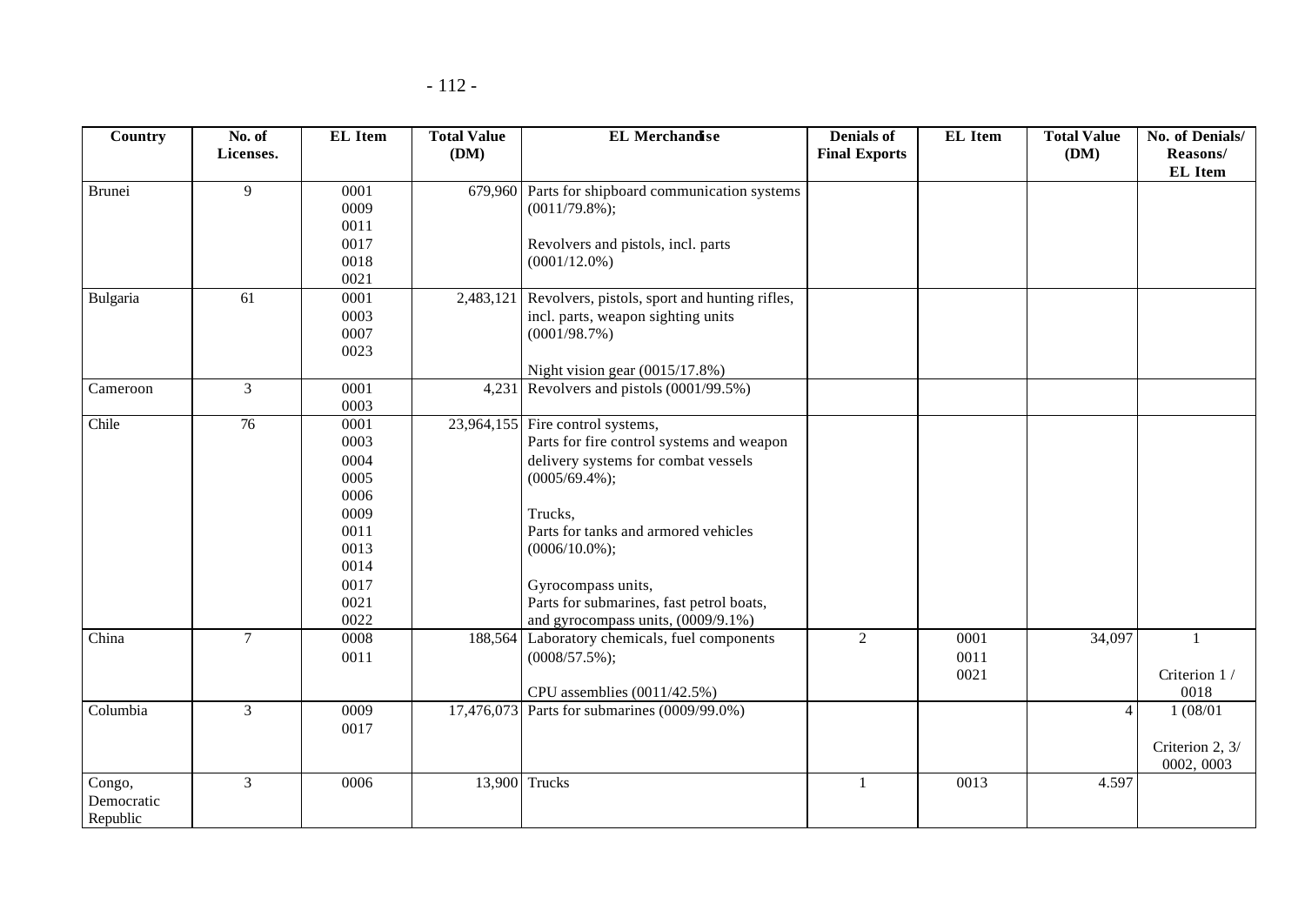| Country | No. of Licenses. | EL Item | Total Value (DM) | EL Merchandise | Denials of Final Exports | EL Item | Total Value (DM) | No. of Denials/ Reasons/ EL Item |
|---|---|---|---|---|---|---|---|---|
| Brunei | 9 | 0001<br>0009<br>0011<br>0017<br>0018<br>0021 | 679,960 | Parts for shipboard communication systems (0011/79.8%);<br><br>Revolvers and pistols, incl. parts (0001/12.0%) | | | | |
| Bulgaria | 61 | 0001<br>0003<br>0007<br>0023 | 2,483,121 | Revolvers, pistols, sport and hunting rifles, incl. parts, weapon sighting units (0001/98.7%)<br><br>Night vision gear (0015/17.8%) | | | | |
| Cameroon | 3 | 0001<br>0003 | 4,231 | Revolvers and pistols (0001/99.5%) | | | | |
| Chile | 76 | 0001<br>0003<br>0004<br>0005<br>0006<br>0009<br>0011<br>0013<br>0014<br>0017<br>0021<br>0022 | 23,964,155 | Fire control systems,<br>Parts for fire control systems and weapon delivery systems for combat vessels (0005/69.4%);<br><br>Trucks,<br>Parts for tanks and armored vehicles (0006/10.0%);<br><br>Gyrocompass units,<br>Parts for submarines, fast petrol boats, and gyrocompass units, (0009/9.1%) | | | | |
| China | 7 | 0008<br>0011 | 188,564 | Laboratory chemicals, fuel components (0008/57.5%);<br><br>CPU assemblies (0011/42.5%) | 2 | 0001<br>0011<br>0021 | 34,097 | 1<br><br>Criterion 1 / 0018 |
| Columbia | 3 | 0009<br>0017 | 17,476,073 | Parts for submarines (0009/99.0%) | | | 4 | 1 (08/01<br><br>Criterion 2, 3/ 0002, 0003 |
| Congo, Democratic Republic | 3 | 0006 | 13,900 | Trucks | 1 | 0013 | 4.597 | |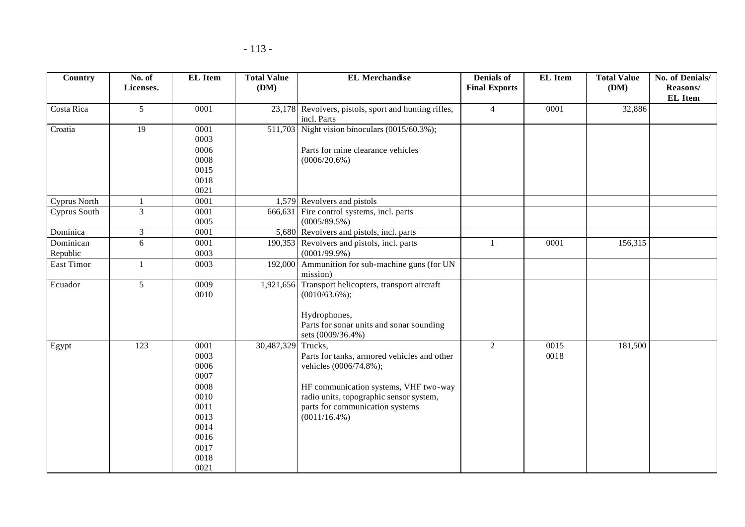| Country | No. of Licenses. | EL Item | Total Value (DM) | EL Merchandise | Denials of Final Exports | EL Item | Total Value (DM) | No. of Denials/ Reasons/ EL Item |
|---|---|---|---|---|---|---|---|---|
| Costa Rica | 5 | 0001 | 23,178 | Revolvers, pistols, sport and hunting rifles, incl. Parts | 4 | 0001 | 32,886 | |
| Croatia | 19 | 0001<br>0003<br>0006<br>0008<br>0015<br>0018<br>0021 | 511,703 | Night vision binoculars (0015/60.3%);<br><br>Parts for mine clearance vehicles (0006/20.6%) | | | | |
| Cyprus North | 1 | 0001 | 1,579 | Revolvers and pistols | | | | |
| Cyprus South | 3 | 0001<br>0005 | 666,631 | Fire control systems, incl. parts (0005/89.5%) | | | | |
| Dominica | 3 | 0001 | 5,680 | Revolvers and pistols, incl. parts | | | | |
| Dominican Republic | 6 | 0001<br>0003 | 190,353 | Revolvers and pistols, incl. parts (0001/99.9%) | 1 | 0001 | 156,315 | |
| East Timor | 1 | 0003 | 192,000 | Ammunition for sub-machine guns (for UN mission) | | | | |
| Ecuador | 5 | 0009<br>0010 | 1,921,656 | Transport helicopters, transport aircraft (0010/63.6%);<br><br>Hydrophones,<br>Parts for sonar units and sonar sounding sets (0009/36.4%) | | | | |
| Egypt | 123 | 0001<br>0003<br>0006<br>0007<br>0008<br>0010<br>0011<br>0013<br>0014<br>0016<br>0017<br>0018<br>0021 | 30,487,329 | Trucks,<br>Parts for tanks, armored vehicles and other vehicles (0006/74.8%);<br><br>HF communication systems, VHF two-way radio units, topographic sensor system, parts for communication systems (0011/16.4%) | 2 | 0015<br>0018 | 181,500 | |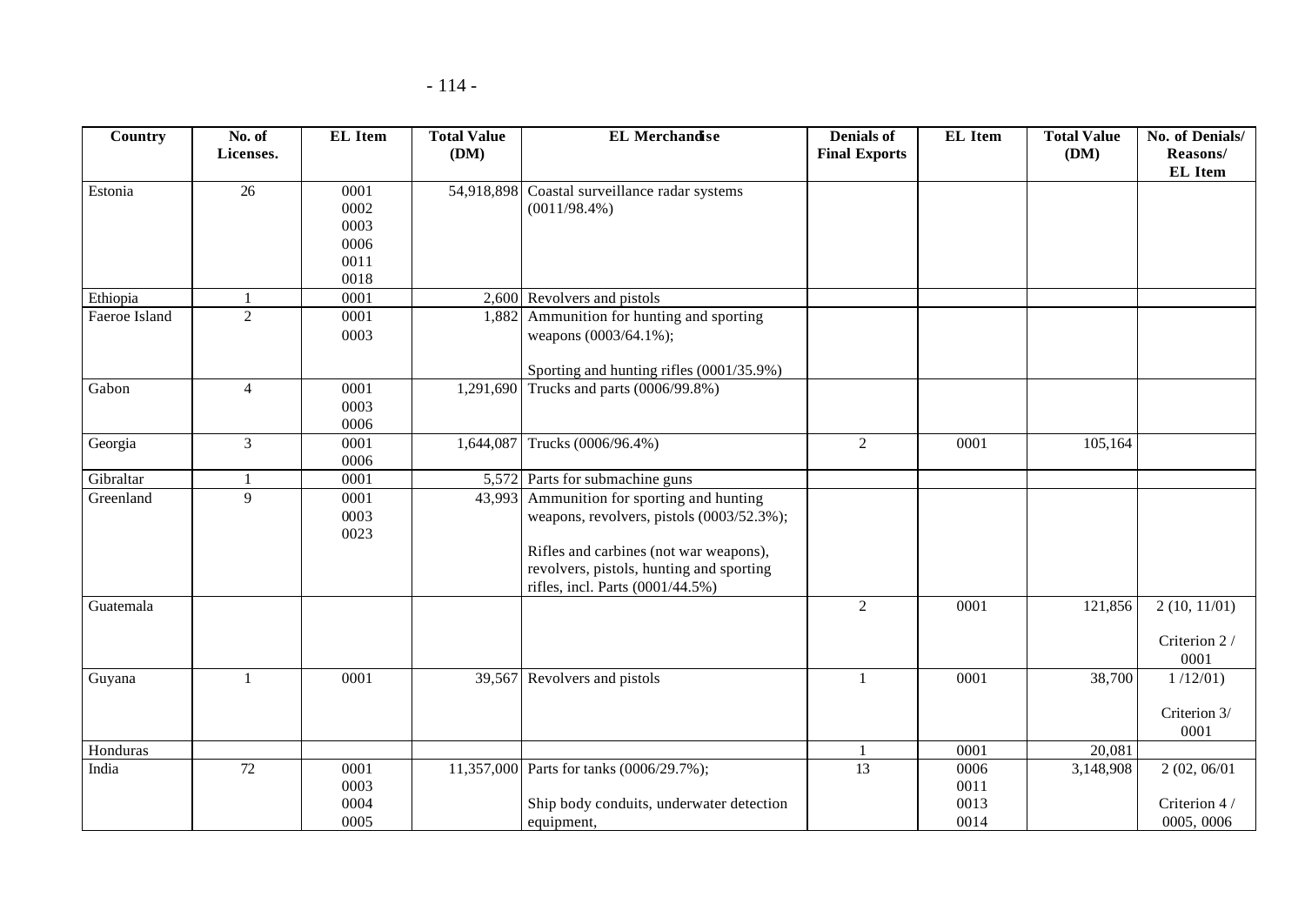| Country | No. of Licenses. | EL Item | Total Value (DM) | EL Merchandise | Denials of Final Exports | EL Item | Total Value (DM) | No. of Denials/ Reasons/ EL Item |
|---|---|---|---|---|---|---|---|---|
| Estonia | 26 | 0001<br>0002<br>0003<br>0006<br>0011<br>0018 | 54,918,898 | Coastal surveillance radar systems (0011/98.4%) | | | | |
| Ethiopia | 1 | 0001 | 2,600 | Revolvers and pistols | | | | |
| Faeroe Island | 2 | 0001<br>0003 | 1,882 | Ammunition for hunting and sporting weapons (0003/64.1%);<br><br>Sporting and hunting rifles (0001/35.9%) | | | | |
| Gabon | 4 | 0001<br>0003<br>0006 | 1,291,690 | Trucks and parts (0006/99.8%) | | | | |
| Georgia | 3 | 0001<br>0006 | 1,644,087 | Trucks (0006/96.4%) | 2 | 0001 | 105,164 | |
| Gibraltar | 1 | 0001 | 5,572 | Parts for submachine guns | | | | |
| Greenland | 9 | 0001<br>0003<br>0023 | 43,993 | Ammunition for sporting and hunting weapons, revolvers, pistols (0003/52.3%);<br><br>Rifles and carbines (not war weapons), revolvers, pistols, hunting and sporting rifles, incl. Parts (0001/44.5%) | | | | |
| Guatemala | | | | | 2 | 0001 | 121,856 | 2 (10, 11/01)<br><br>Criterion 2 / 0001 |
| Guyana | 1 | 0001 | 39,567 | Revolvers and pistols | 1 | 0001 | 38,700 | 1 /12/01)<br><br>Criterion 3/ 0001 |
| Honduras | | | | | 1 | 0001 | 20,081 | |
| India | 72 | 0001<br>0003<br>0004<br>0005 | 11,357,000 | Parts for tanks (0006/29.7%);<br><br>Ship body conduits, underwater detection equipment, | 13 | 0006<br>0011<br>0013<br>0014 | 3,148,908 | 2 (02, 06/01<br><br>Criterion 4 / 0005, 0006 |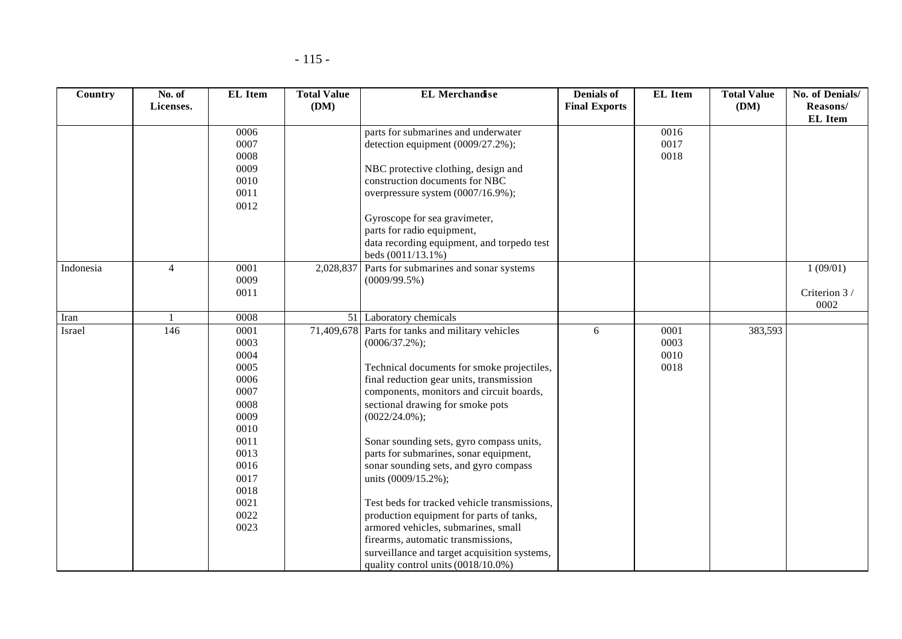| Country | No. of Licenses. | EL Item | Total Value (DM) | EL Merchandise | Denials of Final Exports | EL Item | Total Value (DM) | No. of Denials/ Reasons/ EL Item |
|---|---|---|---|---|---|---|---|---|
| | | 0006<br>0007<br>0008<br>0009<br>0010<br>0011<br>0012 | | parts for submarines and underwater detection equipment (0009/27.2%);<br><br>NBC protective clothing, design and construction documents for NBC overpressure system (0007/16.9%);<br><br>Gyroscope for sea gravimeter, parts for radio equipment, data recording equipment, and torpedo test beds (0011/13.1%) | | 0016<br>0017<br>0018 | | |
| Indonesia | 4 | 0001<br>0009<br>0011 | 2,028,837 | Parts for submarines and sonar systems (0009/99.5%) | | | | 1 (09/01)<br><br>Criterion 3 / 0002 |
| Iran | 1 | 0008 | 51 | Laboratory chemicals | | | | |
| Israel | 146 | 0001<br>0003<br>0004<br>0005<br>0006<br>0007<br>0008<br>0009<br>0010<br>0011<br>0013<br>0016<br>0017<br>0018<br>0021<br>0022<br>0023 | 71,409,678 | Parts for tanks and military vehicles (0006/37.2%);<br><br>Technical documents for smoke projectiles, final reduction gear units, transmission components, monitors and circuit boards, sectional drawing for smoke pots (0022/24.0%);<br><br>Sonar sounding sets, gyro compass units, parts for submarines, sonar equipment, sonar sounding sets, and gyro compass units (0009/15.2%);<br><br>Test beds for tracked vehicle transmissions, production equipment for parts of tanks, armored vehicles, submarines, small firearms, automatic transmissions, surveillance and target acquisition systems, quality control units (0018/10.0%) | 6 | 0001<br>0003<br>0010<br>0018 | 383,593 | |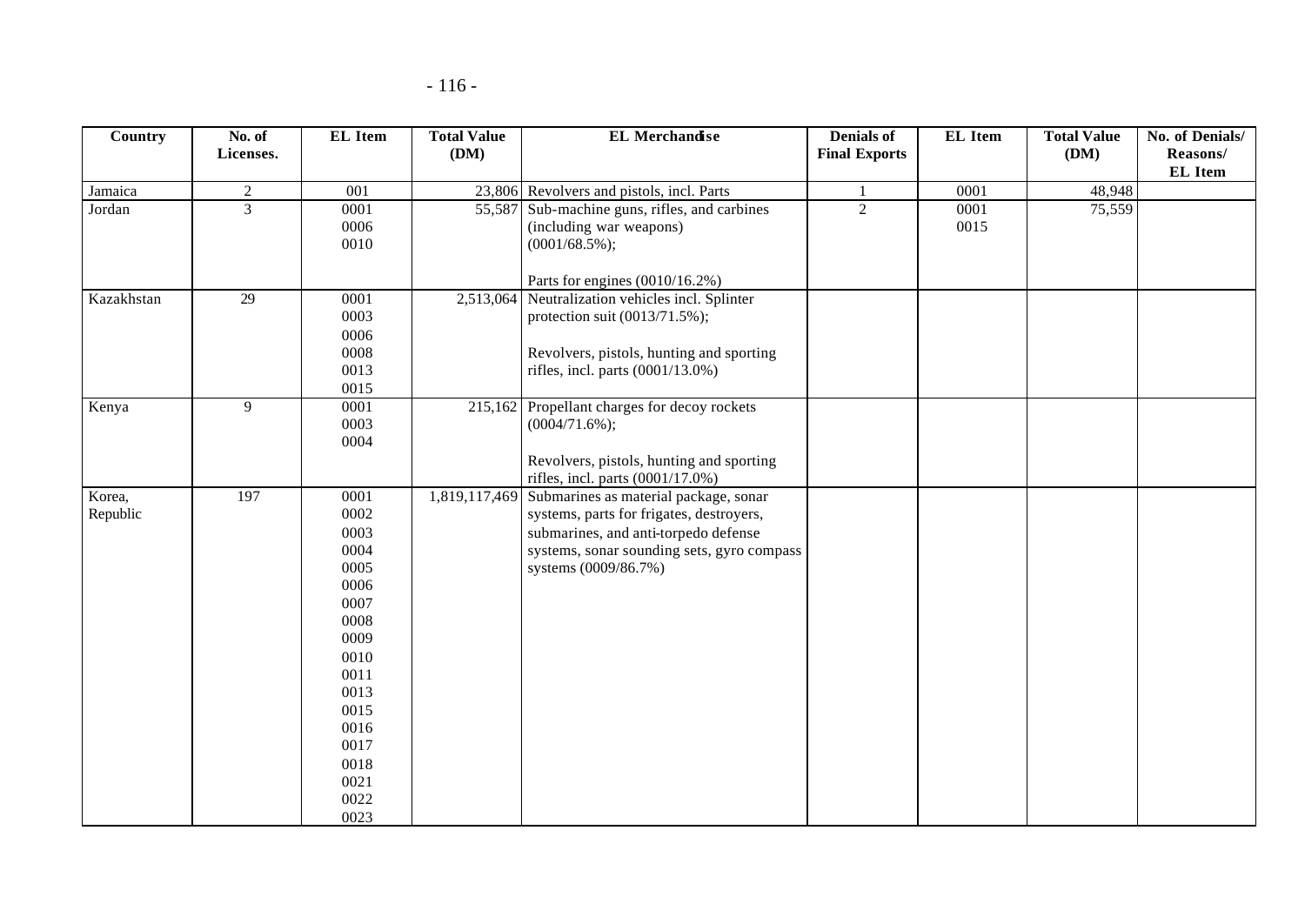| Country | No. of Licenses. | EL Item | Total Value (DM) | EL Merchandise | Denials of Final Exports | EL Item | Total Value (DM) | No. of Denials/ Reasons/ EL Item |
|---|---|---|---|---|---|---|---|---|
| Jamaica | 2 | 001 | 23,806 | Revolvers and pistols, incl. Parts | 1 | 0001 | 48,948 | |
| Jordan | 3 | 0001<br>0006<br>0010 | 55,587 | Sub-machine guns, rifles, and carbines (including war weapons) (0001/68.5%);<br><br>Parts for engines (0010/16.2%) | 2 | 0001<br>0015 | 75,559 | |
| Kazakhstan | 29 | 0001<br>0003<br>0006<br>0008<br>0013<br>0015 | 2,513,064 | Neutralization vehicles incl. Splinter protection suit (0013/71.5%);<br><br>Revolvers, pistols, hunting and sporting rifles, incl. parts (0001/13.0%) | | | | |
| Kenya | 9 | 0001<br>0003<br>0004 | 215,162 | Propellant charges for decoy rockets (0004/71.6%);<br><br>Revolvers, pistols, hunting and sporting rifles, incl. parts (0001/17.0%) | | | | |
| Korea, Republic | 197 | 0001<br>0002<br>0003<br>0004<br>0005<br>0006<br>0007<br>0008<br>0009<br>0010<br>0011<br>0013<br>0015<br>0016<br>0017<br>0018<br>0021<br>0022<br>0023 | 1,819,117,469 | Submarines as material package, sonar systems, parts for frigates, destroyers, submarines, and anti-torpedo defense systems, sonar sounding sets, gyro compass systems (0009/86.7%) | | | | |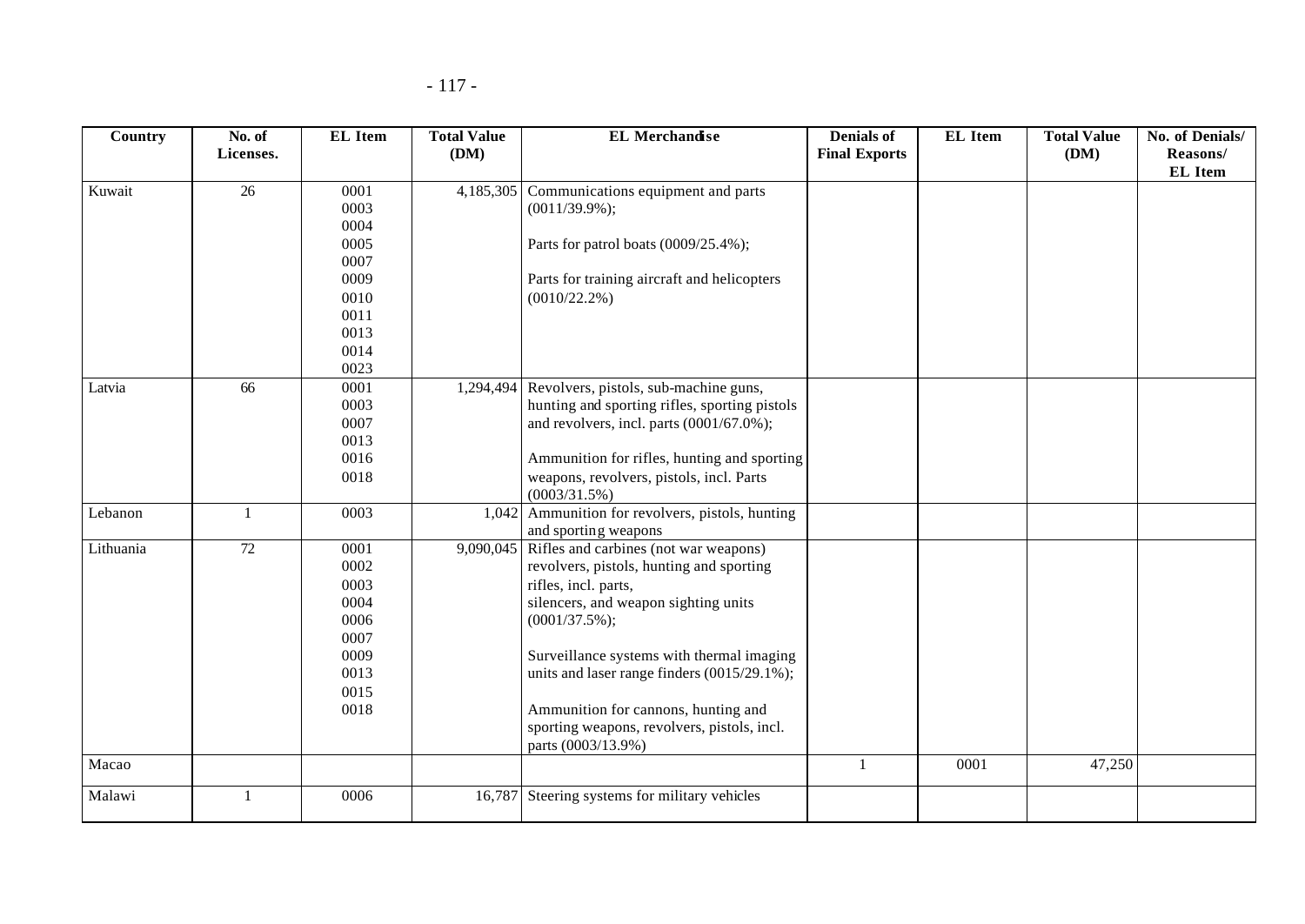| Country | No. of Licenses. | EL Item | Total Value (DM) | EL Merchandise | Denials of Final Exports | EL Item | Total Value (DM) | No. of Denials/ Reasons/ EL Item |
|---|---|---|---|---|---|---|---|---|
| Kuwait | 26 | 0001<br>0003<br>0004<br>0005<br>0007<br>0009<br>0010<br>0011<br>0013<br>0014<br>0023 | 4,185,305 | Communications equipment and parts (0011/39.9%);<br><br>Parts for patrol boats (0009/25.4%);<br><br>Parts for training aircraft and helicopters (0010/22.2%) | | | | |
| Latvia | 66 | 0001<br>0003<br>0007<br>0013<br>0016<br>0018 | 1,294,494 | Revolvers, pistols, sub-machine guns, hunting and sporting rifles, sporting pistols and revolvers, incl. parts (0001/67.0%);<br><br>Ammunition for rifles, hunting and sporting weapons, revolvers, pistols, incl. Parts (0003/31.5%) | | | | |
| Lebanon | 1 | 0003 | 1,042 | Ammunition for revolvers, pistols, hunting and sporting weapons | | | | |
| Lithuania | 72 | 0001<br>0002<br>0003<br>0004<br>0006<br>0007<br>0009<br>0013<br>0015<br>0018 | 9,090,045 | Rifles and carbines (not war weapons) revolvers, pistols, hunting and sporting rifles, incl. parts,<br>silencers, and weapon sighting units (0001/37.5%);<br><br>Surveillance systems with thermal imaging units and laser range finders (0015/29.1%);<br><br>Ammunition for cannons, hunting and sporting weapons, revolvers, pistols, incl. parts (0003/13.9%) | | | | |
| Macao | | | | | 1 | 0001 | 47,250 | |
| Malawi | 1 | 0006 | 16,787 | Steering systems for military vehicles | | | | |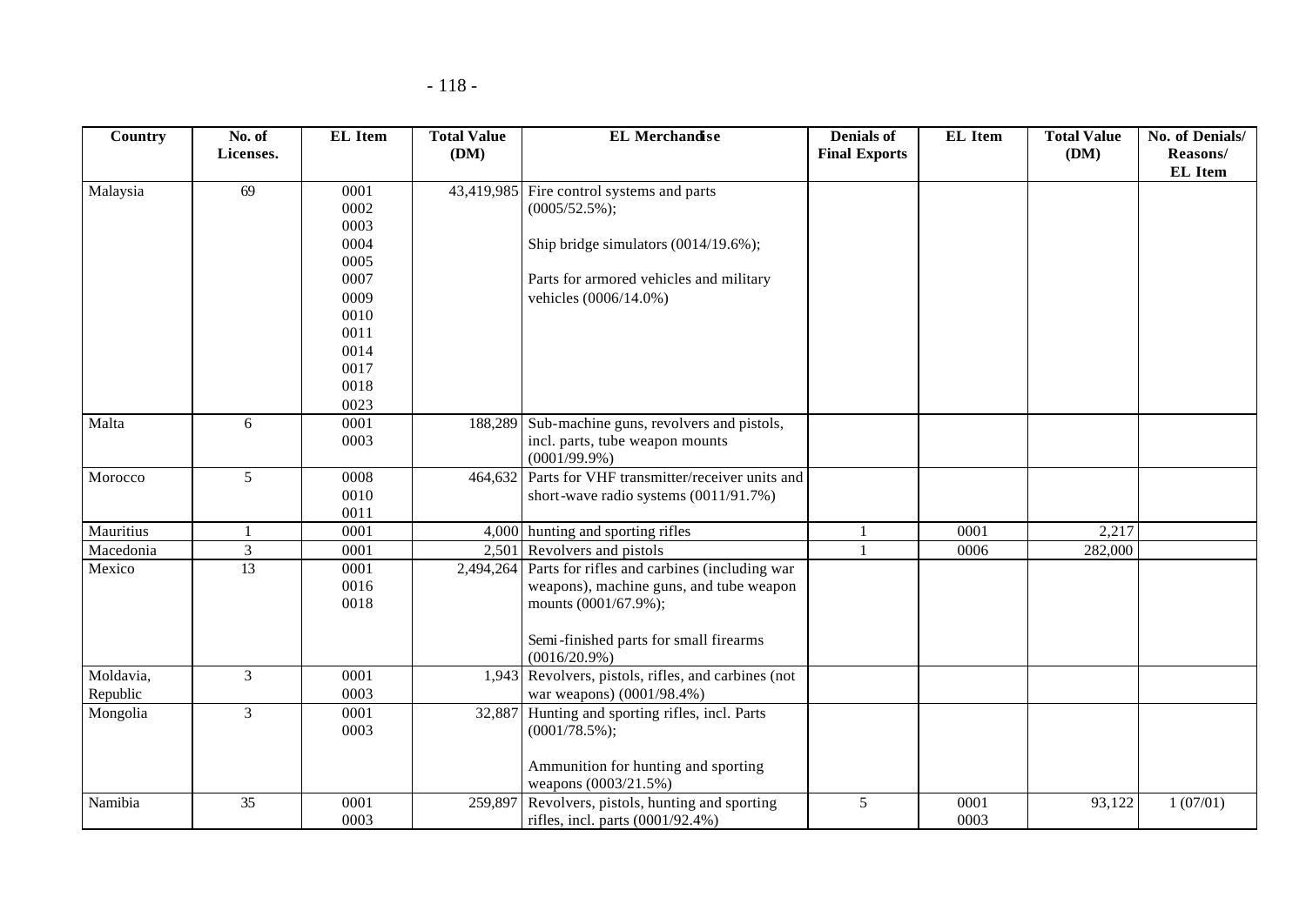| Country | No. of Licenses. | EL Item | Total Value (DM) | EL Merchandise | Denials of Final Exports | EL Item | Total Value (DM) | No. of Denials/ Reasons/ EL Item |
|---|---|---|---|---|---|---|---|---|
| Malaysia | 69 | 0001<br>0002<br>0003<br>0004<br>0005<br>0007<br>0009<br>0010<br>0011<br>0014<br>0017<br>0018<br>0023 | 43,419,985 | Fire control systems and parts (0005/52.5%);<br><br>Ship bridge simulators (0014/19.6%);<br><br>Parts for armored vehicles and military vehicles (0006/14.0%) | | | | |
| Malta | 6 | 0001<br>0003 | 188,289 | Sub-machine guns, revolvers and pistols, incl. parts, tube weapon mounts (0001/99.9%) | | | | |
| Morocco | 5 | 0008<br>0010<br>0011 | 464,632 | Parts for VHF transmitter/receiver units and short-wave radio systems (0011/91.7%) | | | | |
| Mauritius | 1 | 0001 | 4,000 | hunting and sporting rifles | 1 | 0001 | 2,217 | |
| Macedonia | 3 | 0001 | 2,501 | Revolvers and pistols | 1 | 0006 | 282,000 | |
| Mexico | 13 | 0001<br>0016<br>0018 | 2,494,264 | Parts for rifles and carbines (including war weapons), machine guns, and tube weapon mounts (0001/67.9%);<br><br>Semi-finished parts for small firearms (0016/20.9%) | | | | |
| Moldavia, Republic | 3 | 0001<br>0003 | 1,943 | Revolvers, pistols, rifles, and carbines (not war weapons) (0001/98.4%) | | | | |
| Mongolia | 3 | 0001<br>0003 | 32,887 | Hunting and sporting rifles, incl. Parts (0001/78.5%);<br><br>Ammunition for hunting and sporting weapons (0003/21.5%) | | | | |
| Namibia | 35 | 0001<br>0003 | 259,897 | Revolvers, pistols, hunting and sporting rifles, incl. parts (0001/92.4%) | 5 | 0001<br>0003 | 93,122 | 1 (07/01) |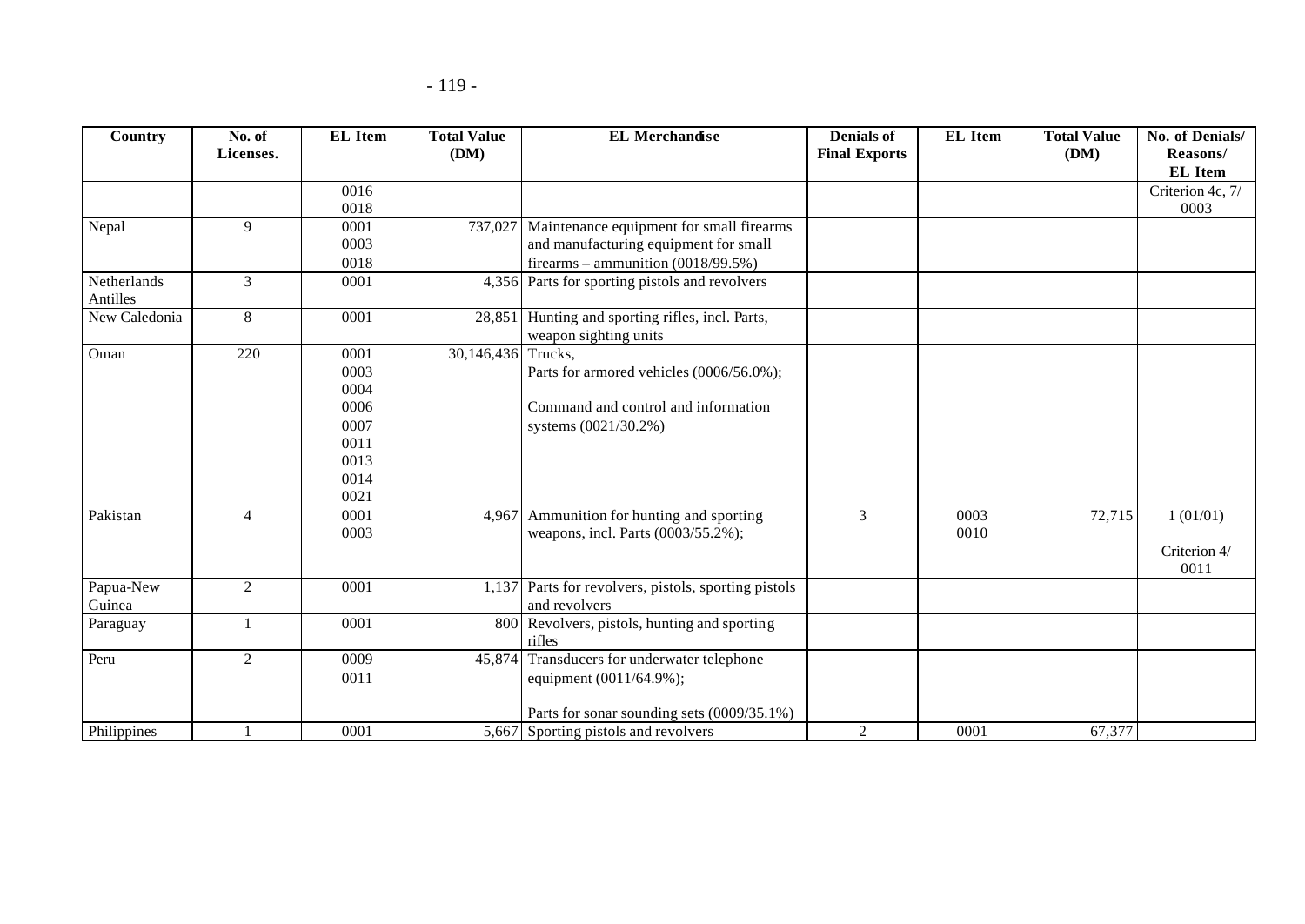| Country | No. of Licenses. | EL Item | Total Value (DM) | EL Merchandise | Denials of Final Exports | EL Item | Total Value (DM) | No. of Denials/ Reasons/ EL Item |
|---|---|---|---|---|---|---|---|---|
| | | 0016<br>0018 | | | | | | Criterion 4c, 7/<br>0003 |
| Nepal | 9 | 0001<br>0003<br>0018 | 737,027 | Maintenance equipment for small firearms and manufacturing equipment for small firearms – ammunition (0018/99.5%) | | | | |
| Netherlands Antilles | 3 | 0001 | 4,356 | Parts for sporting pistols and revolvers | | | | |
| New Caledonia | 8 | 0001 | 28,851 | Hunting and sporting rifles, incl. Parts, weapon sighting units | | | | |
| Oman | 220 | 0001<br>0003<br>0004<br>0006<br>0007<br>0011<br>0013<br>0014<br>0021 | 30,146,436 | Trucks,<br>Parts for armored vehicles (0006/56.0%);<br>Command and control and information systems (0021/30.2%) | | | | |
| Pakistan | 4 | 0001<br>0003 | 4,967 | Ammunition for hunting and sporting weapons, incl. Parts (0003/55.2%); | 3 | 0003<br>0010 | 72,715 | 1 (01/01)<br>Criterion 4/<br>0011 |
| Papua-New Guinea | 2 | 0001 | 1,137 | Parts for revolvers, pistols, sporting pistols and revolvers | | | | |
| Paraguay | 1 | 0001 | 800 | Revolvers, pistols, hunting and sporting rifles | | | | |
| Peru | 2 | 0009<br>0011 | 45,874 | Transducers for underwater telephone equipment (0011/64.9%);<br>Parts for sonar sounding sets (0009/35.1%) | | | | |
| Philippines | 1 | 0001 | 5,667 | Sporting pistols and revolvers | 2 | 0001 | 67,377 | |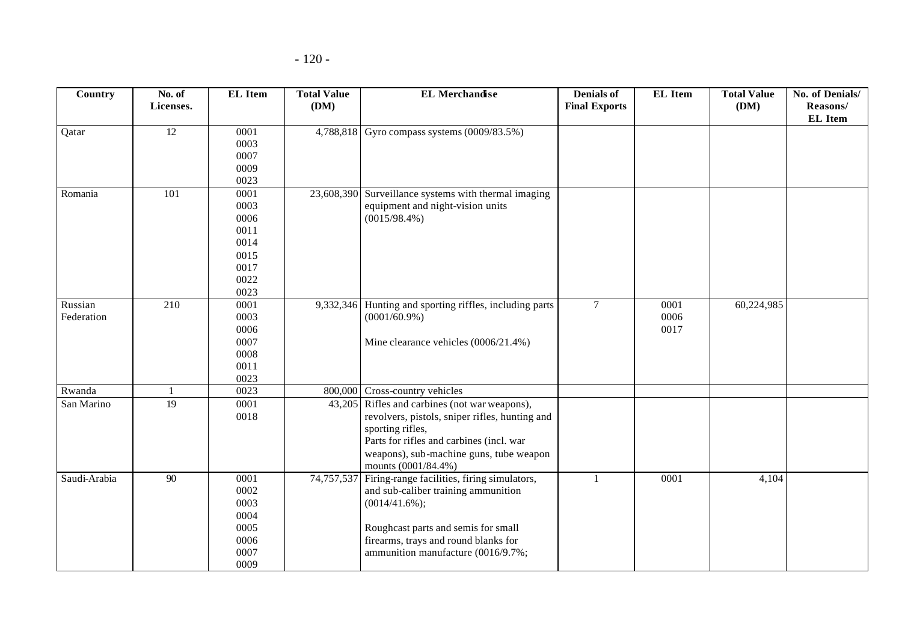| Country | No. of Licenses. | EL Item | Total Value (DM) | EL Merchandise | Denials of Final Exports | EL Item | Total Value (DM) | No. of Denials/ Reasons/ EL Item |
|---|---|---|---|---|---|---|---|---|
| Qatar | 12 | 0001<br>0003<br>0007<br>0009<br>0023 | 4,788,818 | Gyro compass systems (0009/83.5%) | | | | |
| Romania | 101 | 0001<br>0003<br>0006<br>0011<br>0014<br>0015<br>0017<br>0022<br>0023 | 23,608,390 | Surveillance systems with thermal imaging equipment and night-vision units (0015/98.4%) | | | | |
| Russian Federation | 210 | 0001<br>0003<br>0006<br>0007<br>0008<br>0011<br>0023 | 9,332,346 | Hunting and sporting riffles, including parts (0001/60.9%)<br><br>Mine clearance vehicles (0006/21.4%) | 7 | 0001<br>0006<br>0017 | 60,224,985 | |
| Rwanda | 1 | 0023 | 800,000 | Cross-country vehicles | | | | |
| San Marino | 19 | 0001<br>0018 | 43,205 | Rifles and carbines (not war weapons), revolvers, pistols, sniper rifles, hunting and sporting rifles,<br>Parts for rifles and carbines (incl. war weapons), sub-machine guns, tube weapon mounts (0001/84.4%) | | | | |
| Saudi-Arabia | 90 | 0001<br>0002<br>0003<br>0004<br>0005<br>0006<br>0007<br>0009 | 74,757,537 | Firing-range facilities, firing simulators, and sub-caliber training ammunition (0014/41.6%);<br><br>Roughcast parts and semis for small firearms, trays and round blanks for ammunition manufacture (0016/9.7%; | 1 | 0001 | 4,104 | |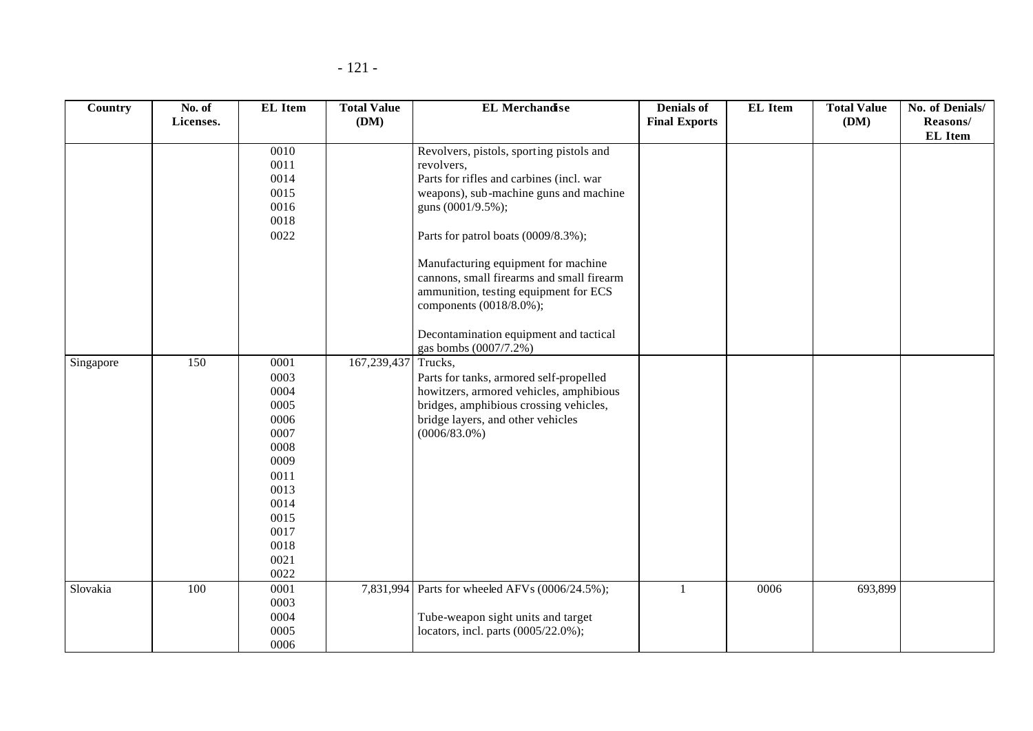| Country | No. of Licenses. | EL Item | Total Value (DM) | EL Merchandise | Denials of Final Exports | EL Item | Total Value (DM) | No. of Denials/ Reasons/ EL Item |
|---|---|---|---|---|---|---|---|---|
| | | 0010<br>0011<br>0014<br>0015<br>0016<br>0018<br>0022 | | Revolvers, pistols, sporting pistols and revolvers,<br>Parts for rifles and carbines (incl. war weapons), sub-machine guns and machine guns (0001/9.5%);<br><br>Parts for patrol boats (0009/8.3%);<br><br>Manufacturing equipment for machine cannons, small firearms and small firearm ammunition, testing equipment for ECS components (0018/8.0%);<br><br>Decontamination equipment and tactical gas bombs (0007/7.2%) | | | | |
| Singapore | 150 | 0001<br>0003<br>0004<br>0005<br>0006<br>0007<br>0008<br>0009<br>0011<br>0013<br>0014<br>0015<br>0017<br>0018<br>0021<br>0022 | 167,239,437 | Trucks,<br>Parts for tanks, armored self-propelled howitzers, armored vehicles, amphibious bridges, amphibious crossing vehicles, bridge layers, and other vehicles (0006/83.0%) | | | | |
| Slovakia | 100 | 0001<br>0003<br>0004<br>0005<br>0006 | 7,831,994 | Parts for wheeled AFVs (0006/24.5%);<br><br>Tube-weapon sight units and target locators, incl. parts (0005/22.0%); | 1 | 0006 | 693,899 | |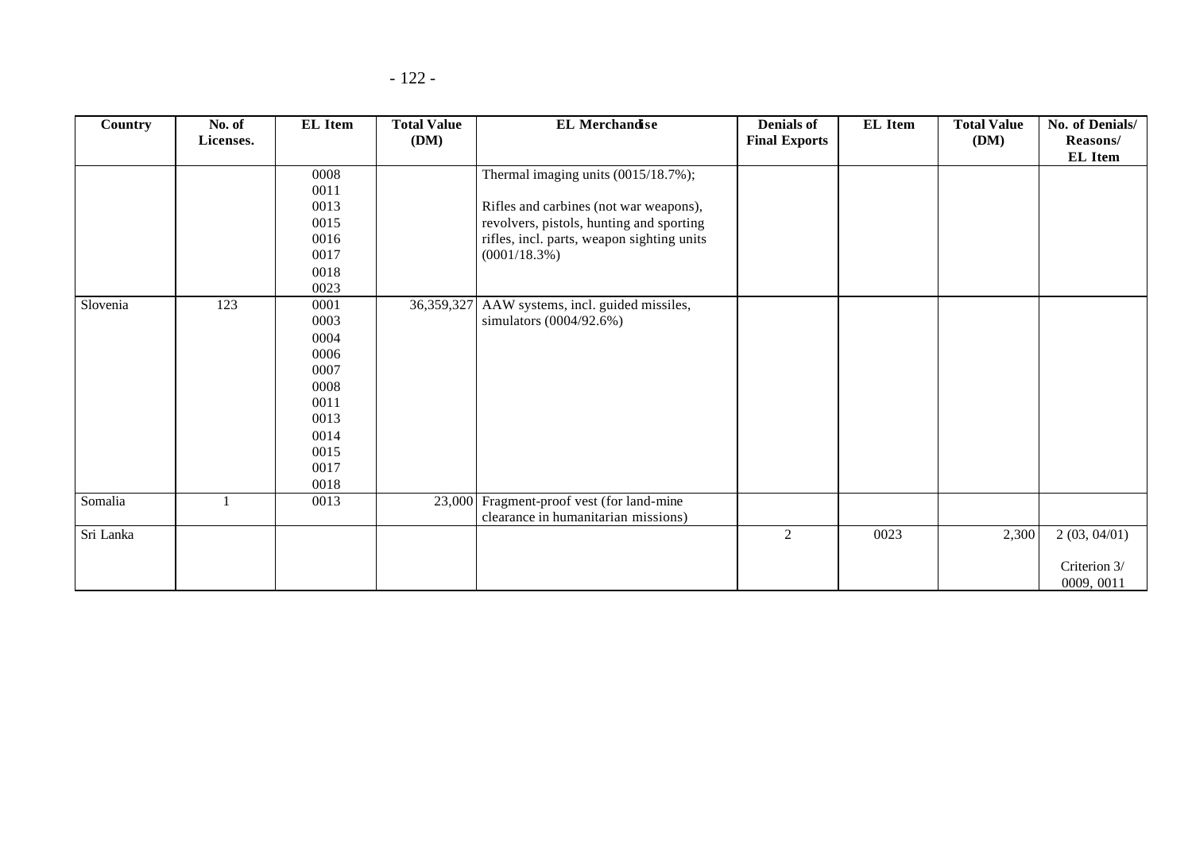| Country | No. of Licenses. | EL Item | Total Value (DM) | EL Merchandise | Denials of Final Exports | EL Item | Total Value (DM) | No. of Denials/ Reasons/ EL Item |
|---|---|---|---|---|---|---|---|---|
| | | 0008<br>0011<br>0013<br>0015<br>0016<br>0017<br>0018<br>0023 | | Thermal imaging units (0015/18.7%);<br><br>Rifles and carbines (not war weapons), revolvers, pistols, hunting and sporting rifles, incl. parts, weapon sighting units (0001/18.3%) | | | | |
| Slovenia | 123 | 0001<br>0003<br>0004<br>0006<br>0007<br>0008<br>0011<br>0013<br>0014<br>0015<br>0017<br>0018 | 36,359,327 | AAW systems, incl. guided missiles, simulators (0004/92.6%) | | | | |
| Somalia | 1 | 0013 | 23,000 | Fragment-proof vest (for land-mine clearance in humanitarian missions) | | | | |
| Sri Lanka | | | | | 2 | 0023 | 2,300 | 2 (03, 04/01)<br><br>Criterion 3/ 0009, 0011 |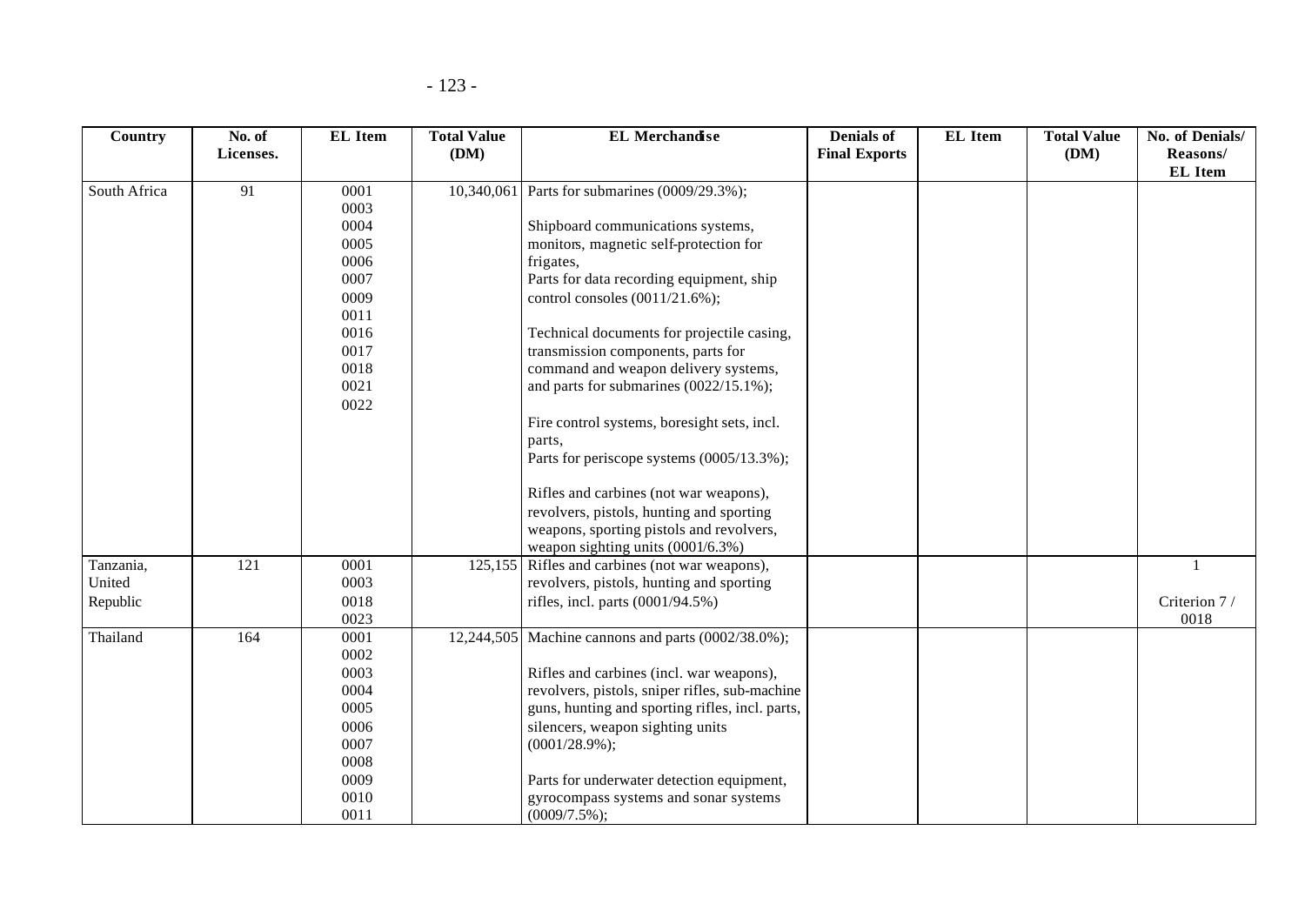| Country | No. of Licenses. | EL Item | Total Value (DM) | EL Merchandise | Denials of Final Exports | EL Item | Total Value (DM) | No. of Denials/ Reasons/ EL Item |
|---|---|---|---|---|---|---|---|---|
| South Africa | 91 | 0001<br>0003<br>0004<br>0005<br>0006<br>0007<br>0009<br>0011<br>0016<br>0017<br>0018<br>0021<br>0022 | 10,340,061 | Parts for submarines (0009/29.3%);<br><br>Shipboard communications systems, monitors, magnetic self-protection for frigates,<br>Parts for data recording equipment, ship control consoles (0011/21.6%);<br><br>Technical documents for projectile casing, transmission components, parts for command and weapon delivery systems, and parts for submarines (0022/15.1%);<br><br>Fire control systems, boresight sets, incl. parts,<br>Parts for periscope systems (0005/13.3%);<br><br>Rifles and carbines (not war weapons), revolvers, pistols, hunting and sporting weapons, sporting pistols and revolvers, weapon sighting units (0001/6.3%) | | | | |
| Tanzania, United Republic | 121 | 0001<br>0003<br>0018<br>0023 | 125,155 | Rifles and carbines (not war weapons), revolvers, pistols, hunting and sporting rifles, incl. parts (0001/94.5%) | | | | 1<br><br>Criterion 7 / 0018 |
| Thailand | 164 | 0001<br>0002<br>0003<br>0004<br>0005<br>0006<br>0007<br>0008<br>0009<br>0010<br>0011 | 12,244,505 | Machine cannons and parts (0002/38.0%);<br><br>Rifles and carbines (incl. war weapons), revolvers, pistols, sniper rifles, sub-machine guns, hunting and sporting rifles, incl. parts, silencers, weapon sighting units (0001/28.9%);<br><br>Parts for underwater detection equipment, gyrocompass systems and sonar systems (0009/7.5%); | | | | |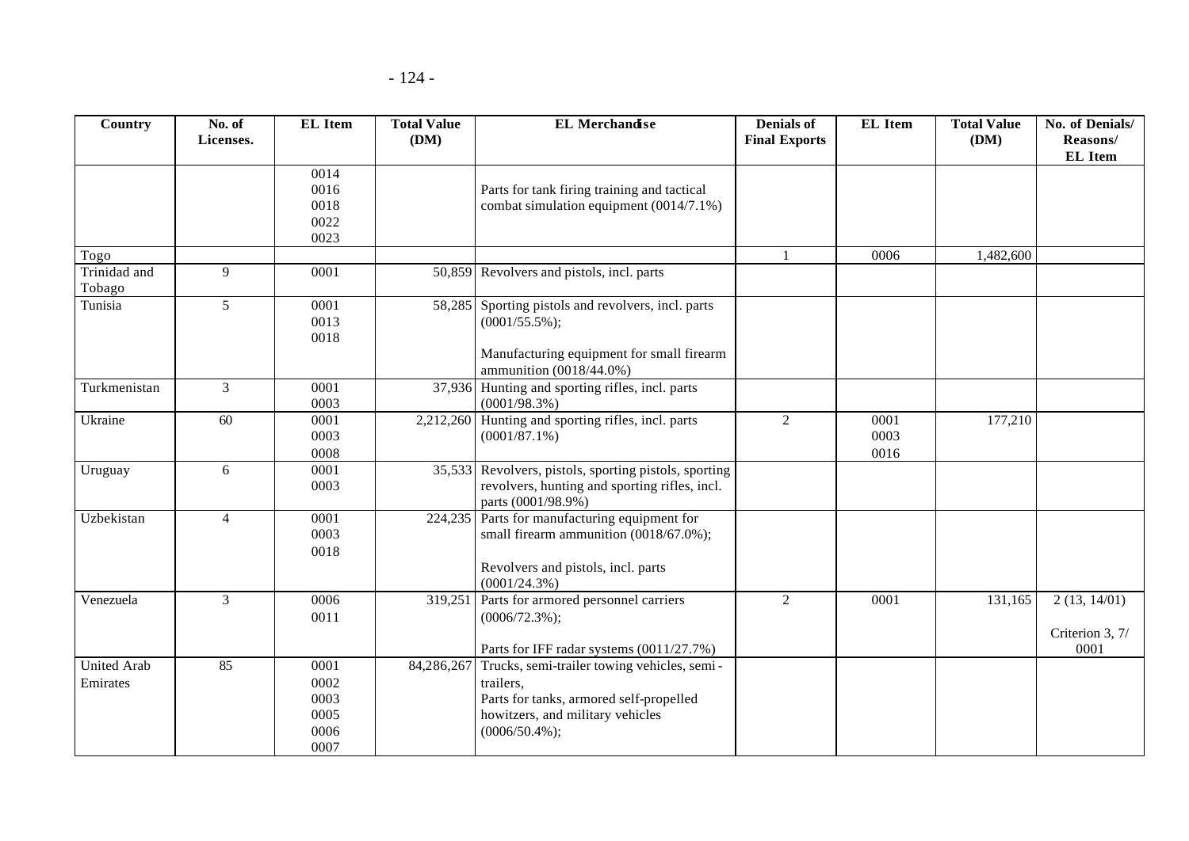| Country | No. of Licenses. | EL Item | Total Value (DM) | EL Merchandise | Denials of Final Exports | EL Item | Total Value (DM) | No. of Denials/ Reasons/ EL Item |
|---|---|---|---|---|---|---|---|---|
| | | 0014<br>0016<br>0018<br>0022<br>0023 | | Parts for tank firing training and tactical combat simulation equipment (0014/7.1%) | | | | |
| Togo | | | | | 1 | 0006 | 1,482,600 | |
| Trinidad and Tobago | 9 | 0001 | 50,859 | Revolvers and pistols, incl. parts | | | | |
| Tunisia | 5 | 0001<br>0013<br>0018 | 58,285 | Sporting pistols and revolvers, incl. parts (0001/55.5%);<br><br>Manufacturing equipment for small firearm ammunition (0018/44.0%) | | | | |
| Turkmenistan | 3 | 0001<br>0003 | 37,936 | Hunting and sporting rifles, incl. parts (0001/98.3%) | | | | |
| Ukraine | 60 | 0001<br>0003<br>0008 | 2,212,260 | Hunting and sporting rifles, incl. parts (0001/87.1%) | 2 | 0001<br>0003<br>0016 | 177,210 | |
| Uruguay | 6 | 0001<br>0003 | 35,533 | Revolvers, pistols, sporting pistols, sporting revolvers, hunting and sporting rifles, incl. parts (0001/98.9%) | | | | |
| Uzbekistan | 4 | 0001<br>0003<br>0018 | 224,235 | Parts for manufacturing equipment for small firearm ammunition (0018/67.0%);<br><br>Revolvers and pistols, incl. parts (0001/24.3%) | | | | |
| Venezuela | 3 | 0006<br>0011 | 319,251 | Parts for armored personnel carriers (0006/72.3%);<br><br>Parts for IFF radar systems (0011/27.7%) | 2 | 0001 | 131,165 | 2 (13, 14/01)<br><br>Criterion 3, 7/ 0001 |
| United Arab Emirates | 85 | 0001<br>0002<br>0003<br>0005<br>0006<br>0007 | 84,286,267 | Trucks, semi-trailer towing vehicles, semi-trailers,<br>Parts for tanks, armored self-propelled howitzers, and military vehicles (0006/50.4%); | | | | |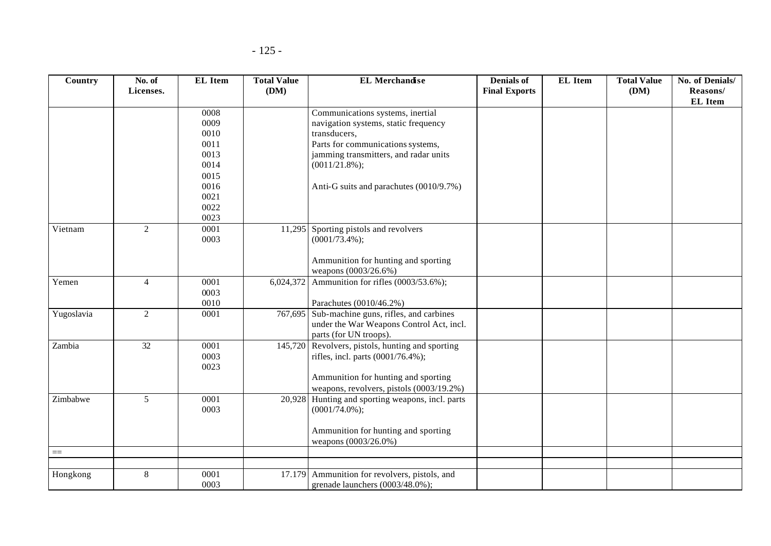| Country | No. of Licenses. | EL Item | Total Value (DM) | EL Merchandise | Denials of Final Exports | EL Item | Total Value (DM) | No. of Denials/ Reasons/ EL Item |
|---|---|---|---|---|---|---|---|---|
| | | 0008<br>0009<br>0010<br>0011<br>0013<br>0014<br>0015<br>0016<br>0021<br>0022<br>0023 | | Communications systems, inertial navigation systems, static frequency transducers,<br>Parts for communications systems, jamming transmitters, and radar units (0011/21.8%);<br><br>Anti-G suits and parachutes (0010/9.7%) | | | | |
| Vietnam | 2 | 0001<br>0003 | 11,295 | Sporting pistols and revolvers (0001/73.4%);<br><br>Ammunition for hunting and sporting weapons (0003/26.6%) | | | | |
| Yemen | 4 | 0001<br>0003<br>0010 | 6,024,372 | Ammunition for rifles (0003/53.6%);<br><br>Parachutes (0010/46.2%) | | | | |
| Yugoslavia | 2 | 0001 | 767,695 | Sub-machine guns, rifles, and carbines under the War Weapons Control Act, incl. parts (for UN troops). | | | | |
| Zambia | 32 | 0001<br>0003<br>0023 | 145,720 | Revolvers, pistols, hunting and sporting rifles, incl. parts (0001/76.4%);<br><br>Ammunition for hunting and sporting weapons, revolvers, pistols (0003/19.2%) | | | | |
| Zimbabwe | 5 | 0001<br>0003 | 20,928 | Hunting and sporting weapons, incl. parts (0001/74.0%);<br><br>Ammunition for hunting and sporting weapons (0003/26.0%) | | | | |
| == | | | | | | | | |
| | | | | | | | | |
| Hongkong | 8 | 0001<br>0003 | 17.179 | Ammunition for revolvers, pistols, and grenade launchers (0003/48.0%); | | | | |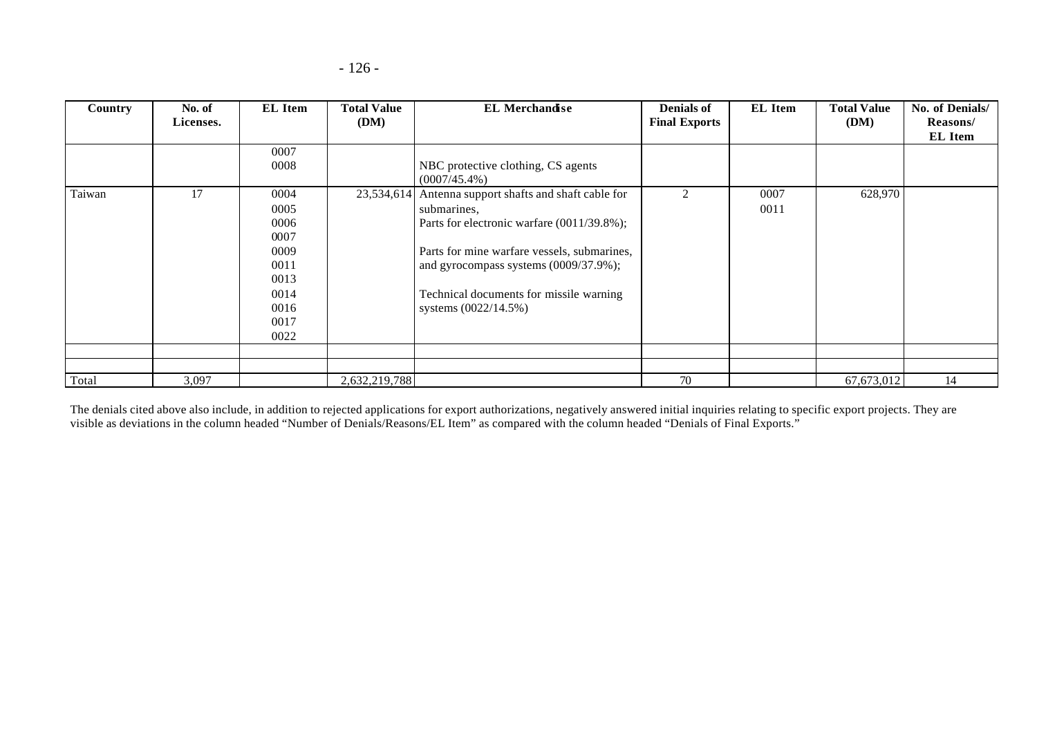| Country | No. of Licenses. | EL Item | Total Value (DM) | EL Merchandise | Denials of Final Exports | EL Item | Total Value (DM) | No. of Denials/ Reasons/ EL Item |
|---|---|---|---|---|---|---|---|---|
| | | 0007<br>0008 | | NBC protective clothing, CS agents (0007/45.4%) | | | | |
| Taiwan | 17 | 0004<br>0005<br>0006<br>0007<br>0009<br>0011<br>0013<br>0014<br>0016<br>0017<br>0022 | 23,534,614 | Antenna support shafts and shaft cable for submarines,<br>Parts for electronic warfare (0011/39.8%);<br>Parts for mine warfare vessels, submarines, and gyrocompass systems (0009/37.9%);<br>Technical documents for missile warning systems (0022/14.5%) | 2 | 0007<br>0011 | 628,970 | |
| | | | | | | | | |
| | | | | | | | | |
| Total | 3,097 | | 2,632,219,788 | | 70 | | 67,673,012 | 14 |

The denials cited above also include, in addition to rejected applications for export authorizations, negatively answered initial inquiries relating to specific export projects. They are visible as deviations in the column headed "Number of Denials/Reasons/EL Item" as compared with the column headed "Denials of Final Exports."